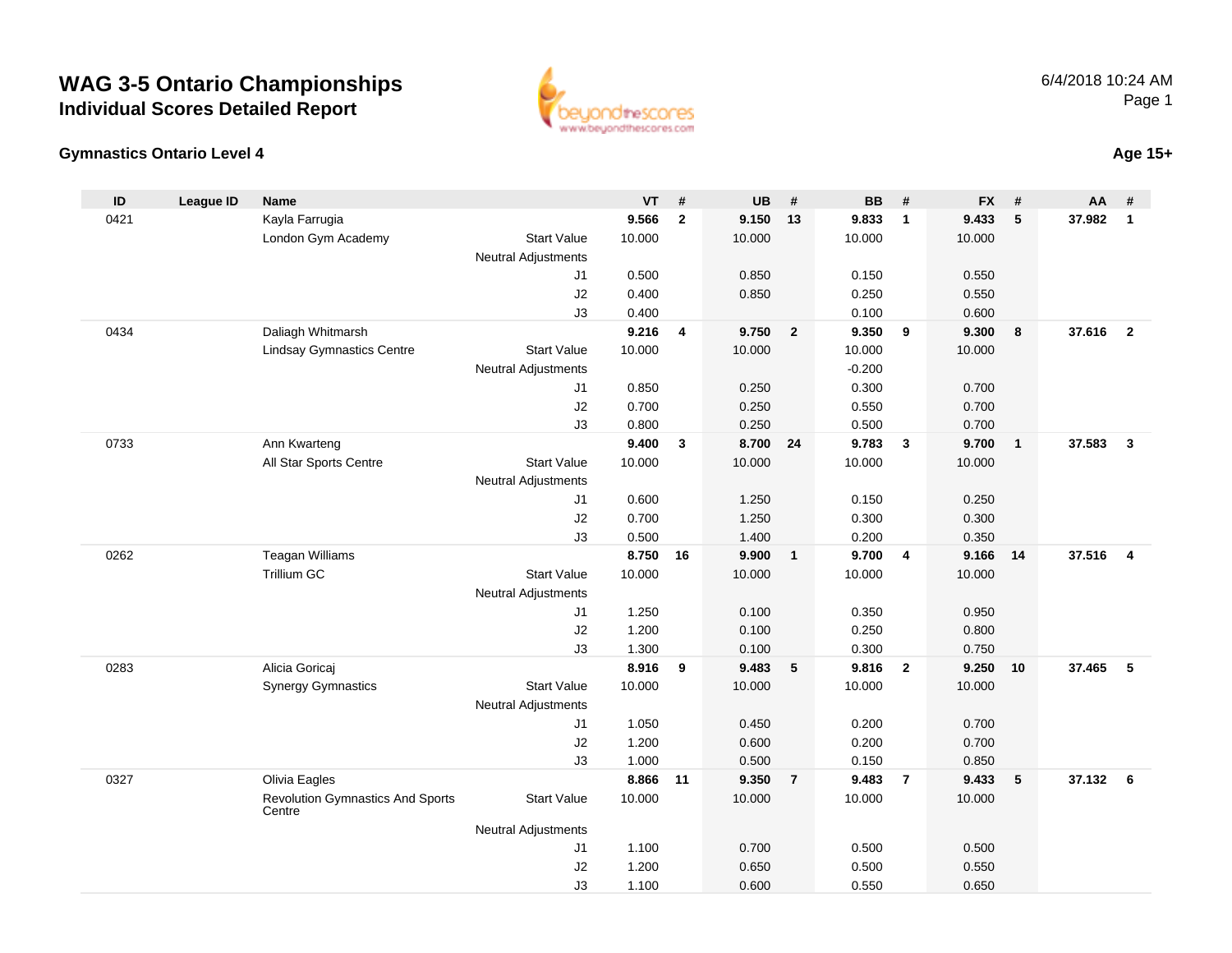# WAG 3-5 Ontario Championships
## Individual Scores Detailed Report

6/4/2018 10:24 AM

### Gymnastics Ontario Level 4

**Age 15+**

| ID | League ID | Name | | VT | # | UB | # | BB | # | FX | # | AA | # |
|---|---|---|---|---|---|---|---|---|---|---|---|---|---|
| 0421 | | Kayla Farrugia | | **9.566** | **2** | **9.150** | **13** | **9.833** | **1** | **9.433** | **5** | **37.982** | **1** |
| | | London Gym Academy | Start Value | 10.000 | | 10.000 | | 10.000 | | 10.000 | | | |
| | | | Neutral Adjustments | | | | | | | | | | |
| | | | J1 | 0.500 | | 0.850 | | 0.150 | | 0.550 | | | |
| | | | J2 | 0.400 | | 0.850 | | 0.250 | | 0.550 | | | |
| | | | J3 | 0.400 | | | | 0.100 | | 0.600 | | | |
| 0434 | | Daliagh Whitmarsh | | **9.216** | **4** | **9.750** | **2** | **9.350** | **9** | **9.300** | **8** | **37.616** | **2** |
| | | Lindsay Gymnastics Centre | Start Value | 10.000 | | 10.000 | | 10.000 | | 10.000 | | | |
| | | | Neutral Adjustments | | | | | -0.200 | | | | | |
| | | | J1 | 0.850 | | 0.250 | | 0.300 | | 0.700 | | | |
| | | | J2 | 0.700 | | 0.250 | | 0.550 | | 0.700 | | | |
| | | | J3 | 0.800 | | 0.250 | | 0.500 | | 0.700 | | | |
| 0733 | | Ann Kwarteng | | **9.400** | **3** | **8.700** | **24** | **9.783** | **3** | **9.700** | **1** | **37.583** | **3** |
| | | All Star Sports Centre | Start Value | 10.000 | | 10.000 | | 10.000 | | 10.000 | | | |
| | | | Neutral Adjustments | | | | | | | | | | |
| | | | J1 | 0.600 | | 1.250 | | 0.150 | | 0.250 | | | |
| | | | J2 | 0.700 | | 1.250 | | 0.300 | | 0.300 | | | |
| | | | J3 | 0.500 | | 1.400 | | 0.200 | | 0.350 | | | |
| 0262 | | Teagan Williams | | **8.750** | **16** | **9.900** | **1** | **9.700** | **4** | **9.166** | **14** | **37.516** | **4** |
| | | Trillium GC | Start Value | 10.000 | | 10.000 | | 10.000 | | 10.000 | | | |
| | | | Neutral Adjustments | | | | | | | | | | |
| | | | J1 | 1.250 | | 0.100 | | 0.350 | | 0.950 | | | |
| | | | J2 | 1.200 | | 0.100 | | 0.250 | | 0.800 | | | |
| | | | J3 | 1.300 | | 0.100 | | 0.300 | | 0.750 | | | |
| 0283 | | Alicia Goricaj | | **8.916** | **9** | **9.483** | **5** | **9.816** | **2** | **9.250** | **10** | **37.465** | **5** |
| | | Synergy Gymnastics | Start Value | 10.000 | | 10.000 | | 10.000 | | 10.000 | | | |
| | | | Neutral Adjustments | | | | | | | | | | |
| | | | J1 | 1.050 | | 0.450 | | 0.200 | | 0.700 | | | |
| | | | J2 | 1.200 | | 0.600 | | 0.200 | | 0.700 | | | |
| | | | J3 | 1.000 | | 0.500 | | 0.150 | | 0.850 | | | |
| 0327 | | Olivia Eagles | | **8.866** | **11** | **9.350** | **7** | **9.483** | **7** | **9.433** | **5** | **37.132** | **6** |
| | | Revolution Gymnastics And Sports Centre | Start Value | 10.000 | | 10.000 | | 10.000 | | 10.000 | | | |
| | | | Neutral Adjustments | | | | | | | | | | |
| | | | J1 | 1.100 | | 0.700 | | 0.500 | | 0.500 | | | |
| | | | J2 | 1.200 | | 0.650 | | 0.500 | | 0.550 | | | |
| | | | J3 | 1.100 | | 0.600 | | 0.550 | | 0.650 | | | |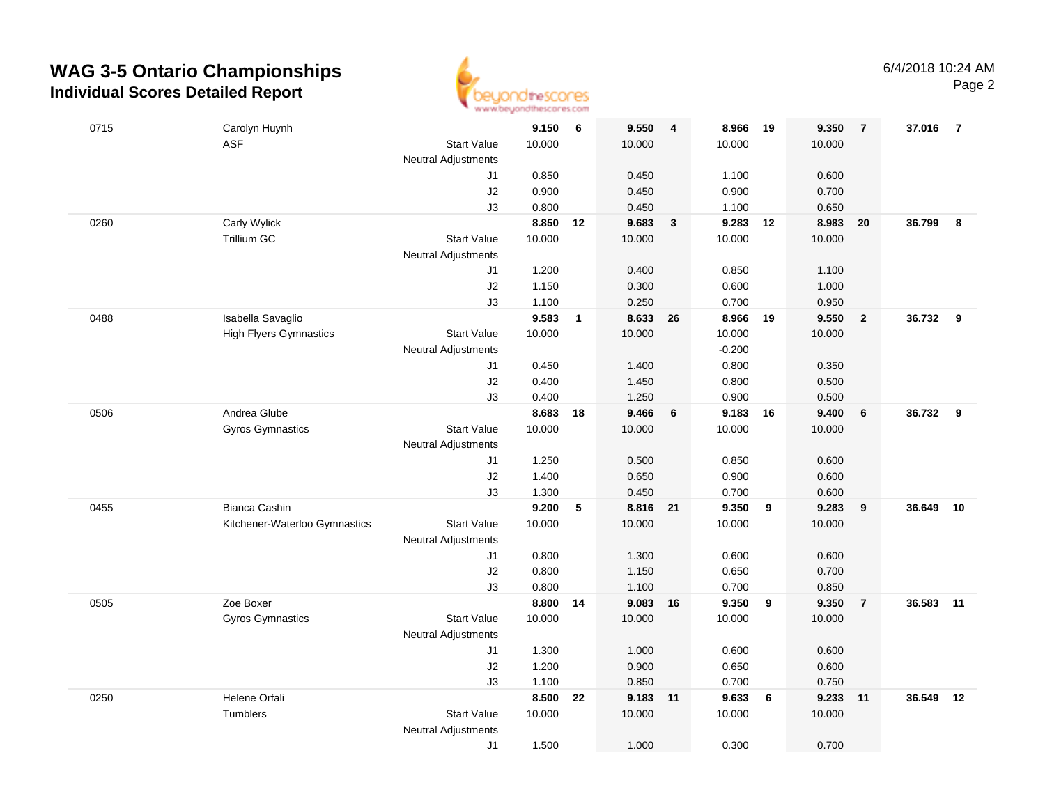# WAG 3-5 Ontario Championships

## Individual Scores Detailed Report

6/4/2018 10:24 AM

| # | Name / Club | | Vault | Rank | Bars | Rank | Beam | Rank | Floor | Rank | AA | Rank |
|---|---|---|---|---|---|---|---|---|---|---|---|---|
| 0715 | Carolyn Huynh | | 9.150 | 6 | 9.550 | 4 | 8.966 | 19 | 9.350 | 7 | 37.016 | 7 |
| | ASF | Start Value | 10.000 | | 10.000 | | 10.000 | | 10.000 | | | |
| | | Neutral Adjustments | | | | | | | | | | |
| | | J1 | 0.850 | | 0.450 | | 1.100 | | 0.600 | | | |
| | | J2 | 0.900 | | 0.450 | | 0.900 | | 0.700 | | | |
| | | J3 | 0.800 | | 0.450 | | 1.100 | | 0.650 | | | |
| 0260 | Carly Wylick | | 8.850 | 12 | 9.683 | 3 | 9.283 | 12 | 8.983 | 20 | 36.799 | 8 |
| | Trillium GC | Start Value | 10.000 | | 10.000 | | 10.000 | | 10.000 | | | |
| | | Neutral Adjustments | | | | | | | | | | |
| | | J1 | 1.200 | | 0.400 | | 0.850 | | 1.100 | | | |
| | | J2 | 1.150 | | 0.300 | | 0.600 | | 1.000 | | | |
| | | J3 | 1.100 | | 0.250 | | 0.700 | | 0.950 | | | |
| 0488 | Isabella Savaglio | | 9.583 | 1 | 8.633 | 26 | 8.966 | 19 | 9.550 | 2 | 36.732 | 9 |
| | High Flyers Gymnastics | Start Value | 10.000 | | 10.000 | | 10.000 | | 10.000 | | | |
| | | Neutral Adjustments | | | | | -0.200 | | | | | |
| | | J1 | 0.450 | | 1.400 | | 0.800 | | 0.350 | | | |
| | | J2 | 0.400 | | 1.450 | | 0.800 | | 0.500 | | | |
| | | J3 | 0.400 | | 1.250 | | 0.900 | | 0.500 | | | |
| 0506 | Andrea Glube | | 8.683 | 18 | 9.466 | 6 | 9.183 | 16 | 9.400 | 6 | 36.732 | 9 |
| | Gyros Gymnastics | Start Value | 10.000 | | 10.000 | | 10.000 | | 10.000 | | | |
| | | Neutral Adjustments | | | | | | | | | | |
| | | J1 | 1.250 | | 0.500 | | 0.850 | | 0.600 | | | |
| | | J2 | 1.400 | | 0.650 | | 0.900 | | 0.600 | | | |
| | | J3 | 1.300 | | 0.450 | | 0.700 | | 0.600 | | | |
| 0455 | Bianca Cashin | | 9.200 | 5 | 8.816 | 21 | 9.350 | 9 | 9.283 | 9 | 36.649 | 10 |
| | Kitchener-Waterloo Gymnastics | Start Value | 10.000 | | 10.000 | | 10.000 | | 10.000 | | | |
| | | Neutral Adjustments | | | | | | | | | | |
| | | J1 | 0.800 | | 1.300 | | 0.600 | | 0.600 | | | |
| | | J2 | 0.800 | | 1.150 | | 0.650 | | 0.700 | | | |
| | | J3 | 0.800 | | 1.100 | | 0.700 | | 0.850 | | | |
| 0505 | Zoe Boxer | | 8.800 | 14 | 9.083 | 16 | 9.350 | 9 | 9.350 | 7 | 36.583 | 11 |
| | Gyros Gymnastics | Start Value | 10.000 | | 10.000 | | 10.000 | | 10.000 | | | |
| | | Neutral Adjustments | | | | | | | | | | |
| | | J1 | 1.300 | | 1.000 | | 0.600 | | 0.600 | | | |
| | | J2 | 1.200 | | 0.900 | | 0.650 | | 0.600 | | | |
| | | J3 | 1.100 | | 0.850 | | 0.700 | | 0.750 | | | |
| 0250 | Helene Orfali | | 8.500 | 22 | 9.183 | 11 | 9.633 | 6 | 9.233 | 11 | 36.549 | 12 |
| | Tumblers | Start Value | 10.000 | | 10.000 | | 10.000 | | 10.000 | | | |
| | | Neutral Adjustments | | | | | | | | | | |
| | | J1 | 1.500 | | 1.000 | | 0.300 | | 0.700 | | | |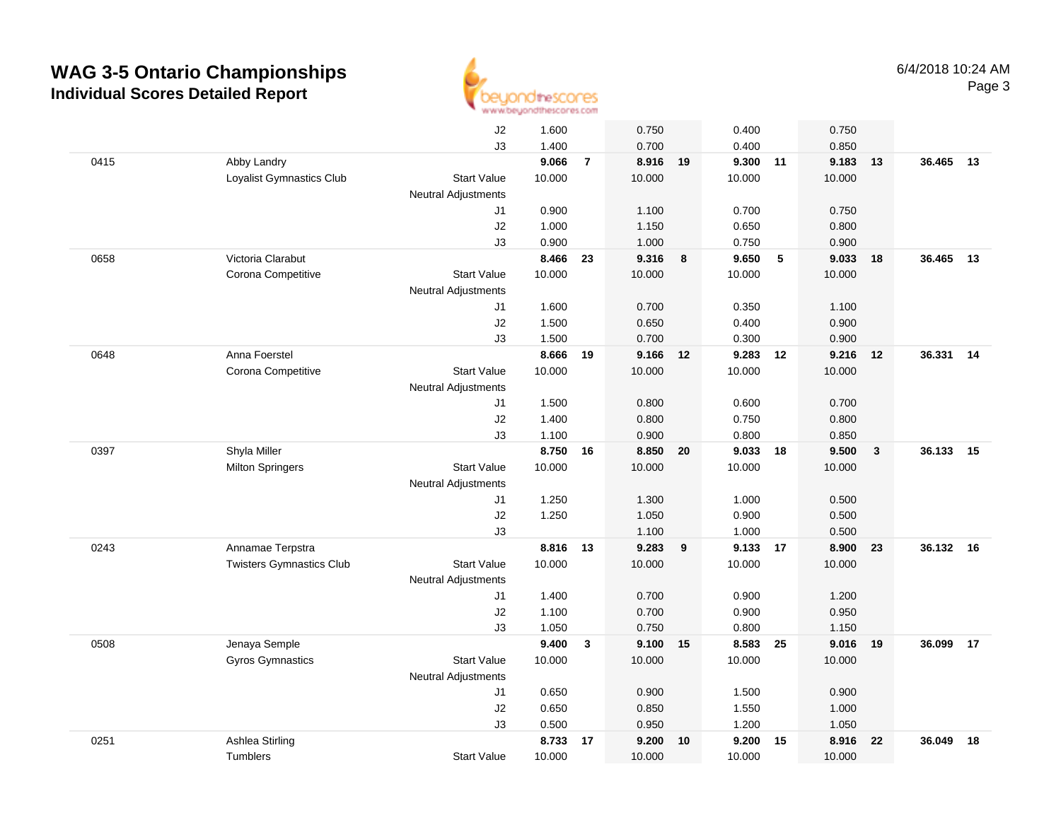# WAG 3-5 Ontario Championships

## Individual Scores Detailed Report

6/4/2018 10:24 AM

| | | | | | | | | | | | | |
|---|---|---|---|---|---|---|---|---|---|---|---|---|
| | | J2 | 1.600 | | 0.750 | | 0.400 | | 0.750 | | | |
| | | J3 | 1.400 | | 0.700 | | 0.400 | | 0.850 | | | |
| 0415 | Abby Landry | | **9.066** | **7** | **8.916** | **19** | **9.300** | **11** | **9.183** | **13** | **36.465** | **13** |
| | Loyalist Gymnastics Club | Start Value | 10.000 | | 10.000 | | 10.000 | | 10.000 | | | |
| | | Neutral Adjustments | | | | | | | | | | |
| | | J1 | 0.900 | | 1.100 | | 0.700 | | 0.750 | | | |
| | | J2 | 1.000 | | 1.150 | | 0.650 | | 0.800 | | | |
| | | J3 | 0.900 | | 1.000 | | 0.750 | | 0.900 | | | |
| 0658 | Victoria Clarabut | | **8.466** | **23** | **9.316** | **8** | **9.650** | **5** | **9.033** | **18** | **36.465** | **13** |
| | Corona Competitive | Start Value | 10.000 | | 10.000 | | 10.000 | | 10.000 | | | |
| | | Neutral Adjustments | | | | | | | | | | |
| | | J1 | 1.600 | | 0.700 | | 0.350 | | 1.100 | | | |
| | | J2 | 1.500 | | 0.650 | | 0.400 | | 0.900 | | | |
| | | J3 | 1.500 | | 0.700 | | 0.300 | | 0.900 | | | |
| 0648 | Anna Foerstel | | **8.666** | **19** | **9.166** | **12** | **9.283** | **12** | **9.216** | **12** | **36.331** | **14** |
| | Corona Competitive | Start Value | 10.000 | | 10.000 | | 10.000 | | 10.000 | | | |
| | | Neutral Adjustments | | | | | | | | | | |
| | | J1 | 1.500 | | 0.800 | | 0.600 | | 0.700 | | | |
| | | J2 | 1.400 | | 0.800 | | 0.750 | | 0.800 | | | |
| | | J3 | 1.100 | | 0.900 | | 0.800 | | 0.850 | | | |
| 0397 | Shyla Miller | | **8.750** | **16** | **8.850** | **20** | **9.033** | **18** | **9.500** | **3** | **36.133** | **15** |
| | Milton Springers | Start Value | 10.000 | | 10.000 | | 10.000 | | 10.000 | | | |
| | | Neutral Adjustments | | | | | | | | | | |
| | | J1 | 1.250 | | 1.300 | | 1.000 | | 0.500 | | | |
| | | J2 | 1.250 | | 1.050 | | 0.900 | | 0.500 | | | |
| | | J3 | | | 1.100 | | 1.000 | | 0.500 | | | |
| 0243 | Annamae Terpstra | | **8.816** | **13** | **9.283** | **9** | **9.133** | **17** | **8.900** | **23** | **36.132** | **16** |
| | Twisters Gymnastics Club | Start Value | 10.000 | | 10.000 | | 10.000 | | 10.000 | | | |
| | | Neutral Adjustments | | | | | | | | | | |
| | | J1 | 1.400 | | 0.700 | | 0.900 | | 1.200 | | | |
| | | J2 | 1.100 | | 0.700 | | 0.900 | | 0.950 | | | |
| | | J3 | 1.050 | | 0.750 | | 0.800 | | 1.150 | | | |
| 0508 | Jenaya Semple | | **9.400** | **3** | **9.100** | **15** | **8.583** | **25** | **9.016** | **19** | **36.099** | **17** |
| | Gyros Gymnastics | Start Value | 10.000 | | 10.000 | | 10.000 | | 10.000 | | | |
| | | Neutral Adjustments | | | | | | | | | | |
| | | J1 | 0.650 | | 0.900 | | 1.500 | | 0.900 | | | |
| | | J2 | 0.650 | | 0.850 | | 1.550 | | 1.000 | | | |
| | | J3 | 0.500 | | 0.950 | | 1.200 | | 1.050 | | | |
| 0251 | Ashlea Stirling | | **8.733** | **17** | **9.200** | **10** | **9.200** | **15** | **8.916** | **22** | **36.049** | **18** |
| | Tumblers | Start Value | 10.000 | | 10.000 | | 10.000 | | 10.000 | | | |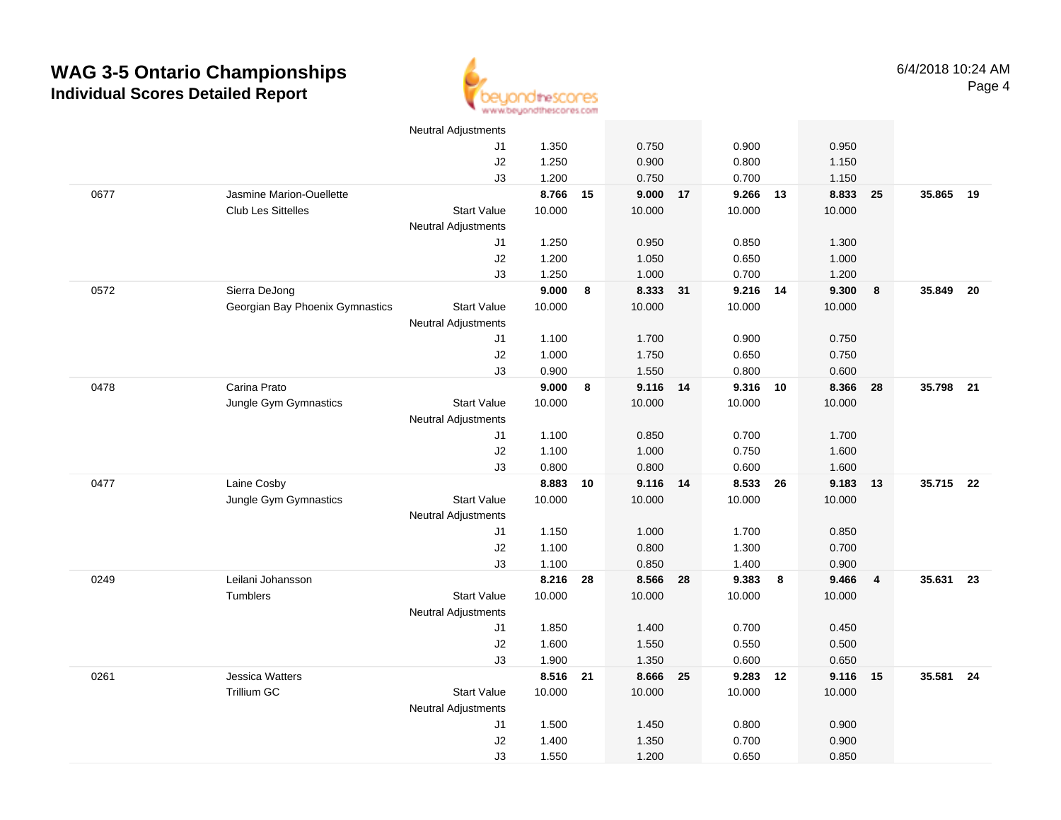# WAG 3-5 Ontario Championships

## Individual Scores Detailed Report

6/4/2018 10:24 AM

| # | Name / Club | | Vault | Rank | Bars | Rank | Beam | Rank | Floor | Rank | AA | Rank |
|---|---|---|---|---|---|---|---|---|---|---|---|---|
| | | Neutral Adjustments | | | | | | | | | | |
| | | J1 | 1.350 | | 0.750 | | 0.900 | | 0.950 | | | |
| | | J2 | 1.250 | | 0.900 | | 0.800 | | 1.150 | | | |
| | | J3 | 1.200 | | 0.750 | | 0.700 | | 1.150 | | | |
| 0677 | Jasmine Marion-Ouellette | | **8.766** | **15** | **9.000** | **17** | **9.266** | **13** | **8.833** | **25** | **35.865** | **19** |
| | Club Les Sittelles | Start Value | 10.000 | | 10.000 | | 10.000 | | 10.000 | | | |
| | | Neutral Adjustments | | | | | | | | | | |
| | | J1 | 1.250 | | 0.950 | | 0.850 | | 1.300 | | | |
| | | J2 | 1.200 | | 1.050 | | 0.650 | | 1.000 | | | |
| | | J3 | 1.250 | | 1.000 | | 0.700 | | 1.200 | | | |
| 0572 | Sierra DeJong | | **9.000** | **8** | **8.333** | **31** | **9.216** | **14** | **9.300** | **8** | **35.849** | **20** |
| | Georgian Bay Phoenix Gymnastics | Start Value | 10.000 | | 10.000 | | 10.000 | | 10.000 | | | |
| | | Neutral Adjustments | | | | | | | | | | |
| | | J1 | 1.100 | | 1.700 | | 0.900 | | 0.750 | | | |
| | | J2 | 1.000 | | 1.750 | | 0.650 | | 0.750 | | | |
| | | J3 | 0.900 | | 1.550 | | 0.800 | | 0.600 | | | |
| 0478 | Carina Prato | | **9.000** | **8** | **9.116** | **14** | **9.316** | **10** | **8.366** | **28** | **35.798** | **21** |
| | Jungle Gym Gymnastics | Start Value | 10.000 | | 10.000 | | 10.000 | | 10.000 | | | |
| | | Neutral Adjustments | | | | | | | | | | |
| | | J1 | 1.100 | | 0.850 | | 0.700 | | 1.700 | | | |
| | | J2 | 1.100 | | 1.000 | | 0.750 | | 1.600 | | | |
| | | J3 | 0.800 | | 0.800 | | 0.600 | | 1.600 | | | |
| 0477 | Laine Cosby | | **8.883** | **10** | **9.116** | **14** | **8.533** | **26** | **9.183** | **13** | **35.715** | **22** |
| | Jungle Gym Gymnastics | Start Value | 10.000 | | 10.000 | | 10.000 | | 10.000 | | | |
| | | Neutral Adjustments | | | | | | | | | | |
| | | J1 | 1.150 | | 1.000 | | 1.700 | | 0.850 | | | |
| | | J2 | 1.100 | | 0.800 | | 1.300 | | 0.700 | | | |
| | | J3 | 1.100 | | 0.850 | | 1.400 | | 0.900 | | | |
| 0249 | Leilani Johansson | | **8.216** | **28** | **8.566** | **28** | **9.383** | **8** | **9.466** | **4** | **35.631** | **23** |
| | Tumblers | Start Value | 10.000 | | 10.000 | | 10.000 | | 10.000 | | | |
| | | Neutral Adjustments | | | | | | | | | | |
| | | J1 | 1.850 | | 1.400 | | 0.700 | | 0.450 | | | |
| | | J2 | 1.600 | | 1.550 | | 0.550 | | 0.500 | | | |
| | | J3 | 1.900 | | 1.350 | | 0.600 | | 0.650 | | | |
| 0261 | Jessica Watters | | **8.516** | **21** | **8.666** | **25** | **9.283** | **12** | **9.116** | **15** | **35.581** | **24** |
| | Trillium GC | Start Value | 10.000 | | 10.000 | | 10.000 | | 10.000 | | | |
| | | Neutral Adjustments | | | | | | | | | | |
| | | J1 | 1.500 | | 1.450 | | 0.800 | | 0.900 | | | |
| | | J2 | 1.400 | | 1.350 | | 0.700 | | 0.900 | | | |
| | | J3 | 1.550 | | 1.200 | | 0.650 | | 0.850 | | | |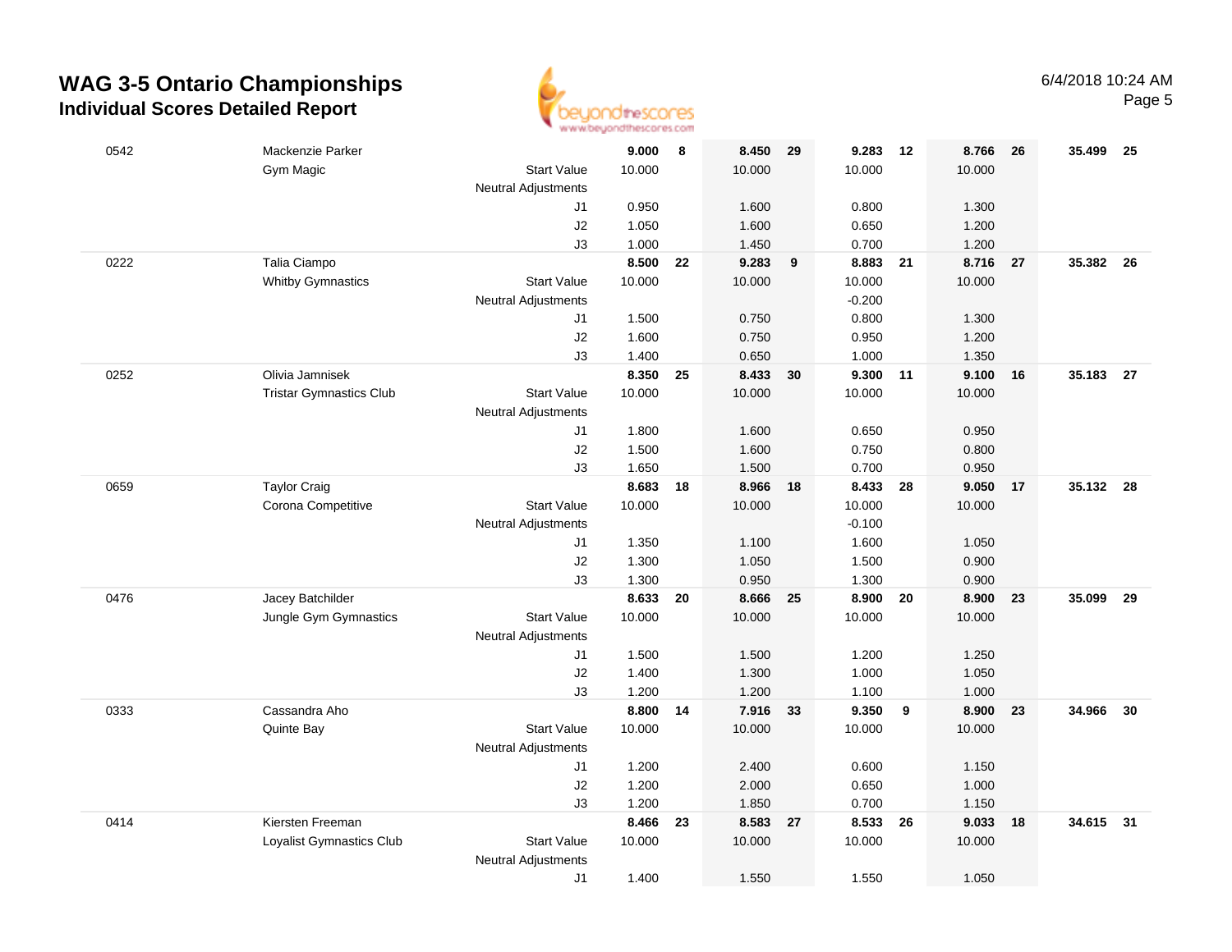# WAG 3-5 Ontario Championships

## Individual Scores Detailed Report

6/4/2018 10:24 AM

| # | Name / Club | | Vault | Rank | Bars | Rank | Beam | Rank | Floor | Rank | AA | Rank |
|---|---|---|---|---|---|---|---|---|---|---|---|---|
| 0542 | Mackenzie Parker | | **9.000** | **8** | **8.450** | **29** | **9.283** | **12** | **8.766** | **26** | **35.499** | **25** |
| | Gym Magic | Start Value | 10.000 | | 10.000 | | 10.000 | | 10.000 | | | |
| | | Neutral Adjustments | | | | | | | | | | |
| | | J1 | 0.950 | | 1.600 | | 0.800 | | 1.300 | | | |
| | | J2 | 1.050 | | 1.600 | | 0.650 | | 1.200 | | | |
| | | J3 | 1.000 | | 1.450 | | 0.700 | | 1.200 | | | |
| 0222 | Talia Ciampo | | **8.500** | **22** | **9.283** | **9** | **8.883** | **21** | **8.716** | **27** | **35.382** | **26** |
| | Whitby Gymnastics | Start Value | 10.000 | | 10.000 | | 10.000 | | 10.000 | | | |
| | | Neutral Adjustments | | | | | -0.200 | | | | | |
| | | J1 | 1.500 | | 0.750 | | 0.800 | | 1.300 | | | |
| | | J2 | 1.600 | | 0.750 | | 0.950 | | 1.200 | | | |
| | | J3 | 1.400 | | 0.650 | | 1.000 | | 1.350 | | | |
| 0252 | Olivia Jamnisek | | **8.350** | **25** | **8.433** | **30** | **9.300** | **11** | **9.100** | **16** | **35.183** | **27** |
| | Tristar Gymnastics Club | Start Value | 10.000 | | 10.000 | | 10.000 | | 10.000 | | | |
| | | Neutral Adjustments | | | | | | | | | | |
| | | J1 | 1.800 | | 1.600 | | 0.650 | | 0.950 | | | |
| | | J2 | 1.500 | | 1.600 | | 0.750 | | 0.800 | | | |
| | | J3 | 1.650 | | 1.500 | | 0.700 | | 0.950 | | | |
| 0659 | Taylor Craig | | **8.683** | **18** | **8.966** | **18** | **8.433** | **28** | **9.050** | **17** | **35.132** | **28** |
| | Corona Competitive | Start Value | 10.000 | | 10.000 | | 10.000 | | 10.000 | | | |
| | | Neutral Adjustments | | | | | -0.100 | | | | | |
| | | J1 | 1.350 | | 1.100 | | 1.600 | | 1.050 | | | |
| | | J2 | 1.300 | | 1.050 | | 1.500 | | 0.900 | | | |
| | | J3 | 1.300 | | 0.950 | | 1.300 | | 0.900 | | | |
| 0476 | Jacey Batchilder | | **8.633** | **20** | **8.666** | **25** | **8.900** | **20** | **8.900** | **23** | **35.099** | **29** |
| | Jungle Gym Gymnastics | Start Value | 10.000 | | 10.000 | | 10.000 | | 10.000 | | | |
| | | Neutral Adjustments | | | | | | | | | | |
| | | J1 | 1.500 | | 1.500 | | 1.200 | | 1.250 | | | |
| | | J2 | 1.400 | | 1.300 | | 1.000 | | 1.050 | | | |
| | | J3 | 1.200 | | 1.200 | | 1.100 | | 1.000 | | | |
| 0333 | Cassandra Aho | | **8.800** | **14** | **7.916** | **33** | **9.350** | **9** | **8.900** | **23** | **34.966** | **30** |
| | Quinte Bay | Start Value | 10.000 | | 10.000 | | 10.000 | | 10.000 | | | |
| | | Neutral Adjustments | | | | | | | | | | |
| | | J1 | 1.200 | | 2.400 | | 0.600 | | 1.150 | | | |
| | | J2 | 1.200 | | 2.000 | | 0.650 | | 1.000 | | | |
| | | J3 | 1.200 | | 1.850 | | 0.700 | | 1.150 | | | |
| 0414 | Kiersten Freeman | | **8.466** | **23** | **8.583** | **27** | **8.533** | **26** | **9.033** | **18** | **34.615** | **31** |
| | Loyalist Gymnastics Club | Start Value | 10.000 | | 10.000 | | 10.000 | | 10.000 | | | |
| | | Neutral Adjustments | | | | | | | | | | |
| | | J1 | 1.400 | | 1.550 | | 1.550 | | 1.050 | | | |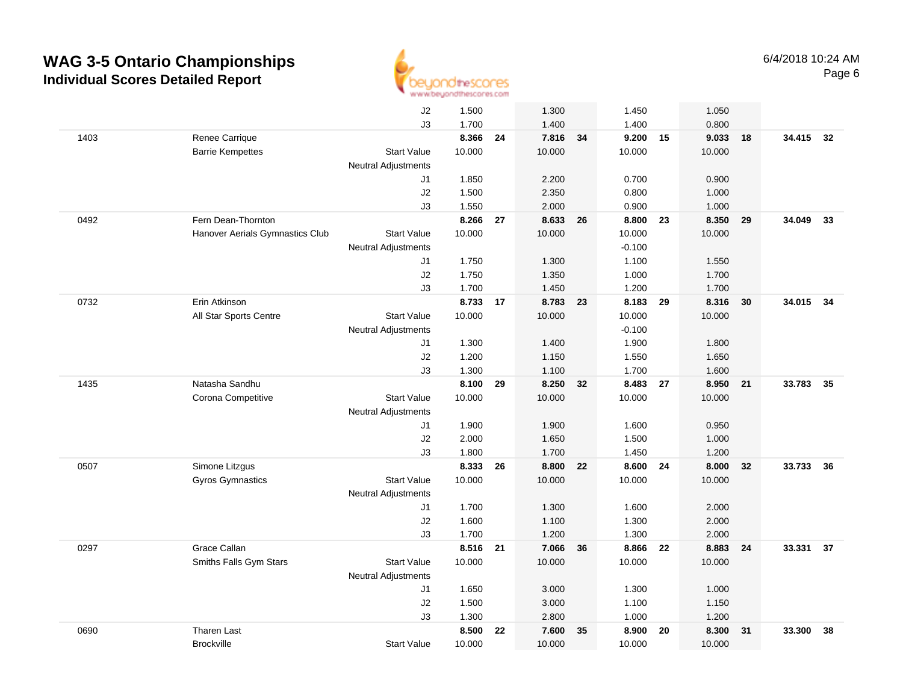# WAG 3-5 Ontario Championships

## Individual Scores Detailed Report

6/4/2018 10:24 AM

| # | Name | | | Vault | Rank | Bars | Rank | Beam | Rank | Floor | Rank | AA | Rank |
|---|---|---|---|---|---|---|---|---|---|---|---|---|---|
| | | | J2 | 1.500 | | 1.300 | | 1.450 | | 1.050 | | | |
| | | | J3 | 1.700 | | 1.400 | | 1.400 | | 0.800 | | | |
| 1403 | Renee Carrique | | | **8.366** | **24** | **7.816** | **34** | **9.200** | **15** | **9.033** | **18** | **34.415** | **32** |
| | Barrie Kempettes | Start Value | | 10.000 | | 10.000 | | 10.000 | | 10.000 | | | |
| | | Neutral Adjustments | | | | | | | | | | | |
| | | | J1 | 1.850 | | 2.200 | | 0.700 | | 0.900 | | | |
| | | | J2 | 1.500 | | 2.350 | | 0.800 | | 1.000 | | | |
| | | | J3 | 1.550 | | 2.000 | | 0.900 | | 1.000 | | | |
| 0492 | Fern Dean-Thornton | | | **8.266** | **27** | **8.633** | **26** | **8.800** | **23** | **8.350** | **29** | **34.049** | **33** |
| | Hanover Aerials Gymnastics Club | Start Value | | 10.000 | | 10.000 | | 10.000 | | 10.000 | | | |
| | | Neutral Adjustments | | | | | | -0.100 | | | | | |
| | | | J1 | 1.750 | | 1.300 | | 1.100 | | 1.550 | | | |
| | | | J2 | 1.750 | | 1.350 | | 1.000 | | 1.700 | | | |
| | | | J3 | 1.700 | | 1.450 | | 1.200 | | 1.700 | | | |
| 0732 | Erin Atkinson | | | **8.733** | **17** | **8.783** | **23** | **8.183** | **29** | **8.316** | **30** | **34.015** | **34** |
| | All Star Sports Centre | Start Value | | 10.000 | | 10.000 | | 10.000 | | 10.000 | | | |
| | | Neutral Adjustments | | | | | | -0.100 | | | | | |
| | | | J1 | 1.300 | | 1.400 | | 1.900 | | 1.800 | | | |
| | | | J2 | 1.200 | | 1.150 | | 1.550 | | 1.650 | | | |
| | | | J3 | 1.300 | | 1.100 | | 1.700 | | 1.600 | | | |
| 1435 | Natasha Sandhu | | | **8.100** | **29** | **8.250** | **32** | **8.483** | **27** | **8.950** | **21** | **33.783** | **35** |
| | Corona Competitive | Start Value | | 10.000 | | 10.000 | | 10.000 | | 10.000 | | | |
| | | Neutral Adjustments | | | | | | | | | | | |
| | | | J1 | 1.900 | | 1.900 | | 1.600 | | 0.950 | | | |
| | | | J2 | 2.000 | | 1.650 | | 1.500 | | 1.000 | | | |
| | | | J3 | 1.800 | | 1.700 | | 1.450 | | 1.200 | | | |
| 0507 | Simone Litzgus | | | **8.333** | **26** | **8.800** | **22** | **8.600** | **24** | **8.000** | **32** | **33.733** | **36** |
| | Gyros Gymnastics | Start Value | | 10.000 | | 10.000 | | 10.000 | | 10.000 | | | |
| | | Neutral Adjustments | | | | | | | | | | | |
| | | | J1 | 1.700 | | 1.300 | | 1.600 | | 2.000 | | | |
| | | | J2 | 1.600 | | 1.100 | | 1.300 | | 2.000 | | | |
| | | | J3 | 1.700 | | 1.200 | | 1.300 | | 2.000 | | | |
| 0297 | Grace Callan | | | **8.516** | **21** | **7.066** | **36** | **8.866** | **22** | **8.883** | **24** | **33.331** | **37** |
| | Smiths Falls Gym Stars | Start Value | | 10.000 | | 10.000 | | 10.000 | | 10.000 | | | |
| | | Neutral Adjustments | | | | | | | | | | | |
| | | | J1 | 1.650 | | 3.000 | | 1.300 | | 1.000 | | | |
| | | | J2 | 1.500 | | 3.000 | | 1.100 | | 1.150 | | | |
| | | | J3 | 1.300 | | 2.800 | | 1.000 | | 1.200 | | | |
| 0690 | Tharen Last | | | **8.500** | **22** | **7.600** | **35** | **8.900** | **20** | **8.300** | **31** | **33.300** | **38** |
| | Brockville | Start Value | | 10.000 | | 10.000 | | 10.000 | | 10.000 | | | |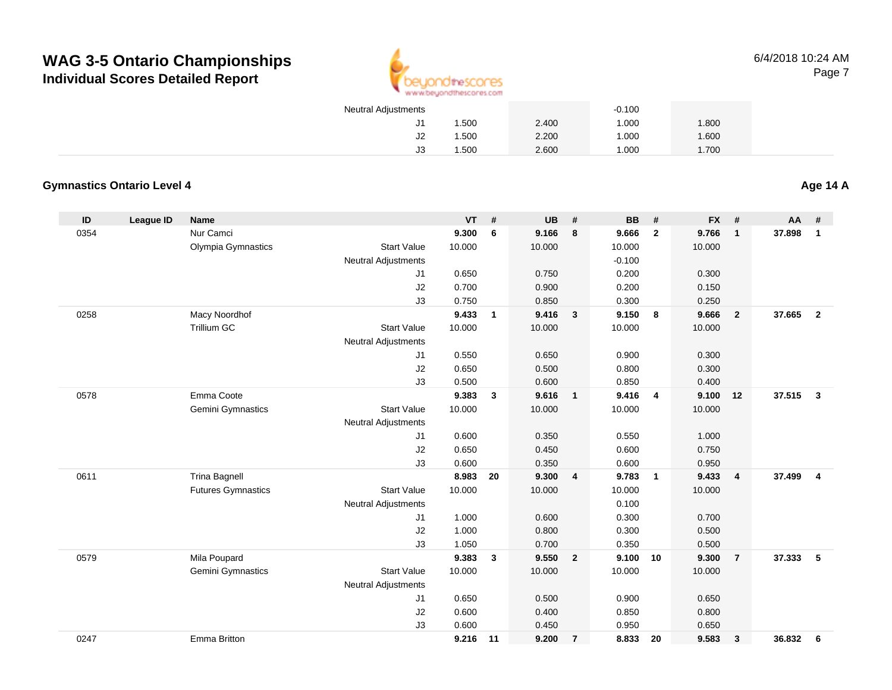# WAG 3-5 Ontario Championships

## Individual Scores Detailed Report

6/4/2018 10:24 AM

| | | | | VT | | UB | | BB | | FX | | | |
|---|---|---|---|---|---|---|---|---|---|---|---|---|---|
| | | | Neutral Adjustments | | | | | -0.100 | | | | | |
| | | | J1 | 1.500 | | 2.400 | | 1.000 | | 1.800 | | | |
| | | | J2 | 1.500 | | 2.200 | | 1.000 | | 1.600 | | | |
| | | | J3 | 1.500 | | 2.600 | | 1.000 | | 1.700 | | | |

### Gymnastics Ontario Level 4

**Age 14 A**

| ID | League ID | Name | | VT | # | UB | # | BB | # | FX | # | AA | # |
|---|---|---|---|---|---|---|---|---|---|---|---|---|---|
| 0354 | | Nur Camci | | **9.300** | **6** | **9.166** | **8** | **9.666** | **2** | **9.766** | **1** | **37.898** | **1** |
| | | Olympia Gymnastics | Start Value | 10.000 | | 10.000 | | 10.000 | | 10.000 | | | |
| | | | Neutral Adjustments | | | | | -0.100 | | | | | |
| | | | J1 | 0.650 | | 0.750 | | 0.200 | | 0.300 | | | |
| | | | J2 | 0.700 | | 0.900 | | 0.200 | | 0.150 | | | |
| | | | J3 | 0.750 | | 0.850 | | 0.300 | | 0.250 | | | |
| 0258 | | Macy Noordhof | | **9.433** | **1** | **9.416** | **3** | **9.150** | **8** | **9.666** | **2** | **37.665** | **2** |
| | | Trillium GC | Start Value | 10.000 | | 10.000 | | 10.000 | | 10.000 | | | |
| | | | Neutral Adjustments | | | | | | | | | | |
| | | | J1 | 0.550 | | 0.650 | | 0.900 | | 0.300 | | | |
| | | | J2 | 0.650 | | 0.500 | | 0.800 | | 0.300 | | | |
| | | | J3 | 0.500 | | 0.600 | | 0.850 | | 0.400 | | | |
| 0578 | | Emma Coote | | **9.383** | **3** | **9.616** | **1** | **9.416** | **4** | **9.100** | **12** | **37.515** | **3** |
| | | Gemini Gymnastics | Start Value | 10.000 | | 10.000 | | 10.000 | | 10.000 | | | |
| | | | Neutral Adjustments | | | | | | | | | | |
| | | | J1 | 0.600 | | 0.350 | | 0.550 | | 1.000 | | | |
| | | | J2 | 0.650 | | 0.450 | | 0.600 | | 0.750 | | | |
| | | | J3 | 0.600 | | 0.350 | | 0.600 | | 0.950 | | | |
| 0611 | | Trina Bagnell | | **8.983** | **20** | **9.300** | **4** | **9.783** | **1** | **9.433** | **4** | **37.499** | **4** |
| | | Futures Gymnastics | Start Value | 10.000 | | 10.000 | | 10.000 | | 10.000 | | | |
| | | | Neutral Adjustments | | | | | 0.100 | | | | | |
| | | | J1 | 1.000 | | 0.600 | | 0.300 | | 0.700 | | | |
| | | | J2 | 1.000 | | 0.800 | | 0.300 | | 0.500 | | | |
| | | | J3 | 1.050 | | 0.700 | | 0.350 | | 0.500 | | | |
| 0579 | | Mila Poupard | | **9.383** | **3** | **9.550** | **2** | **9.100** | **10** | **9.300** | **7** | **37.333** | **5** |
| | | Gemini Gymnastics | Start Value | 10.000 | | 10.000 | | 10.000 | | 10.000 | | | |
| | | | Neutral Adjustments | | | | | | | | | | |
| | | | J1 | 0.650 | | 0.500 | | 0.900 | | 0.650 | | | |
| | | | J2 | 0.600 | | 0.400 | | 0.850 | | 0.800 | | | |
| | | | J3 | 0.600 | | 0.450 | | 0.950 | | 0.650 | | | |
| 0247 | | Emma Britton | | **9.216** | **11** | **9.200** | **7** | **8.833** | **20** | **9.583** | **3** | **36.832** | **6** |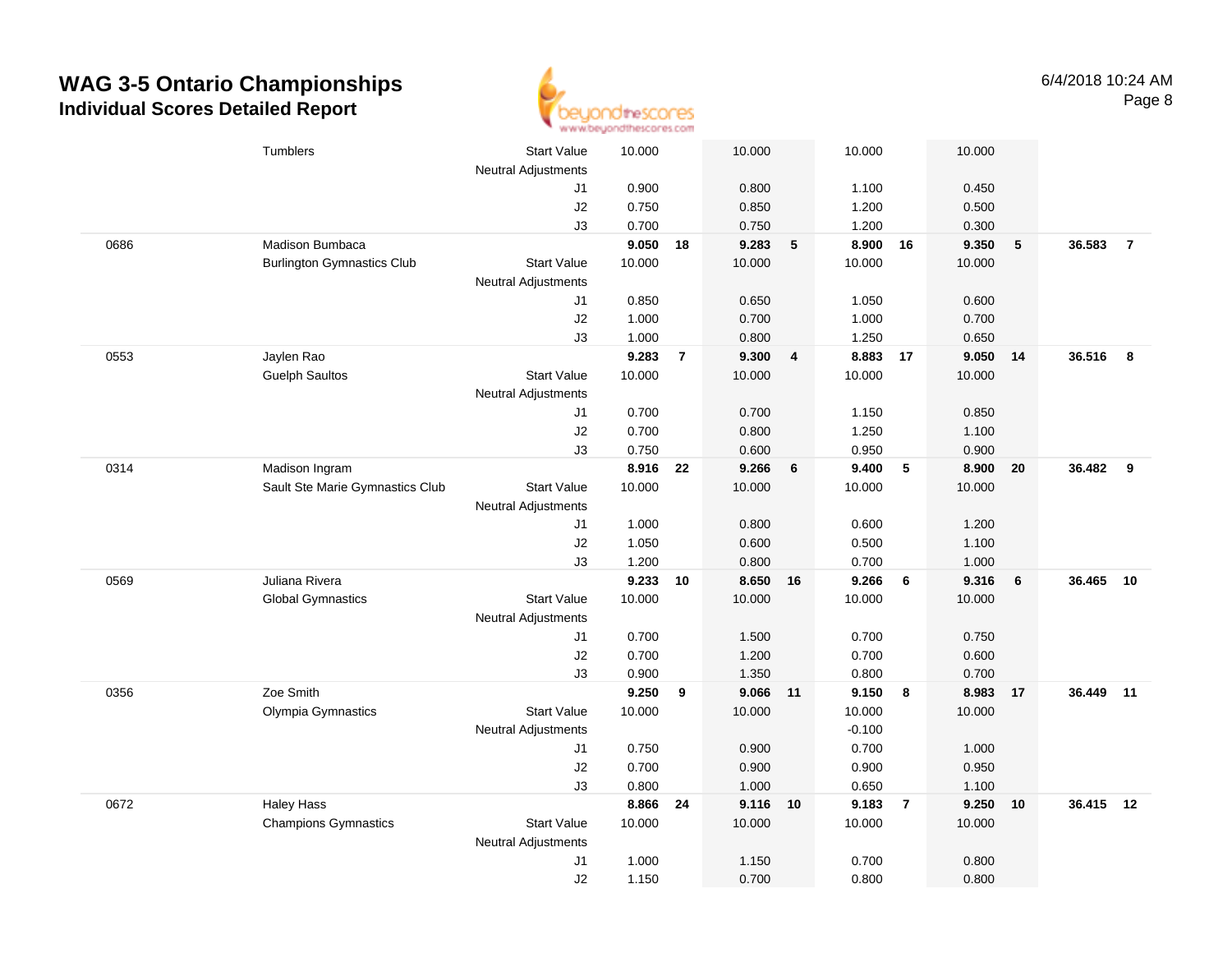# WAG 3-5 Ontario Championships

## Individual Scores Detailed Report

6/4/2018 10:24 AM

| | | | | | | | | | | | | |
|---|---|---|---|---|---|---|---|---|---|---|---|---|
| | Tumblers | Start Value | 10.000 | | 10.000 | | 10.000 | | 10.000 | | | |
| | | Neutral Adjustments | | | | | | | | | | |
| | | J1 | 0.900 | | 0.800 | | 1.100 | | 0.450 | | | |
| | | J2 | 0.750 | | 0.850 | | 1.200 | | 0.500 | | | |
| | | J3 | 0.700 | | 0.750 | | 1.200 | | 0.300 | | | |
| 0686 | Madison Bumbaca | | **9.050** | **18** | **9.283** | **5** | **8.900** | **16** | **9.350** | **5** | **36.583** | **7** |
| | Burlington Gymnastics Club | Start Value | 10.000 | | 10.000 | | 10.000 | | 10.000 | | | |
| | | Neutral Adjustments | | | | | | | | | | |
| | | J1 | 0.850 | | 0.650 | | 1.050 | | 0.600 | | | |
| | | J2 | 1.000 | | 0.700 | | 1.000 | | 0.700 | | | |
| | | J3 | 1.000 | | 0.800 | | 1.250 | | 0.650 | | | |
| 0553 | Jaylen Rao | | **9.283** | **7** | **9.300** | **4** | **8.883** | **17** | **9.050** | **14** | **36.516** | **8** |
| | Guelph Saultos | Start Value | 10.000 | | 10.000 | | 10.000 | | 10.000 | | | |
| | | Neutral Adjustments | | | | | | | | | | |
| | | J1 | 0.700 | | 0.700 | | 1.150 | | 0.850 | | | |
| | | J2 | 0.700 | | 0.800 | | 1.250 | | 1.100 | | | |
| | | J3 | 0.750 | | 0.600 | | 0.950 | | 0.900 | | | |
| 0314 | Madison Ingram | | **8.916** | **22** | **9.266** | **6** | **9.400** | **5** | **8.900** | **20** | **36.482** | **9** |
| | Sault Ste Marie Gymnastics Club | Start Value | 10.000 | | 10.000 | | 10.000 | | 10.000 | | | |
| | | Neutral Adjustments | | | | | | | | | | |
| | | J1 | 1.000 | | 0.800 | | 0.600 | | 1.200 | | | |
| | | J2 | 1.050 | | 0.600 | | 0.500 | | 1.100 | | | |
| | | J3 | 1.200 | | 0.800 | | 0.700 | | 1.000 | | | |
| 0569 | Juliana Rivera | | **9.233** | **10** | **8.650** | **16** | **9.266** | **6** | **9.316** | **6** | **36.465** | **10** |
| | Global Gymnastics | Start Value | 10.000 | | 10.000 | | 10.000 | | 10.000 | | | |
| | | Neutral Adjustments | | | | | | | | | | |
| | | J1 | 0.700 | | 1.500 | | 0.700 | | 0.750 | | | |
| | | J2 | 0.700 | | 1.200 | | 0.700 | | 0.600 | | | |
| | | J3 | 0.900 | | 1.350 | | 0.800 | | 0.700 | | | |
| 0356 | Zoe Smith | | **9.250** | **9** | **9.066** | **11** | **9.150** | **8** | **8.983** | **17** | **36.449** | **11** |
| | Olympia Gymnastics | Start Value | 10.000 | | 10.000 | | 10.000 | | 10.000 | | | |
| | | Neutral Adjustments | | | | | -0.100 | | | | | |
| | | J1 | 0.750 | | 0.900 | | 0.700 | | 1.000 | | | |
| | | J2 | 0.700 | | 0.900 | | 0.900 | | 0.950 | | | |
| | | J3 | 0.800 | | 1.000 | | 0.650 | | 1.100 | | | |
| 0672 | Haley Hass | | **8.866** | **24** | **9.116** | **10** | **9.183** | **7** | **9.250** | **10** | **36.415** | **12** |
| | Champions Gymnastics | Start Value | 10.000 | | 10.000 | | 10.000 | | 10.000 | | | |
| | | Neutral Adjustments | | | | | | | | | | |
| | | J1 | 1.000 | | 1.150 | | 0.700 | | 0.800 | | | |
| | | J2 | 1.150 | | 0.700 | | 0.800 | | 0.800 | | | |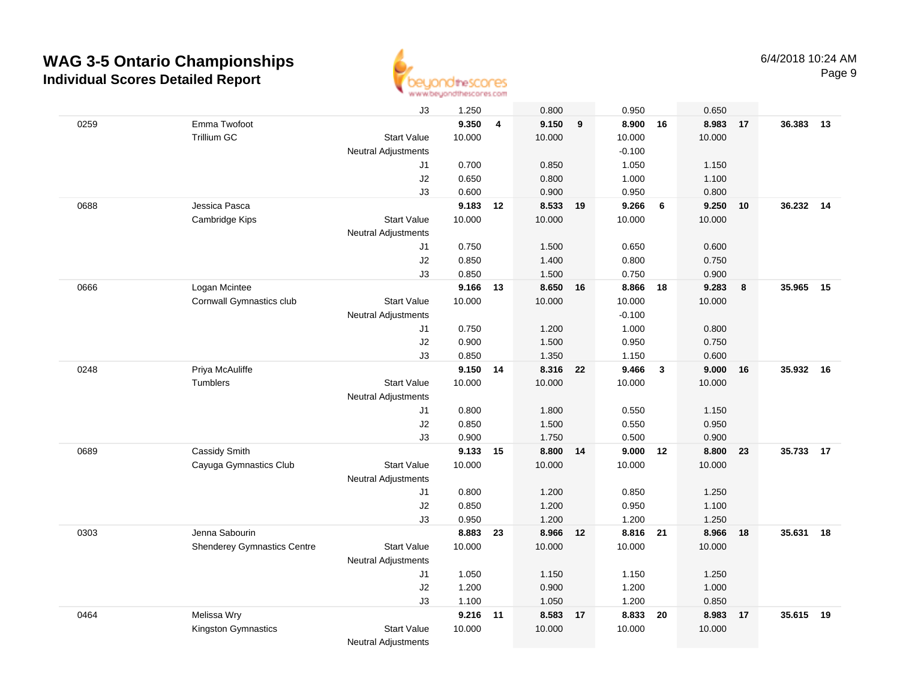# WAG 3-5 Ontario Championships

## Individual Scores Detailed Report

6/4/2018 10:24 AM

| | | | | | | | | | | | | |
|---|---|---|---|---|---|---|---|---|---|---|---|---|
| | | J3 | 1.250 | | 0.800 | | 0.950 | | 0.650 | | | |
| 0259 | Emma Twofoot | | **9.350** | **4** | **9.150** | **9** | **8.900** | **16** | **8.983** | **17** | **36.383** | **13** |
| | Trillium GC | Start Value | 10.000 | | 10.000 | | 10.000 | | 10.000 | | | |
| | | Neutral Adjustments | | | | | -0.100 | | | | | |
| | | J1 | 0.700 | | 0.850 | | 1.050 | | 1.150 | | | |
| | | J2 | 0.650 | | 0.800 | | 1.000 | | 1.100 | | | |
| | | J3 | 0.600 | | 0.900 | | 0.950 | | 0.800 | | | |
| 0688 | Jessica Pasca | | **9.183** | **12** | **8.533** | **19** | **9.266** | **6** | **9.250** | **10** | **36.232** | **14** |
| | Cambridge Kips | Start Value | 10.000 | | 10.000 | | 10.000 | | 10.000 | | | |
| | | Neutral Adjustments | | | | | | | | | | |
| | | J1 | 0.750 | | 1.500 | | 0.650 | | 0.600 | | | |
| | | J2 | 0.850 | | 1.400 | | 0.800 | | 0.750 | | | |
| | | J3 | 0.850 | | 1.500 | | 0.750 | | 0.900 | | | |
| 0666 | Logan Mcintee | | **9.166** | **13** | **8.650** | **16** | **8.866** | **18** | **9.283** | **8** | **35.965** | **15** |
| | Cornwall Gymnastics club | Start Value | 10.000 | | 10.000 | | 10.000 | | 10.000 | | | |
| | | Neutral Adjustments | | | | | -0.100 | | | | | |
| | | J1 | 0.750 | | 1.200 | | 1.000 | | 0.800 | | | |
| | | J2 | 0.900 | | 1.500 | | 0.950 | | 0.750 | | | |
| | | J3 | 0.850 | | 1.350 | | 1.150 | | 0.600 | | | |
| 0248 | Priya McAuliffe | | **9.150** | **14** | **8.316** | **22** | **9.466** | **3** | **9.000** | **16** | **35.932** | **16** |
| | Tumblers | Start Value | 10.000 | | 10.000 | | 10.000 | | 10.000 | | | |
| | | Neutral Adjustments | | | | | | | | | | |
| | | J1 | 0.800 | | 1.800 | | 0.550 | | 1.150 | | | |
| | | J2 | 0.850 | | 1.500 | | 0.550 | | 0.950 | | | |
| | | J3 | 0.900 | | 1.750 | | 0.500 | | 0.900 | | | |
| 0689 | Cassidy Smith | | **9.133** | **15** | **8.800** | **14** | **9.000** | **12** | **8.800** | **23** | **35.733** | **17** |
| | Cayuga Gymnastics Club | Start Value | 10.000 | | 10.000 | | 10.000 | | 10.000 | | | |
| | | Neutral Adjustments | | | | | | | | | | |
| | | J1 | 0.800 | | 1.200 | | 0.850 | | 1.250 | | | |
| | | J2 | 0.850 | | 1.200 | | 0.950 | | 1.100 | | | |
| | | J3 | 0.950 | | 1.200 | | 1.200 | | 1.250 | | | |
| 0303 | Jenna Sabourin | | **8.883** | **23** | **8.966** | **12** | **8.816** | **21** | **8.966** | **18** | **35.631** | **18** |
| | Shenderey Gymnastics Centre | Start Value | 10.000 | | 10.000 | | 10.000 | | 10.000 | | | |
| | | Neutral Adjustments | | | | | | | | | | |
| | | J1 | 1.050 | | 1.150 | | 1.150 | | 1.250 | | | |
| | | J2 | 1.200 | | 0.900 | | 1.200 | | 1.000 | | | |
| | | J3 | 1.100 | | 1.050 | | 1.200 | | 0.850 | | | |
| 0464 | Melissa Wry | | **9.216** | **11** | **8.583** | **17** | **8.833** | **20** | **8.983** | **17** | **35.615** | **19** |
| | Kingston Gymnastics | Start Value | 10.000 | | 10.000 | | 10.000 | | 10.000 | | | |
| | | Neutral Adjustments | | | | | | | | | | |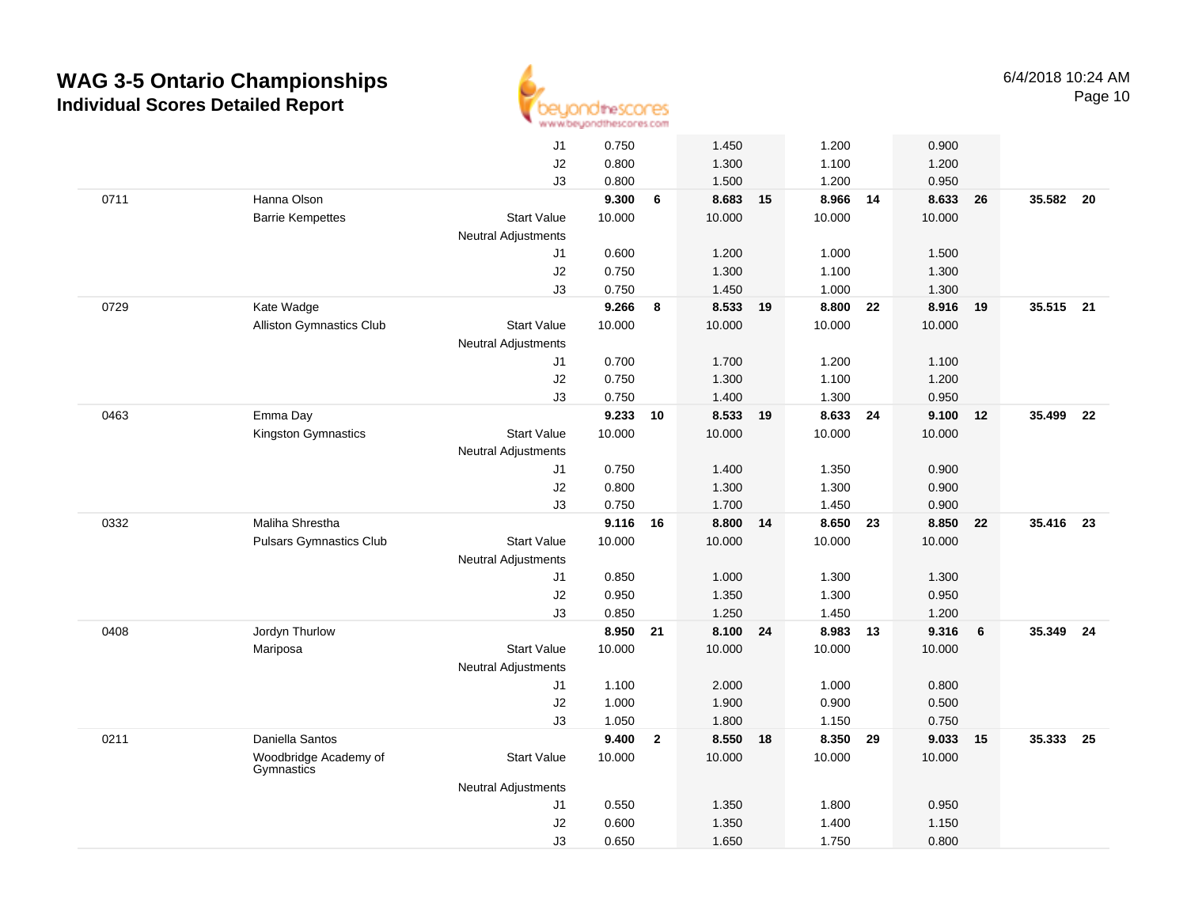# WAG 3-5 Ontario Championships

## Individual Scores Detailed Report

6/4/2018 10:24 AM

| # | Name / Club | | Vault | Rank | Bars | Rank | Beam | Rank | Floor | Rank | AA | Rank |
|---|---|---|---|---|---|---|---|---|---|---|---|---|
| | | J1 | 0.750 | | 1.450 | | 1.200 | | 0.900 | | | |
| | | J2 | 0.800 | | 1.300 | | 1.100 | | 1.200 | | | |
| | | J3 | 0.800 | | 1.500 | | 1.200 | | 0.950 | | | |
| 0711 | Hanna Olson | | **9.300** | **6** | **8.683** | **15** | **8.966** | **14** | **8.633** | **26** | **35.582** | **20** |
| | Barrie Kempettes | Start Value | 10.000 | | 10.000 | | 10.000 | | 10.000 | | | |
| | | Neutral Adjustments | | | | | | | | | | |
| | | J1 | 0.600 | | 1.200 | | 1.000 | | 1.500 | | | |
| | | J2 | 0.750 | | 1.300 | | 1.100 | | 1.300 | | | |
| | | J3 | 0.750 | | 1.450 | | 1.000 | | 1.300 | | | |
| 0729 | Kate Wadge | | **9.266** | **8** | **8.533** | **19** | **8.800** | **22** | **8.916** | **19** | **35.515** | **21** |
| | Alliston Gymnastics Club | Start Value | 10.000 | | 10.000 | | 10.000 | | 10.000 | | | |
| | | Neutral Adjustments | | | | | | | | | | |
| | | J1 | 0.700 | | 1.700 | | 1.200 | | 1.100 | | | |
| | | J2 | 0.750 | | 1.300 | | 1.100 | | 1.200 | | | |
| | | J3 | 0.750 | | 1.400 | | 1.300 | | 0.950 | | | |
| 0463 | Emma Day | | **9.233** | **10** | **8.533** | **19** | **8.633** | **24** | **9.100** | **12** | **35.499** | **22** |
| | Kingston Gymnastics | Start Value | 10.000 | | 10.000 | | 10.000 | | 10.000 | | | |
| | | Neutral Adjustments | | | | | | | | | | |
| | | J1 | 0.750 | | 1.400 | | 1.350 | | 0.900 | | | |
| | | J2 | 0.800 | | 1.300 | | 1.300 | | 0.900 | | | |
| | | J3 | 0.750 | | 1.700 | | 1.450 | | 0.900 | | | |
| 0332 | Maliha Shrestha | | **9.116** | **16** | **8.800** | **14** | **8.650** | **23** | **8.850** | **22** | **35.416** | **23** |
| | Pulsars Gymnastics Club | Start Value | 10.000 | | 10.000 | | 10.000 | | 10.000 | | | |
| | | Neutral Adjustments | | | | | | | | | | |
| | | J1 | 0.850 | | 1.000 | | 1.300 | | 1.300 | | | |
| | | J2 | 0.950 | | 1.350 | | 1.300 | | 0.950 | | | |
| | | J3 | 0.850 | | 1.250 | | 1.450 | | 1.200 | | | |
| 0408 | Jordyn Thurlow | | **8.950** | **21** | **8.100** | **24** | **8.983** | **13** | **9.316** | **6** | **35.349** | **24** |
| | Mariposa | Start Value | 10.000 | | 10.000 | | 10.000 | | 10.000 | | | |
| | | Neutral Adjustments | | | | | | | | | | |
| | | J1 | 1.100 | | 2.000 | | 1.000 | | 0.800 | | | |
| | | J2 | 1.000 | | 1.900 | | 0.900 | | 0.500 | | | |
| | | J3 | 1.050 | | 1.800 | | 1.150 | | 0.750 | | | |
| 0211 | Daniella Santos | | **9.400** | **2** | **8.550** | **18** | **8.350** | **29** | **9.033** | **15** | **35.333** | **25** |
| | Woodbridge Academy of Gymnastics | Start Value | 10.000 | | 10.000 | | 10.000 | | 10.000 | | | |
| | | Neutral Adjustments | | | | | | | | | | |
| | | J1 | 0.550 | | 1.350 | | 1.800 | | 0.950 | | | |
| | | J2 | 0.600 | | 1.350 | | 1.400 | | 1.150 | | | |
| | | J3 | 0.650 | | 1.650 | | 1.750 | | 0.800 | | | |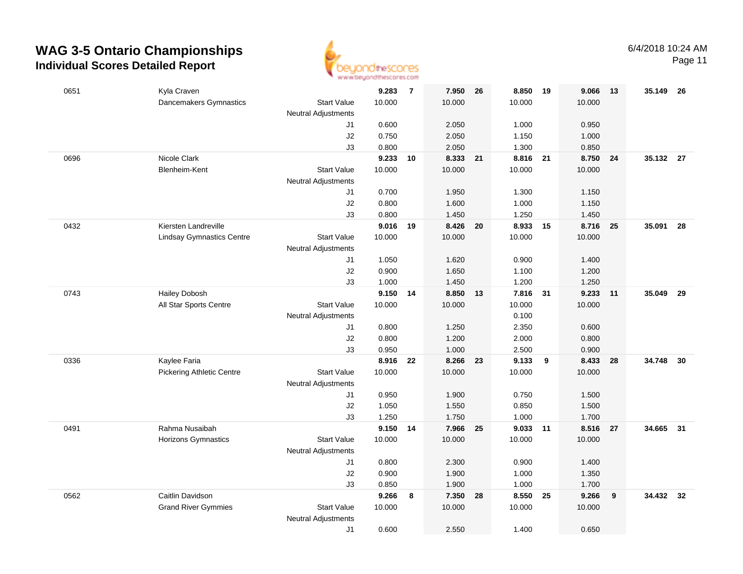# WAG 3-5 Ontario Championships

## Individual Scores Detailed Report

6/4/2018 10:24 AM

| | | | | | | | | | | | | |
|---|---|---|---|---|---|---|---|---|---|---|---|---|
| 0651 | Kyla Craven | | **9.283** | **7** | **7.950** | **26** | **8.850** | **19** | **9.066** | **13** | **35.149** | **26** |
| | Dancemakers Gymnastics | Start Value | 10.000 | | 10.000 | | 10.000 | | 10.000 | | | |
| | | Neutral Adjustments | | | | | | | | | | |
| | | J1 | 0.600 | | 2.050 | | 1.000 | | 0.950 | | | |
| | | J2 | 0.750 | | 2.050 | | 1.150 | | 1.000 | | | |
| | | J3 | 0.800 | | 2.050 | | 1.300 | | 0.850 | | | |
| 0696 | Nicole Clark | | **9.233** | **10** | **8.333** | **21** | **8.816** | **21** | **8.750** | **24** | **35.132** | **27** |
| | Blenheim-Kent | Start Value | 10.000 | | 10.000 | | 10.000 | | 10.000 | | | |
| | | Neutral Adjustments | | | | | | | | | | |
| | | J1 | 0.700 | | 1.950 | | 1.300 | | 1.150 | | | |
| | | J2 | 0.800 | | 1.600 | | 1.000 | | 1.150 | | | |
| | | J3 | 0.800 | | 1.450 | | 1.250 | | 1.450 | | | |
| 0432 | Kiersten Landreville | | **9.016** | **19** | **8.426** | **20** | **8.933** | **15** | **8.716** | **25** | **35.091** | **28** |
| | Lindsay Gymnastics Centre | Start Value | 10.000 | | 10.000 | | 10.000 | | 10.000 | | | |
| | | Neutral Adjustments | | | | | | | | | | |
| | | J1 | 1.050 | | 1.620 | | 0.900 | | 1.400 | | | |
| | | J2 | 0.900 | | 1.650 | | 1.100 | | 1.200 | | | |
| | | J3 | 1.000 | | 1.450 | | 1.200 | | 1.250 | | | |
| 0743 | Hailey Dobosh | | **9.150** | **14** | **8.850** | **13** | **7.816** | **31** | **9.233** | **11** | **35.049** | **29** |
| | All Star Sports Centre | Start Value | 10.000 | | 10.000 | | 10.000 | | 10.000 | | | |
| | | Neutral Adjustments | | | | | 0.100 | | | | | |
| | | J1 | 0.800 | | 1.250 | | 2.350 | | 0.600 | | | |
| | | J2 | 0.800 | | 1.200 | | 2.000 | | 0.800 | | | |
| | | J3 | 0.950 | | 1.000 | | 2.500 | | 0.900 | | | |
| 0336 | Kaylee Faria | | **8.916** | **22** | **8.266** | **23** | **9.133** | **9** | **8.433** | **28** | **34.748** | **30** |
| | Pickering Athletic Centre | Start Value | 10.000 | | 10.000 | | 10.000 | | 10.000 | | | |
| | | Neutral Adjustments | | | | | | | | | | |
| | | J1 | 0.950 | | 1.900 | | 0.750 | | 1.500 | | | |
| | | J2 | 1.050 | | 1.550 | | 0.850 | | 1.500 | | | |
| | | J3 | 1.250 | | 1.750 | | 1.000 | | 1.700 | | | |
| 0491 | Rahma Nusaibah | | **9.150** | **14** | **7.966** | **25** | **9.033** | **11** | **8.516** | **27** | **34.665** | **31** |
| | Horizons Gymnastics | Start Value | 10.000 | | 10.000 | | 10.000 | | 10.000 | | | |
| | | Neutral Adjustments | | | | | | | | | | |
| | | J1 | 0.800 | | 2.300 | | 0.900 | | 1.400 | | | |
| | | J2 | 0.900 | | 1.900 | | 1.000 | | 1.350 | | | |
| | | J3 | 0.850 | | 1.900 | | 1.000 | | 1.700 | | | |
| 0562 | Caitlin Davidson | | **9.266** | **8** | **7.350** | **28** | **8.550** | **25** | **9.266** | **9** | **34.432** | **32** |
| | Grand River Gymmies | Start Value | 10.000 | | 10.000 | | 10.000 | | 10.000 | | | |
| | | Neutral Adjustments | | | | | | | | | | |
| | | J1 | 0.600 | | 2.550 | | 1.400 | | 0.650 | | | |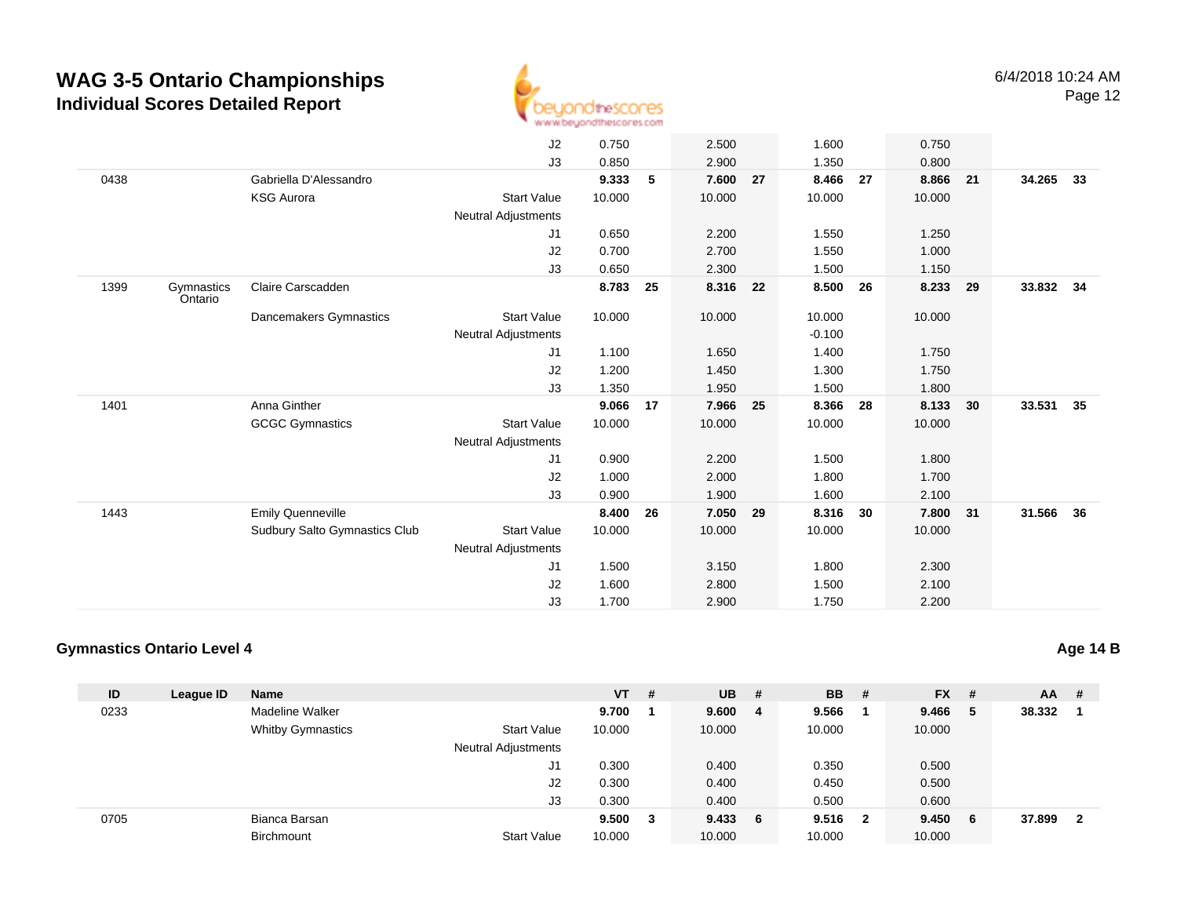# WAG 3-5 Ontario Championships

## Individual Scores Detailed Report

| ID | League ID | Name | | VT | # | UB | # | BB | # | FX | # | AA | # |
|---|---|---|---|---|---|---|---|---|---|---|---|---|---|
| | | | J2 | 0.750 | | 2.500 | | 1.600 | | 0.750 | | | |
| | | | J3 | 0.850 | | 2.900 | | 1.350 | | 0.800 | | | |
| 0438 | | Gabriella D'Alessandro | | **9.333** | **5** | **7.600** | **27** | **8.466** | **27** | **8.866** | **21** | **34.265** | **33** |
| | | KSG Aurora | Start Value | 10.000 | | 10.000 | | 10.000 | | 10.000 | | | |
| | | | Neutral Adjustments | | | | | | | | | | |
| | | | J1 | 0.650 | | 2.200 | | 1.550 | | 1.250 | | | |
| | | | J2 | 0.700 | | 2.700 | | 1.550 | | 1.000 | | | |
| | | | J3 | 0.650 | | 2.300 | | 1.500 | | 1.150 | | | |
| 1399 | Gymnastics Ontario | Claire Carscadden | | **8.783** | **25** | **8.316** | **22** | **8.500** | **26** | **8.233** | **29** | **33.832** | **34** |
| | | Dancemakers Gymnastics | Start Value | 10.000 | | 10.000 | | 10.000 | | 10.000 | | | |
| | | | Neutral Adjustments | | | | | -0.100 | | | | | |
| | | | J1 | 1.100 | | 1.650 | | 1.400 | | 1.750 | | | |
| | | | J2 | 1.200 | | 1.450 | | 1.300 | | 1.750 | | | |
| | | | J3 | 1.350 | | 1.950 | | 1.500 | | 1.800 | | | |
| 1401 | | Anna Ginther | | **9.066** | **17** | **7.966** | **25** | **8.366** | **28** | **8.133** | **30** | **33.531** | **35** |
| | | GCGC Gymnastics | Start Value | 10.000 | | 10.000 | | 10.000 | | 10.000 | | | |
| | | | Neutral Adjustments | | | | | | | | | | |
| | | | J1 | 0.900 | | 2.200 | | 1.500 | | 1.800 | | | |
| | | | J2 | 1.000 | | 2.000 | | 1.800 | | 1.700 | | | |
| | | | J3 | 0.900 | | 1.900 | | 1.600 | | 2.100 | | | |
| 1443 | | Emily Quenneville | | **8.400** | **26** | **7.050** | **29** | **8.316** | **30** | **7.800** | **31** | **31.566** | **36** |
| | | Sudbury Salto Gymnastics Club | Start Value | 10.000 | | 10.000 | | 10.000 | | 10.000 | | | |
| | | | Neutral Adjustments | | | | | | | | | | |
| | | | J1 | 1.500 | | 3.150 | | 1.800 | | 2.300 | | | |
| | | | J2 | 1.600 | | 2.800 | | 1.500 | | 2.100 | | | |
| | | | J3 | 1.700 | | 2.900 | | 1.750 | | 2.200 | | | |

### Gymnastics Ontario Level 4

**Age 14 B**

| ID | League ID | Name | | VT | # | UB | # | BB | # | FX | # | AA | # |
|---|---|---|---|---|---|---|---|---|---|---|---|---|---|
| 0233 | | Madeline Walker | | **9.700** | **1** | **9.600** | **4** | **9.566** | **1** | **9.466** | **5** | **38.332** | **1** |
| | | Whitby Gymnastics | Start Value | 10.000 | | 10.000 | | 10.000 | | 10.000 | | | |
| | | | Neutral Adjustments | | | | | | | | | | |
| | | | J1 | 0.300 | | 0.400 | | 0.350 | | 0.500 | | | |
| | | | J2 | 0.300 | | 0.400 | | 0.450 | | 0.500 | | | |
| | | | J3 | 0.300 | | 0.400 | | 0.500 | | 0.600 | | | |
| 0705 | | Bianca Barsan | | **9.500** | **3** | **9.433** | **6** | **9.516** | **2** | **9.450** | **6** | **37.899** | **2** |
| | | Birchmount | Start Value | 10.000 | | 10.000 | | 10.000 | | 10.000 | | | |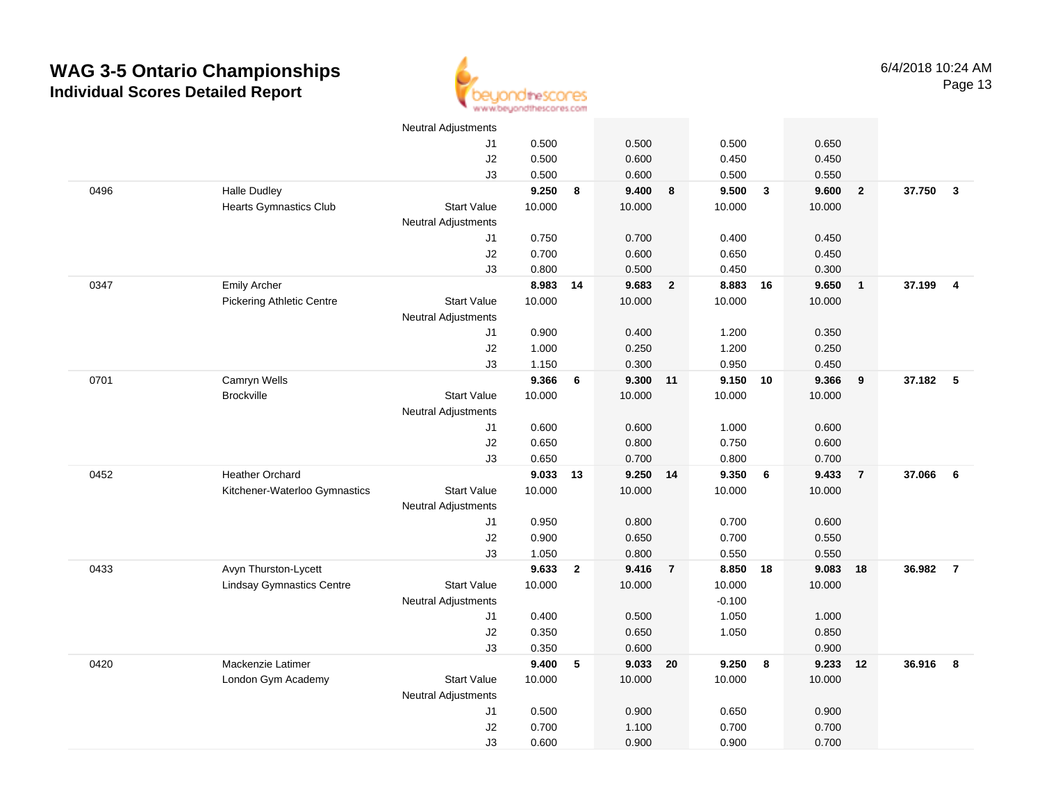# WAG 3-5 Ontario Championships
## Individual Scores Detailed Report

6/4/2018 10:24 AM

| | | | | | | | | | | | | |
|---|---|---|---|---|---|---|---|---|---|---|---|---|
| | | Neutral Adjustments | | | | | | | | | | |
| | | J1 | 0.500 | | 0.500 | | 0.500 | | 0.650 | | | |
| | | J2 | 0.500 | | 0.600 | | 0.450 | | 0.450 | | | |
| | | J3 | 0.500 | | 0.600 | | 0.500 | | 0.550 | | | |
| 0496 | Halle Dudley | | **9.250** | **8** | **9.400** | **8** | **9.500** | **3** | **9.600** | **2** | **37.750** | **3** |
| | Hearts Gymnastics Club | Start Value | 10.000 | | 10.000 | | 10.000 | | 10.000 | | | |
| | | Neutral Adjustments | | | | | | | | | | |
| | | J1 | 0.750 | | 0.700 | | 0.400 | | 0.450 | | | |
| | | J2 | 0.700 | | 0.600 | | 0.650 | | 0.450 | | | |
| | | J3 | 0.800 | | 0.500 | | 0.450 | | 0.300 | | | |
| 0347 | Emily Archer | | **8.983** | **14** | **9.683** | **2** | **8.883** | **16** | **9.650** | **1** | **37.199** | **4** |
| | Pickering Athletic Centre | Start Value | 10.000 | | 10.000 | | 10.000 | | 10.000 | | | |
| | | Neutral Adjustments | | | | | | | | | | |
| | | J1 | 0.900 | | 0.400 | | 1.200 | | 0.350 | | | |
| | | J2 | 1.000 | | 0.250 | | 1.200 | | 0.250 | | | |
| | | J3 | 1.150 | | 0.300 | | 0.950 | | 0.450 | | | |
| 0701 | Camryn Wells | | **9.366** | **6** | **9.300** | **11** | **9.150** | **10** | **9.366** | **9** | **37.182** | **5** |
| | Brockville | Start Value | 10.000 | | 10.000 | | 10.000 | | 10.000 | | | |
| | | Neutral Adjustments | | | | | | | | | | |
| | | J1 | 0.600 | | 0.600 | | 1.000 | | 0.600 | | | |
| | | J2 | 0.650 | | 0.800 | | 0.750 | | 0.600 | | | |
| | | J3 | 0.650 | | 0.700 | | 0.800 | | 0.700 | | | |
| 0452 | Heather Orchard | | **9.033** | **13** | **9.250** | **14** | **9.350** | **6** | **9.433** | **7** | **37.066** | **6** |
| | Kitchener-Waterloo Gymnastics | Start Value | 10.000 | | 10.000 | | 10.000 | | 10.000 | | | |
| | | Neutral Adjustments | | | | | | | | | | |
| | | J1 | 0.950 | | 0.800 | | 0.700 | | 0.600 | | | |
| | | J2 | 0.900 | | 0.650 | | 0.700 | | 0.550 | | | |
| | | J3 | 1.050 | | 0.800 | | 0.550 | | 0.550 | | | |
| 0433 | Avyn Thurston-Lycett | | **9.633** | **2** | **9.416** | **7** | **8.850** | **18** | **9.083** | **18** | **36.982** | **7** |
| | Lindsay Gymnastics Centre | Start Value | 10.000 | | 10.000 | | 10.000 | | 10.000 | | | |
| | | Neutral Adjustments | | | | | -0.100 | | | | | |
| | | J1 | 0.400 | | 0.500 | | 1.050 | | 1.000 | | | |
| | | J2 | 0.350 | | 0.650 | | 1.050 | | 0.850 | | | |
| | | J3 | 0.350 | | 0.600 | | | | 0.900 | | | |
| 0420 | Mackenzie Latimer | | **9.400** | **5** | **9.033** | **20** | **9.250** | **8** | **9.233** | **12** | **36.916** | **8** |
| | London Gym Academy | Start Value | 10.000 | | 10.000 | | 10.000 | | 10.000 | | | |
| | | Neutral Adjustments | | | | | | | | | | |
| | | J1 | 0.500 | | 0.900 | | 0.650 | | 0.900 | | | |
| | | J2 | 0.700 | | 1.100 | | 0.700 | | 0.700 | | | |
| | | J3 | 0.600 | | 0.900 | | 0.900 | | 0.700 | | | |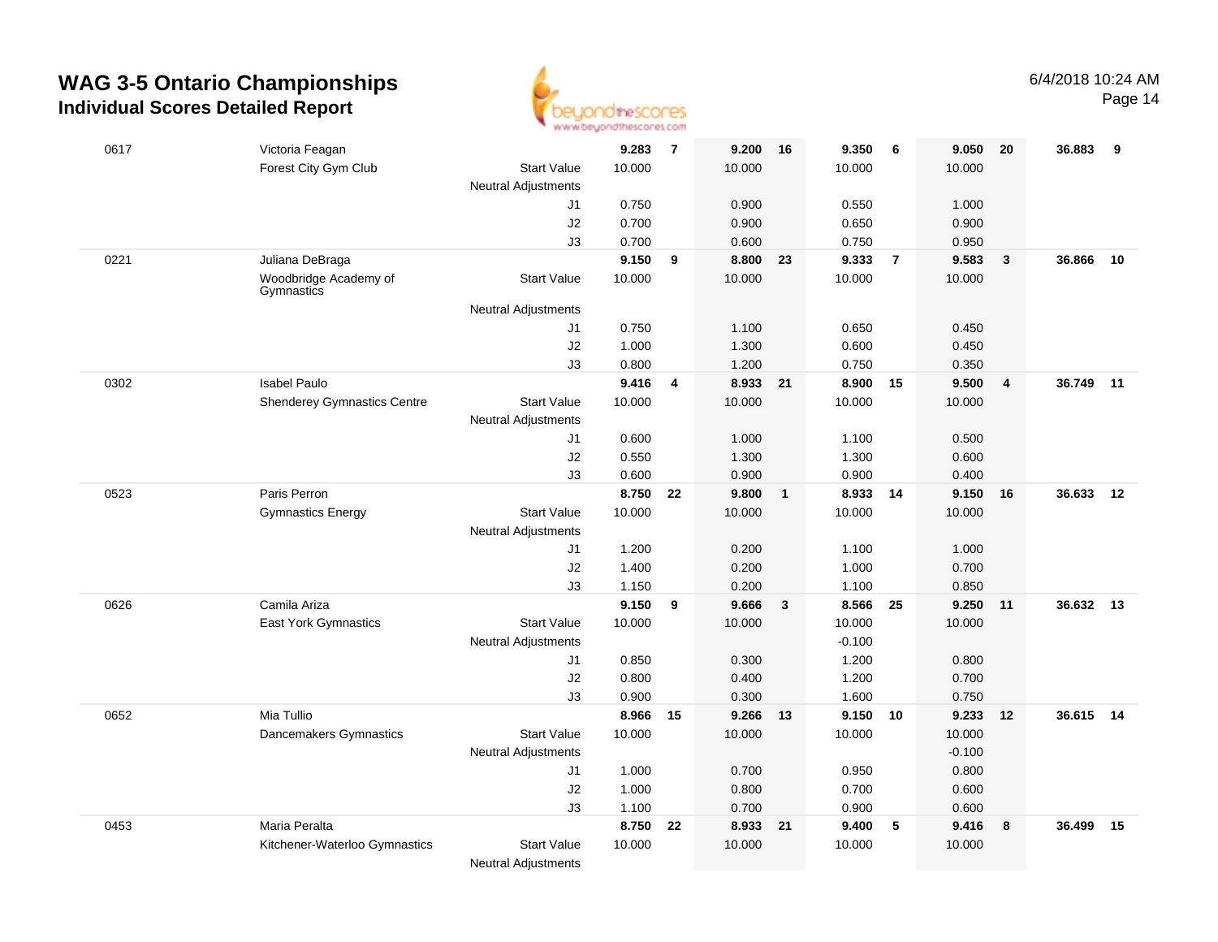# WAG 3-5 Ontario Championships

## Individual Scores Detailed Report

6/4/2018 10:24 AM

| # | Name / Club | | Vault | Rk | Bars | Rk | Beam | Rk | Floor | Rk | AA | Rk |
|---|---|---|---|---|---|---|---|---|---|---|---|---|
| 0617 | Victoria Feagan | | **9.283** | **7** | **9.200** | **16** | **9.350** | **6** | **9.050** | **20** | **36.883** | **9** |
| | Forest City Gym Club | Start Value | 10.000 | | 10.000 | | 10.000 | | 10.000 | | | |
| | | Neutral Adjustments | | | | | | | | | | |
| | | J1 | 0.750 | | 0.900 | | 0.550 | | 1.000 | | | |
| | | J2 | 0.700 | | 0.900 | | 0.650 | | 0.900 | | | |
| | | J3 | 0.700 | | 0.600 | | 0.750 | | 0.950 | | | |
| 0221 | Juliana DeBraga | | **9.150** | **9** | **8.800** | **23** | **9.333** | **7** | **9.583** | **3** | **36.866** | **10** |
| | Woodbridge Academy of Gymnastics | Start Value | 10.000 | | 10.000 | | 10.000 | | 10.000 | | | |
| | | Neutral Adjustments | | | | | | | | | | |
| | | J1 | 0.750 | | 1.100 | | 0.650 | | 0.450 | | | |
| | | J2 | 1.000 | | 1.300 | | 0.600 | | 0.450 | | | |
| | | J3 | 0.800 | | 1.200 | | 0.750 | | 0.350 | | | |
| 0302 | Isabel Paulo | | **9.416** | **4** | **8.933** | **21** | **8.900** | **15** | **9.500** | **4** | **36.749** | **11** |
| | Shenderey Gymnastics Centre | Start Value | 10.000 | | 10.000 | | 10.000 | | 10.000 | | | |
| | | Neutral Adjustments | | | | | | | | | | |
| | | J1 | 0.600 | | 1.000 | | 1.100 | | 0.500 | | | |
| | | J2 | 0.550 | | 1.300 | | 1.300 | | 0.600 | | | |
| | | J3 | 0.600 | | 0.900 | | 0.900 | | 0.400 | | | |
| 0523 | Paris Perron | | **8.750** | **22** | **9.800** | **1** | **8.933** | **14** | **9.150** | **16** | **36.633** | **12** |
| | Gymnastics Energy | Start Value | 10.000 | | 10.000 | | 10.000 | | 10.000 | | | |
| | | Neutral Adjustments | | | | | | | | | | |
| | | J1 | 1.200 | | 0.200 | | 1.100 | | 1.000 | | | |
| | | J2 | 1.400 | | 0.200 | | 1.000 | | 0.700 | | | |
| | | J3 | 1.150 | | 0.200 | | 1.100 | | 0.850 | | | |
| 0626 | Camila Ariza | | **9.150** | **9** | **9.666** | **3** | **8.566** | **25** | **9.250** | **11** | **36.632** | **13** |
| | East York Gymnastics | Start Value | 10.000 | | 10.000 | | 10.000 | | 10.000 | | | |
| | | Neutral Adjustments | | | | | -0.100 | | | | | |
| | | J1 | 0.850 | | 0.300 | | 1.200 | | 0.800 | | | |
| | | J2 | 0.800 | | 0.400 | | 1.200 | | 0.700 | | | |
| | | J3 | 0.900 | | 0.300 | | 1.600 | | 0.750 | | | |
| 0652 | Mia Tullio | | **8.966** | **15** | **9.266** | **13** | **9.150** | **10** | **9.233** | **12** | **36.615** | **14** |
| | Dancemakers Gymnastics | Start Value | 10.000 | | 10.000 | | 10.000 | | 10.000 | | | |
| | | Neutral Adjustments | | | | | | | -0.100 | | | |
| | | J1 | 1.000 | | 0.700 | | 0.950 | | 0.800 | | | |
| | | J2 | 1.000 | | 0.800 | | 0.700 | | 0.600 | | | |
| | | J3 | 1.100 | | 0.700 | | 0.900 | | 0.600 | | | |
| 0453 | Maria Peralta | | **8.750** | **22** | **8.933** | **21** | **9.400** | **5** | **9.416** | **8** | **36.499** | **15** |
| | Kitchener-Waterloo Gymnastics | Start Value | 10.000 | | 10.000 | | 10.000 | | 10.000 | | | |
| | | Neutral Adjustments | | | | | | | | | | |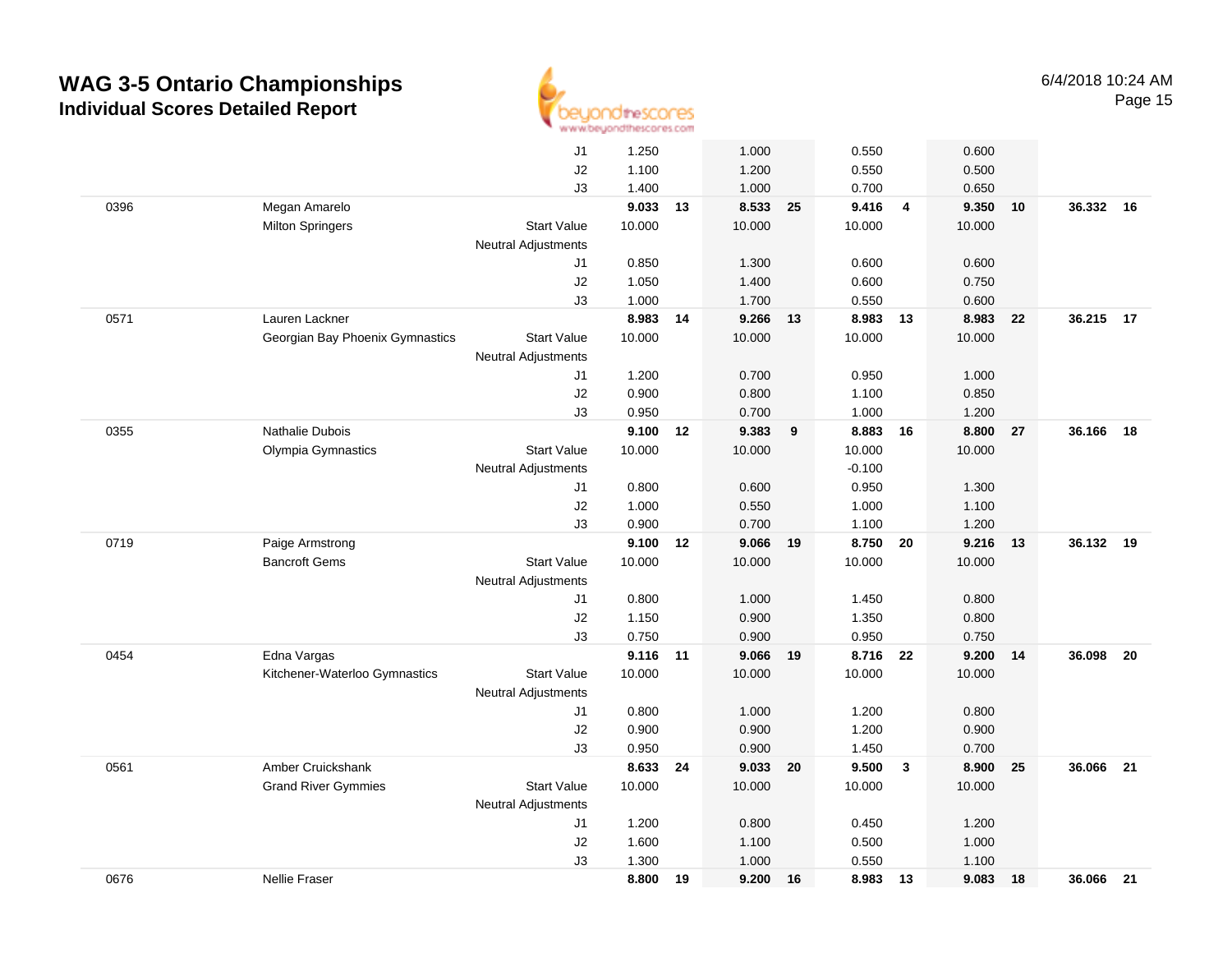# WAG 3-5 Ontario Championships

## Individual Scores Detailed Report

6/4/2018 10:24 AM

| | | | | | | | | | | | | |
|---|---|---|---|---|---|---|---|---|---|---|---|---|
| | | J1 | 1.250 | | 1.000 | | 0.550 | | 0.600 | | | |
| | | J2 | 1.100 | | 1.200 | | 0.550 | | 0.500 | | | |
| | | J3 | 1.400 | | 1.000 | | 0.700 | | 0.650 | | | |
| 0396 | Megan Amarelo | | **9.033** | **13** | **8.533** | **25** | **9.416** | **4** | **9.350** | **10** | **36.332** | **16** |
| | Milton Springers | Start Value | 10.000 | | 10.000 | | 10.000 | | 10.000 | | | |
| | | Neutral Adjustments | | | | | | | | | | |
| | | J1 | 0.850 | | 1.300 | | 0.600 | | 0.600 | | | |
| | | J2 | 1.050 | | 1.400 | | 0.600 | | 0.750 | | | |
| | | J3 | 1.000 | | 1.700 | | 0.550 | | 0.600 | | | |
| 0571 | Lauren Lackner | | **8.983** | **14** | **9.266** | **13** | **8.983** | **13** | **8.983** | **22** | **36.215** | **17** |
| | Georgian Bay Phoenix Gymnastics | Start Value | 10.000 | | 10.000 | | 10.000 | | 10.000 | | | |
| | | Neutral Adjustments | | | | | | | | | | |
| | | J1 | 1.200 | | 0.700 | | 0.950 | | 1.000 | | | |
| | | J2 | 0.900 | | 0.800 | | 1.100 | | 0.850 | | | |
| | | J3 | 0.950 | | 0.700 | | 1.000 | | 1.200 | | | |
| 0355 | Nathalie Dubois | | **9.100** | **12** | **9.383** | **9** | **8.883** | **16** | **8.800** | **27** | **36.166** | **18** |
| | Olympia Gymnastics | Start Value | 10.000 | | 10.000 | | 10.000 | | 10.000 | | | |
| | | Neutral Adjustments | | | | | -0.100 | | | | | |
| | | J1 | 0.800 | | 0.600 | | 0.950 | | 1.300 | | | |
| | | J2 | 1.000 | | 0.550 | | 1.000 | | 1.100 | | | |
| | | J3 | 0.900 | | 0.700 | | 1.100 | | 1.200 | | | |
| 0719 | Paige Armstrong | | **9.100** | **12** | **9.066** | **19** | **8.750** | **20** | **9.216** | **13** | **36.132** | **19** |
| | Bancroft Gems | Start Value | 10.000 | | 10.000 | | 10.000 | | 10.000 | | | |
| | | Neutral Adjustments | | | | | | | | | | |
| | | J1 | 0.800 | | 1.000 | | 1.450 | | 0.800 | | | |
| | | J2 | 1.150 | | 0.900 | | 1.350 | | 0.800 | | | |
| | | J3 | 0.750 | | 0.900 | | 0.950 | | 0.750 | | | |
| 0454 | Edna Vargas | | **9.116** | **11** | **9.066** | **19** | **8.716** | **22** | **9.200** | **14** | **36.098** | **20** |
| | Kitchener-Waterloo Gymnastics | Start Value | 10.000 | | 10.000 | | 10.000 | | 10.000 | | | |
| | | Neutral Adjustments | | | | | | | | | | |
| | | J1 | 0.800 | | 1.000 | | 1.200 | | 0.800 | | | |
| | | J2 | 0.900 | | 0.900 | | 1.200 | | 0.900 | | | |
| | | J3 | 0.950 | | 0.900 | | 1.450 | | 0.700 | | | |
| 0561 | Amber Cruickshank | | **8.633** | **24** | **9.033** | **20** | **9.500** | **3** | **8.900** | **25** | **36.066** | **21** |
| | Grand River Gymmies | Start Value | 10.000 | | 10.000 | | 10.000 | | 10.000 | | | |
| | | Neutral Adjustments | | | | | | | | | | |
| | | J1 | 1.200 | | 0.800 | | 0.450 | | 1.200 | | | |
| | | J2 | 1.600 | | 1.100 | | 0.500 | | 1.000 | | | |
| | | J3 | 1.300 | | 1.000 | | 0.550 | | 1.100 | | | |
| 0676 | Nellie Fraser | | **8.800** | **19** | **9.200** | **16** | **8.983** | **13** | **9.083** | **18** | **36.066** | **21** |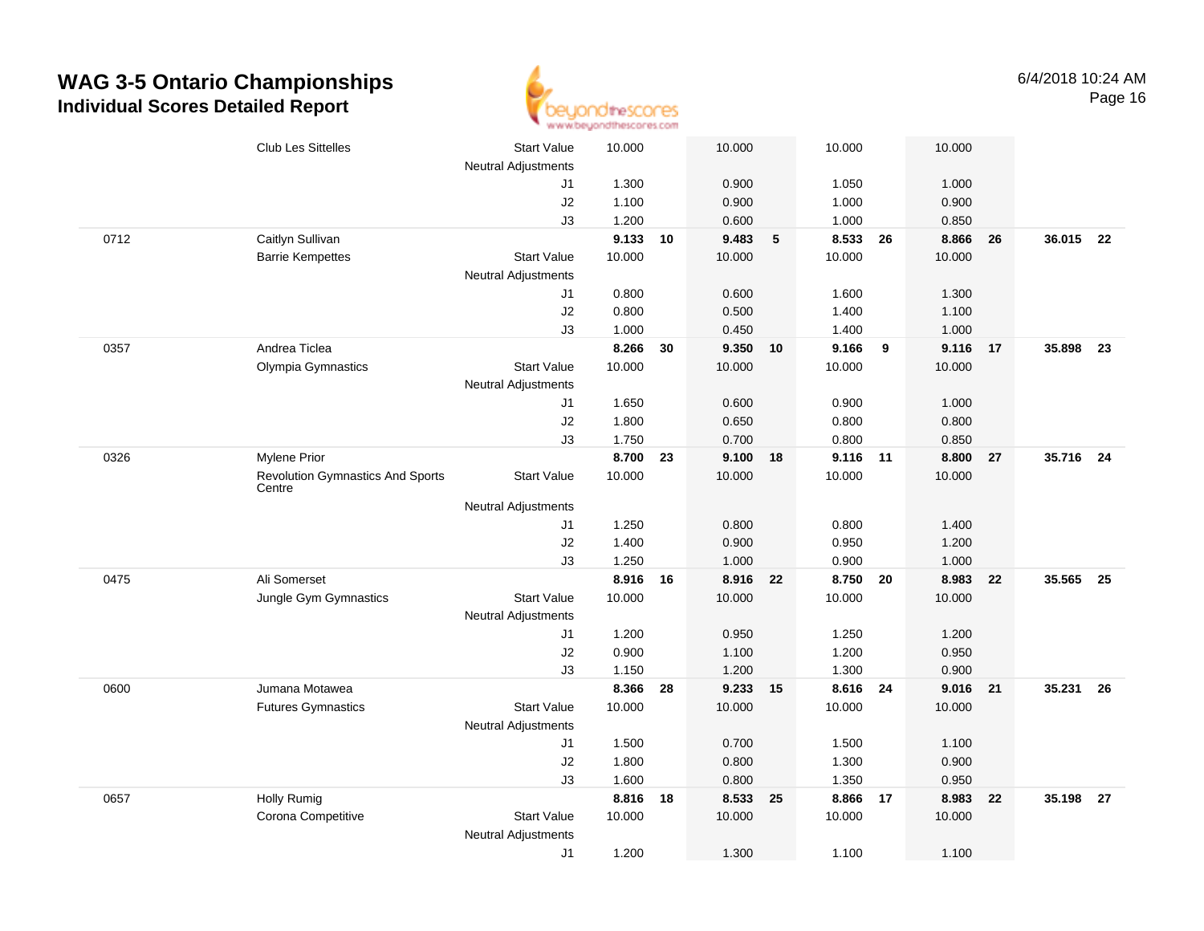# WAG 3-5 Ontario Championships

## Individual Scores Detailed Report

6/4/2018 10:24 AM

| # | Name / Club | | Vault | Rank | Bars | Rank | Beam | Rank | Floor | Rank | AA | Rank |
|---|---|---|---|---|---|---|---|---|---|---|---|---|
| | Club Les Sittelles | Start Value | 10.000 | | 10.000 | | 10.000 | | 10.000 | | | |
| | | Neutral Adjustments | | | | | | | | | | |
| | | J1 | 1.300 | | 0.900 | | 1.050 | | 1.000 | | | |
| | | J2 | 1.100 | | 0.900 | | 1.000 | | 0.900 | | | |
| | | J3 | 1.200 | | 0.600 | | 1.000 | | 0.850 | | | |
| 0712 | Caitlyn Sullivan | | **9.133** | **10** | **9.483** | **5** | **8.533** | **26** | **8.866** | **26** | **36.015** | **22** |
| | Barrie Kempettes | Start Value | 10.000 | | 10.000 | | 10.000 | | 10.000 | | | |
| | | Neutral Adjustments | | | | | | | | | | |
| | | J1 | 0.800 | | 0.600 | | 1.600 | | 1.300 | | | |
| | | J2 | 0.800 | | 0.500 | | 1.400 | | 1.100 | | | |
| | | J3 | 1.000 | | 0.450 | | 1.400 | | 1.000 | | | |
| 0357 | Andrea Ticlea | | **8.266** | **30** | **9.350** | **10** | **9.166** | **9** | **9.116** | **17** | **35.898** | **23** |
| | Olympia Gymnastics | Start Value | 10.000 | | 10.000 | | 10.000 | | 10.000 | | | |
| | | Neutral Adjustments | | | | | | | | | | |
| | | J1 | 1.650 | | 0.600 | | 0.900 | | 1.000 | | | |
| | | J2 | 1.800 | | 0.650 | | 0.800 | | 0.800 | | | |
| | | J3 | 1.750 | | 0.700 | | 0.800 | | 0.850 | | | |
| 0326 | Mylene Prior | | **8.700** | **23** | **9.100** | **18** | **9.116** | **11** | **8.800** | **27** | **35.716** | **24** |
| | Revolution Gymnastics And Sports Centre | Start Value | 10.000 | | 10.000 | | 10.000 | | 10.000 | | | |
| | | Neutral Adjustments | | | | | | | | | | |
| | | J1 | 1.250 | | 0.800 | | 0.800 | | 1.400 | | | |
| | | J2 | 1.400 | | 0.900 | | 0.950 | | 1.200 | | | |
| | | J3 | 1.250 | | 1.000 | | 0.900 | | 1.000 | | | |
| 0475 | Ali Somerset | | **8.916** | **16** | **8.916** | **22** | **8.750** | **20** | **8.983** | **22** | **35.565** | **25** |
| | Jungle Gym Gymnastics | Start Value | 10.000 | | 10.000 | | 10.000 | | 10.000 | | | |
| | | Neutral Adjustments | | | | | | | | | | |
| | | J1 | 1.200 | | 0.950 | | 1.250 | | 1.200 | | | |
| | | J2 | 0.900 | | 1.100 | | 1.200 | | 0.950 | | | |
| | | J3 | 1.150 | | 1.200 | | 1.300 | | 0.900 | | | |
| 0600 | Jumana Motawea | | **8.366** | **28** | **9.233** | **15** | **8.616** | **24** | **9.016** | **21** | **35.231** | **26** |
| | Futures Gymnastics | Start Value | 10.000 | | 10.000 | | 10.000 | | 10.000 | | | |
| | | Neutral Adjustments | | | | | | | | | | |
| | | J1 | 1.500 | | 0.700 | | 1.500 | | 1.100 | | | |
| | | J2 | 1.800 | | 0.800 | | 1.300 | | 0.900 | | | |
| | | J3 | 1.600 | | 0.800 | | 1.350 | | 0.950 | | | |
| 0657 | Holly Rumig | | **8.816** | **18** | **8.533** | **25** | **8.866** | **17** | **8.983** | **22** | **35.198** | **27** |
| | Corona Competitive | Start Value | 10.000 | | 10.000 | | 10.000 | | 10.000 | | | |
| | | Neutral Adjustments | | | | | | | | | | |
| | | J1 | 1.200 | | 1.300 | | 1.100 | | 1.100 | | | |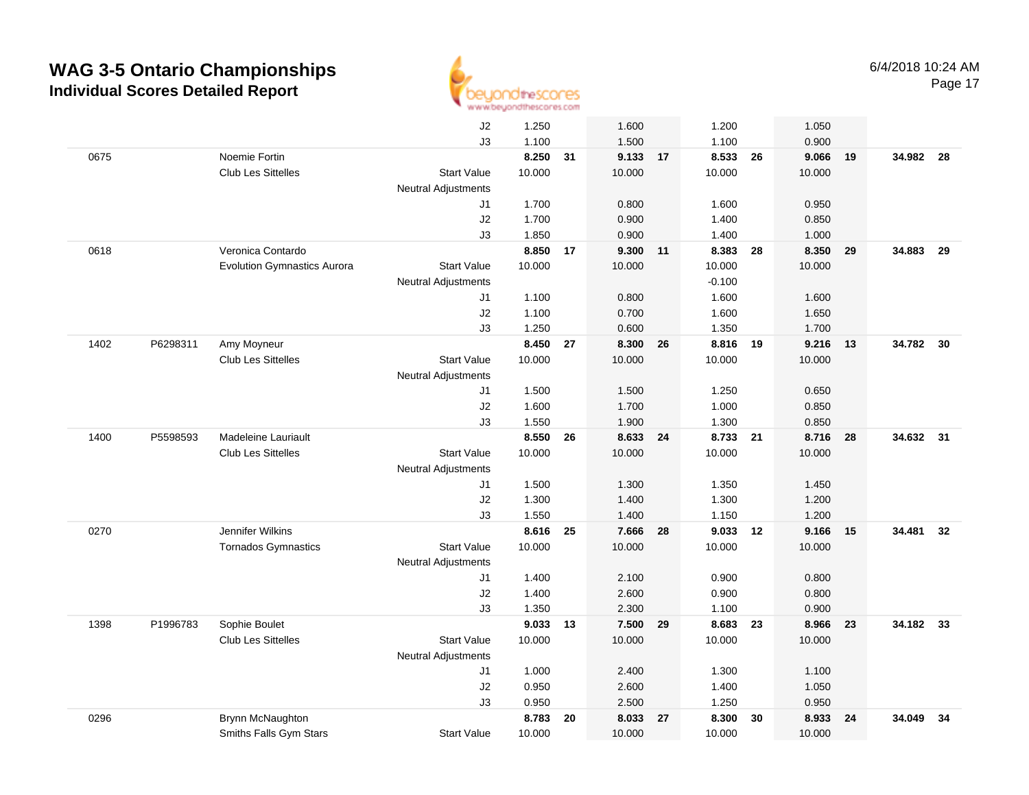# WAG 3-5 Ontario Championships

## Individual Scores Detailed Report

6/4/2018 10:24 AM

| # | ID | Name / Club | | Vault | Rank | Bars | Rank | Beam | Rank | Floor | Rank | AA | Rank |
|---|---|---|---|---|---|---|---|---|---|---|---|---|---|
| | | | J2 | 1.250 | | 1.600 | | 1.200 | | 1.050 | | | |
| | | | J3 | 1.100 | | 1.500 | | 1.100 | | 0.900 | | | |
| 0675 | | Noemie Fortin | | **8.250** | **31** | **9.133** | **17** | **8.533** | **26** | **9.066** | **19** | **34.982** | **28** |
| | | Club Les Sittelles | Start Value | 10.000 | | 10.000 | | 10.000 | | 10.000 | | | |
| | | | Neutral Adjustments | | | | | | | | | | |
| | | | J1 | 1.700 | | 0.800 | | 1.600 | | 0.950 | | | |
| | | | J2 | 1.700 | | 0.900 | | 1.400 | | 0.850 | | | |
| | | | J3 | 1.850 | | 0.900 | | 1.400 | | 1.000 | | | |
| 0618 | | Veronica Contardo | | **8.850** | **17** | **9.300** | **11** | **8.383** | **28** | **8.350** | **29** | **34.883** | **29** |
| | | Evolution Gymnastics Aurora | Start Value | 10.000 | | 10.000 | | 10.000 | | 10.000 | | | |
| | | | Neutral Adjustments | | | | | -0.100 | | | | | |
| | | | J1 | 1.100 | | 0.800 | | 1.600 | | 1.600 | | | |
| | | | J2 | 1.100 | | 0.700 | | 1.600 | | 1.650 | | | |
| | | | J3 | 1.250 | | 0.600 | | 1.350 | | 1.700 | | | |
| 1402 | P6298311 | Amy Moyneur | | **8.450** | **27** | **8.300** | **26** | **8.816** | **19** | **9.216** | **13** | **34.782** | **30** |
| | | Club Les Sittelles | Start Value | 10.000 | | 10.000 | | 10.000 | | 10.000 | | | |
| | | | Neutral Adjustments | | | | | | | | | | |
| | | | J1 | 1.500 | | 1.500 | | 1.250 | | 0.650 | | | |
| | | | J2 | 1.600 | | 1.700 | | 1.000 | | 0.850 | | | |
| | | | J3 | 1.550 | | 1.900 | | 1.300 | | 0.850 | | | |
| 1400 | P5598593 | Madeleine Lauriault | | **8.550** | **26** | **8.633** | **24** | **8.733** | **21** | **8.716** | **28** | **34.632** | **31** |
| | | Club Les Sittelles | Start Value | 10.000 | | 10.000 | | 10.000 | | 10.000 | | | |
| | | | Neutral Adjustments | | | | | | | | | | |
| | | | J1 | 1.500 | | 1.300 | | 1.350 | | 1.450 | | | |
| | | | J2 | 1.300 | | 1.400 | | 1.300 | | 1.200 | | | |
| | | | J3 | 1.550 | | 1.400 | | 1.150 | | 1.200 | | | |
| 0270 | | Jennifer Wilkins | | **8.616** | **25** | **7.666** | **28** | **9.033** | **12** | **9.166** | **15** | **34.481** | **32** |
| | | Tornados Gymnastics | Start Value | 10.000 | | 10.000 | | 10.000 | | 10.000 | | | |
| | | | Neutral Adjustments | | | | | | | | | | |
| | | | J1 | 1.400 | | 2.100 | | 0.900 | | 0.800 | | | |
| | | | J2 | 1.400 | | 2.600 | | 0.900 | | 0.800 | | | |
| | | | J3 | 1.350 | | 2.300 | | 1.100 | | 0.900 | | | |
| 1398 | P1996783 | Sophie Boulet | | **9.033** | **13** | **7.500** | **29** | **8.683** | **23** | **8.966** | **23** | **34.182** | **33** |
| | | Club Les Sittelles | Start Value | 10.000 | | 10.000 | | 10.000 | | 10.000 | | | |
| | | | Neutral Adjustments | | | | | | | | | | |
| | | | J1 | 1.000 | | 2.400 | | 1.300 | | 1.100 | | | |
| | | | J2 | 0.950 | | 2.600 | | 1.400 | | 1.050 | | | |
| | | | J3 | 0.950 | | 2.500 | | 1.250 | | 0.950 | | | |
| 0296 | | Brynn McNaughton | | **8.783** | **20** | **8.033** | **27** | **8.300** | **30** | **8.933** | **24** | **34.049** | **34** |
| | | Smiths Falls Gym Stars | Start Value | 10.000 | | 10.000 | | 10.000 | | 10.000 | | | |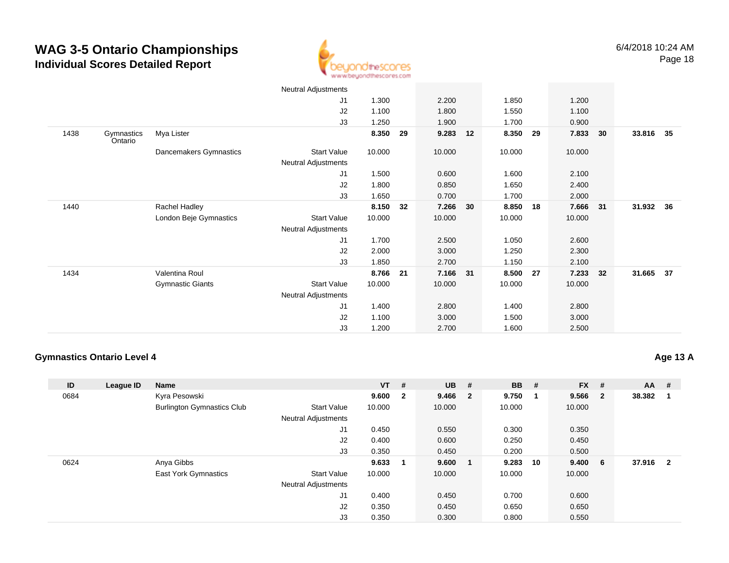# WAG 3-5 Ontario Championships

## Individual Scores Detailed Report

| ID | League ID | Name | | VT | # | UB | # | BB | # | FX | # | AA | # |
|---|---|---|---|---|---|---|---|---|---|---|---|---|---|
| | | | Neutral Adjustments | | | | | | | | | | |
| | | | J1 | 1.300 | | 2.200 | | 1.850 | | 1.200 | | | |
| | | | J2 | 1.100 | | 1.800 | | 1.550 | | 1.100 | | | |
| | | | J3 | 1.250 | | 1.900 | | 1.700 | | 0.900 | | | |
| 1438 | Gymnastics Ontario | Mya Lister | | **8.350** | **29** | **9.283** | **12** | **8.350** | **29** | **7.833** | **30** | **33.816** | **35** |
| | | Dancemakers Gymnastics | Start Value | 10.000 | | 10.000 | | 10.000 | | 10.000 | | | |
| | | | Neutral Adjustments | | | | | | | | | | |
| | | | J1 | 1.500 | | 0.600 | | 1.600 | | 2.100 | | | |
| | | | J2 | 1.800 | | 0.850 | | 1.650 | | 2.400 | | | |
| | | | J3 | 1.650 | | 0.700 | | 1.700 | | 2.000 | | | |
| 1440 | | Rachel Hadley | | **8.150** | **32** | **7.266** | **30** | **8.850** | **18** | **7.666** | **31** | **31.932** | **36** |
| | | London Beje Gymnastics | Start Value | 10.000 | | 10.000 | | 10.000 | | 10.000 | | | |
| | | | Neutral Adjustments | | | | | | | | | | |
| | | | J1 | 1.700 | | 2.500 | | 1.050 | | 2.600 | | | |
| | | | J2 | 2.000 | | 3.000 | | 1.250 | | 2.300 | | | |
| | | | J3 | 1.850 | | 2.700 | | 1.150 | | 2.100 | | | |
| 1434 | | Valentina Roul | | **8.766** | **21** | **7.166** | **31** | **8.500** | **27** | **7.233** | **32** | **31.665** | **37** |
| | | Gymnastic Giants | Start Value | 10.000 | | 10.000 | | 10.000 | | 10.000 | | | |
| | | | Neutral Adjustments | | | | | | | | | | |
| | | | J1 | 1.400 | | 2.800 | | 1.400 | | 2.800 | | | |
| | | | J2 | 1.100 | | 3.000 | | 1.500 | | 3.000 | | | |
| | | | J3 | 1.200 | | 2.700 | | 1.600 | | 2.500 | | | |

### Gymnastics Ontario Level 4

**Age 13 A**

| ID | League ID | Name | | VT | # | UB | # | BB | # | FX | # | AA | # |
|---|---|---|---|---|---|---|---|---|---|---|---|---|---|
| 0684 | | Kyra Pesowski | | **9.600** | **2** | **9.466** | **2** | **9.750** | **1** | **9.566** | **2** | **38.382** | **1** |
| | | Burlington Gymnastics Club | Start Value | 10.000 | | 10.000 | | 10.000 | | 10.000 | | | |
| | | | Neutral Adjustments | | | | | | | | | | |
| | | | J1 | 0.450 | | 0.550 | | 0.300 | | 0.350 | | | |
| | | | J2 | 0.400 | | 0.600 | | 0.250 | | 0.450 | | | |
| | | | J3 | 0.350 | | 0.450 | | 0.200 | | 0.500 | | | |
| 0624 | | Anya Gibbs | | **9.633** | **1** | **9.600** | **1** | **9.283** | **10** | **9.400** | **6** | **37.916** | **2** |
| | | East York Gymnastics | Start Value | 10.000 | | 10.000 | | 10.000 | | 10.000 | | | |
| | | | Neutral Adjustments | | | | | | | | | | |
| | | | J1 | 0.400 | | 0.450 | | 0.700 | | 0.600 | | | |
| | | | J2 | 0.350 | | 0.450 | | 0.650 | | 0.650 | | | |
| | | | J3 | 0.350 | | 0.300 | | 0.800 | | 0.550 | | | |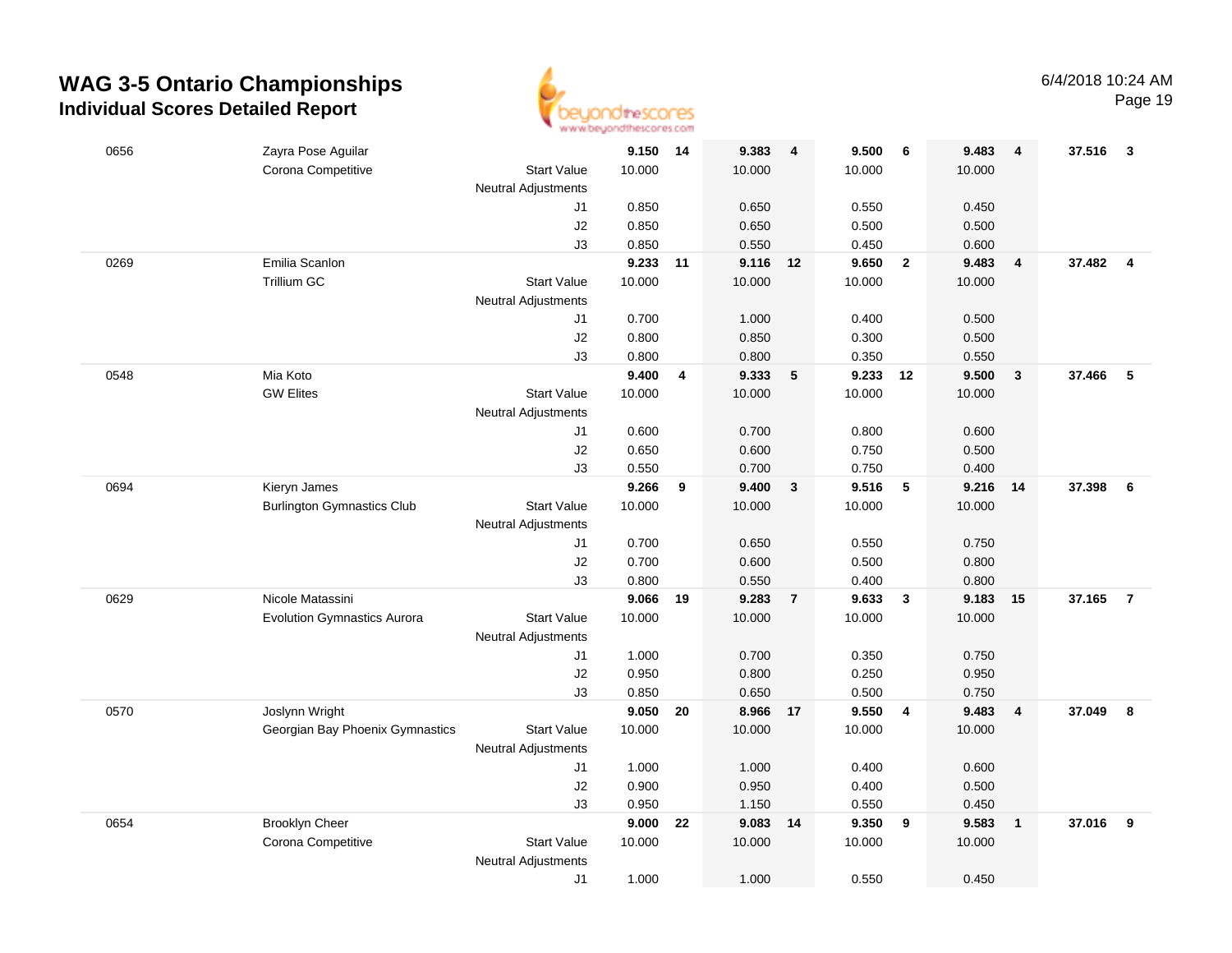# WAG 3-5 Ontario Championships

## Individual Scores Detailed Report

6/4/2018 10:24 AM

| # | Name / Club | | Vault | Rank | Bars | Rank | Beam | Rank | Floor | Rank | AA | Rank |
|---|---|---|---|---|---|---|---|---|---|---|---|---|
| 0656 | Zayra Pose Aguilar | | **9.150** | **14** | **9.383** | **4** | **9.500** | **6** | **9.483** | **4** | **37.516** | **3** |
| | Corona Competitive | Start Value | 10.000 | | 10.000 | | 10.000 | | 10.000 | | | |
| | | Neutral Adjustments | | | | | | | | | | |
| | | J1 | 0.850 | | 0.650 | | 0.550 | | 0.450 | | | |
| | | J2 | 0.850 | | 0.650 | | 0.500 | | 0.500 | | | |
| | | J3 | 0.850 | | 0.550 | | 0.450 | | 0.600 | | | |
| 0269 | Emilia Scanlon | | **9.233** | **11** | **9.116** | **12** | **9.650** | **2** | **9.483** | **4** | **37.482** | **4** |
| | Trillium GC | Start Value | 10.000 | | 10.000 | | 10.000 | | 10.000 | | | |
| | | Neutral Adjustments | | | | | | | | | | |
| | | J1 | 0.700 | | 1.000 | | 0.400 | | 0.500 | | | |
| | | J2 | 0.800 | | 0.850 | | 0.300 | | 0.500 | | | |
| | | J3 | 0.800 | | 0.800 | | 0.350 | | 0.550 | | | |
| 0548 | Mia Koto | | **9.400** | **4** | **9.333** | **5** | **9.233** | **12** | **9.500** | **3** | **37.466** | **5** |
| | GW Elites | Start Value | 10.000 | | 10.000 | | 10.000 | | 10.000 | | | |
| | | Neutral Adjustments | | | | | | | | | | |
| | | J1 | 0.600 | | 0.700 | | 0.800 | | 0.600 | | | |
| | | J2 | 0.650 | | 0.600 | | 0.750 | | 0.500 | | | |
| | | J3 | 0.550 | | 0.700 | | 0.750 | | 0.400 | | | |
| 0694 | Kieryn James | | **9.266** | **9** | **9.400** | **3** | **9.516** | **5** | **9.216** | **14** | **37.398** | **6** |
| | Burlington Gymnastics Club | Start Value | 10.000 | | 10.000 | | 10.000 | | 10.000 | | | |
| | | Neutral Adjustments | | | | | | | | | | |
| | | J1 | 0.700 | | 0.650 | | 0.550 | | 0.750 | | | |
| | | J2 | 0.700 | | 0.600 | | 0.500 | | 0.800 | | | |
| | | J3 | 0.800 | | 0.550 | | 0.400 | | 0.800 | | | |
| 0629 | Nicole Matassini | | **9.066** | **19** | **9.283** | **7** | **9.633** | **3** | **9.183** | **15** | **37.165** | **7** |
| | Evolution Gymnastics Aurora | Start Value | 10.000 | | 10.000 | | 10.000 | | 10.000 | | | |
| | | Neutral Adjustments | | | | | | | | | | |
| | | J1 | 1.000 | | 0.700 | | 0.350 | | 0.750 | | | |
| | | J2 | 0.950 | | 0.800 | | 0.250 | | 0.950 | | | |
| | | J3 | 0.850 | | 0.650 | | 0.500 | | 0.750 | | | |
| 0570 | Joslynn Wright | | **9.050** | **20** | **8.966** | **17** | **9.550** | **4** | **9.483** | **4** | **37.049** | **8** |
| | Georgian Bay Phoenix Gymnastics | Start Value | 10.000 | | 10.000 | | 10.000 | | 10.000 | | | |
| | | Neutral Adjustments | | | | | | | | | | |
| | | J1 | 1.000 | | 1.000 | | 0.400 | | 0.600 | | | |
| | | J2 | 0.900 | | 0.950 | | 0.400 | | 0.500 | | | |
| | | J3 | 0.950 | | 1.150 | | 0.550 | | 0.450 | | | |
| 0654 | Brooklyn Cheer | | **9.000** | **22** | **9.083** | **14** | **9.350** | **9** | **9.583** | **1** | **37.016** | **9** |
| | Corona Competitive | Start Value | 10.000 | | 10.000 | | 10.000 | | 10.000 | | | |
| | | Neutral Adjustments | | | | | | | | | | |
| | | J1 | 1.000 | | 1.000 | | 0.550 | | 0.450 | | | |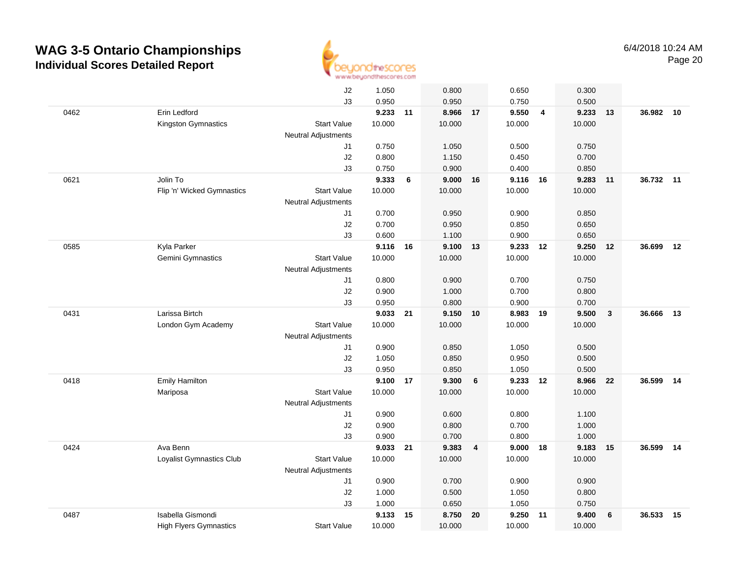# WAG 3-5 Ontario Championships

## Individual Scores Detailed Report

6/4/2018 10:24 AM

| | | | | | | | | | | | | |
|---|---|---|---|---|---|---|---|---|---|---|---|---|
| | | J2 | 1.050 | | 0.800 | | 0.650 | | 0.300 | | | |
| | | J3 | 0.950 | | 0.950 | | 0.750 | | 0.500 | | | |
| 0462 | Erin Ledford | | **9.233** | **11** | **8.966** | **17** | **9.550** | **4** | **9.233** | **13** | **36.982** | **10** |
| | Kingston Gymnastics | Start Value | 10.000 | | 10.000 | | 10.000 | | 10.000 | | | |
| | | Neutral Adjustments | | | | | | | | | | |
| | | J1 | 0.750 | | 1.050 | | 0.500 | | 0.750 | | | |
| | | J2 | 0.800 | | 1.150 | | 0.450 | | 0.700 | | | |
| | | J3 | 0.750 | | 0.900 | | 0.400 | | 0.850 | | | |
| 0621 | Jolin To | | **9.333** | **6** | **9.000** | **16** | **9.116** | **16** | **9.283** | **11** | **36.732** | **11** |
| | Flip 'n' Wicked Gymnastics | Start Value | 10.000 | | 10.000 | | 10.000 | | 10.000 | | | |
| | | Neutral Adjustments | | | | | | | | | | |
| | | J1 | 0.700 | | 0.950 | | 0.900 | | 0.850 | | | |
| | | J2 | 0.700 | | 0.950 | | 0.850 | | 0.650 | | | |
| | | J3 | 0.600 | | 1.100 | | 0.900 | | 0.650 | | | |
| 0585 | Kyla Parker | | **9.116** | **16** | **9.100** | **13** | **9.233** | **12** | **9.250** | **12** | **36.699** | **12** |
| | Gemini Gymnastics | Start Value | 10.000 | | 10.000 | | 10.000 | | 10.000 | | | |
| | | Neutral Adjustments | | | | | | | | | | |
| | | J1 | 0.800 | | 0.900 | | 0.700 | | 0.750 | | | |
| | | J2 | 0.900 | | 1.000 | | 0.700 | | 0.800 | | | |
| | | J3 | 0.950 | | 0.800 | | 0.900 | | 0.700 | | | |
| 0431 | Larissa Birtch | | **9.033** | **21** | **9.150** | **10** | **8.983** | **19** | **9.500** | **3** | **36.666** | **13** |
| | London Gym Academy | Start Value | 10.000 | | 10.000 | | 10.000 | | 10.000 | | | |
| | | Neutral Adjustments | | | | | | | | | | |
| | | J1 | 0.900 | | 0.850 | | 1.050 | | 0.500 | | | |
| | | J2 | 1.050 | | 0.850 | | 0.950 | | 0.500 | | | |
| | | J3 | 0.950 | | 0.850 | | 1.050 | | 0.500 | | | |
| 0418 | Emily Hamilton | | **9.100** | **17** | **9.300** | **6** | **9.233** | **12** | **8.966** | **22** | **36.599** | **14** |
| | Mariposa | Start Value | 10.000 | | 10.000 | | 10.000 | | 10.000 | | | |
| | | Neutral Adjustments | | | | | | | | | | |
| | | J1 | 0.900 | | 0.600 | | 0.800 | | 1.100 | | | |
| | | J2 | 0.900 | | 0.800 | | 0.700 | | 1.000 | | | |
| | | J3 | 0.900 | | 0.700 | | 0.800 | | 1.000 | | | |
| 0424 | Ava Benn | | **9.033** | **21** | **9.383** | **4** | **9.000** | **18** | **9.183** | **15** | **36.599** | **14** |
| | Loyalist Gymnastics Club | Start Value | 10.000 | | 10.000 | | 10.000 | | 10.000 | | | |
| | | Neutral Adjustments | | | | | | | | | | |
| | | J1 | 0.900 | | 0.700 | | 0.900 | | 0.900 | | | |
| | | J2 | 1.000 | | 0.500 | | 1.050 | | 0.800 | | | |
| | | J3 | 1.000 | | 0.650 | | 1.050 | | 0.750 | | | |
| 0487 | Isabella Gismondi | | **9.133** | **15** | **8.750** | **20** | **9.250** | **11** | **9.400** | **6** | **36.533** | **15** |
| | High Flyers Gymnastics | Start Value | 10.000 | | 10.000 | | 10.000 | | 10.000 | | | |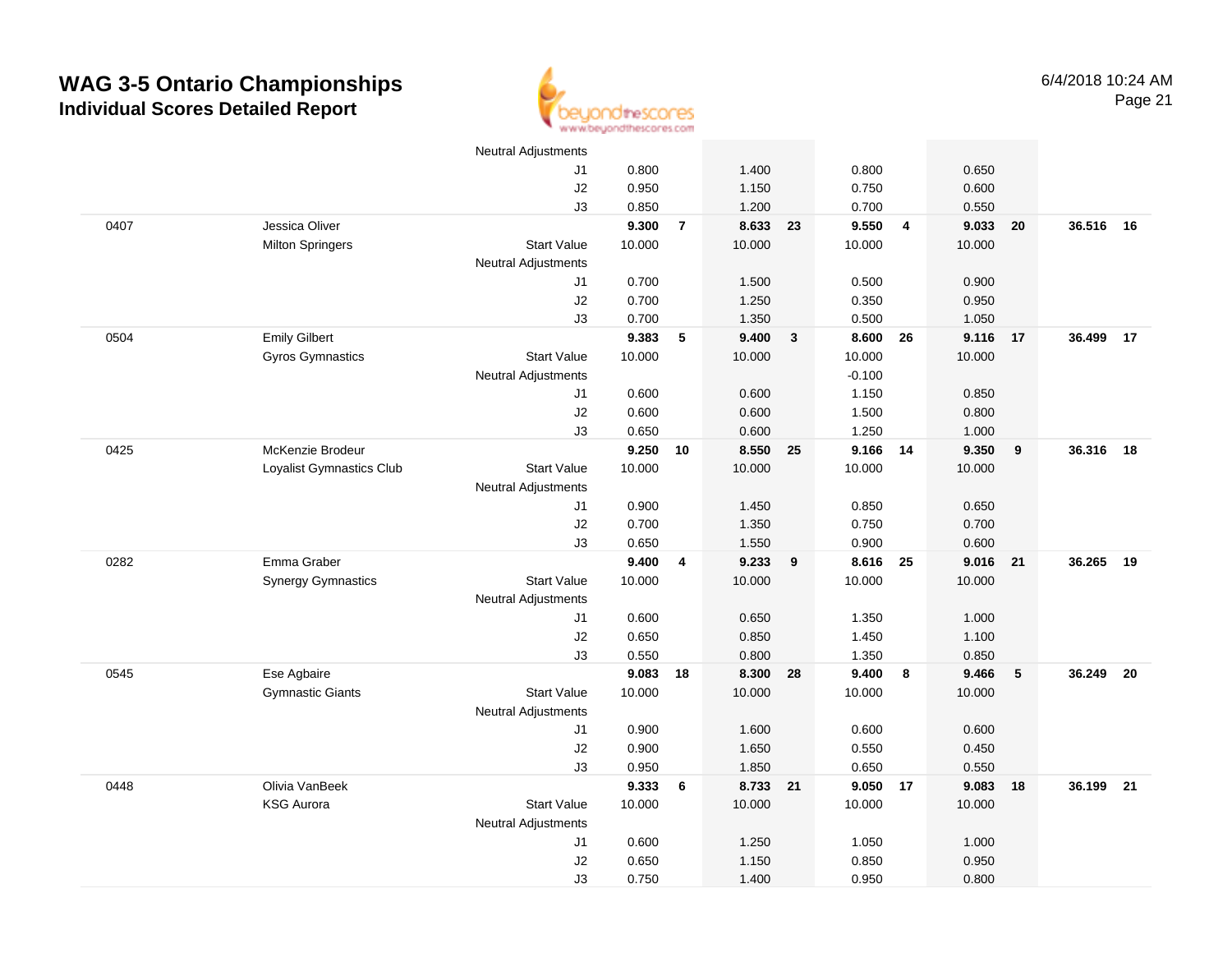# WAG 3-5 Ontario Championships
## Individual Scores Detailed Report

6/4/2018 10:24 AM

| | | | | | | | | | | | | |
|---|---|---|---|---|---|---|---|---|---|---|---|---|
| | | Neutral Adjustments | | | | | | | | | | |
| | | J1 | 0.800 | | 1.400 | | 0.800 | | 0.650 | | | |
| | | J2 | 0.950 | | 1.150 | | 0.750 | | 0.600 | | | |
| | | J3 | 0.850 | | 1.200 | | 0.700 | | 0.550 | | | |
| 0407 | Jessica Oliver | | **9.300** | **7** | **8.633** | **23** | **9.550** | **4** | **9.033** | **20** | **36.516** | **16** |
| | Milton Springers | Start Value | 10.000 | | 10.000 | | 10.000 | | 10.000 | | | |
| | | Neutral Adjustments | | | | | | | | | | |
| | | J1 | 0.700 | | 1.500 | | 0.500 | | 0.900 | | | |
| | | J2 | 0.700 | | 1.250 | | 0.350 | | 0.950 | | | |
| | | J3 | 0.700 | | 1.350 | | 0.500 | | 1.050 | | | |
| 0504 | Emily Gilbert | | **9.383** | **5** | **9.400** | **3** | **8.600** | **26** | **9.116** | **17** | **36.499** | **17** |
| | Gyros Gymnastics | Start Value | 10.000 | | 10.000 | | 10.000 | | 10.000 | | | |
| | | Neutral Adjustments | | | | | -0.100 | | | | | |
| | | J1 | 0.600 | | 0.600 | | 1.150 | | 0.850 | | | |
| | | J2 | 0.600 | | 0.600 | | 1.500 | | 0.800 | | | |
| | | J3 | 0.650 | | 0.600 | | 1.250 | | 1.000 | | | |
| 0425 | McKenzie Brodeur | | **9.250** | **10** | **8.550** | **25** | **9.166** | **14** | **9.350** | **9** | **36.316** | **18** |
| | Loyalist Gymnastics Club | Start Value | 10.000 | | 10.000 | | 10.000 | | 10.000 | | | |
| | | Neutral Adjustments | | | | | | | | | | |
| | | J1 | 0.900 | | 1.450 | | 0.850 | | 0.650 | | | |
| | | J2 | 0.700 | | 1.350 | | 0.750 | | 0.700 | | | |
| | | J3 | 0.650 | | 1.550 | | 0.900 | | 0.600 | | | |
| 0282 | Emma Graber | | **9.400** | **4** | **9.233** | **9** | **8.616** | **25** | **9.016** | **21** | **36.265** | **19** |
| | Synergy Gymnastics | Start Value | 10.000 | | 10.000 | | 10.000 | | 10.000 | | | |
| | | Neutral Adjustments | | | | | | | | | | |
| | | J1 | 0.600 | | 0.650 | | 1.350 | | 1.000 | | | |
| | | J2 | 0.650 | | 0.850 | | 1.450 | | 1.100 | | | |
| | | J3 | 0.550 | | 0.800 | | 1.350 | | 0.850 | | | |
| 0545 | Ese Agbaire | | **9.083** | **18** | **8.300** | **28** | **9.400** | **8** | **9.466** | **5** | **36.249** | **20** |
| | Gymnastic Giants | Start Value | 10.000 | | 10.000 | | 10.000 | | 10.000 | | | |
| | | Neutral Adjustments | | | | | | | | | | |
| | | J1 | 0.900 | | 1.600 | | 0.600 | | 0.600 | | | |
| | | J2 | 0.900 | | 1.650 | | 0.550 | | 0.450 | | | |
| | | J3 | 0.950 | | 1.850 | | 0.650 | | 0.550 | | | |
| 0448 | Olivia VanBeek | | **9.333** | **6** | **8.733** | **21** | **9.050** | **17** | **9.083** | **18** | **36.199** | **21** |
| | KSG Aurora | Start Value | 10.000 | | 10.000 | | 10.000 | | 10.000 | | | |
| | | Neutral Adjustments | | | | | | | | | | |
| | | J1 | 0.600 | | 1.250 | | 1.050 | | 1.000 | | | |
| | | J2 | 0.650 | | 1.150 | | 0.850 | | 0.950 | | | |
| | | J3 | 0.750 | | 1.400 | | 0.950 | | 0.800 | | | |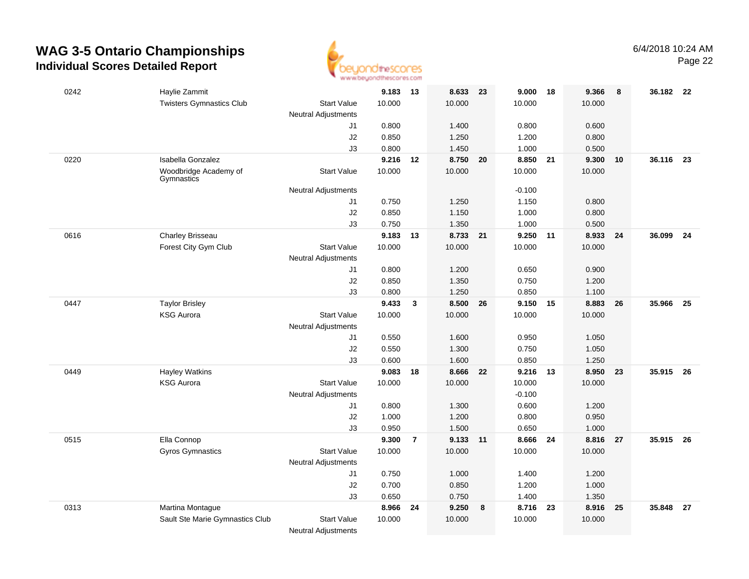# WAG 3-5 Ontario Championships
## Individual Scores Detailed Report

6/4/2018 10:24 AM

| # | Name / Club | | Vault | Rank | Bars | Rank | Beam | Rank | Floor | Rank | AA | Rank |
|---|---|---|---|---|---|---|---|---|---|---|---|---|
| 0242 | Haylie Zammit | | 9.183 | 13 | 8.633 | 23 | 9.000 | 18 | 9.366 | 8 | 36.182 | 22 |
| | Twisters Gymnastics Club | Start Value | 10.000 | | 10.000 | | 10.000 | | 10.000 | | | |
| | | Neutral Adjustments | | | | | | | | | | |
| | | J1 | 0.800 | | 1.400 | | 0.800 | | 0.600 | | | |
| | | J2 | 0.850 | | 1.250 | | 1.200 | | 0.800 | | | |
| | | J3 | 0.800 | | 1.450 | | 1.000 | | 0.500 | | | |
| 0220 | Isabella Gonzalez | | 9.216 | 12 | 8.750 | 20 | 8.850 | 21 | 9.300 | 10 | 36.116 | 23 |
| | Woodbridge Academy of Gymnastics | Start Value | 10.000 | | 10.000 | | 10.000 | | 10.000 | | | |
| | | Neutral Adjustments | | | | | -0.100 | | | | | |
| | | J1 | 0.750 | | 1.250 | | 1.150 | | 0.800 | | | |
| | | J2 | 0.850 | | 1.150 | | 1.000 | | 0.800 | | | |
| | | J3 | 0.750 | | 1.350 | | 1.000 | | 0.500 | | | |
| 0616 | Charley Brisseau | | 9.183 | 13 | 8.733 | 21 | 9.250 | 11 | 8.933 | 24 | 36.099 | 24 |
| | Forest City Gym Club | Start Value | 10.000 | | 10.000 | | 10.000 | | 10.000 | | | |
| | | Neutral Adjustments | | | | | | | | | | |
| | | J1 | 0.800 | | 1.200 | | 0.650 | | 0.900 | | | |
| | | J2 | 0.850 | | 1.350 | | 0.750 | | 1.200 | | | |
| | | J3 | 0.800 | | 1.250 | | 0.850 | | 1.100 | | | |
| 0447 | Taylor Brisley | | 9.433 | 3 | 8.500 | 26 | 9.150 | 15 | 8.883 | 26 | 35.966 | 25 |
| | KSG Aurora | Start Value | 10.000 | | 10.000 | | 10.000 | | 10.000 | | | |
| | | Neutral Adjustments | | | | | | | | | | |
| | | J1 | 0.550 | | 1.600 | | 0.950 | | 1.050 | | | |
| | | J2 | 0.550 | | 1.300 | | 0.750 | | 1.050 | | | |
| | | J3 | 0.600 | | 1.600 | | 0.850 | | 1.250 | | | |
| 0449 | Hayley Watkins | | 9.083 | 18 | 8.666 | 22 | 9.216 | 13 | 8.950 | 23 | 35.915 | 26 |
| | KSG Aurora | Start Value | 10.000 | | 10.000 | | 10.000 | | 10.000 | | | |
| | | Neutral Adjustments | | | | | -0.100 | | | | | |
| | | J1 | 0.800 | | 1.300 | | 0.600 | | 1.200 | | | |
| | | J2 | 1.000 | | 1.200 | | 0.800 | | 0.950 | | | |
| | | J3 | 0.950 | | 1.500 | | 0.650 | | 1.000 | | | |
| 0515 | Ella Connop | | 9.300 | 7 | 9.133 | 11 | 8.666 | 24 | 8.816 | 27 | 35.915 | 26 |
| | Gyros Gymnastics | Start Value | 10.000 | | 10.000 | | 10.000 | | 10.000 | | | |
| | | Neutral Adjustments | | | | | | | | | | |
| | | J1 | 0.750 | | 1.000 | | 1.400 | | 1.200 | | | |
| | | J2 | 0.700 | | 0.850 | | 1.200 | | 1.000 | | | |
| | | J3 | 0.650 | | 0.750 | | 1.400 | | 1.350 | | | |
| 0313 | Martina Montague | | 8.966 | 24 | 9.250 | 8 | 8.716 | 23 | 8.916 | 25 | 35.848 | 27 |
| | Sault Ste Marie Gymnastics Club | Start Value | 10.000 | | 10.000 | | 10.000 | | 10.000 | | | |
| | | Neutral Adjustments | | | | | | | | | | |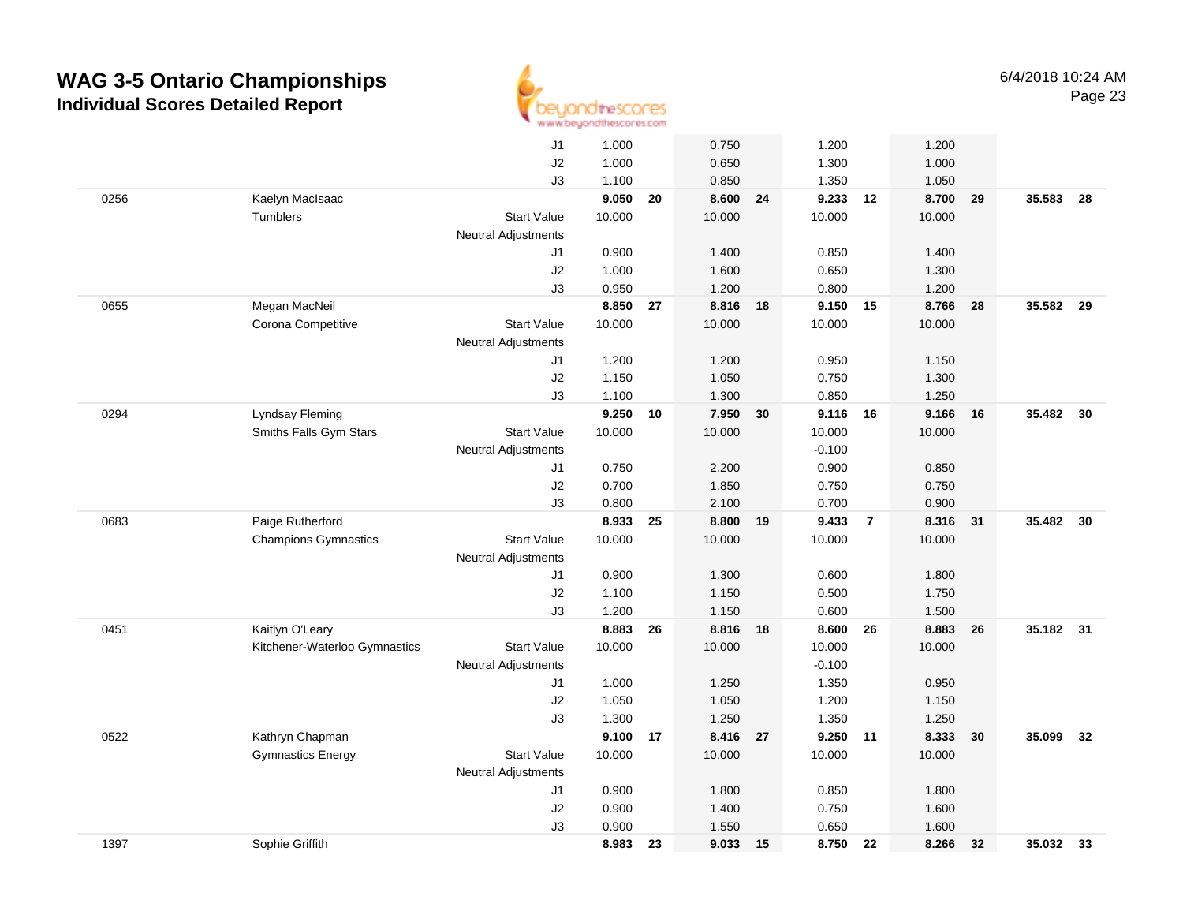# WAG 3-5 Ontario Championships
## Individual Scores Detailed Report

6/4/2018 10:24 AM

| # | Name / Club | | Vault | Rank | Bars | Rank | Beam | Rank | Floor | Rank | AA | Rank |
|---|---|---|---|---|---|---|---|---|---|---|---|---|
| | | J1 | 1.000 | | 0.750 | | 1.200 | | 1.200 | | | |
| | | J2 | 1.000 | | 0.650 | | 1.300 | | 1.000 | | | |
| | | J3 | 1.100 | | 0.850 | | 1.350 | | 1.050 | | | |
| 0256 | Kaelyn MacIsaac | | **9.050** | **20** | **8.600** | **24** | **9.233** | **12** | **8.700** | **29** | **35.583** | **28** |
| | Tumblers | Start Value | 10.000 | | 10.000 | | 10.000 | | 10.000 | | | |
| | | Neutral Adjustments | | | | | | | | | | |
| | | J1 | 0.900 | | 1.400 | | 0.850 | | 1.400 | | | |
| | | J2 | 1.000 | | 1.600 | | 0.650 | | 1.300 | | | |
| | | J3 | 0.950 | | 1.200 | | 0.800 | | 1.200 | | | |
| 0655 | Megan MacNeil | | **8.850** | **27** | **8.816** | **18** | **9.150** | **15** | **8.766** | **28** | **35.582** | **29** |
| | Corona Competitive | Start Value | 10.000 | | 10.000 | | 10.000 | | 10.000 | | | |
| | | Neutral Adjustments | | | | | | | | | | |
| | | J1 | 1.200 | | 1.200 | | 0.950 | | 1.150 | | | |
| | | J2 | 1.150 | | 1.050 | | 0.750 | | 1.300 | | | |
| | | J3 | 1.100 | | 1.300 | | 0.850 | | 1.250 | | | |
| 0294 | Lyndsay Fleming | | **9.250** | **10** | **7.950** | **30** | **9.116** | **16** | **9.166** | **16** | **35.482** | **30** |
| | Smiths Falls Gym Stars | Start Value | 10.000 | | 10.000 | | 10.000 | | 10.000 | | | |
| | | Neutral Adjustments | | | | | -0.100 | | | | | |
| | | J1 | 0.750 | | 2.200 | | 0.900 | | 0.850 | | | |
| | | J2 | 0.700 | | 1.850 | | 0.750 | | 0.750 | | | |
| | | J3 | 0.800 | | 2.100 | | 0.700 | | 0.900 | | | |
| 0683 | Paige Rutherford | | **8.933** | **25** | **8.800** | **19** | **9.433** | **7** | **8.316** | **31** | **35.482** | **30** |
| | Champions Gymnastics | Start Value | 10.000 | | 10.000 | | 10.000 | | 10.000 | | | |
| | | Neutral Adjustments | | | | | | | | | | |
| | | J1 | 0.900 | | 1.300 | | 0.600 | | 1.800 | | | |
| | | J2 | 1.100 | | 1.150 | | 0.500 | | 1.750 | | | |
| | | J3 | 1.200 | | 1.150 | | 0.600 | | 1.500 | | | |
| 0451 | Kaitlyn O'Leary | | **8.883** | **26** | **8.816** | **18** | **8.600** | **26** | **8.883** | **26** | **35.182** | **31** |
| | Kitchener-Waterloo Gymnastics | Start Value | 10.000 | | 10.000 | | 10.000 | | 10.000 | | | |
| | | Neutral Adjustments | | | | | -0.100 | | | | | |
| | | J1 | 1.000 | | 1.250 | | 1.350 | | 0.950 | | | |
| | | J2 | 1.050 | | 1.050 | | 1.200 | | 1.150 | | | |
| | | J3 | 1.300 | | 1.250 | | 1.350 | | 1.250 | | | |
| 0522 | Kathryn Chapman | | **9.100** | **17** | **8.416** | **27** | **9.250** | **11** | **8.333** | **30** | **35.099** | **32** |
| | Gymnastics Energy | Start Value | 10.000 | | 10.000 | | 10.000 | | 10.000 | | | |
| | | Neutral Adjustments | | | | | | | | | | |
| | | J1 | 0.900 | | 1.800 | | 0.850 | | 1.800 | | | |
| | | J2 | 0.900 | | 1.400 | | 0.750 | | 1.600 | | | |
| | | J3 | 0.900 | | 1.550 | | 0.650 | | 1.600 | | | |
| 1397 | Sophie Griffith | | **8.983** | **23** | **9.033** | **15** | **8.750** | **22** | **8.266** | **32** | **35.032** | **33** |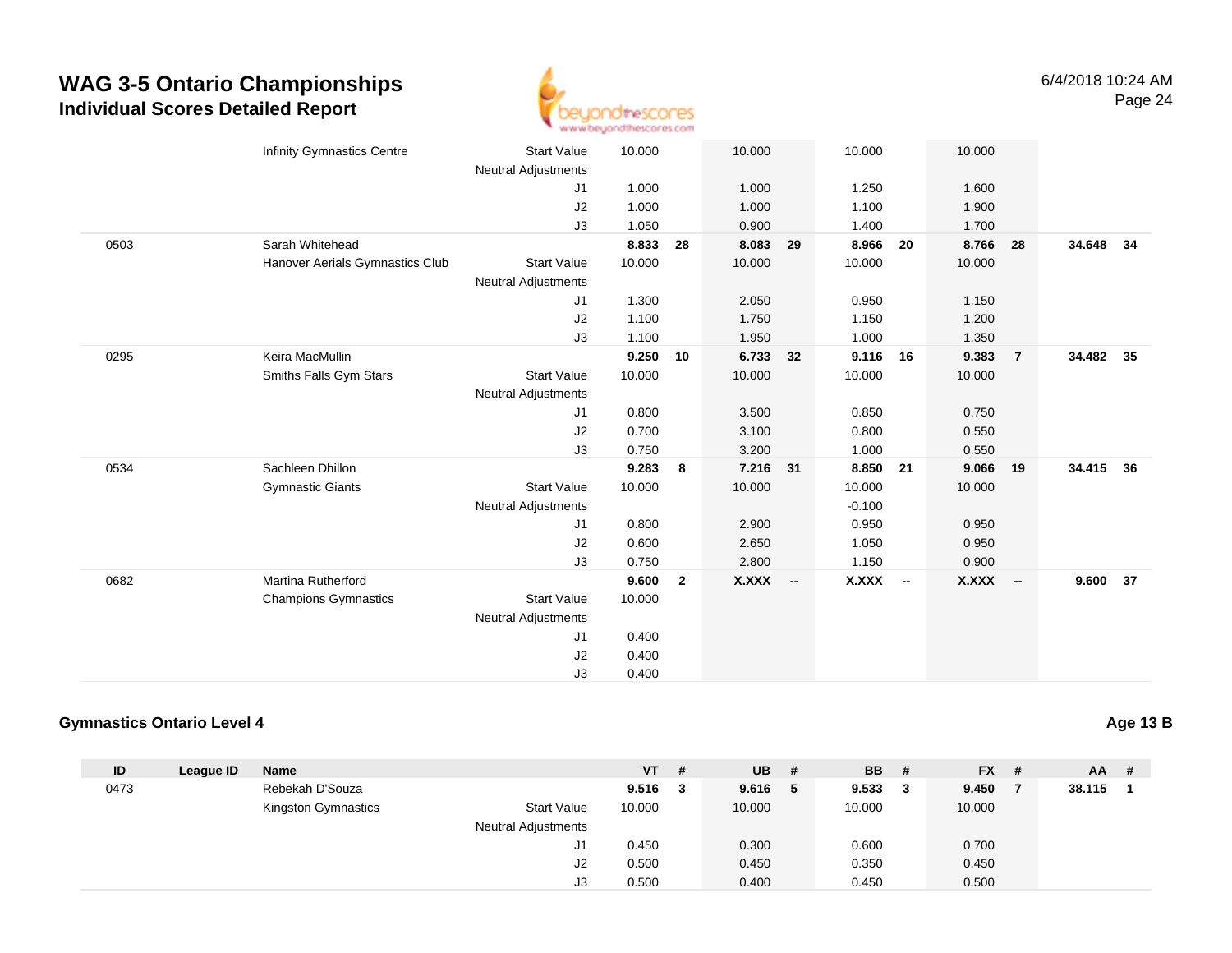# WAG 3-5 Ontario Championships
## Individual Scores Detailed Report

6/4/2018 10:24 AM

| ID | League ID | Name | | VT | # | UB | # | BB | # | FX | # | AA | # |
|---|---|---|---|---|---|---|---|---|---|---|---|---|---|
| | | Infinity Gymnastics Centre | Start Value | 10.000 | | 10.000 | | 10.000 | | 10.000 | | | |
| | | | Neutral Adjustments | | | | | | | | | | |
| | | | J1 | 1.000 | | 1.000 | | 1.250 | | 1.600 | | | |
| | | | J2 | 1.000 | | 1.000 | | 1.100 | | 1.900 | | | |
| | | | J3 | 1.050 | | 0.900 | | 1.400 | | 1.700 | | | |
| 0503 | | Sarah Whitehead | | **8.833** | **28** | **8.083** | **29** | **8.966** | **20** | **8.766** | **28** | **34.648** | **34** |
| | | Hanover Aerials Gymnastics Club | Start Value | 10.000 | | 10.000 | | 10.000 | | 10.000 | | | |
| | | | Neutral Adjustments | | | | | | | | | | |
| | | | J1 | 1.300 | | 2.050 | | 0.950 | | 1.150 | | | |
| | | | J2 | 1.100 | | 1.750 | | 1.150 | | 1.200 | | | |
| | | | J3 | 1.100 | | 1.950 | | 1.000 | | 1.350 | | | |
| 0295 | | Keira MacMullin | | **9.250** | **10** | **6.733** | **32** | **9.116** | **16** | **9.383** | **7** | **34.482** | **35** |
| | | Smiths Falls Gym Stars | Start Value | 10.000 | | 10.000 | | 10.000 | | 10.000 | | | |
| | | | Neutral Adjustments | | | | | | | | | | |
| | | | J1 | 0.800 | | 3.500 | | 0.850 | | 0.750 | | | |
| | | | J2 | 0.700 | | 3.100 | | 0.800 | | 0.550 | | | |
| | | | J3 | 0.750 | | 3.200 | | 1.000 | | 0.550 | | | |
| 0534 | | Sachleen Dhillon | | **9.283** | **8** | **7.216** | **31** | **8.850** | **21** | **9.066** | **19** | **34.415** | **36** |
| | | Gymnastic Giants | Start Value | 10.000 | | 10.000 | | 10.000 | | 10.000 | | | |
| | | | Neutral Adjustments | | | | | -0.100 | | | | | |
| | | | J1 | 0.800 | | 2.900 | | 0.950 | | 0.950 | | | |
| | | | J2 | 0.600 | | 2.650 | | 1.050 | | 0.950 | | | |
| | | | J3 | 0.750 | | 2.800 | | 1.150 | | 0.900 | | | |
| 0682 | | Martina Rutherford | | **9.600** | **2** | **X.XXX** | **--** | **X.XXX** | **--** | **X.XXX** | **--** | **9.600** | **37** |
| | | Champions Gymnastics | Start Value | 10.000 | | | | | | | | | |
| | | | Neutral Adjustments | | | | | | | | | | |
| | | | J1 | 0.400 | | | | | | | | | |
| | | | J2 | 0.400 | | | | | | | | | |
| | | | J3 | 0.400 | | | | | | | | | |

### Gymnastics Ontario Level 4

**Age 13 B**

| ID | League ID | Name | | VT | # | UB | # | BB | # | FX | # | AA | # |
|---|---|---|---|---|---|---|---|---|---|---|---|---|---|
| 0473 | | Rebekah D'Souza | | **9.516** | **3** | **9.616** | **5** | **9.533** | **3** | **9.450** | **7** | **38.115** | **1** |
| | | Kingston Gymnastics | Start Value | 10.000 | | 10.000 | | 10.000 | | 10.000 | | | |
| | | | Neutral Adjustments | | | | | | | | | | |
| | | | J1 | 0.450 | | 0.300 | | 0.600 | | 0.700 | | | |
| | | | J2 | 0.500 | | 0.450 | | 0.350 | | 0.450 | | | |
| | | | J3 | 0.500 | | 0.400 | | 0.450 | | 0.500 | | | |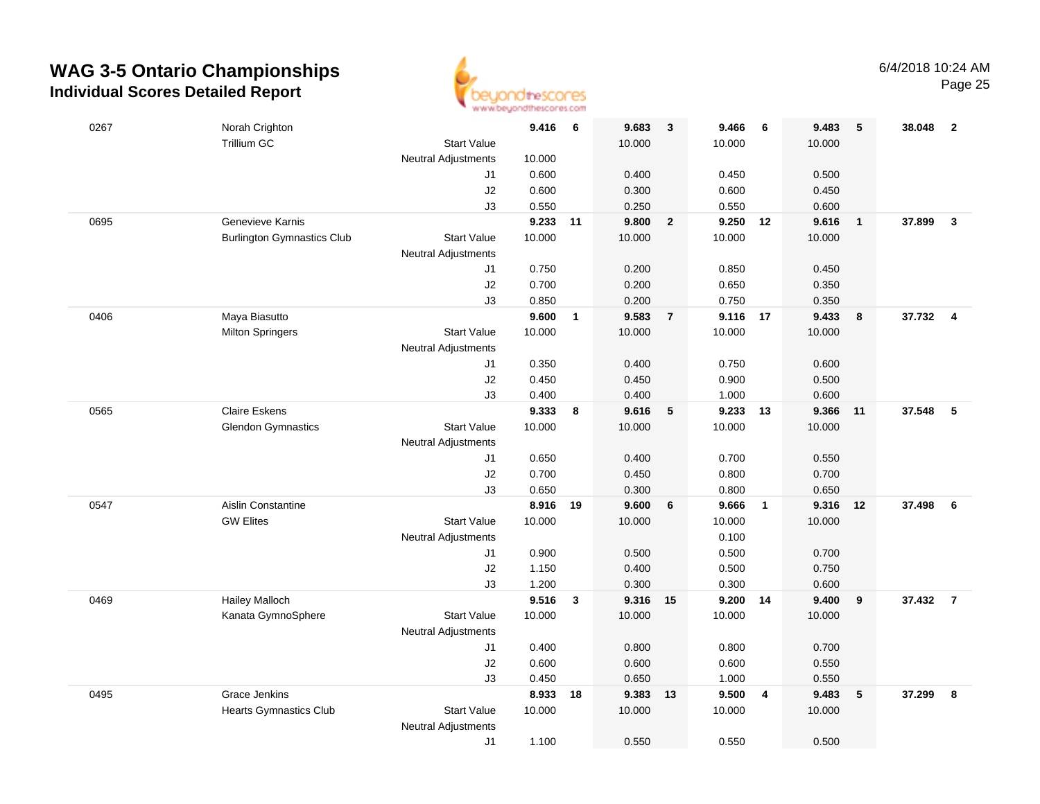# WAG 3-5 Ontario Championships
## Individual Scores Detailed Report

6/4/2018 10:24 AM

| # | Name / Club | | Vault | Rank | Bars | Rank | Beam | Rank | Floor | Rank | AA | Rank |
|---|---|---|---|---|---|---|---|---|---|---|---|---|
| 0267 | Norah Crighton | | **9.416** | **6** | **9.683** | **3** | **9.466** | **6** | **9.483** | **5** | **38.048** | **2** |
| | Trillium GC | Start Value | | | 10.000 | | 10.000 | | 10.000 | | | |
| | | Neutral Adjustments | 10.000 | | | | | | | | | |
| | | J1 | 0.600 | | 0.400 | | 0.450 | | 0.500 | | | |
| | | J2 | 0.600 | | 0.300 | | 0.600 | | 0.450 | | | |
| | | J3 | 0.550 | | 0.250 | | 0.550 | | 0.600 | | | |
| 0695 | Genevieve Karnis | | **9.233** | **11** | **9.800** | **2** | **9.250** | **12** | **9.616** | **1** | **37.899** | **3** |
| | Burlington Gymnastics Club | Start Value | 10.000 | | 10.000 | | 10.000 | | 10.000 | | | |
| | | Neutral Adjustments | | | | | | | | | | |
| | | J1 | 0.750 | | 0.200 | | 0.850 | | 0.450 | | | |
| | | J2 | 0.700 | | 0.200 | | 0.650 | | 0.350 | | | |
| | | J3 | 0.850 | | 0.200 | | 0.750 | | 0.350 | | | |
| 0406 | Maya Biasutto | | **9.600** | **1** | **9.583** | **7** | **9.116** | **17** | **9.433** | **8** | **37.732** | **4** |
| | Milton Springers | Start Value | 10.000 | | 10.000 | | 10.000 | | 10.000 | | | |
| | | Neutral Adjustments | | | | | | | | | | |
| | | J1 | 0.350 | | 0.400 | | 0.750 | | 0.600 | | | |
| | | J2 | 0.450 | | 0.450 | | 0.900 | | 0.500 | | | |
| | | J3 | 0.400 | | 0.400 | | 1.000 | | 0.600 | | | |
| 0565 | Claire Eskens | | **9.333** | **8** | **9.616** | **5** | **9.233** | **13** | **9.366** | **11** | **37.548** | **5** |
| | Glendon Gymnastics | Start Value | 10.000 | | 10.000 | | 10.000 | | 10.000 | | | |
| | | Neutral Adjustments | | | | | | | | | | |
| | | J1 | 0.650 | | 0.400 | | 0.700 | | 0.550 | | | |
| | | J2 | 0.700 | | 0.450 | | 0.800 | | 0.700 | | | |
| | | J3 | 0.650 | | 0.300 | | 0.800 | | 0.650 | | | |
| 0547 | Aislin Constantine | | **8.916** | **19** | **9.600** | **6** | **9.666** | **1** | **9.316** | **12** | **37.498** | **6** |
| | GW Elites | Start Value | 10.000 | | 10.000 | | 10.000 | | 10.000 | | | |
| | | Neutral Adjustments | | | | | 0.100 | | | | | |
| | | J1 | 0.900 | | 0.500 | | 0.500 | | 0.700 | | | |
| | | J2 | 1.150 | | 0.400 | | 0.500 | | 0.750 | | | |
| | | J3 | 1.200 | | 0.300 | | 0.300 | | 0.600 | | | |
| 0469 | Hailey Malloch | | **9.516** | **3** | **9.316** | **15** | **9.200** | **14** | **9.400** | **9** | **37.432** | **7** |
| | Kanata GymnoSphere | Start Value | 10.000 | | 10.000 | | 10.000 | | 10.000 | | | |
| | | Neutral Adjustments | | | | | | | | | | |
| | | J1 | 0.400 | | 0.800 | | 0.800 | | 0.700 | | | |
| | | J2 | 0.600 | | 0.600 | | 0.600 | | 0.550 | | | |
| | | J3 | 0.450 | | 0.650 | | 1.000 | | 0.550 | | | |
| 0495 | Grace Jenkins | | **8.933** | **18** | **9.383** | **13** | **9.500** | **4** | **9.483** | **5** | **37.299** | **8** |
| | Hearts Gymnastics Club | Start Value | 10.000 | | 10.000 | | 10.000 | | 10.000 | | | |
| | | Neutral Adjustments | | | | | | | | | | |
| | | J1 | 1.100 | | 0.550 | | 0.550 | | 0.500 | | | |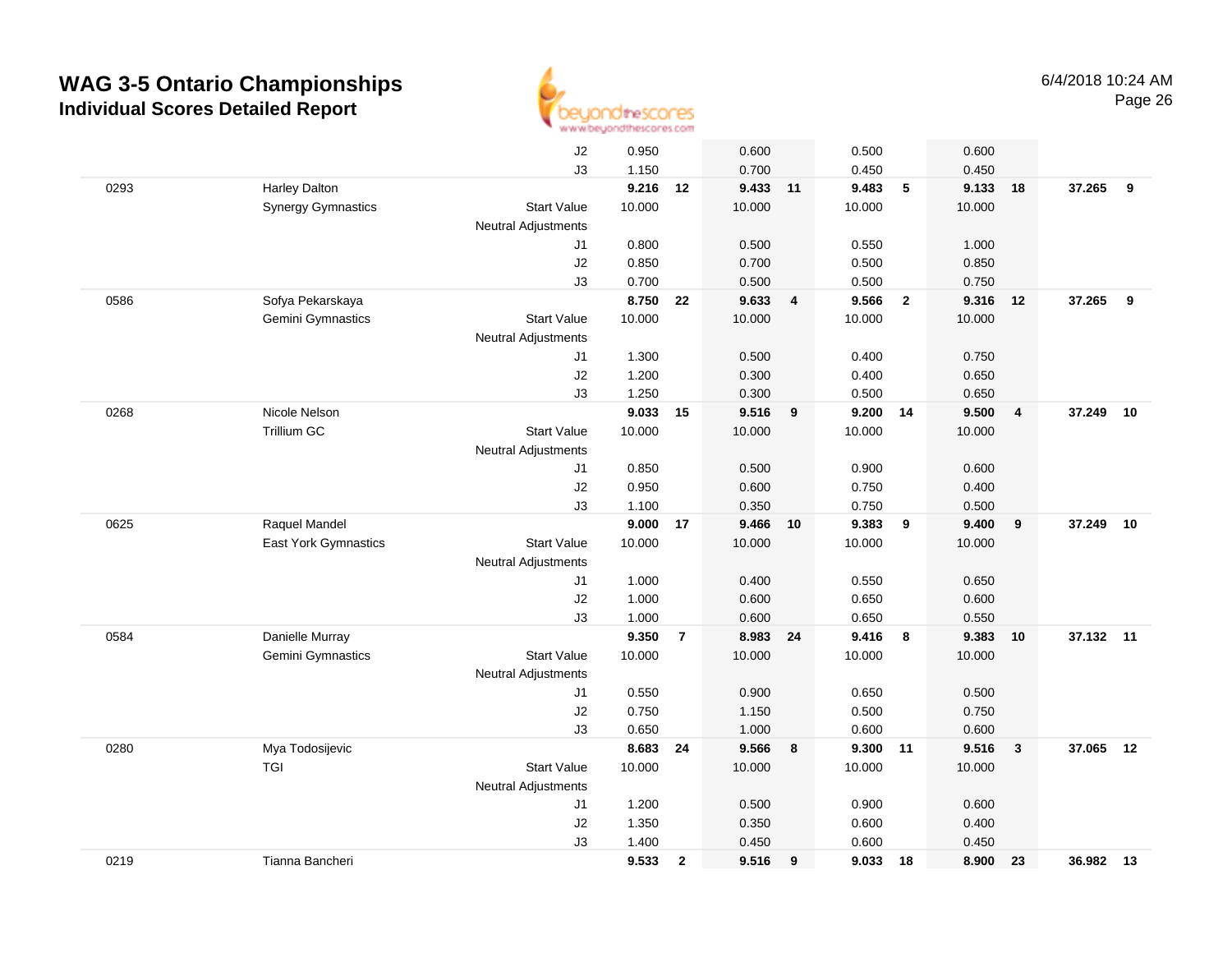# WAG 3-5 Ontario Championships

## Individual Scores Detailed Report

6/4/2018 10:24 AM

| # | Name | | | Vault | Rank | Bars | Rank | Beam | Rank | Floor | Rank | AA | Rank |
|---|---|---|---|---|---|---|---|---|---|---|---|---|---|
| | | | J2 | 0.950 | | 0.600 | | 0.500 | | 0.600 | | | |
| | | | J3 | 1.150 | | 0.700 | | 0.450 | | 0.450 | | | |
| 0293 | Harley Dalton | | | **9.216** | **12** | **9.433** | **11** | **9.483** | **5** | **9.133** | **18** | **37.265** | **9** |
| | Synergy Gymnastics | Start Value | | 10.000 | | 10.000 | | 10.000 | | 10.000 | | | |
| | | Neutral Adjustments | | | | | | | | | | | |
| | | | J1 | 0.800 | | 0.500 | | 0.550 | | 1.000 | | | |
| | | | J2 | 0.850 | | 0.700 | | 0.500 | | 0.850 | | | |
| | | | J3 | 0.700 | | 0.500 | | 0.500 | | 0.750 | | | |
| 0586 | Sofya Pekarskaya | | | **8.750** | **22** | **9.633** | **4** | **9.566** | **2** | **9.316** | **12** | **37.265** | **9** |
| | Gemini Gymnastics | Start Value | | 10.000 | | 10.000 | | 10.000 | | 10.000 | | | |
| | | Neutral Adjustments | | | | | | | | | | | |
| | | | J1 | 1.300 | | 0.500 | | 0.400 | | 0.750 | | | |
| | | | J2 | 1.200 | | 0.300 | | 0.400 | | 0.650 | | | |
| | | | J3 | 1.250 | | 0.300 | | 0.500 | | 0.650 | | | |
| 0268 | Nicole Nelson | | | **9.033** | **15** | **9.516** | **9** | **9.200** | **14** | **9.500** | **4** | **37.249** | **10** |
| | Trillium GC | Start Value | | 10.000 | | 10.000 | | 10.000 | | 10.000 | | | |
| | | Neutral Adjustments | | | | | | | | | | | |
| | | | J1 | 0.850 | | 0.500 | | 0.900 | | 0.600 | | | |
| | | | J2 | 0.950 | | 0.600 | | 0.750 | | 0.400 | | | |
| | | | J3 | 1.100 | | 0.350 | | 0.750 | | 0.500 | | | |
| 0625 | Raquel Mandel | | | **9.000** | **17** | **9.466** | **10** | **9.383** | **9** | **9.400** | **9** | **37.249** | **10** |
| | East York Gymnastics | Start Value | | 10.000 | | 10.000 | | 10.000 | | 10.000 | | | |
| | | Neutral Adjustments | | | | | | | | | | | |
| | | | J1 | 1.000 | | 0.400 | | 0.550 | | 0.650 | | | |
| | | | J2 | 1.000 | | 0.600 | | 0.650 | | 0.600 | | | |
| | | | J3 | 1.000 | | 0.600 | | 0.650 | | 0.550 | | | |
| 0584 | Danielle Murray | | | **9.350** | **7** | **8.983** | **24** | **9.416** | **8** | **9.383** | **10** | **37.132** | **11** |
| | Gemini Gymnastics | Start Value | | 10.000 | | 10.000 | | 10.000 | | 10.000 | | | |
| | | Neutral Adjustments | | | | | | | | | | | |
| | | | J1 | 0.550 | | 0.900 | | 0.650 | | 0.500 | | | |
| | | | J2 | 0.750 | | 1.150 | | 0.500 | | 0.750 | | | |
| | | | J3 | 0.650 | | 1.000 | | 0.600 | | 0.600 | | | |
| 0280 | Mya Todosijevic | | | **8.683** | **24** | **9.566** | **8** | **9.300** | **11** | **9.516** | **3** | **37.065** | **12** |
| | TGI | Start Value | | 10.000 | | 10.000 | | 10.000 | | 10.000 | | | |
| | | Neutral Adjustments | | | | | | | | | | | |
| | | | J1 | 1.200 | | 0.500 | | 0.900 | | 0.600 | | | |
| | | | J2 | 1.350 | | 0.350 | | 0.600 | | 0.400 | | | |
| | | | J3 | 1.400 | | 0.450 | | 0.600 | | 0.450 | | | |
| 0219 | Tianna Bancheri | | | **9.533** | **2** | **9.516** | **9** | **9.033** | **18** | **8.900** | **23** | **36.982** | **13** |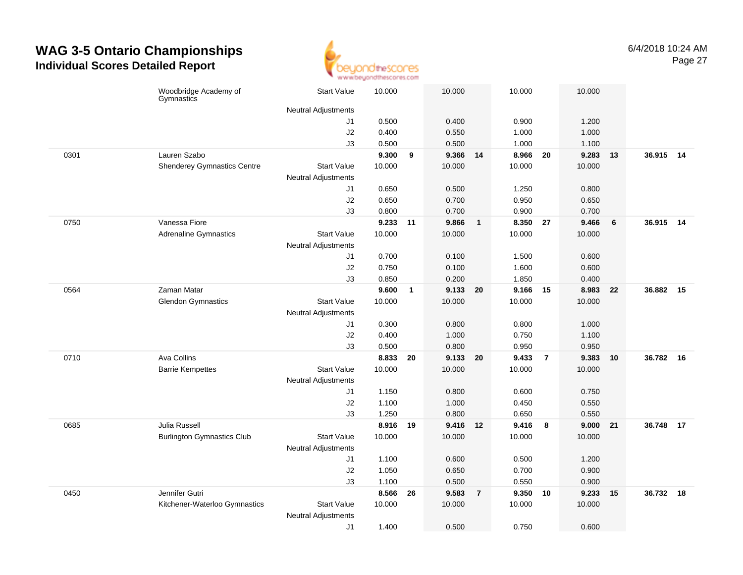# WAG 3-5 Ontario Championships

## Individual Scores Detailed Report

6/4/2018 10:24 AM

| | | | | | | | | | | | | |
|---|---|---|---|---|---|---|---|---|---|---|---|---|
| | Woodbridge Academy of Gymnastics | Start Value | 10.000 | | 10.000 | | 10.000 | | 10.000 | | | |
| | | Neutral Adjustments | | | | | | | | | | |
| | | J1 | 0.500 | | 0.400 | | 0.900 | | 1.200 | | | |
| | | J2 | 0.400 | | 0.550 | | 1.000 | | 1.000 | | | |
| | | J3 | 0.500 | | 0.500 | | 1.000 | | 1.100 | | | |
| 0301 | Lauren Szabo | | **9.300** | **9** | **9.366** | **14** | **8.966** | **20** | **9.283** | **13** | **36.915** | **14** |
| | Shenderey Gymnastics Centre | Start Value | 10.000 | | 10.000 | | 10.000 | | 10.000 | | | |
| | | Neutral Adjustments | | | | | | | | | | |
| | | J1 | 0.650 | | 0.500 | | 1.250 | | 0.800 | | | |
| | | J2 | 0.650 | | 0.700 | | 0.950 | | 0.650 | | | |
| | | J3 | 0.800 | | 0.700 | | 0.900 | | 0.700 | | | |
| 0750 | Vanessa Fiore | | **9.233** | **11** | **9.866** | **1** | **8.350** | **27** | **9.466** | **6** | **36.915** | **14** |
| | Adrenaline Gymnastics | Start Value | 10.000 | | 10.000 | | 10.000 | | 10.000 | | | |
| | | Neutral Adjustments | | | | | | | | | | |
| | | J1 | 0.700 | | 0.100 | | 1.500 | | 0.600 | | | |
| | | J2 | 0.750 | | 0.100 | | 1.600 | | 0.600 | | | |
| | | J3 | 0.850 | | 0.200 | | 1.850 | | 0.400 | | | |
| 0564 | Zaman Matar | | **9.600** | **1** | **9.133** | **20** | **9.166** | **15** | **8.983** | **22** | **36.882** | **15** |
| | Glendon Gymnastics | Start Value | 10.000 | | 10.000 | | 10.000 | | 10.000 | | | |
| | | Neutral Adjustments | | | | | | | | | | |
| | | J1 | 0.300 | | 0.800 | | 0.800 | | 1.000 | | | |
| | | J2 | 0.400 | | 1.000 | | 0.750 | | 1.100 | | | |
| | | J3 | 0.500 | | 0.800 | | 0.950 | | 0.950 | | | |
| 0710 | Ava Collins | | **8.833** | **20** | **9.133** | **20** | **9.433** | **7** | **9.383** | **10** | **36.782** | **16** |
| | Barrie Kempettes | Start Value | 10.000 | | 10.000 | | 10.000 | | 10.000 | | | |
| | | Neutral Adjustments | | | | | | | | | | |
| | | J1 | 1.150 | | 0.800 | | 0.600 | | 0.750 | | | |
| | | J2 | 1.100 | | 1.000 | | 0.450 | | 0.550 | | | |
| | | J3 | 1.250 | | 0.800 | | 0.650 | | 0.550 | | | |
| 0685 | Julia Russell | | **8.916** | **19** | **9.416** | **12** | **9.416** | **8** | **9.000** | **21** | **36.748** | **17** |
| | Burlington Gymnastics Club | Start Value | 10.000 | | 10.000 | | 10.000 | | 10.000 | | | |
| | | Neutral Adjustments | | | | | | | | | | |
| | | J1 | 1.100 | | 0.600 | | 0.500 | | 1.200 | | | |
| | | J2 | 1.050 | | 0.650 | | 0.700 | | 0.900 | | | |
| | | J3 | 1.100 | | 0.500 | | 0.550 | | 0.900 | | | |
| 0450 | Jennifer Gutri | | **8.566** | **26** | **9.583** | **7** | **9.350** | **10** | **9.233** | **15** | **36.732** | **18** |
| | Kitchener-Waterloo Gymnastics | Start Value | 10.000 | | 10.000 | | 10.000 | | 10.000 | | | |
| | | Neutral Adjustments | | | | | | | | | | |
| | | J1 | 1.400 | | 0.500 | | 0.750 | | 0.600 | | | |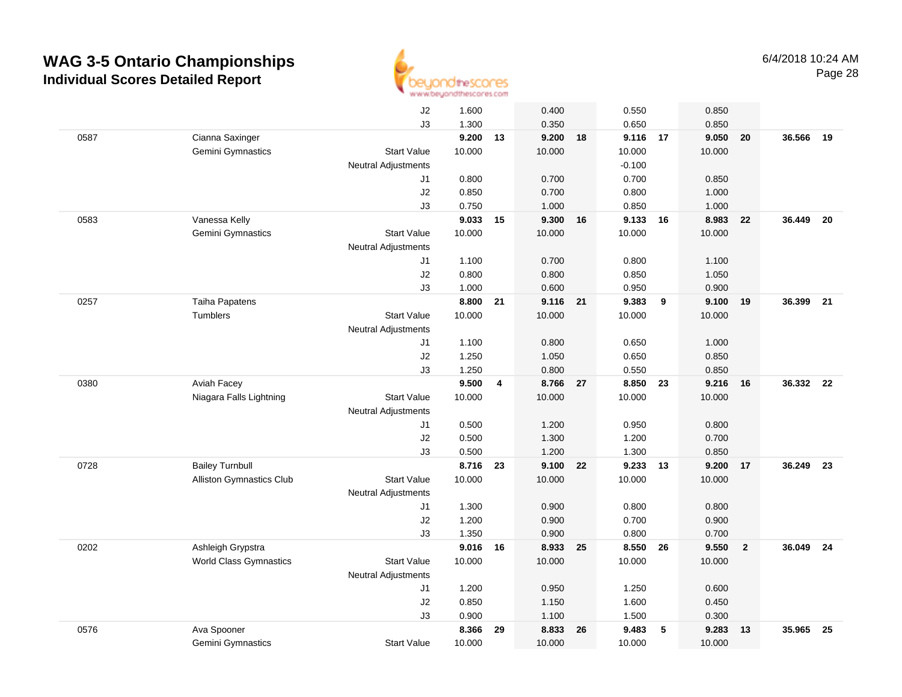# WAG 3-5 Ontario Championships

## Individual Scores Detailed Report

6/4/2018 10:24 AM

| | | | | | | | | | | | | |
|---|---|---|---|---|---|---|---|---|---|---|---|---|
| | | J2 | 1.600 | | 0.400 | | 0.550 | | 0.850 | | | |
| | | J3 | 1.300 | | 0.350 | | 0.650 | | 0.850 | | | |
| 0587 | Cianna Saxinger | | **9.200** | **13** | **9.200** | **18** | **9.116** | **17** | **9.050** | **20** | **36.566** | **19** |
| | Gemini Gymnastics | Start Value | 10.000 | | 10.000 | | 10.000 | | 10.000 | | | |
| | | Neutral Adjustments | | | | | -0.100 | | | | | |
| | | J1 | 0.800 | | 0.700 | | 0.700 | | 0.850 | | | |
| | | J2 | 0.850 | | 0.700 | | 0.800 | | 1.000 | | | |
| | | J3 | 0.750 | | 1.000 | | 0.850 | | 1.000 | | | |
| 0583 | Vanessa Kelly | | **9.033** | **15** | **9.300** | **16** | **9.133** | **16** | **8.983** | **22** | **36.449** | **20** |
| | Gemini Gymnastics | Start Value | 10.000 | | 10.000 | | 10.000 | | 10.000 | | | |
| | | Neutral Adjustments | | | | | | | | | | |
| | | J1 | 1.100 | | 0.700 | | 0.800 | | 1.100 | | | |
| | | J2 | 0.800 | | 0.800 | | 0.850 | | 1.050 | | | |
| | | J3 | 1.000 | | 0.600 | | 0.950 | | 0.900 | | | |
| 0257 | Taiha Papatens | | **8.800** | **21** | **9.116** | **21** | **9.383** | **9** | **9.100** | **19** | **36.399** | **21** |
| | Tumblers | Start Value | 10.000 | | 10.000 | | 10.000 | | 10.000 | | | |
| | | Neutral Adjustments | | | | | | | | | | |
| | | J1 | 1.100 | | 0.800 | | 0.650 | | 1.000 | | | |
| | | J2 | 1.250 | | 1.050 | | 0.650 | | 0.850 | | | |
| | | J3 | 1.250 | | 0.800 | | 0.550 | | 0.850 | | | |
| 0380 | Aviah Facey | | **9.500** | **4** | **8.766** | **27** | **8.850** | **23** | **9.216** | **16** | **36.332** | **22** |
| | Niagara Falls Lightning | Start Value | 10.000 | | 10.000 | | 10.000 | | 10.000 | | | |
| | | Neutral Adjustments | | | | | | | | | | |
| | | J1 | 0.500 | | 1.200 | | 0.950 | | 0.800 | | | |
| | | J2 | 0.500 | | 1.300 | | 1.200 | | 0.700 | | | |
| | | J3 | 0.500 | | 1.200 | | 1.300 | | 0.850 | | | |
| 0728 | Bailey Turnbull | | **8.716** | **23** | **9.100** | **22** | **9.233** | **13** | **9.200** | **17** | **36.249** | **23** |
| | Alliston Gymnastics Club | Start Value | 10.000 | | 10.000 | | 10.000 | | 10.000 | | | |
| | | Neutral Adjustments | | | | | | | | | | |
| | | J1 | 1.300 | | 0.900 | | 0.800 | | 0.800 | | | |
| | | J2 | 1.200 | | 0.900 | | 0.700 | | 0.900 | | | |
| | | J3 | 1.350 | | 0.900 | | 0.800 | | 0.700 | | | |
| 0202 | Ashleigh Grypstra | | **9.016** | **16** | **8.933** | **25** | **8.550** | **26** | **9.550** | **2** | **36.049** | **24** |
| | World Class Gymnastics | Start Value | 10.000 | | 10.000 | | 10.000 | | 10.000 | | | |
| | | Neutral Adjustments | | | | | | | | | | |
| | | J1 | 1.200 | | 0.950 | | 1.250 | | 0.600 | | | |
| | | J2 | 0.850 | | 1.150 | | 1.600 | | 0.450 | | | |
| | | J3 | 0.900 | | 1.100 | | 1.500 | | 0.300 | | | |
| 0576 | Ava Spooner | | **8.366** | **29** | **8.833** | **26** | **9.483** | **5** | **9.283** | **13** | **35.965** | **25** |
| | Gemini Gymnastics | Start Value | 10.000 | | 10.000 | | 10.000 | | 10.000 | | | |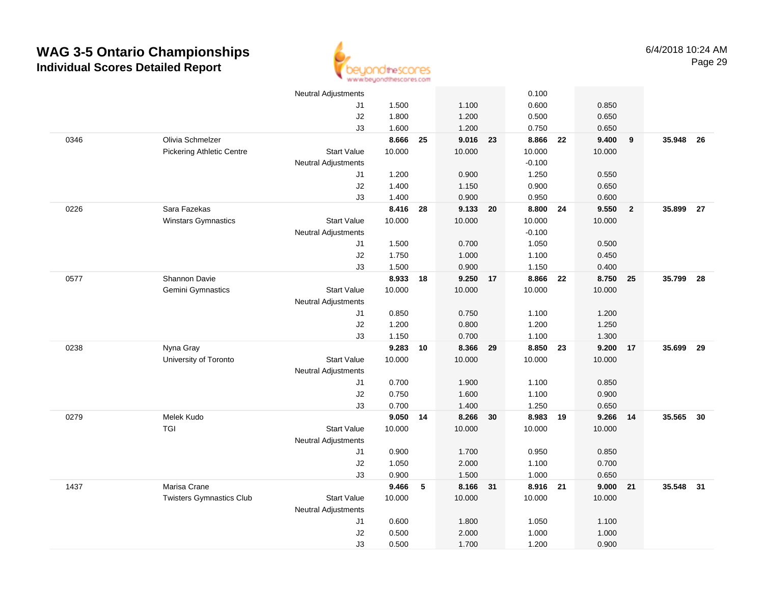# WAG 3-5 Ontario Championships
## Individual Scores Detailed Report

6/4/2018 10:24 AM

| | | | | | | | | | | | | |
|---|---|---|---|---|---|---|---|---|---|---|---|---|
| | | Neutral Adjustments | | | | | 0.100 | | | | | |
| | | J1 | 1.500 | | 1.100 | | 0.600 | | 0.850 | | | |
| | | J2 | 1.800 | | 1.200 | | 0.500 | | 0.650 | | | |
| | | J3 | 1.600 | | 1.200 | | 0.750 | | 0.650 | | | |
| 0346 | Olivia Schmelzer | | **8.666** | **25** | **9.016** | **23** | **8.866** | **22** | **9.400** | **9** | **35.948** | **26** |
| | Pickering Athletic Centre | Start Value | 10.000 | | 10.000 | | 10.000 | | 10.000 | | | |
| | | Neutral Adjustments | | | | | -0.100 | | | | | |
| | | J1 | 1.200 | | 0.900 | | 1.250 | | 0.550 | | | |
| | | J2 | 1.400 | | 1.150 | | 0.900 | | 0.650 | | | |
| | | J3 | 1.400 | | 0.900 | | 0.950 | | 0.600 | | | |
| 0226 | Sara Fazekas | | **8.416** | **28** | **9.133** | **20** | **8.800** | **24** | **9.550** | **2** | **35.899** | **27** |
| | Winstars Gymnastics | Start Value | 10.000 | | 10.000 | | 10.000 | | 10.000 | | | |
| | | Neutral Adjustments | | | | | -0.100 | | | | | |
| | | J1 | 1.500 | | 0.700 | | 1.050 | | 0.500 | | | |
| | | J2 | 1.750 | | 1.000 | | 1.100 | | 0.450 | | | |
| | | J3 | 1.500 | | 0.900 | | 1.150 | | 0.400 | | | |
| 0577 | Shannon Davie | | **8.933** | **18** | **9.250** | **17** | **8.866** | **22** | **8.750** | **25** | **35.799** | **28** |
| | Gemini Gymnastics | Start Value | 10.000 | | 10.000 | | 10.000 | | 10.000 | | | |
| | | Neutral Adjustments | | | | | | | | | | |
| | | J1 | 0.850 | | 0.750 | | 1.100 | | 1.200 | | | |
| | | J2 | 1.200 | | 0.800 | | 1.200 | | 1.250 | | | |
| | | J3 | 1.150 | | 0.700 | | 1.100 | | 1.300 | | | |
| 0238 | Nyna Gray | | **9.283** | **10** | **8.366** | **29** | **8.850** | **23** | **9.200** | **17** | **35.699** | **29** |
| | University of Toronto | Start Value | 10.000 | | 10.000 | | 10.000 | | 10.000 | | | |
| | | Neutral Adjustments | | | | | | | | | | |
| | | J1 | 0.700 | | 1.900 | | 1.100 | | 0.850 | | | |
| | | J2 | 0.750 | | 1.600 | | 1.100 | | 0.900 | | | |
| | | J3 | 0.700 | | 1.400 | | 1.250 | | 0.650 | | | |
| 0279 | Melek Kudo | | **9.050** | **14** | **8.266** | **30** | **8.983** | **19** | **9.266** | **14** | **35.565** | **30** |
| | TGI | Start Value | 10.000 | | 10.000 | | 10.000 | | 10.000 | | | |
| | | Neutral Adjustments | | | | | | | | | | |
| | | J1 | 0.900 | | 1.700 | | 0.950 | | 0.850 | | | |
| | | J2 | 1.050 | | 2.000 | | 1.100 | | 0.700 | | | |
| | | J3 | 0.900 | | 1.500 | | 1.000 | | 0.650 | | | |
| 1437 | Marisa Crane | | **9.466** | **5** | **8.166** | **31** | **8.916** | **21** | **9.000** | **21** | **35.548** | **31** |
| | Twisters Gymnastics Club | Start Value | 10.000 | | 10.000 | | 10.000 | | 10.000 | | | |
| | | Neutral Adjustments | | | | | | | | | | |
| | | J1 | 0.600 | | 1.800 | | 1.050 | | 1.100 | | | |
| | | J2 | 0.500 | | 2.000 | | 1.000 | | 1.000 | | | |
| | | J3 | 0.500 | | 1.700 | | 1.200 | | 0.900 | | | |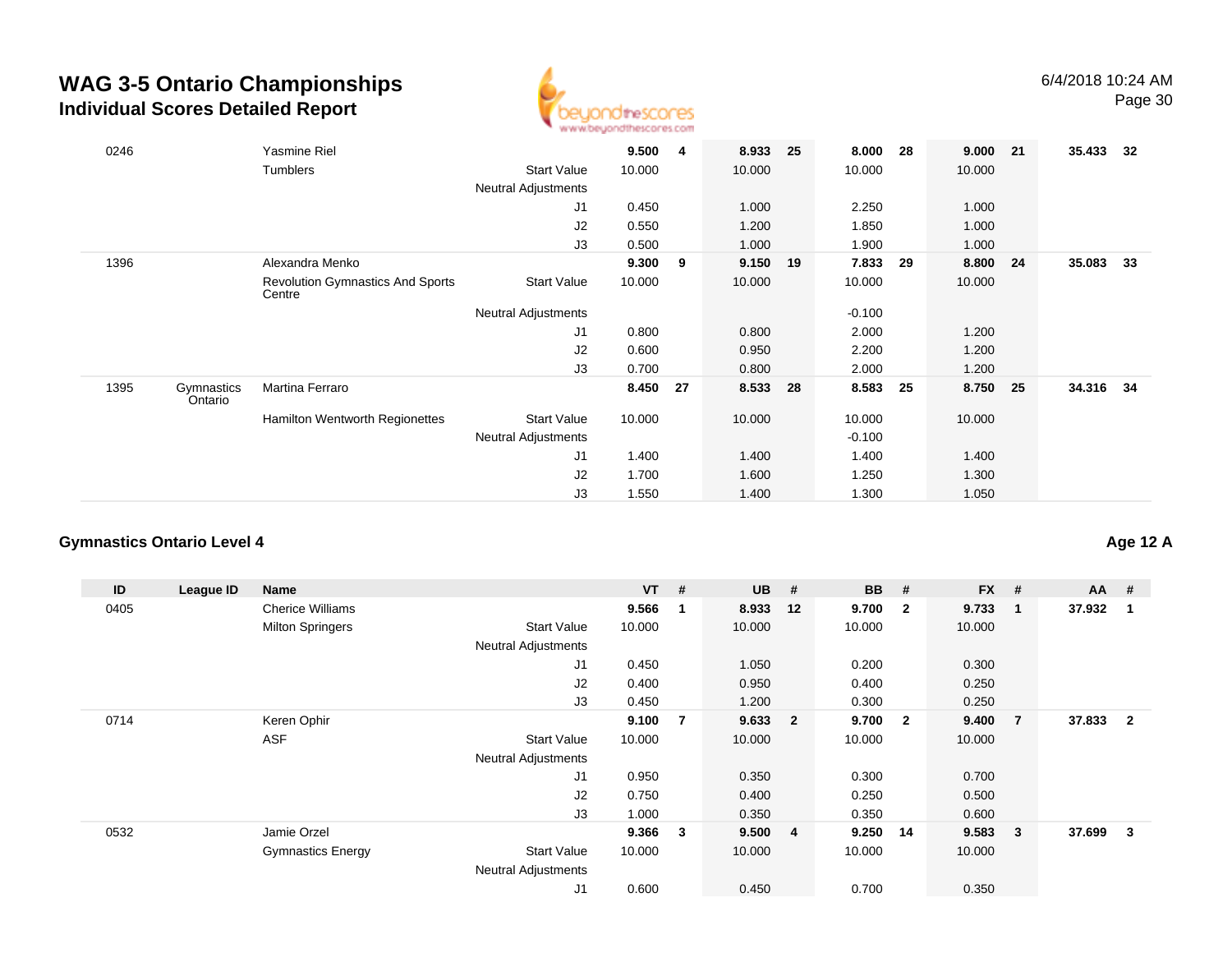# WAG 3-5 Ontario Championships

## Individual Scores Detailed Report

6/4/2018 10:24 AM

| ID | League ID | Name | | VT | # | UB | # | BB | # | FX | # | AA | # |
|---|---|---|---|---|---|---|---|---|---|---|---|---|---|
| 0246 | | Yasmine Riel | | **9.500** | **4** | **8.933** | **25** | **8.000** | **28** | **9.000** | **21** | **35.433** | **32** |
| | | Tumblers | Start Value | 10.000 | | 10.000 | | 10.000 | | 10.000 | | | |
| | | | Neutral Adjustments | | | | | | | | | | |
| | | | J1 | 0.450 | | 1.000 | | 2.250 | | 1.000 | | | |
| | | | J2 | 0.550 | | 1.200 | | 1.850 | | 1.000 | | | |
| | | | J3 | 0.500 | | 1.000 | | 1.900 | | 1.000 | | | |
| 1396 | | Alexandra Menko | | **9.300** | **9** | **9.150** | **19** | **7.833** | **29** | **8.800** | **24** | **35.083** | **33** |
| | | Revolution Gymnastics And Sports Centre | Start Value | 10.000 | | 10.000 | | 10.000 | | 10.000 | | | |
| | | | Neutral Adjustments | | | | | -0.100 | | | | | |
| | | | J1 | 0.800 | | 0.800 | | 2.000 | | 1.200 | | | |
| | | | J2 | 0.600 | | 0.950 | | 2.200 | | 1.200 | | | |
| | | | J3 | 0.700 | | 0.800 | | 2.000 | | 1.200 | | | |
| 1395 | Gymnastics Ontario | Martina Ferraro | | **8.450** | **27** | **8.533** | **28** | **8.583** | **25** | **8.750** | **25** | **34.316** | **34** |
| | | Hamilton Wentworth Regionettes | Start Value | 10.000 | | 10.000 | | 10.000 | | 10.000 | | | |
| | | | Neutral Adjustments | | | | | -0.100 | | | | | |
| | | | J1 | 1.400 | | 1.400 | | 1.400 | | 1.400 | | | |
| | | | J2 | 1.700 | | 1.600 | | 1.250 | | 1.300 | | | |
| | | | J3 | 1.550 | | 1.400 | | 1.300 | | 1.050 | | | |

### Gymnastics Ontario Level 4

**Age 12 A**

| ID | League ID | Name | | VT | # | UB | # | BB | # | FX | # | AA | # |
|---|---|---|---|---|---|---|---|---|---|---|---|---|---|
| 0405 | | Cherice Williams | | **9.566** | **1** | **8.933** | **12** | **9.700** | **2** | **9.733** | **1** | **37.932** | **1** |
| | | Milton Springers | Start Value | 10.000 | | 10.000 | | 10.000 | | 10.000 | | | |
| | | | Neutral Adjustments | | | | | | | | | | |
| | | | J1 | 0.450 | | 1.050 | | 0.200 | | 0.300 | | | |
| | | | J2 | 0.400 | | 0.950 | | 0.400 | | 0.250 | | | |
| | | | J3 | 0.450 | | 1.200 | | 0.300 | | 0.250 | | | |
| 0714 | | Keren Ophir | | **9.100** | **7** | **9.633** | **2** | **9.700** | **2** | **9.400** | **7** | **37.833** | **2** |
| | | ASF | Start Value | 10.000 | | 10.000 | | 10.000 | | 10.000 | | | |
| | | | Neutral Adjustments | | | | | | | | | | |
| | | | J1 | 0.950 | | 0.350 | | 0.300 | | 0.700 | | | |
| | | | J2 | 0.750 | | 0.400 | | 0.250 | | 0.500 | | | |
| | | | J3 | 1.000 | | 0.350 | | 0.350 | | 0.600 | | | |
| 0532 | | Jamie Orzel | | **9.366** | **3** | **9.500** | **4** | **9.250** | **14** | **9.583** | **3** | **37.699** | **3** |
| | | Gymnastics Energy | Start Value | 10.000 | | 10.000 | | 10.000 | | 10.000 | | | |
| | | | Neutral Adjustments | | | | | | | | | | |
| | | | J1 | 0.600 | | 0.450 | | 0.700 | | 0.350 | | | |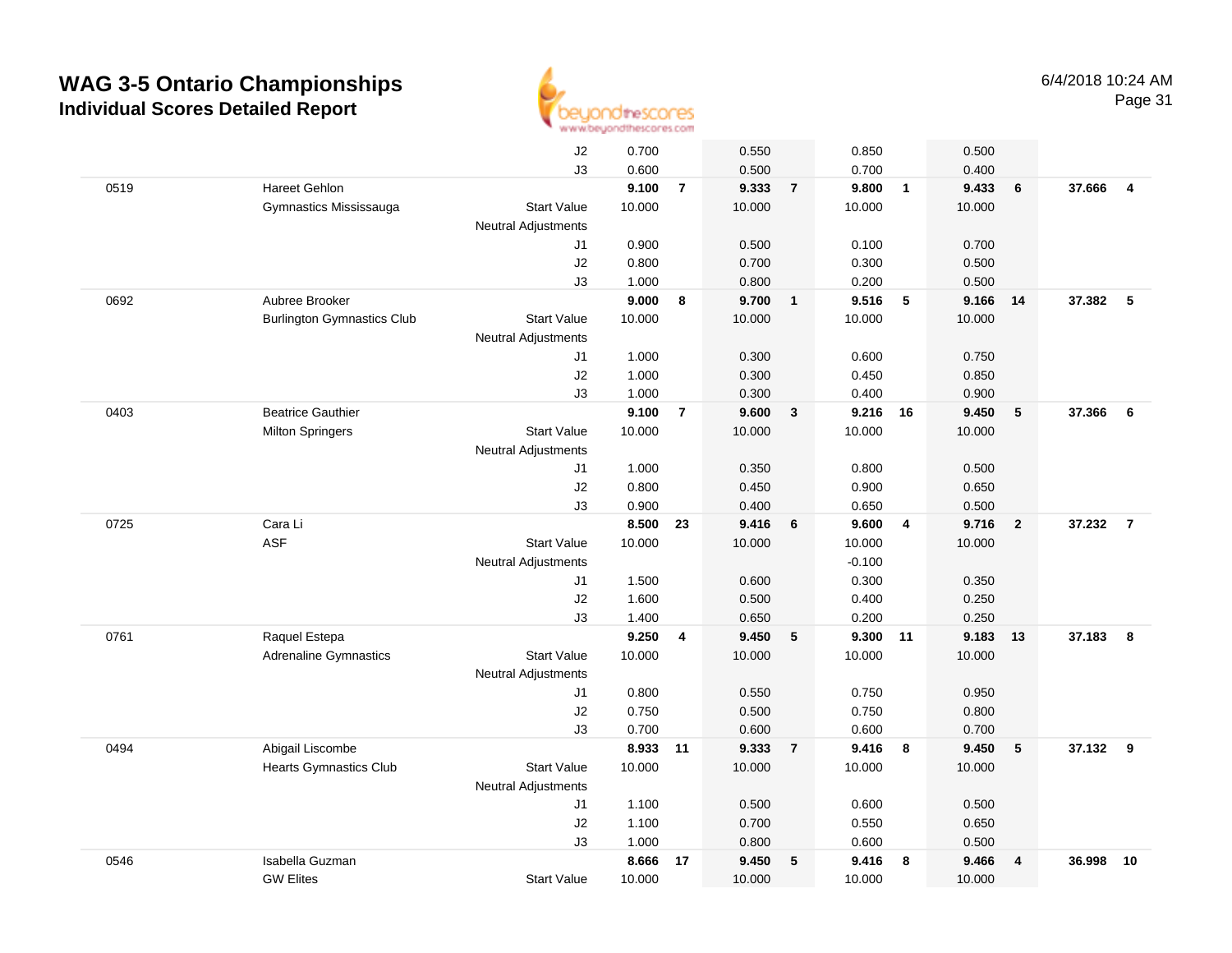# WAG 3-5 Ontario Championships
## Individual Scores Detailed Report

6/4/2018 10:24 AM

| | | | Vault | Rank | Bars | Rank | Beam | Rank | Floor | Rank | AA | Rank |
|---|---|---|---|---|---|---|---|---|---|---|---|---|
| | | J2 | 0.700 | | 0.550 | | 0.850 | | 0.500 | | | |
| | | J3 | 0.600 | | 0.500 | | 0.700 | | 0.400 | | | |
| 0519 | Hareet Gehlon | | **9.100** | **7** | **9.333** | **7** | **9.800** | **1** | **9.433** | **6** | **37.666** | **4** |
| | Gymnastics Mississauga | Start Value | 10.000 | | 10.000 | | 10.000 | | 10.000 | | | |
| | | Neutral Adjustments | | | | | | | | | | |
| | | J1 | 0.900 | | 0.500 | | 0.100 | | 0.700 | | | |
| | | J2 | 0.800 | | 0.700 | | 0.300 | | 0.500 | | | |
| | | J3 | 1.000 | | 0.800 | | 0.200 | | 0.500 | | | |
| 0692 | Aubree Brooker | | **9.000** | **8** | **9.700** | **1** | **9.516** | **5** | **9.166** | **14** | **37.382** | **5** |
| | Burlington Gymnastics Club | Start Value | 10.000 | | 10.000 | | 10.000 | | 10.000 | | | |
| | | Neutral Adjustments | | | | | | | | | | |
| | | J1 | 1.000 | | 0.300 | | 0.600 | | 0.750 | | | |
| | | J2 | 1.000 | | 0.300 | | 0.450 | | 0.850 | | | |
| | | J3 | 1.000 | | 0.300 | | 0.400 | | 0.900 | | | |
| 0403 | Beatrice Gauthier | | **9.100** | **7** | **9.600** | **3** | **9.216** | **16** | **9.450** | **5** | **37.366** | **6** |
| | Milton Springers | Start Value | 10.000 | | 10.000 | | 10.000 | | 10.000 | | | |
| | | Neutral Adjustments | | | | | | | | | | |
| | | J1 | 1.000 | | 0.350 | | 0.800 | | 0.500 | | | |
| | | J2 | 0.800 | | 0.450 | | 0.900 | | 0.650 | | | |
| | | J3 | 0.900 | | 0.400 | | 0.650 | | 0.500 | | | |
| 0725 | Cara Li | | **8.500** | **23** | **9.416** | **6** | **9.600** | **4** | **9.716** | **2** | **37.232** | **7** |
| | ASF | Start Value | 10.000 | | 10.000 | | 10.000 | | 10.000 | | | |
| | | Neutral Adjustments | | | | | -0.100 | | | | | |
| | | J1 | 1.500 | | 0.600 | | 0.300 | | 0.350 | | | |
| | | J2 | 1.600 | | 0.500 | | 0.400 | | 0.250 | | | |
| | | J3 | 1.400 | | 0.650 | | 0.200 | | 0.250 | | | |
| 0761 | Raquel Estepa | | **9.250** | **4** | **9.450** | **5** | **9.300** | **11** | **9.183** | **13** | **37.183** | **8** |
| | Adrenaline Gymnastics | Start Value | 10.000 | | 10.000 | | 10.000 | | 10.000 | | | |
| | | Neutral Adjustments | | | | | | | | | | |
| | | J1 | 0.800 | | 0.550 | | 0.750 | | 0.950 | | | |
| | | J2 | 0.750 | | 0.500 | | 0.750 | | 0.800 | | | |
| | | J3 | 0.700 | | 0.600 | | 0.600 | | 0.700 | | | |
| 0494 | Abigail Liscombe | | **8.933** | **11** | **9.333** | **7** | **9.416** | **8** | **9.450** | **5** | **37.132** | **9** |
| | Hearts Gymnastics Club | Start Value | 10.000 | | 10.000 | | 10.000 | | 10.000 | | | |
| | | Neutral Adjustments | | | | | | | | | | |
| | | J1 | 1.100 | | 0.500 | | 0.600 | | 0.500 | | | |
| | | J2 | 1.100 | | 0.700 | | 0.550 | | 0.650 | | | |
| | | J3 | 1.000 | | 0.800 | | 0.600 | | 0.500 | | | |
| 0546 | Isabella Guzman | | **8.666** | **17** | **9.450** | **5** | **9.416** | **8** | **9.466** | **4** | **36.998** | **10** |
| | GW Elites | Start Value | 10.000 | | 10.000 | | 10.000 | | 10.000 | | | |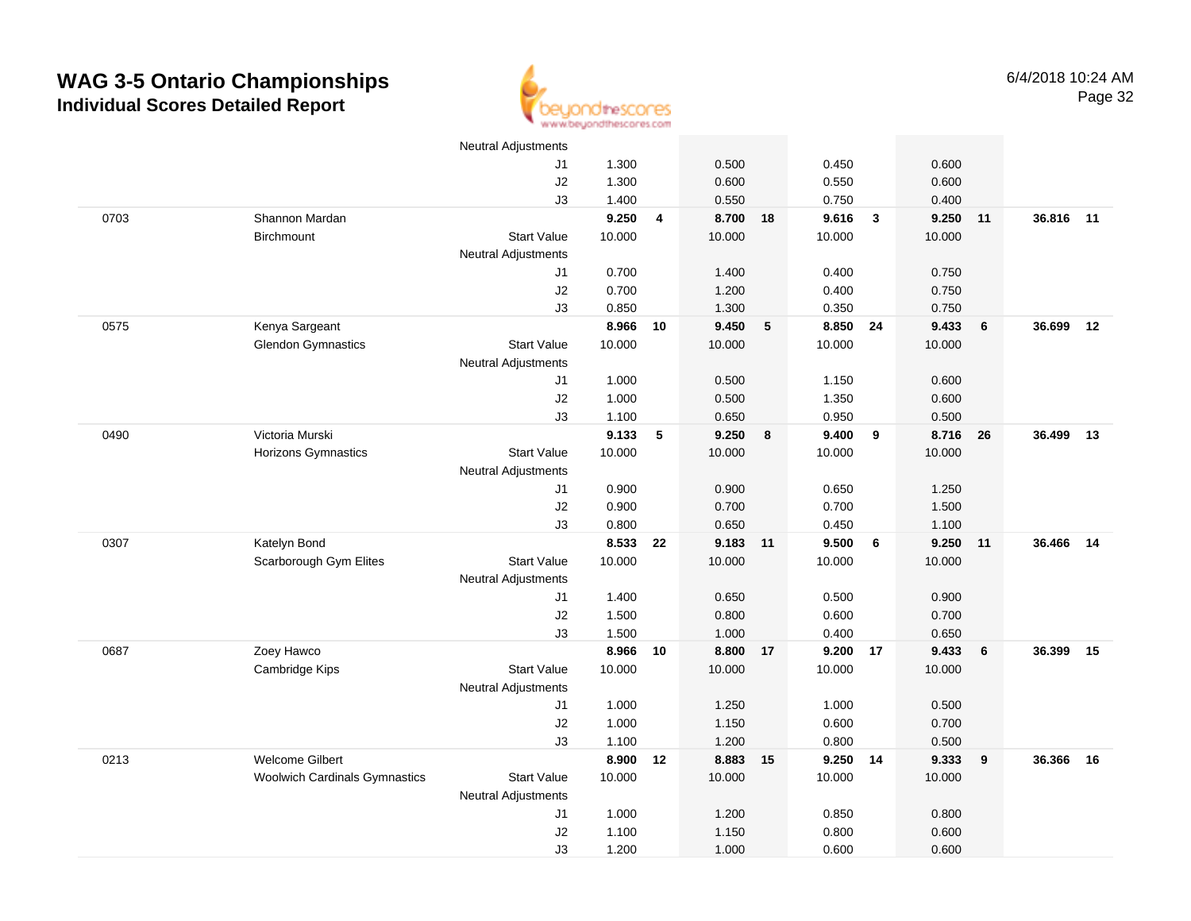# WAG 3-5 Ontario Championships
## Individual Scores Detailed Report

6/4/2018 10:24 AM

| | | | | | | | | | | | | |
|---|---|---|---|---|---|---|---|---|---|---|---|---|
| | | Neutral Adjustments | | | | | | | | | | |
| | | J1 | 1.300 | | 0.500 | | 0.450 | | 0.600 | | | |
| | | J2 | 1.300 | | 0.600 | | 0.550 | | 0.600 | | | |
| | | J3 | 1.400 | | 0.550 | | 0.750 | | 0.400 | | | |
| 0703 | Shannon Mardan | | **9.250** | **4** | **8.700** | **18** | **9.616** | **3** | **9.250** | **11** | **36.816** | **11** |
| | Birchmount | Start Value | 10.000 | | 10.000 | | 10.000 | | 10.000 | | | |
| | | Neutral Adjustments | | | | | | | | | | |
| | | J1 | 0.700 | | 1.400 | | 0.400 | | 0.750 | | | |
| | | J2 | 0.700 | | 1.200 | | 0.400 | | 0.750 | | | |
| | | J3 | 0.850 | | 1.300 | | 0.350 | | 0.750 | | | |
| 0575 | Kenya Sargeant | | **8.966** | **10** | **9.450** | **5** | **8.850** | **24** | **9.433** | **6** | **36.699** | **12** |
| | Glendon Gymnastics | Start Value | 10.000 | | 10.000 | | 10.000 | | 10.000 | | | |
| | | Neutral Adjustments | | | | | | | | | | |
| | | J1 | 1.000 | | 0.500 | | 1.150 | | 0.600 | | | |
| | | J2 | 1.000 | | 0.500 | | 1.350 | | 0.600 | | | |
| | | J3 | 1.100 | | 0.650 | | 0.950 | | 0.500 | | | |
| 0490 | Victoria Murski | | **9.133** | **5** | **9.250** | **8** | **9.400** | **9** | **8.716** | **26** | **36.499** | **13** |
| | Horizons Gymnastics | Start Value | 10.000 | | 10.000 | | 10.000 | | 10.000 | | | |
| | | Neutral Adjustments | | | | | | | | | | |
| | | J1 | 0.900 | | 0.900 | | 0.650 | | 1.250 | | | |
| | | J2 | 0.900 | | 0.700 | | 0.700 | | 1.500 | | | |
| | | J3 | 0.800 | | 0.650 | | 0.450 | | 1.100 | | | |
| 0307 | Katelyn Bond | | **8.533** | **22** | **9.183** | **11** | **9.500** | **6** | **9.250** | **11** | **36.466** | **14** |
| | Scarborough Gym Elites | Start Value | 10.000 | | 10.000 | | 10.000 | | 10.000 | | | |
| | | Neutral Adjustments | | | | | | | | | | |
| | | J1 | 1.400 | | 0.650 | | 0.500 | | 0.900 | | | |
| | | J2 | 1.500 | | 0.800 | | 0.600 | | 0.700 | | | |
| | | J3 | 1.500 | | 1.000 | | 0.400 | | 0.650 | | | |
| 0687 | Zoey Hawco | | **8.966** | **10** | **8.800** | **17** | **9.200** | **17** | **9.433** | **6** | **36.399** | **15** |
| | Cambridge Kips | Start Value | 10.000 | | 10.000 | | 10.000 | | 10.000 | | | |
| | | Neutral Adjustments | | | | | | | | | | |
| | | J1 | 1.000 | | 1.250 | | 1.000 | | 0.500 | | | |
| | | J2 | 1.000 | | 1.150 | | 0.600 | | 0.700 | | | |
| | | J3 | 1.100 | | 1.200 | | 0.800 | | 0.500 | | | |
| 0213 | Welcome Gilbert | | **8.900** | **12** | **8.883** | **15** | **9.250** | **14** | **9.333** | **9** | **36.366** | **16** |
| | Woolwich Cardinals Gymnastics | Start Value | 10.000 | | 10.000 | | 10.000 | | 10.000 | | | |
| | | Neutral Adjustments | | | | | | | | | | |
| | | J1 | 1.000 | | 1.200 | | 0.850 | | 0.800 | | | |
| | | J2 | 1.100 | | 1.150 | | 0.800 | | 0.600 | | | |
| | | J3 | 1.200 | | 1.000 | | 0.600 | | 0.600 | | | |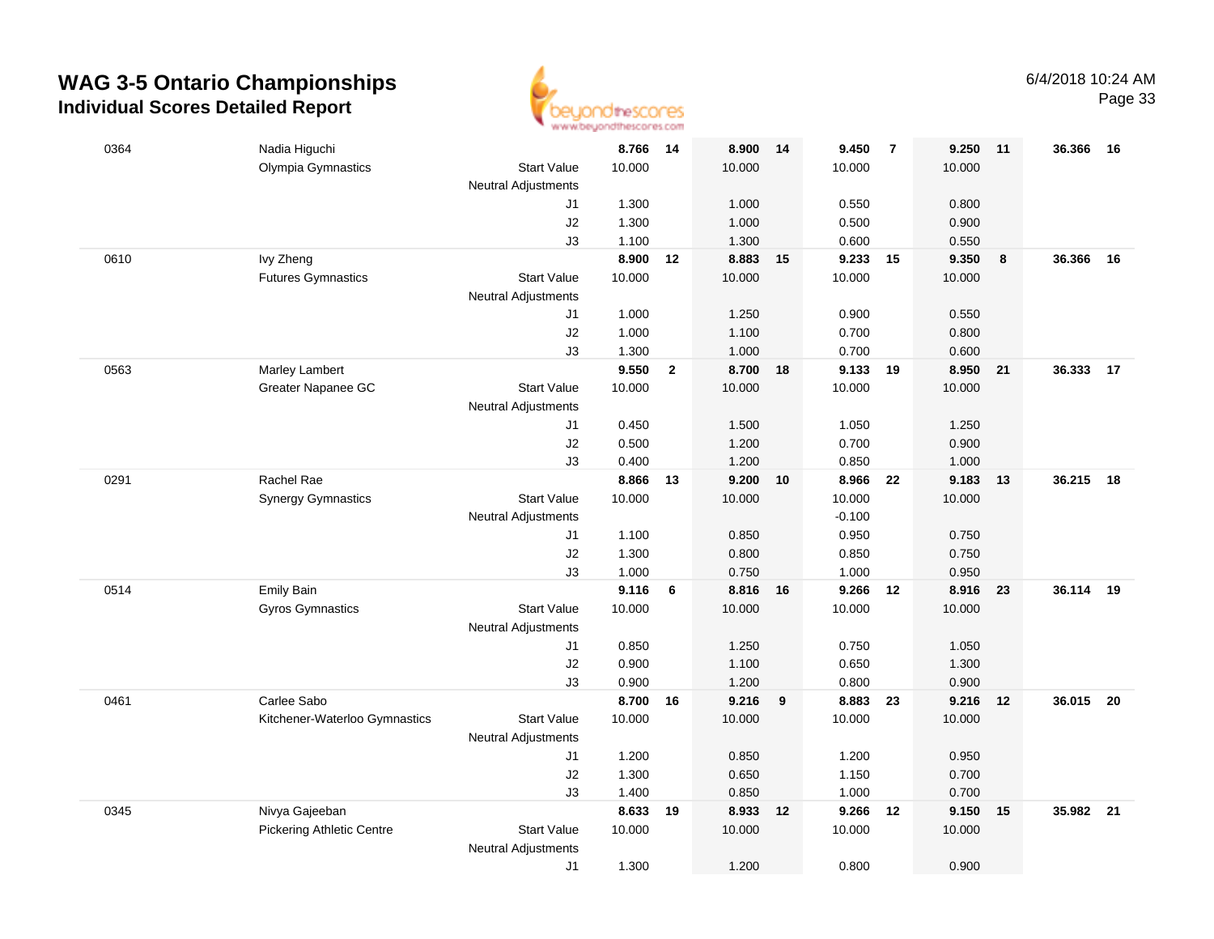# WAG 3-5 Ontario Championships

## Individual Scores Detailed Report

6/4/2018 10:24 AM

| # | Name / Club | | Vault | Rank | Bars | Rank | Beam | Rank | Floor | Rank | AA | Rank |
|---|---|---|---|---|---|---|---|---|---|---|---|---|
| 0364 | Nadia Higuchi | | 8.766 | 14 | 8.900 | 14 | 9.450 | 7 | 9.250 | 11 | 36.366 | 16 |
| | Olympia Gymnastics | Start Value | 10.000 | | 10.000 | | 10.000 | | 10.000 | | | |
| | | Neutral Adjustments | | | | | | | | | | |
| | | J1 | 1.300 | | 1.000 | | 0.550 | | 0.800 | | | |
| | | J2 | 1.300 | | 1.000 | | 0.500 | | 0.900 | | | |
| | | J3 | 1.100 | | 1.300 | | 0.600 | | 0.550 | | | |
| 0610 | Ivy Zheng | | 8.900 | 12 | 8.883 | 15 | 9.233 | 15 | 9.350 | 8 | 36.366 | 16 |
| | Futures Gymnastics | Start Value | 10.000 | | 10.000 | | 10.000 | | 10.000 | | | |
| | | Neutral Adjustments | | | | | | | | | | |
| | | J1 | 1.000 | | 1.250 | | 0.900 | | 0.550 | | | |
| | | J2 | 1.000 | | 1.100 | | 0.700 | | 0.800 | | | |
| | | J3 | 1.300 | | 1.000 | | 0.700 | | 0.600 | | | |
| 0563 | Marley Lambert | | 9.550 | 2 | 8.700 | 18 | 9.133 | 19 | 8.950 | 21 | 36.333 | 17 |
| | Greater Napanee GC | Start Value | 10.000 | | 10.000 | | 10.000 | | 10.000 | | | |
| | | Neutral Adjustments | | | | | | | | | | |
| | | J1 | 0.450 | | 1.500 | | 1.050 | | 1.250 | | | |
| | | J2 | 0.500 | | 1.200 | | 0.700 | | 0.900 | | | |
| | | J3 | 0.400 | | 1.200 | | 0.850 | | 1.000 | | | |
| 0291 | Rachel Rae | | 8.866 | 13 | 9.200 | 10 | 8.966 | 22 | 9.183 | 13 | 36.215 | 18 |
| | Synergy Gymnastics | Start Value | 10.000 | | 10.000 | | 10.000 | | 10.000 | | | |
| | | Neutral Adjustments | | | | | -0.100 | | | | | |
| | | J1 | 1.100 | | 0.850 | | 0.950 | | 0.750 | | | |
| | | J2 | 1.300 | | 0.800 | | 0.850 | | 0.750 | | | |
| | | J3 | 1.000 | | 0.750 | | 1.000 | | 0.950 | | | |
| 0514 | Emily Bain | | 9.116 | 6 | 8.816 | 16 | 9.266 | 12 | 8.916 | 23 | 36.114 | 19 |
| | Gyros Gymnastics | Start Value | 10.000 | | 10.000 | | 10.000 | | 10.000 | | | |
| | | Neutral Adjustments | | | | | | | | | | |
| | | J1 | 0.850 | | 1.250 | | 0.750 | | 1.050 | | | |
| | | J2 | 0.900 | | 1.100 | | 0.650 | | 1.300 | | | |
| | | J3 | 0.900 | | 1.200 | | 0.800 | | 0.900 | | | |
| 0461 | Carlee Sabo | | 8.700 | 16 | 9.216 | 9 | 8.883 | 23 | 9.216 | 12 | 36.015 | 20 |
| | Kitchener-Waterloo Gymnastics | Start Value | 10.000 | | 10.000 | | 10.000 | | 10.000 | | | |
| | | Neutral Adjustments | | | | | | | | | | |
| | | J1 | 1.200 | | 0.850 | | 1.200 | | 0.950 | | | |
| | | J2 | 1.300 | | 0.650 | | 1.150 | | 0.700 | | | |
| | | J3 | 1.400 | | 0.850 | | 1.000 | | 0.700 | | | |
| 0345 | Nivya Gajeeban | | 8.633 | 19 | 8.933 | 12 | 9.266 | 12 | 9.150 | 15 | 35.982 | 21 |
| | Pickering Athletic Centre | Start Value | 10.000 | | 10.000 | | 10.000 | | 10.000 | | | |
| | | Neutral Adjustments | | | | | | | | | | |
| | | J1 | 1.300 | | 1.200 | | 0.800 | | 0.900 | | | |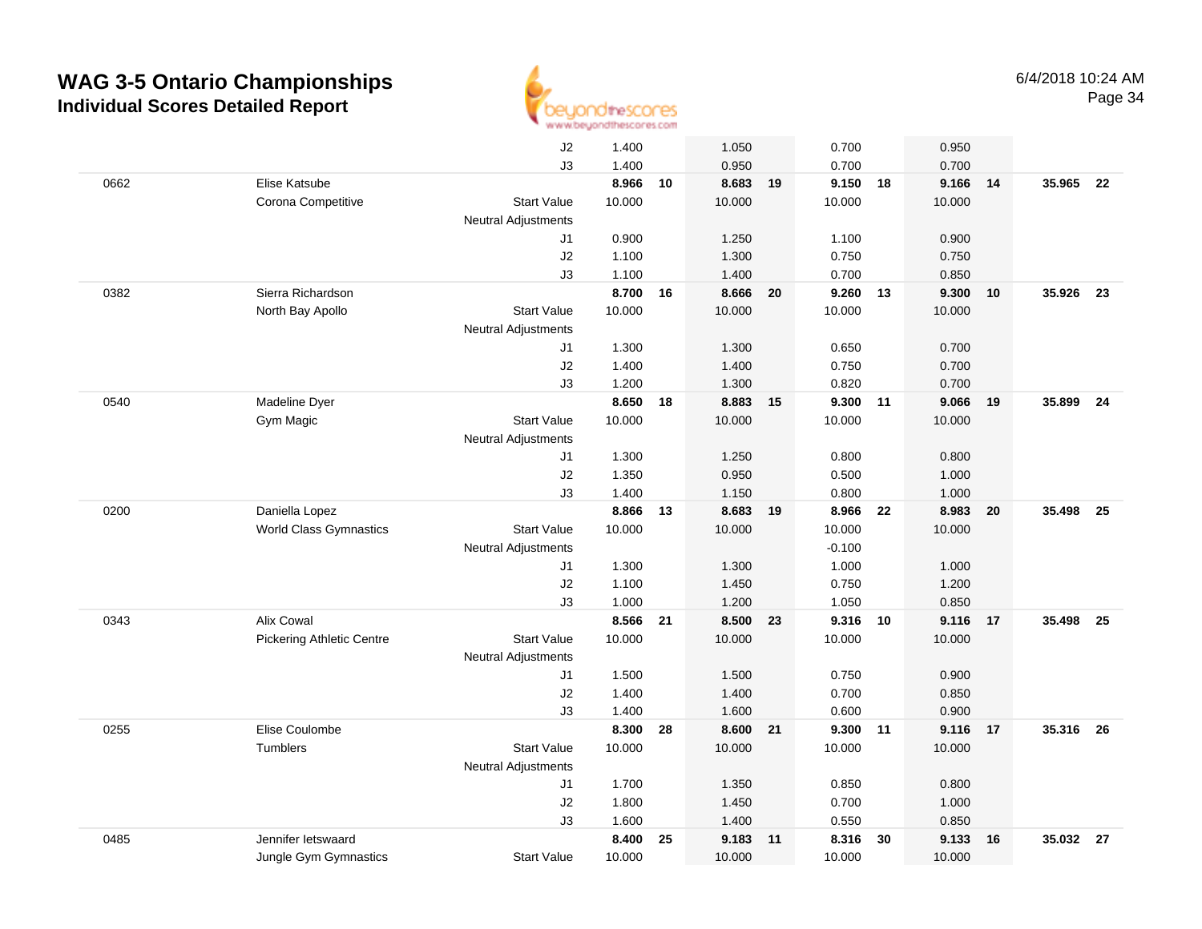# WAG 3-5 Ontario Championships

## Individual Scores Detailed Report

6/4/2018 10:24 AM

| | | | | | | | | | | | | |
|---|---|---|---|---|---|---|---|---|---|---|---|---|
| | | J2 | 1.400 | | 1.050 | | 0.700 | | 0.950 | | | |
| | | J3 | 1.400 | | 0.950 | | 0.700 | | 0.700 | | | |
| 0662 | Elise Katsube | | **8.966** | **10** | **8.683** | **19** | **9.150** | **18** | **9.166** | **14** | **35.965** | **22** |
| | Corona Competitive | Start Value | 10.000 | | 10.000 | | 10.000 | | 10.000 | | | |
| | | Neutral Adjustments | | | | | | | | | | |
| | | J1 | 0.900 | | 1.250 | | 1.100 | | 0.900 | | | |
| | | J2 | 1.100 | | 1.300 | | 0.750 | | 0.750 | | | |
| | | J3 | 1.100 | | 1.400 | | 0.700 | | 0.850 | | | |
| 0382 | Sierra Richardson | | **8.700** | **16** | **8.666** | **20** | **9.260** | **13** | **9.300** | **10** | **35.926** | **23** |
| | North Bay Apollo | Start Value | 10.000 | | 10.000 | | 10.000 | | 10.000 | | | |
| | | Neutral Adjustments | | | | | | | | | | |
| | | J1 | 1.300 | | 1.300 | | 0.650 | | 0.700 | | | |
| | | J2 | 1.400 | | 1.400 | | 0.750 | | 0.700 | | | |
| | | J3 | 1.200 | | 1.300 | | 0.820 | | 0.700 | | | |
| 0540 | Madeline Dyer | | **8.650** | **18** | **8.883** | **15** | **9.300** | **11** | **9.066** | **19** | **35.899** | **24** |
| | Gym Magic | Start Value | 10.000 | | 10.000 | | 10.000 | | 10.000 | | | |
| | | Neutral Adjustments | | | | | | | | | | |
| | | J1 | 1.300 | | 1.250 | | 0.800 | | 0.800 | | | |
| | | J2 | 1.350 | | 0.950 | | 0.500 | | 1.000 | | | |
| | | J3 | 1.400 | | 1.150 | | 0.800 | | 1.000 | | | |
| 0200 | Daniella Lopez | | **8.866** | **13** | **8.683** | **19** | **8.966** | **22** | **8.983** | **20** | **35.498** | **25** |
| | World Class Gymnastics | Start Value | 10.000 | | 10.000 | | 10.000 | | 10.000 | | | |
| | | Neutral Adjustments | | | | | -0.100 | | | | | |
| | | J1 | 1.300 | | 1.300 | | 1.000 | | 1.000 | | | |
| | | J2 | 1.100 | | 1.450 | | 0.750 | | 1.200 | | | |
| | | J3 | 1.000 | | 1.200 | | 1.050 | | 0.850 | | | |
| 0343 | Alix Cowal | | **8.566** | **21** | **8.500** | **23** | **9.316** | **10** | **9.116** | **17** | **35.498** | **25** |
| | Pickering Athletic Centre | Start Value | 10.000 | | 10.000 | | 10.000 | | 10.000 | | | |
| | | Neutral Adjustments | | | | | | | | | | |
| | | J1 | 1.500 | | 1.500 | | 0.750 | | 0.900 | | | |
| | | J2 | 1.400 | | 1.400 | | 0.700 | | 0.850 | | | |
| | | J3 | 1.400 | | 1.600 | | 0.600 | | 0.900 | | | |
| 0255 | Elise Coulombe | | **8.300** | **28** | **8.600** | **21** | **9.300** | **11** | **9.116** | **17** | **35.316** | **26** |
| | Tumblers | Start Value | 10.000 | | 10.000 | | 10.000 | | 10.000 | | | |
| | | Neutral Adjustments | | | | | | | | | | |
| | | J1 | 1.700 | | 1.350 | | 0.850 | | 0.800 | | | |
| | | J2 | 1.800 | | 1.450 | | 0.700 | | 1.000 | | | |
| | | J3 | 1.600 | | 1.400 | | 0.550 | | 0.850 | | | |
| 0485 | Jennifer Ietswaard | | **8.400** | **25** | **9.183** | **11** | **8.316** | **30** | **9.133** | **16** | **35.032** | **27** |
| | Jungle Gym Gymnastics | Start Value | 10.000 | | 10.000 | | 10.000 | | 10.000 | | | |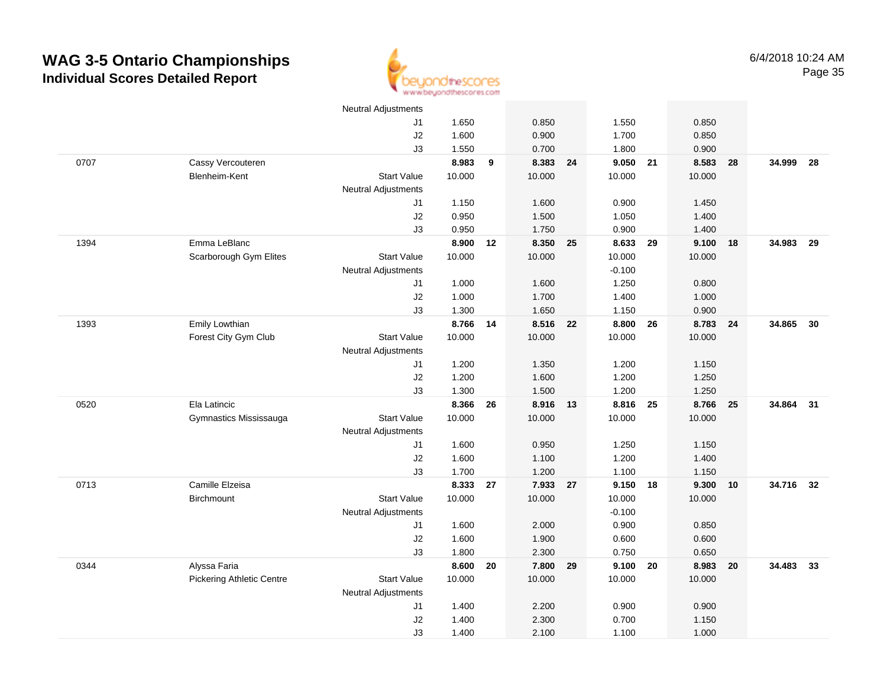# WAG 3-5 Ontario Championships
## Individual Scores Detailed Report

6/4/2018 10:24 AM

| | | | | | | | | | | | | |
|---|---|---|---|---|---|---|---|---|---|---|---|---|
| | | Neutral Adjustments | | | | | | | | | | |
| | | J1 | 1.650 | | 0.850 | | 1.550 | | 0.850 | | | |
| | | J2 | 1.600 | | 0.900 | | 1.700 | | 0.850 | | | |
| | | J3 | 1.550 | | 0.700 | | 1.800 | | 0.900 | | | |
| 0707 | Cassy Vercouteren | | **8.983** | **9** | **8.383** | **24** | **9.050** | **21** | **8.583** | **28** | **34.999** | **28** |
| | Blenheim-Kent | Start Value | 10.000 | | 10.000 | | 10.000 | | 10.000 | | | |
| | | Neutral Adjustments | | | | | | | | | | |
| | | J1 | 1.150 | | 1.600 | | 0.900 | | 1.450 | | | |
| | | J2 | 0.950 | | 1.500 | | 1.050 | | 1.400 | | | |
| | | J3 | 0.950 | | 1.750 | | 0.900 | | 1.400 | | | |
| 1394 | Emma LeBlanc | | **8.900** | **12** | **8.350** | **25** | **8.633** | **29** | **9.100** | **18** | **34.983** | **29** |
| | Scarborough Gym Elites | Start Value | 10.000 | | 10.000 | | 10.000 | | 10.000 | | | |
| | | Neutral Adjustments | | | | | -0.100 | | | | | |
| | | J1 | 1.000 | | 1.600 | | 1.250 | | 0.800 | | | |
| | | J2 | 1.000 | | 1.700 | | 1.400 | | 1.000 | | | |
| | | J3 | 1.300 | | 1.650 | | 1.150 | | 0.900 | | | |
| 1393 | Emily Lowthian | | **8.766** | **14** | **8.516** | **22** | **8.800** | **26** | **8.783** | **24** | **34.865** | **30** |
| | Forest City Gym Club | Start Value | 10.000 | | 10.000 | | 10.000 | | 10.000 | | | |
| | | Neutral Adjustments | | | | | | | | | | |
| | | J1 | 1.200 | | 1.350 | | 1.200 | | 1.150 | | | |
| | | J2 | 1.200 | | 1.600 | | 1.200 | | 1.250 | | | |
| | | J3 | 1.300 | | 1.500 | | 1.200 | | 1.250 | | | |
| 0520 | Ela Latincic | | **8.366** | **26** | **8.916** | **13** | **8.816** | **25** | **8.766** | **25** | **34.864** | **31** |
| | Gymnastics Mississauga | Start Value | 10.000 | | 10.000 | | 10.000 | | 10.000 | | | |
| | | Neutral Adjustments | | | | | | | | | | |
| | | J1 | 1.600 | | 0.950 | | 1.250 | | 1.150 | | | |
| | | J2 | 1.600 | | 1.100 | | 1.200 | | 1.400 | | | |
| | | J3 | 1.700 | | 1.200 | | 1.100 | | 1.150 | | | |
| 0713 | Camille Elzeisa | | **8.333** | **27** | **7.933** | **27** | **9.150** | **18** | **9.300** | **10** | **34.716** | **32** |
| | Birchmount | Start Value | 10.000 | | 10.000 | | 10.000 | | 10.000 | | | |
| | | Neutral Adjustments | | | | | -0.100 | | | | | |
| | | J1 | 1.600 | | 2.000 | | 0.900 | | 0.850 | | | |
| | | J2 | 1.600 | | 1.900 | | 0.600 | | 0.600 | | | |
| | | J3 | 1.800 | | 2.300 | | 0.750 | | 0.650 | | | |
| 0344 | Alyssa Faria | | **8.600** | **20** | **7.800** | **29** | **9.100** | **20** | **8.983** | **20** | **34.483** | **33** |
| | Pickering Athletic Centre | Start Value | 10.000 | | 10.000 | | 10.000 | | 10.000 | | | |
| | | Neutral Adjustments | | | | | | | | | | |
| | | J1 | 1.400 | | 2.200 | | 0.900 | | 0.900 | | | |
| | | J2 | 1.400 | | 2.300 | | 0.700 | | 1.150 | | | |
| | | J3 | 1.400 | | 2.100 | | 1.100 | | 1.000 | | | |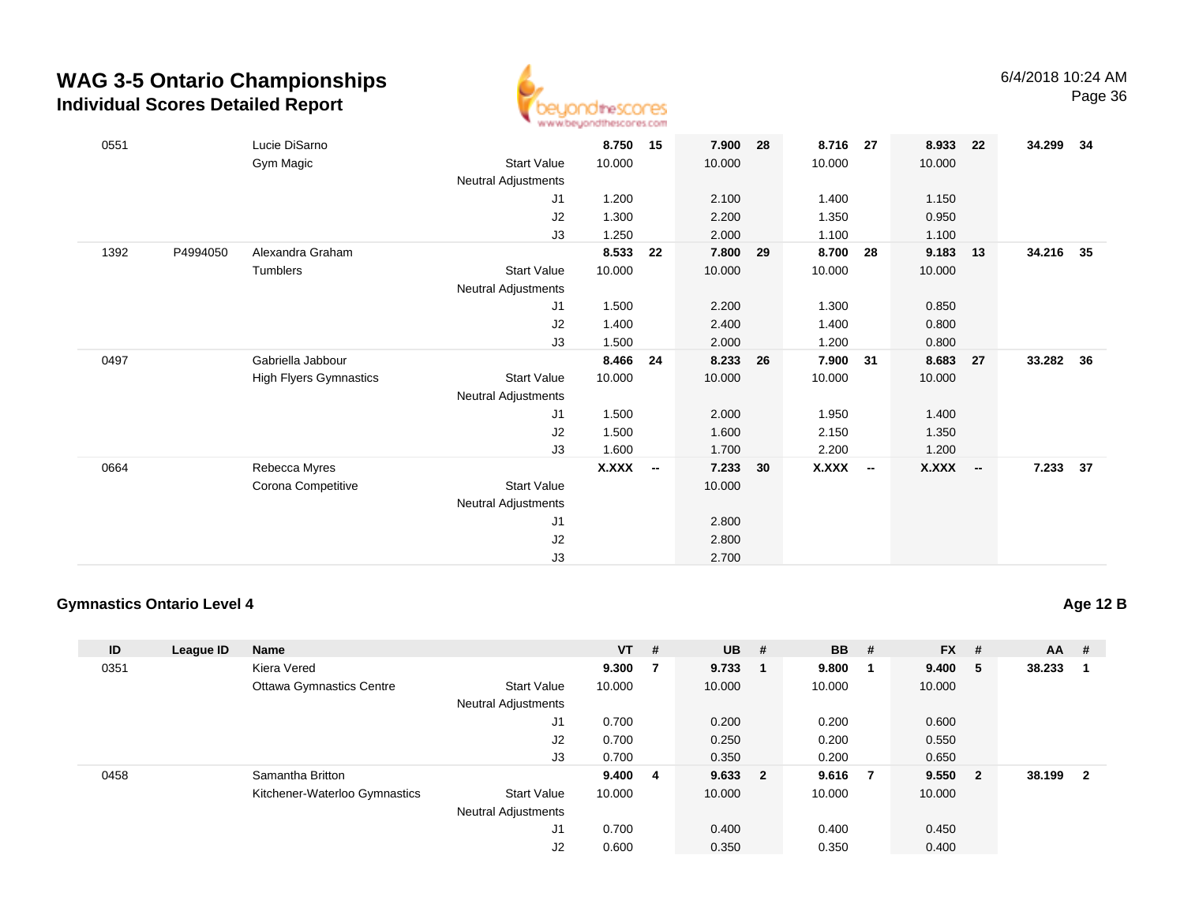# WAG 3-5 Ontario Championships

## Individual Scores Detailed Report

| ID | League ID | Name | | VT | # | UB | # | BB | # | FX | # | AA | # |
|---|---|---|---|---|---|---|---|---|---|---|---|---|---|
| 0551 | | Lucie DiSarno | | **8.750** | **15** | **7.900** | **28** | **8.716** | **27** | **8.933** | **22** | **34.299** | **34** |
| | | Gym Magic | Start Value | 10.000 | | 10.000 | | 10.000 | | 10.000 | | | |
| | | | Neutral Adjustments | | | | | | | | | | |
| | | | J1 | 1.200 | | 2.100 | | 1.400 | | 1.150 | | | |
| | | | J2 | 1.300 | | 2.200 | | 1.350 | | 0.950 | | | |
| | | | J3 | 1.250 | | 2.000 | | 1.100 | | 1.100 | | | |
| 1392 | P4994050 | Alexandra Graham | | **8.533** | **22** | **7.800** | **29** | **8.700** | **28** | **9.183** | **13** | **34.216** | **35** |
| | | Tumblers | Start Value | 10.000 | | 10.000 | | 10.000 | | 10.000 | | | |
| | | | Neutral Adjustments | | | | | | | | | | |
| | | | J1 | 1.500 | | 2.200 | | 1.300 | | 0.850 | | | |
| | | | J2 | 1.400 | | 2.400 | | 1.400 | | 0.800 | | | |
| | | | J3 | 1.500 | | 2.000 | | 1.200 | | 0.800 | | | |
| 0497 | | Gabriella Jabbour | | **8.466** | **24** | **8.233** | **26** | **7.900** | **31** | **8.683** | **27** | **33.282** | **36** |
| | | High Flyers Gymnastics | Start Value | 10.000 | | 10.000 | | 10.000 | | 10.000 | | | |
| | | | Neutral Adjustments | | | | | | | | | | |
| | | | J1 | 1.500 | | 2.000 | | 1.950 | | 1.400 | | | |
| | | | J2 | 1.500 | | 1.600 | | 2.150 | | 1.350 | | | |
| | | | J3 | 1.600 | | 1.700 | | 2.200 | | 1.200 | | | |
| 0664 | | Rebecca Myres | | **X.XXX** | **--** | **7.233** | **30** | **X.XXX** | **--** | **X.XXX** | **--** | **7.233** | **37** |
| | | Corona Competitive | Start Value | | | 10.000 | | | | | | | |
| | | | Neutral Adjustments | | | | | | | | | | |
| | | | J1 | | | 2.800 | | | | | | | |
| | | | J2 | | | 2.800 | | | | | | | |
| | | | J3 | | | 2.700 | | | | | | | |

### Gymnastics Ontario Level 4

**Age 12 B**

| ID | League ID | Name | | VT | # | UB | # | BB | # | FX | # | AA | # |
|---|---|---|---|---|---|---|---|---|---|---|---|---|---|
| 0351 | | Kiera Vered | | **9.300** | **7** | **9.733** | **1** | **9.800** | **1** | **9.400** | **5** | **38.233** | **1** |
| | | Ottawa Gymnastics Centre | Start Value | 10.000 | | 10.000 | | 10.000 | | 10.000 | | | |
| | | | Neutral Adjustments | | | | | | | | | | |
| | | | J1 | 0.700 | | 0.200 | | 0.200 | | 0.600 | | | |
| | | | J2 | 0.700 | | 0.250 | | 0.200 | | 0.550 | | | |
| | | | J3 | 0.700 | | 0.350 | | 0.200 | | 0.650 | | | |
| 0458 | | Samantha Britton | | **9.400** | **4** | **9.633** | **2** | **9.616** | **7** | **9.550** | **2** | **38.199** | **2** |
| | | Kitchener-Waterloo Gymnastics | Start Value | 10.000 | | 10.000 | | 10.000 | | 10.000 | | | |
| | | | Neutral Adjustments | | | | | | | | | | |
| | | | J1 | 0.700 | | 0.400 | | 0.400 | | 0.450 | | | |
| | | | J2 | 0.600 | | 0.350 | | 0.350 | | 0.400 | | | |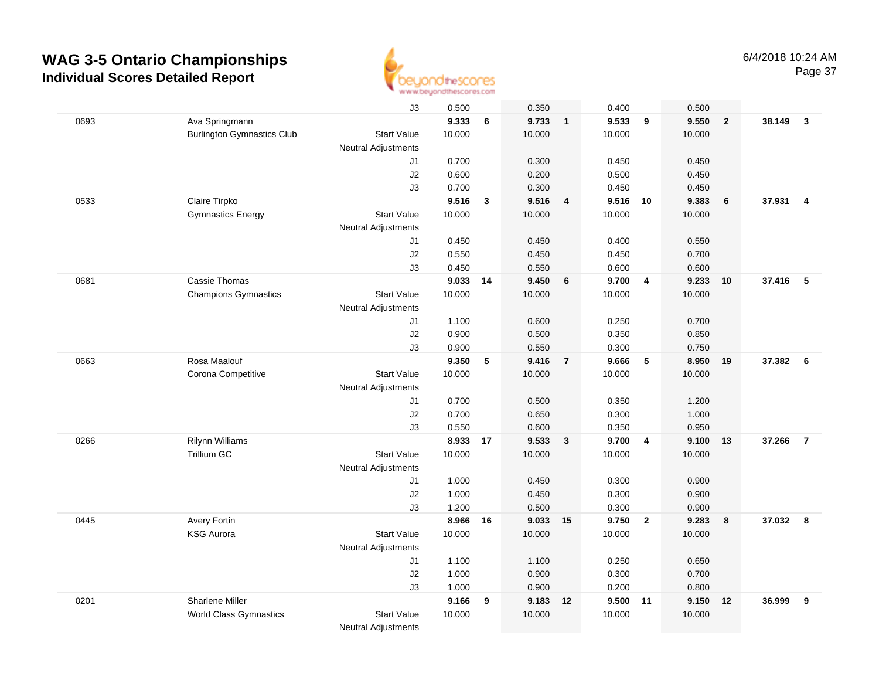# WAG 3-5 Ontario Championships

## Individual Scores Detailed Report

6/4/2018 10:24 AM

| # | Name | | Vault | Rank | Bars | Rank | Beam | Rank | Floor | Rank | AA | Rank |
|---|---|---|---|---|---|---|---|---|---|---|---|---|
| | | J3 | 0.500 | | 0.350 | | 0.400 | | 0.500 | | | |
| 0693 | Ava Springmann | | **9.333** | **6** | **9.733** | **1** | **9.533** | **9** | **9.550** | **2** | **38.149** | **3** |
| | Burlington Gymnastics Club | Start Value | 10.000 | | 10.000 | | 10.000 | | 10.000 | | | |
| | | Neutral Adjustments | | | | | | | | | | |
| | | J1 | 0.700 | | 0.300 | | 0.450 | | 0.450 | | | |
| | | J2 | 0.600 | | 0.200 | | 0.500 | | 0.450 | | | |
| | | J3 | 0.700 | | 0.300 | | 0.450 | | 0.450 | | | |
| 0533 | Claire Tirpko | | **9.516** | **3** | **9.516** | **4** | **9.516** | **10** | **9.383** | **6** | **37.931** | **4** |
| | Gymnastics Energy | Start Value | 10.000 | | 10.000 | | 10.000 | | 10.000 | | | |
| | | Neutral Adjustments | | | | | | | | | | |
| | | J1 | 0.450 | | 0.450 | | 0.400 | | 0.550 | | | |
| | | J2 | 0.550 | | 0.450 | | 0.450 | | 0.700 | | | |
| | | J3 | 0.450 | | 0.550 | | 0.600 | | 0.600 | | | |
| 0681 | Cassie Thomas | | **9.033** | **14** | **9.450** | **6** | **9.700** | **4** | **9.233** | **10** | **37.416** | **5** |
| | Champions Gymnastics | Start Value | 10.000 | | 10.000 | | 10.000 | | 10.000 | | | |
| | | Neutral Adjustments | | | | | | | | | | |
| | | J1 | 1.100 | | 0.600 | | 0.250 | | 0.700 | | | |
| | | J2 | 0.900 | | 0.500 | | 0.350 | | 0.850 | | | |
| | | J3 | 0.900 | | 0.550 | | 0.300 | | 0.750 | | | |
| 0663 | Rosa Maalouf | | **9.350** | **5** | **9.416** | **7** | **9.666** | **5** | **8.950** | **19** | **37.382** | **6** |
| | Corona Competitive | Start Value | 10.000 | | 10.000 | | 10.000 | | 10.000 | | | |
| | | Neutral Adjustments | | | | | | | | | | |
| | | J1 | 0.700 | | 0.500 | | 0.350 | | 1.200 | | | |
| | | J2 | 0.700 | | 0.650 | | 0.300 | | 1.000 | | | |
| | | J3 | 0.550 | | 0.600 | | 0.350 | | 0.950 | | | |
| 0266 | Rilynn Williams | | **8.933** | **17** | **9.533** | **3** | **9.700** | **4** | **9.100** | **13** | **37.266** | **7** |
| | Trillium GC | Start Value | 10.000 | | 10.000 | | 10.000 | | 10.000 | | | |
| | | Neutral Adjustments | | | | | | | | | | |
| | | J1 | 1.000 | | 0.450 | | 0.300 | | 0.900 | | | |
| | | J2 | 1.000 | | 0.450 | | 0.300 | | 0.900 | | | |
| | | J3 | 1.200 | | 0.500 | | 0.300 | | 0.900 | | | |
| 0445 | Avery Fortin | | **8.966** | **16** | **9.033** | **15** | **9.750** | **2** | **9.283** | **8** | **37.032** | **8** |
| | KSG Aurora | Start Value | 10.000 | | 10.000 | | 10.000 | | 10.000 | | | |
| | | Neutral Adjustments | | | | | | | | | | |
| | | J1 | 1.100 | | 1.100 | | 0.250 | | 0.650 | | | |
| | | J2 | 1.000 | | 0.900 | | 0.300 | | 0.700 | | | |
| | | J3 | 1.000 | | 0.900 | | 0.200 | | 0.800 | | | |
| 0201 | Sharlene Miller | | **9.166** | **9** | **9.183** | **12** | **9.500** | **11** | **9.150** | **12** | **36.999** | **9** |
| | World Class Gymnastics | Start Value | 10.000 | | 10.000 | | 10.000 | | 10.000 | | | |
| | | Neutral Adjustments | | | | | | | | | | |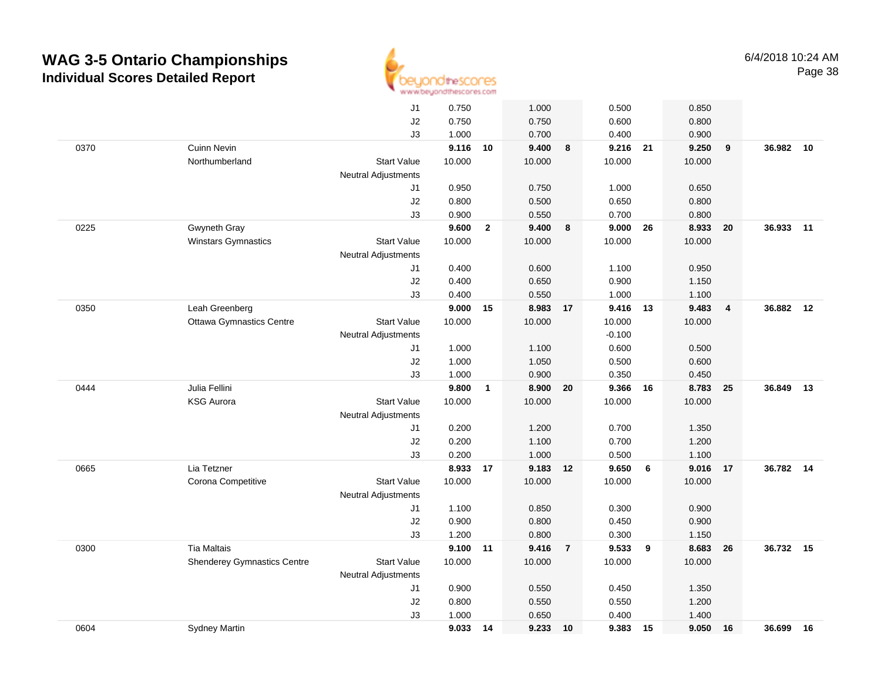# WAG 3-5 Ontario Championships

## Individual Scores Detailed Report

6/4/2018 10:24 AM

| # | Name / Club | | Vault | Rank | Bars | Rank | Beam | Rank | Floor | Rank | AA | Rank |
|---|---|---|---|---|---|---|---|---|---|---|---|---|
| | | J1 | 0.750 | | 1.000 | | 0.500 | | 0.850 | | | |
| | | J2 | 0.750 | | 0.750 | | 0.600 | | 0.800 | | | |
| | | J3 | 1.000 | | 0.700 | | 0.400 | | 0.900 | | | |
| 0370 | Cuinn Nevin | | 9.116 | 10 | 9.400 | 8 | 9.216 | 21 | 9.250 | 9 | 36.982 | 10 |
| | Northumberland | Start Value | 10.000 | | 10.000 | | 10.000 | | 10.000 | | | |
| | | Neutral Adjustments | | | | | | | | | | |
| | | J1 | 0.950 | | 0.750 | | 1.000 | | 0.650 | | | |
| | | J2 | 0.800 | | 0.500 | | 0.650 | | 0.800 | | | |
| | | J3 | 0.900 | | 0.550 | | 0.700 | | 0.800 | | | |
| 0225 | Gwyneth Gray | | 9.600 | 2 | 9.400 | 8 | 9.000 | 26 | 8.933 | 20 | 36.933 | 11 |
| | Winstars Gymnastics | Start Value | 10.000 | | 10.000 | | 10.000 | | 10.000 | | | |
| | | Neutral Adjustments | | | | | | | | | | |
| | | J1 | 0.400 | | 0.600 | | 1.100 | | 0.950 | | | |
| | | J2 | 0.400 | | 0.650 | | 0.900 | | 1.150 | | | |
| | | J3 | 0.400 | | 0.550 | | 1.000 | | 1.100 | | | |
| 0350 | Leah Greenberg | | 9.000 | 15 | 8.983 | 17 | 9.416 | 13 | 9.483 | 4 | 36.882 | 12 |
| | Ottawa Gymnastics Centre | Start Value | 10.000 | | 10.000 | | 10.000 | | 10.000 | | | |
| | | Neutral Adjustments | | | | | -0.100 | | | | | |
| | | J1 | 1.000 | | 1.100 | | 0.600 | | 0.500 | | | |
| | | J2 | 1.000 | | 1.050 | | 0.500 | | 0.600 | | | |
| | | J3 | 1.000 | | 0.900 | | 0.350 | | 0.450 | | | |
| 0444 | Julia Fellini | | 9.800 | 1 | 8.900 | 20 | 9.366 | 16 | 8.783 | 25 | 36.849 | 13 |
| | KSG Aurora | Start Value | 10.000 | | 10.000 | | 10.000 | | 10.000 | | | |
| | | Neutral Adjustments | | | | | | | | | | |
| | | J1 | 0.200 | | 1.200 | | 0.700 | | 1.350 | | | |
| | | J2 | 0.200 | | 1.100 | | 0.700 | | 1.200 | | | |
| | | J3 | 0.200 | | 1.000 | | 0.500 | | 1.100 | | | |
| 0665 | Lia Tetzner | | 8.933 | 17 | 9.183 | 12 | 9.650 | 6 | 9.016 | 17 | 36.782 | 14 |
| | Corona Competitive | Start Value | 10.000 | | 10.000 | | 10.000 | | 10.000 | | | |
| | | Neutral Adjustments | | | | | | | | | | |
| | | J1 | 1.100 | | 0.850 | | 0.300 | | 0.900 | | | |
| | | J2 | 0.900 | | 0.800 | | 0.450 | | 0.900 | | | |
| | | J3 | 1.200 | | 0.800 | | 0.300 | | 1.150 | | | |
| 0300 | Tia Maltais | | 9.100 | 11 | 9.416 | 7 | 9.533 | 9 | 8.683 | 26 | 36.732 | 15 |
| | Shenderey Gymnastics Centre | Start Value | 10.000 | | 10.000 | | 10.000 | | 10.000 | | | |
| | | Neutral Adjustments | | | | | | | | | | |
| | | J1 | 0.900 | | 0.550 | | 0.450 | | 1.350 | | | |
| | | J2 | 0.800 | | 0.550 | | 0.550 | | 1.200 | | | |
| | | J3 | 1.000 | | 0.650 | | 0.400 | | 1.400 | | | |
| 0604 | Sydney Martin | | 9.033 | 14 | 9.233 | 10 | 9.383 | 15 | 9.050 | 16 | 36.699 | 16 |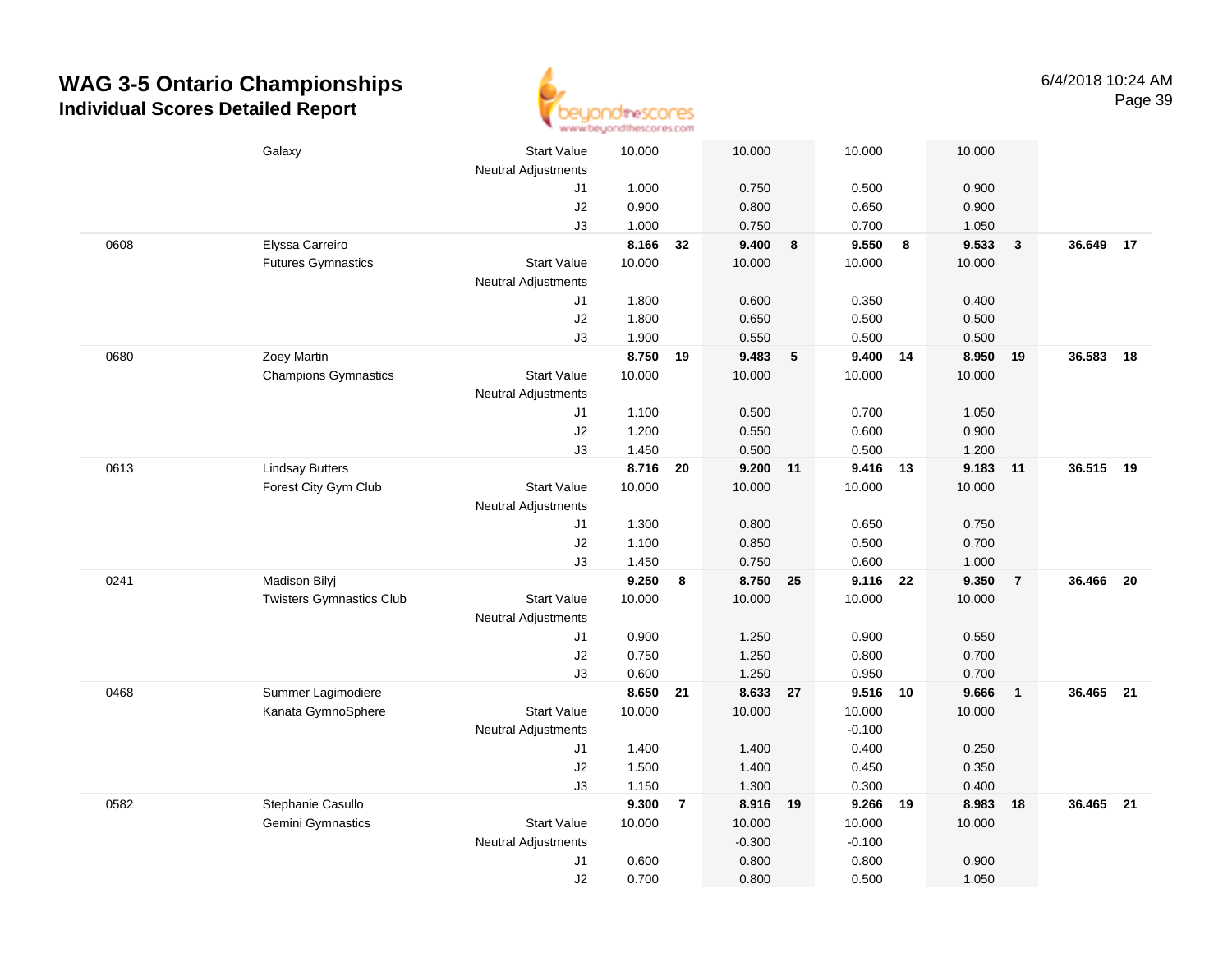# WAG 3-5 Ontario Championships
## Individual Scores Detailed Report

6/4/2018 10:24 AM

| # | Name / Club | | Vault | | Bars | | Beam | | Floor | | AA | |
|---|---|---|---|---|---|---|---|---|---|---|---|---|
| | Galaxy | Start Value | 10.000 | | 10.000 | | 10.000 | | 10.000 | | | |
| | | Neutral Adjustments | | | | | | | | | | |
| | | J1 | 1.000 | | 0.750 | | 0.500 | | 0.900 | | | |
| | | J2 | 0.900 | | 0.800 | | 0.650 | | 0.900 | | | |
| | | J3 | 1.000 | | 0.750 | | 0.700 | | 1.050 | | | |
| 0608 | Elyssa Carreiro | | **8.166** | **32** | **9.400** | **8** | **9.550** | **8** | **9.533** | **3** | **36.649** | **17** |
| | Futures Gymnastics | Start Value | 10.000 | | 10.000 | | 10.000 | | 10.000 | | | |
| | | Neutral Adjustments | | | | | | | | | | |
| | | J1 | 1.800 | | 0.600 | | 0.350 | | 0.400 | | | |
| | | J2 | 1.800 | | 0.650 | | 0.500 | | 0.500 | | | |
| | | J3 | 1.900 | | 0.550 | | 0.500 | | 0.500 | | | |
| 0680 | Zoey Martin | | **8.750** | **19** | **9.483** | **5** | **9.400** | **14** | **8.950** | **19** | **36.583** | **18** |
| | Champions Gymnastics | Start Value | 10.000 | | 10.000 | | 10.000 | | 10.000 | | | |
| | | Neutral Adjustments | | | | | | | | | | |
| | | J1 | 1.100 | | 0.500 | | 0.700 | | 1.050 | | | |
| | | J2 | 1.200 | | 0.550 | | 0.600 | | 0.900 | | | |
| | | J3 | 1.450 | | 0.500 | | 0.500 | | 1.200 | | | |
| 0613 | Lindsay Butters | | **8.716** | **20** | **9.200** | **11** | **9.416** | **13** | **9.183** | **11** | **36.515** | **19** |
| | Forest City Gym Club | Start Value | 10.000 | | 10.000 | | 10.000 | | 10.000 | | | |
| | | Neutral Adjustments | | | | | | | | | | |
| | | J1 | 1.300 | | 0.800 | | 0.650 | | 0.750 | | | |
| | | J2 | 1.100 | | 0.850 | | 0.500 | | 0.700 | | | |
| | | J3 | 1.450 | | 0.750 | | 0.600 | | 1.000 | | | |
| 0241 | Madison Bilyj | | **9.250** | **8** | **8.750** | **25** | **9.116** | **22** | **9.350** | **7** | **36.466** | **20** |
| | Twisters Gymnastics Club | Start Value | 10.000 | | 10.000 | | 10.000 | | 10.000 | | | |
| | | Neutral Adjustments | | | | | | | | | | |
| | | J1 | 0.900 | | 1.250 | | 0.900 | | 0.550 | | | |
| | | J2 | 0.750 | | 1.250 | | 0.800 | | 0.700 | | | |
| | | J3 | 0.600 | | 1.250 | | 0.950 | | 0.700 | | | |
| 0468 | Summer Lagimodiere | | **8.650** | **21** | **8.633** | **27** | **9.516** | **10** | **9.666** | **1** | **36.465** | **21** |
| | Kanata GymnoSphere | Start Value | 10.000 | | 10.000 | | 10.000 | | 10.000 | | | |
| | | Neutral Adjustments | | | | | -0.100 | | | | | |
| | | J1 | 1.400 | | 1.400 | | 0.400 | | 0.250 | | | |
| | | J2 | 1.500 | | 1.400 | | 0.450 | | 0.350 | | | |
| | | J3 | 1.150 | | 1.300 | | 0.300 | | 0.400 | | | |
| 0582 | Stephanie Casullo | | **9.300** | **7** | **8.916** | **19** | **9.266** | **19** | **8.983** | **18** | **36.465** | **21** |
| | Gemini Gymnastics | Start Value | 10.000 | | 10.000 | | 10.000 | | 10.000 | | | |
| | | Neutral Adjustments | | | -0.300 | | -0.100 | | | | | |
| | | J1 | 0.600 | | 0.800 | | 0.800 | | 0.900 | | | |
| | | J2 | 0.700 | | 0.800 | | 0.500 | | 1.050 | | | |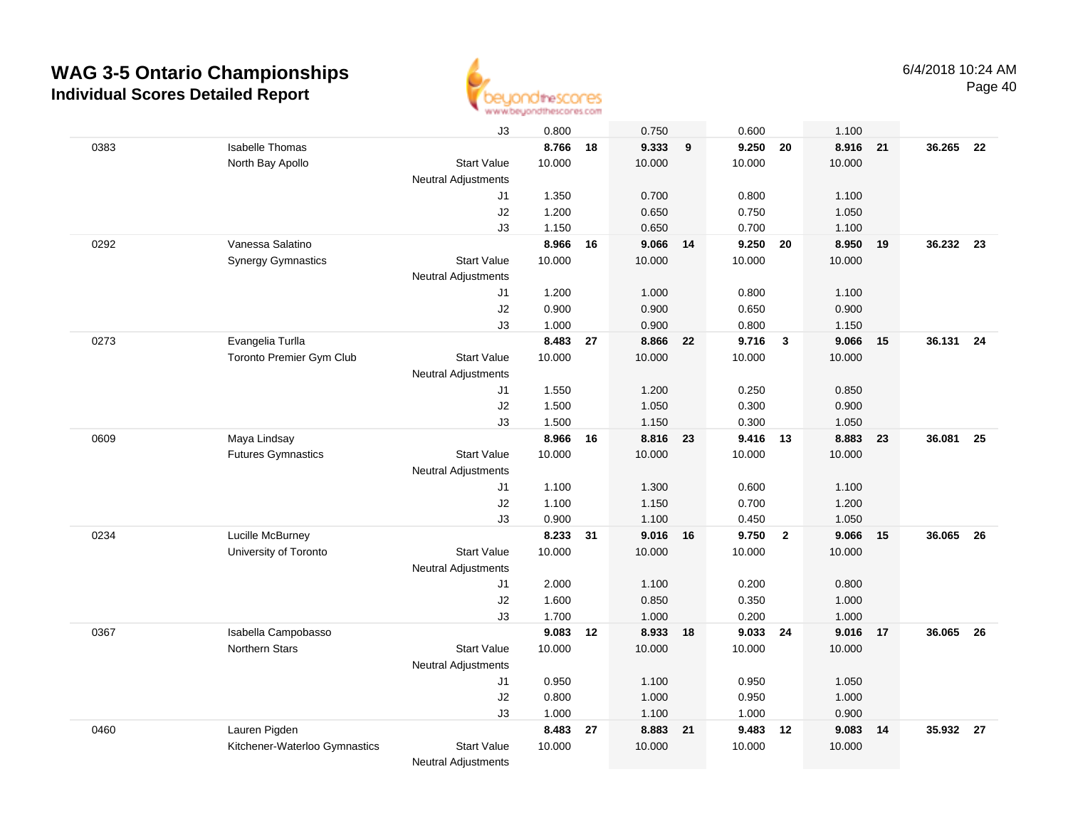# WAG 3-5 Ontario Championships
## Individual Scores Detailed Report

6/4/2018 10:24 AM

| | | | Vault | Rank | Bars | Rank | Beam | Rank | Floor | Rank | AA | Rank |
|---|---|---|---|---|---|---|---|---|---|---|---|---|
| | | J3 | 0.800 | | 0.750 | | 0.600 | | 1.100 | | | |
| 0383 | Isabelle Thomas | | 8.766 | 18 | 9.333 | 9 | 9.250 | 20 | 8.916 | 21 | 36.265 | 22 |
| | North Bay Apollo | Start Value | 10.000 | | 10.000 | | 10.000 | | 10.000 | | | |
| | | Neutral Adjustments | | | | | | | | | | |
| | | J1 | 1.350 | | 0.700 | | 0.800 | | 1.100 | | | |
| | | J2 | 1.200 | | 0.650 | | 0.750 | | 1.050 | | | |
| | | J3 | 1.150 | | 0.650 | | 0.700 | | 1.100 | | | |
| 0292 | Vanessa Salatino | | 8.966 | 16 | 9.066 | 14 | 9.250 | 20 | 8.950 | 19 | 36.232 | 23 |
| | Synergy Gymnastics | Start Value | 10.000 | | 10.000 | | 10.000 | | 10.000 | | | |
| | | Neutral Adjustments | | | | | | | | | | |
| | | J1 | 1.200 | | 1.000 | | 0.800 | | 1.100 | | | |
| | | J2 | 0.900 | | 0.900 | | 0.650 | | 0.900 | | | |
| | | J3 | 1.000 | | 0.900 | | 0.800 | | 1.150 | | | |
| 0273 | Evangelia Turlla | | 8.483 | 27 | 8.866 | 22 | 9.716 | 3 | 9.066 | 15 | 36.131 | 24 |
| | Toronto Premier Gym Club | Start Value | 10.000 | | 10.000 | | 10.000 | | 10.000 | | | |
| | | Neutral Adjustments | | | | | | | | | | |
| | | J1 | 1.550 | | 1.200 | | 0.250 | | 0.850 | | | |
| | | J2 | 1.500 | | 1.050 | | 0.300 | | 0.900 | | | |
| | | J3 | 1.500 | | 1.150 | | 0.300 | | 1.050 | | | |
| 0609 | Maya Lindsay | | 8.966 | 16 | 8.816 | 23 | 9.416 | 13 | 8.883 | 23 | 36.081 | 25 |
| | Futures Gymnastics | Start Value | 10.000 | | 10.000 | | 10.000 | | 10.000 | | | |
| | | Neutral Adjustments | | | | | | | | | | |
| | | J1 | 1.100 | | 1.300 | | 0.600 | | 1.100 | | | |
| | | J2 | 1.100 | | 1.150 | | 0.700 | | 1.200 | | | |
| | | J3 | 0.900 | | 1.100 | | 0.450 | | 1.050 | | | |
| 0234 | Lucille McBurney | | 8.233 | 31 | 9.016 | 16 | 9.750 | 2 | 9.066 | 15 | 36.065 | 26 |
| | University of Toronto | Start Value | 10.000 | | 10.000 | | 10.000 | | 10.000 | | | |
| | | Neutral Adjustments | | | | | | | | | | |
| | | J1 | 2.000 | | 1.100 | | 0.200 | | 0.800 | | | |
| | | J2 | 1.600 | | 0.850 | | 0.350 | | 1.000 | | | |
| | | J3 | 1.700 | | 1.000 | | 0.200 | | 1.000 | | | |
| 0367 | Isabella Campobasso | | 9.083 | 12 | 8.933 | 18 | 9.033 | 24 | 9.016 | 17 | 36.065 | 26 |
| | Northern Stars | Start Value | 10.000 | | 10.000 | | 10.000 | | 10.000 | | | |
| | | Neutral Adjustments | | | | | | | | | | |
| | | J1 | 0.950 | | 1.100 | | 0.950 | | 1.050 | | | |
| | | J2 | 0.800 | | 1.000 | | 0.950 | | 1.000 | | | |
| | | J3 | 1.000 | | 1.100 | | 1.000 | | 0.900 | | | |
| 0460 | Lauren Pigden | | 8.483 | 27 | 8.883 | 21 | 9.483 | 12 | 9.083 | 14 | 35.932 | 27 |
| | Kitchener-Waterloo Gymnastics | Start Value | 10.000 | | 10.000 | | 10.000 | | 10.000 | | | |
| | | Neutral Adjustments | | | | | | | | | | |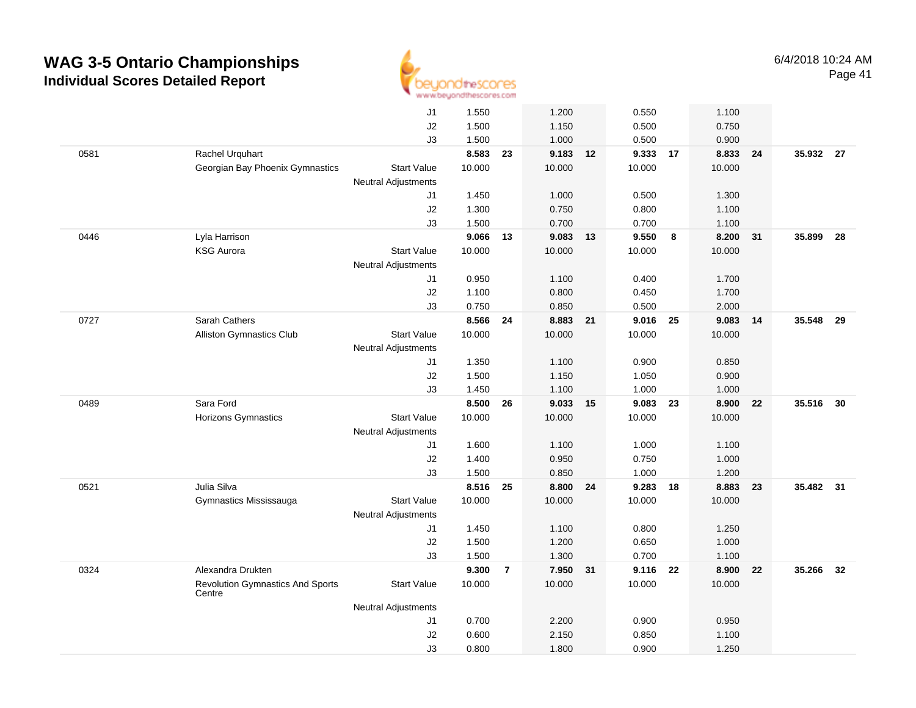# WAG 3-5 Ontario Championships

## Individual Scores Detailed Report

6/4/2018 10:24 AM

| ID | Name / Club | | Vault | Rank | Bars | Rank | Beam | Rank | Floor | Rank | AA | Rank |
|---|---|---|---|---|---|---|---|---|---|---|---|---|
| | | J1 | 1.550 | | 1.200 | | 0.550 | | 1.100 | | | |
| | | J2 | 1.500 | | 1.150 | | 0.500 | | 0.750 | | | |
| | | J3 | 1.500 | | 1.000 | | 0.500 | | 0.900 | | | |
| 0581 | Rachel Urquhart | | **8.583** | **23** | **9.183** | **12** | **9.333** | **17** | **8.833** | **24** | **35.932** | **27** |
| | Georgian Bay Phoenix Gymnastics | Start Value | 10.000 | | 10.000 | | 10.000 | | 10.000 | | | |
| | | Neutral Adjustments | | | | | | | | | | |
| | | J1 | 1.450 | | 1.000 | | 0.500 | | 1.300 | | | |
| | | J2 | 1.300 | | 0.750 | | 0.800 | | 1.100 | | | |
| | | J3 | 1.500 | | 0.700 | | 0.700 | | 1.100 | | | |
| 0446 | Lyla Harrison | | **9.066** | **13** | **9.083** | **13** | **9.550** | **8** | **8.200** | **31** | **35.899** | **28** |
| | KSG Aurora | Start Value | 10.000 | | 10.000 | | 10.000 | | 10.000 | | | |
| | | Neutral Adjustments | | | | | | | | | | |
| | | J1 | 0.950 | | 1.100 | | 0.400 | | 1.700 | | | |
| | | J2 | 1.100 | | 0.800 | | 0.450 | | 1.700 | | | |
| | | J3 | 0.750 | | 0.850 | | 0.500 | | 2.000 | | | |
| 0727 | Sarah Cathers | | **8.566** | **24** | **8.883** | **21** | **9.016** | **25** | **9.083** | **14** | **35.548** | **29** |
| | Alliston Gymnastics Club | Start Value | 10.000 | | 10.000 | | 10.000 | | 10.000 | | | |
| | | Neutral Adjustments | | | | | | | | | | |
| | | J1 | 1.350 | | 1.100 | | 0.900 | | 0.850 | | | |
| | | J2 | 1.500 | | 1.150 | | 1.050 | | 0.900 | | | |
| | | J3 | 1.450 | | 1.100 | | 1.000 | | 1.000 | | | |
| 0489 | Sara Ford | | **8.500** | **26** | **9.033** | **15** | **9.083** | **23** | **8.900** | **22** | **35.516** | **30** |
| | Horizons Gymnastics | Start Value | 10.000 | | 10.000 | | 10.000 | | 10.000 | | | |
| | | Neutral Adjustments | | | | | | | | | | |
| | | J1 | 1.600 | | 1.100 | | 1.000 | | 1.100 | | | |
| | | J2 | 1.400 | | 0.950 | | 0.750 | | 1.000 | | | |
| | | J3 | 1.500 | | 0.850 | | 1.000 | | 1.200 | | | |
| 0521 | Julia Silva | | **8.516** | **25** | **8.800** | **24** | **9.283** | **18** | **8.883** | **23** | **35.482** | **31** |
| | Gymnastics Mississauga | Start Value | 10.000 | | 10.000 | | 10.000 | | 10.000 | | | |
| | | Neutral Adjustments | | | | | | | | | | |
| | | J1 | 1.450 | | 1.100 | | 0.800 | | 1.250 | | | |
| | | J2 | 1.500 | | 1.200 | | 0.650 | | 1.000 | | | |
| | | J3 | 1.500 | | 1.300 | | 0.700 | | 1.100 | | | |
| 0324 | Alexandra Drukten | | **9.300** | **7** | **7.950** | **31** | **9.116** | **22** | **8.900** | **22** | **35.266** | **32** |
| | Revolution Gymnastics And Sports Centre | Start Value | 10.000 | | 10.000 | | 10.000 | | 10.000 | | | |
| | | Neutral Adjustments | | | | | | | | | | |
| | | J1 | 0.700 | | 2.200 | | 0.900 | | 0.950 | | | |
| | | J2 | 0.600 | | 2.150 | | 0.850 | | 1.100 | | | |
| | | J3 | 0.800 | | 1.800 | | 0.900 | | 1.250 | | | |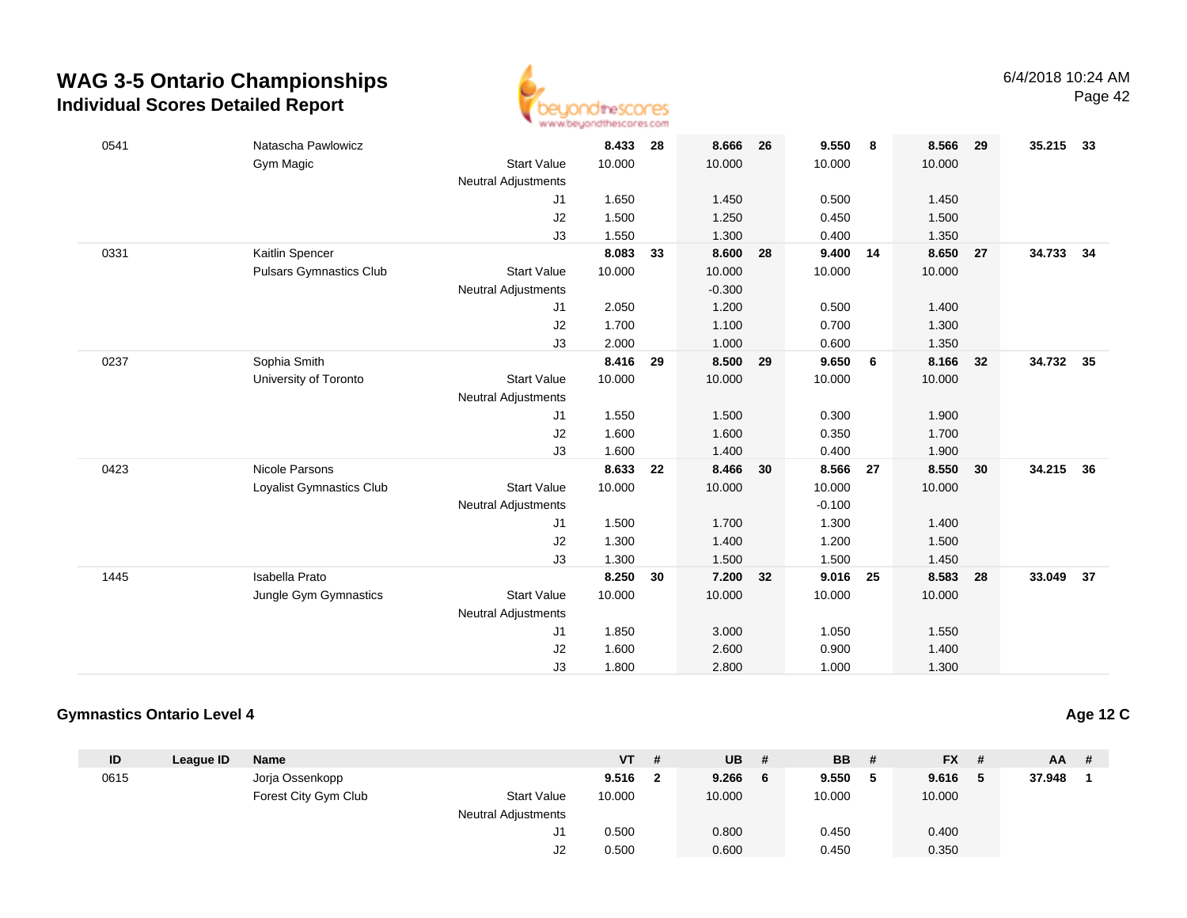# WAG 3-5 Ontario Championships

## Individual Scores Detailed Report

| ID | League ID | Name | | VT | # | UB | # | BB | # | FX | # | AA | # |
|---|---|---|---|---|---|---|---|---|---|---|---|---|---|
| 0541 | | Natascha Pawlowicz | | **8.433** | **28** | **8.666** | **26** | **9.550** | **8** | **8.566** | **29** | **35.215** | **33** |
| | | Gym Magic | Start Value | 10.000 | | 10.000 | | 10.000 | | 10.000 | | | |
| | | | Neutral Adjustments | | | | | | | | | | |
| | | | J1 | 1.650 | | 1.450 | | 0.500 | | 1.450 | | | |
| | | | J2 | 1.500 | | 1.250 | | 0.450 | | 1.500 | | | |
| | | | J3 | 1.550 | | 1.300 | | 0.400 | | 1.350 | | | |
| 0331 | | Kaitlin Spencer | | **8.083** | **33** | **8.600** | **28** | **9.400** | **14** | **8.650** | **27** | **34.733** | **34** |
| | | Pulsars Gymnastics Club | Start Value | 10.000 | | 10.000 | | 10.000 | | 10.000 | | | |
| | | | Neutral Adjustments | | | -0.300 | | | | | | | |
| | | | J1 | 2.050 | | 1.200 | | 0.500 | | 1.400 | | | |
| | | | J2 | 1.700 | | 1.100 | | 0.700 | | 1.300 | | | |
| | | | J3 | 2.000 | | 1.000 | | 0.600 | | 1.350 | | | |
| 0237 | | Sophia Smith | | **8.416** | **29** | **8.500** | **29** | **9.650** | **6** | **8.166** | **32** | **34.732** | **35** |
| | | University of Toronto | Start Value | 10.000 | | 10.000 | | 10.000 | | 10.000 | | | |
| | | | Neutral Adjustments | | | | | | | | | | |
| | | | J1 | 1.550 | | 1.500 | | 0.300 | | 1.900 | | | |
| | | | J2 | 1.600 | | 1.600 | | 0.350 | | 1.700 | | | |
| | | | J3 | 1.600 | | 1.400 | | 0.400 | | 1.900 | | | |
| 0423 | | Nicole Parsons | | **8.633** | **22** | **8.466** | **30** | **8.566** | **27** | **8.550** | **30** | **34.215** | **36** |
| | | Loyalist Gymnastics Club | Start Value | 10.000 | | 10.000 | | 10.000 | | 10.000 | | | |
| | | | Neutral Adjustments | | | | | -0.100 | | | | | |
| | | | J1 | 1.500 | | 1.700 | | 1.300 | | 1.400 | | | |
| | | | J2 | 1.300 | | 1.400 | | 1.200 | | 1.500 | | | |
| | | | J3 | 1.300 | | 1.500 | | 1.500 | | 1.450 | | | |
| 1445 | | Isabella Prato | | **8.250** | **30** | **7.200** | **32** | **9.016** | **25** | **8.583** | **28** | **33.049** | **37** |
| | | Jungle Gym Gymnastics | Start Value | 10.000 | | 10.000 | | 10.000 | | 10.000 | | | |
| | | | Neutral Adjustments | | | | | | | | | | |
| | | | J1 | 1.850 | | 3.000 | | 1.050 | | 1.550 | | | |
| | | | J2 | 1.600 | | 2.600 | | 0.900 | | 1.400 | | | |
| | | | J3 | 1.800 | | 2.800 | | 1.000 | | 1.300 | | | |

### Gymnastics Ontario Level 4

**Age 12 C**

| ID | League ID | Name | | VT | # | UB | # | BB | # | FX | # | AA | # |
|---|---|---|---|---|---|---|---|---|---|---|---|---|---|
| 0615 | | Jorja Ossenkopp | | **9.516** | **2** | **9.266** | **6** | **9.550** | **5** | **9.616** | **5** | **37.948** | **1** |
| | | Forest City Gym Club | Start Value | 10.000 | | 10.000 | | 10.000 | | 10.000 | | | |
| | | | Neutral Adjustments | | | | | | | | | | |
| | | | J1 | 0.500 | | 0.800 | | 0.450 | | 0.400 | | | |
| | | | J2 | 0.500 | | 0.600 | | 0.450 | | 0.350 | | | |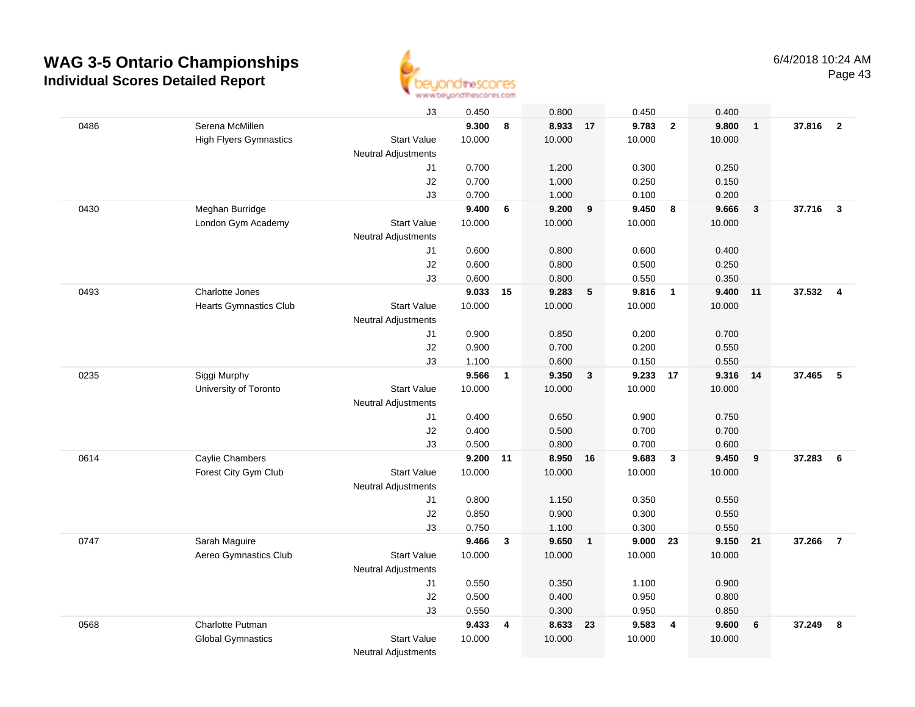# WAG 3-5 Ontario Championships
## Individual Scores Detailed Report

6/4/2018 10:24 AM

| | | | | | | | | | | | | |
|---|---|---|---|---|---|---|---|---|---|---|---|---|
| | | J3 | 0.450 | | 0.800 | | 0.450 | | 0.400 | | | |
| 0486 | Serena McMillen | | **9.300** | **8** | **8.933** | **17** | **9.783** | **2** | **9.800** | **1** | **37.816** | **2** |
| | High Flyers Gymnastics | Start Value | 10.000 | | 10.000 | | 10.000 | | 10.000 | | | |
| | | Neutral Adjustments | | | | | | | | | | |
| | | J1 | 0.700 | | 1.200 | | 0.300 | | 0.250 | | | |
| | | J2 | 0.700 | | 1.000 | | 0.250 | | 0.150 | | | |
| | | J3 | 0.700 | | 1.000 | | 0.100 | | 0.200 | | | |
| 0430 | Meghan Burridge | | **9.400** | **6** | **9.200** | **9** | **9.450** | **8** | **9.666** | **3** | **37.716** | **3** |
| | London Gym Academy | Start Value | 10.000 | | 10.000 | | 10.000 | | 10.000 | | | |
| | | Neutral Adjustments | | | | | | | | | | |
| | | J1 | 0.600 | | 0.800 | | 0.600 | | 0.400 | | | |
| | | J2 | 0.600 | | 0.800 | | 0.500 | | 0.250 | | | |
| | | J3 | 0.600 | | 0.800 | | 0.550 | | 0.350 | | | |
| 0493 | Charlotte Jones | | **9.033** | **15** | **9.283** | **5** | **9.816** | **1** | **9.400** | **11** | **37.532** | **4** |
| | Hearts Gymnastics Club | Start Value | 10.000 | | 10.000 | | 10.000 | | 10.000 | | | |
| | | Neutral Adjustments | | | | | | | | | | |
| | | J1 | 0.900 | | 0.850 | | 0.200 | | 0.700 | | | |
| | | J2 | 0.900 | | 0.700 | | 0.200 | | 0.550 | | | |
| | | J3 | 1.100 | | 0.600 | | 0.150 | | 0.550 | | | |
| 0235 | Siggi Murphy | | **9.566** | **1** | **9.350** | **3** | **9.233** | **17** | **9.316** | **14** | **37.465** | **5** |
| | University of Toronto | Start Value | 10.000 | | 10.000 | | 10.000 | | 10.000 | | | |
| | | Neutral Adjustments | | | | | | | | | | |
| | | J1 | 0.400 | | 0.650 | | 0.900 | | 0.750 | | | |
| | | J2 | 0.400 | | 0.500 | | 0.700 | | 0.700 | | | |
| | | J3 | 0.500 | | 0.800 | | 0.700 | | 0.600 | | | |
| 0614 | Caylie Chambers | | **9.200** | **11** | **8.950** | **16** | **9.683** | **3** | **9.450** | **9** | **37.283** | **6** |
| | Forest City Gym Club | Start Value | 10.000 | | 10.000 | | 10.000 | | 10.000 | | | |
| | | Neutral Adjustments | | | | | | | | | | |
| | | J1 | 0.800 | | 1.150 | | 0.350 | | 0.550 | | | |
| | | J2 | 0.850 | | 0.900 | | 0.300 | | 0.550 | | | |
| | | J3 | 0.750 | | 1.100 | | 0.300 | | 0.550 | | | |
| 0747 | Sarah Maguire | | **9.466** | **3** | **9.650** | **1** | **9.000** | **23** | **9.150** | **21** | **37.266** | **7** |
| | Aereo Gymnastics Club | Start Value | 10.000 | | 10.000 | | 10.000 | | 10.000 | | | |
| | | Neutral Adjustments | | | | | | | | | | |
| | | J1 | 0.550 | | 0.350 | | 1.100 | | 0.900 | | | |
| | | J2 | 0.500 | | 0.400 | | 0.950 | | 0.800 | | | |
| | | J3 | 0.550 | | 0.300 | | 0.950 | | 0.850 | | | |
| 0568 | Charlotte Putman | | **9.433** | **4** | **8.633** | **23** | **9.583** | **4** | **9.600** | **6** | **37.249** | **8** |
| | Global Gymnastics | Start Value | 10.000 | | 10.000 | | 10.000 | | 10.000 | | | |
| | | Neutral Adjustments | | | | | | | | | | |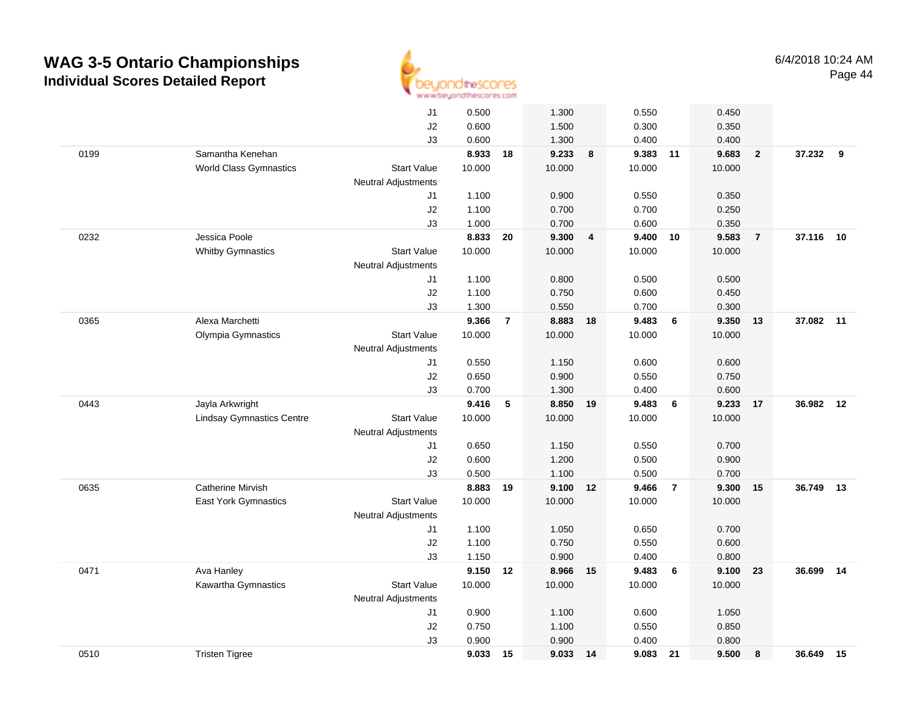# WAG 3-5 Ontario Championships

## Individual Scores Detailed Report

6/4/2018 10:24 AM

| | | | | | | | | | | | | |
|---|---|---|---|---|---|---|---|---|---|---|---|---|
| | | J1 | 0.500 | | 1.300 | | 0.550 | | 0.450 | | | |
| | | J2 | 0.600 | | 1.500 | | 0.300 | | 0.350 | | | |
| | | J3 | 0.600 | | 1.300 | | 0.400 | | 0.400 | | | |
| 0199 | Samantha Kenehan | | **8.933** | **18** | **9.233** | **8** | **9.383** | **11** | **9.683** | **2** | **37.232** | **9** |
| | World Class Gymnastics | Start Value | 10.000 | | 10.000 | | 10.000 | | 10.000 | | | |
| | | Neutral Adjustments | | | | | | | | | | |
| | | J1 | 1.100 | | 0.900 | | 0.550 | | 0.350 | | | |
| | | J2 | 1.100 | | 0.700 | | 0.700 | | 0.250 | | | |
| | | J3 | 1.000 | | 0.700 | | 0.600 | | 0.350 | | | |
| 0232 | Jessica Poole | | **8.833** | **20** | **9.300** | **4** | **9.400** | **10** | **9.583** | **7** | **37.116** | **10** |
| | Whitby Gymnastics | Start Value | 10.000 | | 10.000 | | 10.000 | | 10.000 | | | |
| | | Neutral Adjustments | | | | | | | | | | |
| | | J1 | 1.100 | | 0.800 | | 0.500 | | 0.500 | | | |
| | | J2 | 1.100 | | 0.750 | | 0.600 | | 0.450 | | | |
| | | J3 | 1.300 | | 0.550 | | 0.700 | | 0.300 | | | |
| 0365 | Alexa Marchetti | | **9.366** | **7** | **8.883** | **18** | **9.483** | **6** | **9.350** | **13** | **37.082** | **11** |
| | Olympia Gymnastics | Start Value | 10.000 | | 10.000 | | 10.000 | | 10.000 | | | |
| | | Neutral Adjustments | | | | | | | | | | |
| | | J1 | 0.550 | | 1.150 | | 0.600 | | 0.600 | | | |
| | | J2 | 0.650 | | 0.900 | | 0.550 | | 0.750 | | | |
| | | J3 | 0.700 | | 1.300 | | 0.400 | | 0.600 | | | |
| 0443 | Jayla Arkwright | | **9.416** | **5** | **8.850** | **19** | **9.483** | **6** | **9.233** | **17** | **36.982** | **12** |
| | Lindsay Gymnastics Centre | Start Value | 10.000 | | 10.000 | | 10.000 | | 10.000 | | | |
| | | Neutral Adjustments | | | | | | | | | | |
| | | J1 | 0.650 | | 1.150 | | 0.550 | | 0.700 | | | |
| | | J2 | 0.600 | | 1.200 | | 0.500 | | 0.900 | | | |
| | | J3 | 0.500 | | 1.100 | | 0.500 | | 0.700 | | | |
| 0635 | Catherine Mirvish | | **8.883** | **19** | **9.100** | **12** | **9.466** | **7** | **9.300** | **15** | **36.749** | **13** |
| | East York Gymnastics | Start Value | 10.000 | | 10.000 | | 10.000 | | 10.000 | | | |
| | | Neutral Adjustments | | | | | | | | | | |
| | | J1 | 1.100 | | 1.050 | | 0.650 | | 0.700 | | | |
| | | J2 | 1.100 | | 0.750 | | 0.550 | | 0.600 | | | |
| | | J3 | 1.150 | | 0.900 | | 0.400 | | 0.800 | | | |
| 0471 | Ava Hanley | | **9.150** | **12** | **8.966** | **15** | **9.483** | **6** | **9.100** | **23** | **36.699** | **14** |
| | Kawartha Gymnastics | Start Value | 10.000 | | 10.000 | | 10.000 | | 10.000 | | | |
| | | Neutral Adjustments | | | | | | | | | | |
| | | J1 | 0.900 | | 1.100 | | 0.600 | | 1.050 | | | |
| | | J2 | 0.750 | | 1.100 | | 0.550 | | 0.850 | | | |
| | | J3 | 0.900 | | 0.900 | | 0.400 | | 0.800 | | | |
| 0510 | Tristen Tigree | | **9.033** | **15** | **9.033** | **14** | **9.083** | **21** | **9.500** | **8** | **36.649** | **15** |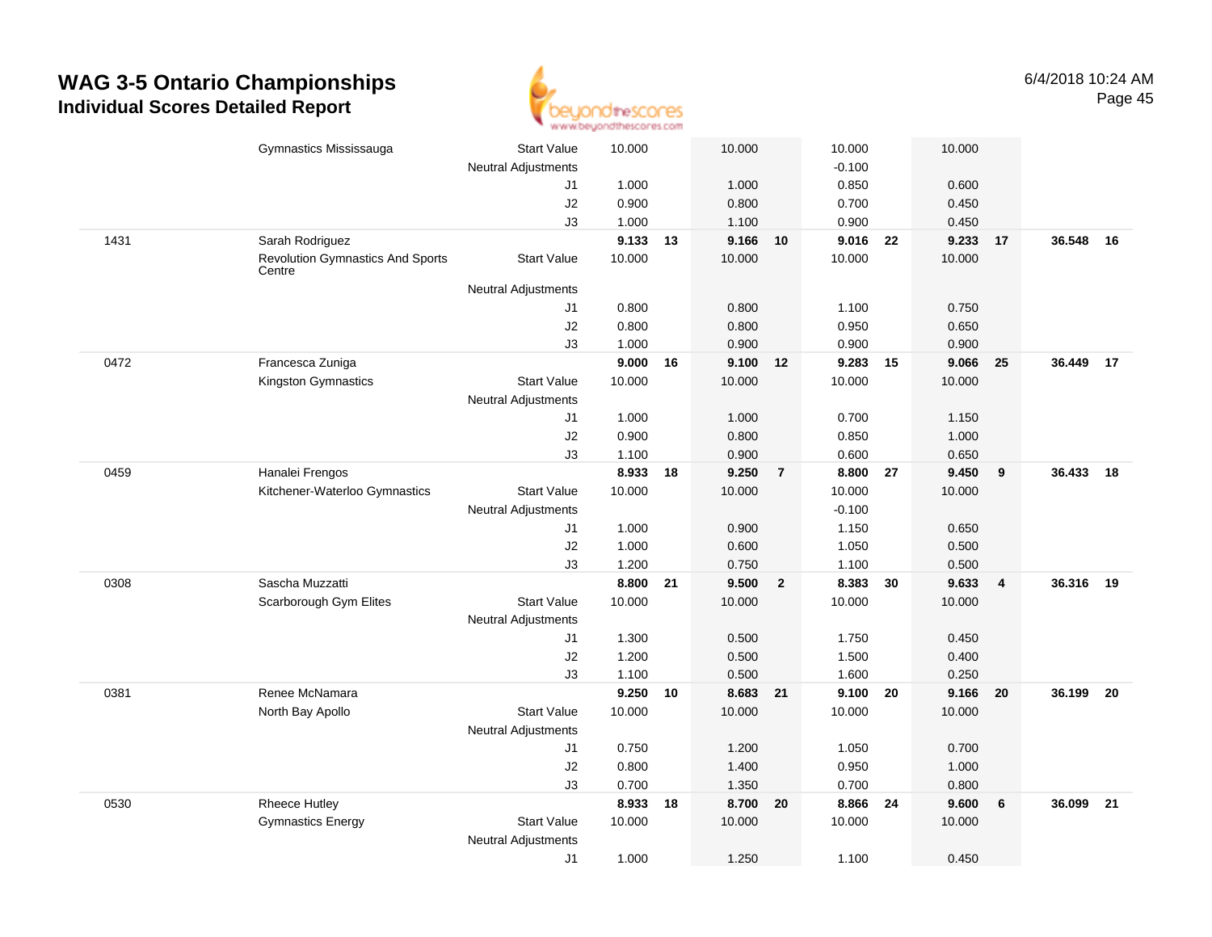# WAG 3-5 Ontario Championships

## Individual Scores Detailed Report

6/4/2018 10:24 AM

| # | Name / Club | | Vault | Rank | Bars | Rank | Beam | Rank | Floor | Rank | AA | Rank |
|---|---|---|---|---|---|---|---|---|---|---|---|---|
| | Gymnastics Mississauga | Start Value | 10.000 | | 10.000 | | 10.000 | | 10.000 | | | |
| | | Neutral Adjustments | | | | | -0.100 | | | | | |
| | | J1 | 1.000 | | 1.000 | | 0.850 | | 0.600 | | | |
| | | J2 | 0.900 | | 0.800 | | 0.700 | | 0.450 | | | |
| | | J3 | 1.000 | | 1.100 | | 0.900 | | 0.450 | | | |
| 1431 | Sarah Rodriguez | | **9.133** | **13** | **9.166** | **10** | **9.016** | **22** | **9.233** | **17** | **36.548** | **16** |
| | Revolution Gymnastics And Sports Centre | Start Value | 10.000 | | 10.000 | | 10.000 | | 10.000 | | | |
| | | Neutral Adjustments | | | | | | | | | | |
| | | J1 | 0.800 | | 0.800 | | 1.100 | | 0.750 | | | |
| | | J2 | 0.800 | | 0.800 | | 0.950 | | 0.650 | | | |
| | | J3 | 1.000 | | 0.900 | | 0.900 | | 0.900 | | | |
| 0472 | Francesca Zuniga | | **9.000** | **16** | **9.100** | **12** | **9.283** | **15** | **9.066** | **25** | **36.449** | **17** |
| | Kingston Gymnastics | Start Value | 10.000 | | 10.000 | | 10.000 | | 10.000 | | | |
| | | Neutral Adjustments | | | | | | | | | | |
| | | J1 | 1.000 | | 1.000 | | 0.700 | | 1.150 | | | |
| | | J2 | 0.900 | | 0.800 | | 0.850 | | 1.000 | | | |
| | | J3 | 1.100 | | 0.900 | | 0.600 | | 0.650 | | | |
| 0459 | Hanalei Frengos | | **8.933** | **18** | **9.250** | **7** | **8.800** | **27** | **9.450** | **9** | **36.433** | **18** |
| | Kitchener-Waterloo Gymnastics | Start Value | 10.000 | | 10.000 | | 10.000 | | 10.000 | | | |
| | | Neutral Adjustments | | | | | -0.100 | | | | | |
| | | J1 | 1.000 | | 0.900 | | 1.150 | | 0.650 | | | |
| | | J2 | 1.000 | | 0.600 | | 1.050 | | 0.500 | | | |
| | | J3 | 1.200 | | 0.750 | | 1.100 | | 0.500 | | | |
| 0308 | Sascha Muzzatti | | **8.800** | **21** | **9.500** | **2** | **8.383** | **30** | **9.633** | **4** | **36.316** | **19** |
| | Scarborough Gym Elites | Start Value | 10.000 | | 10.000 | | 10.000 | | 10.000 | | | |
| | | Neutral Adjustments | | | | | | | | | | |
| | | J1 | 1.300 | | 0.500 | | 1.750 | | 0.450 | | | |
| | | J2 | 1.200 | | 0.500 | | 1.500 | | 0.400 | | | |
| | | J3 | 1.100 | | 0.500 | | 1.600 | | 0.250 | | | |
| 0381 | Renee McNamara | | **9.250** | **10** | **8.683** | **21** | **9.100** | **20** | **9.166** | **20** | **36.199** | **20** |
| | North Bay Apollo | Start Value | 10.000 | | 10.000 | | 10.000 | | 10.000 | | | |
| | | Neutral Adjustments | | | | | | | | | | |
| | | J1 | 0.750 | | 1.200 | | 1.050 | | 0.700 | | | |
| | | J2 | 0.800 | | 1.400 | | 0.950 | | 1.000 | | | |
| | | J3 | 0.700 | | 1.350 | | 0.700 | | 0.800 | | | |
| 0530 | Rheece Hutley | | **8.933** | **18** | **8.700** | **20** | **8.866** | **24** | **9.600** | **6** | **36.099** | **21** |
| | Gymnastics Energy | Start Value | 10.000 | | 10.000 | | 10.000 | | 10.000 | | | |
| | | Neutral Adjustments | | | | | | | | | | |
| | | J1 | 1.000 | | 1.250 | | 1.100 | | 0.450 | | | |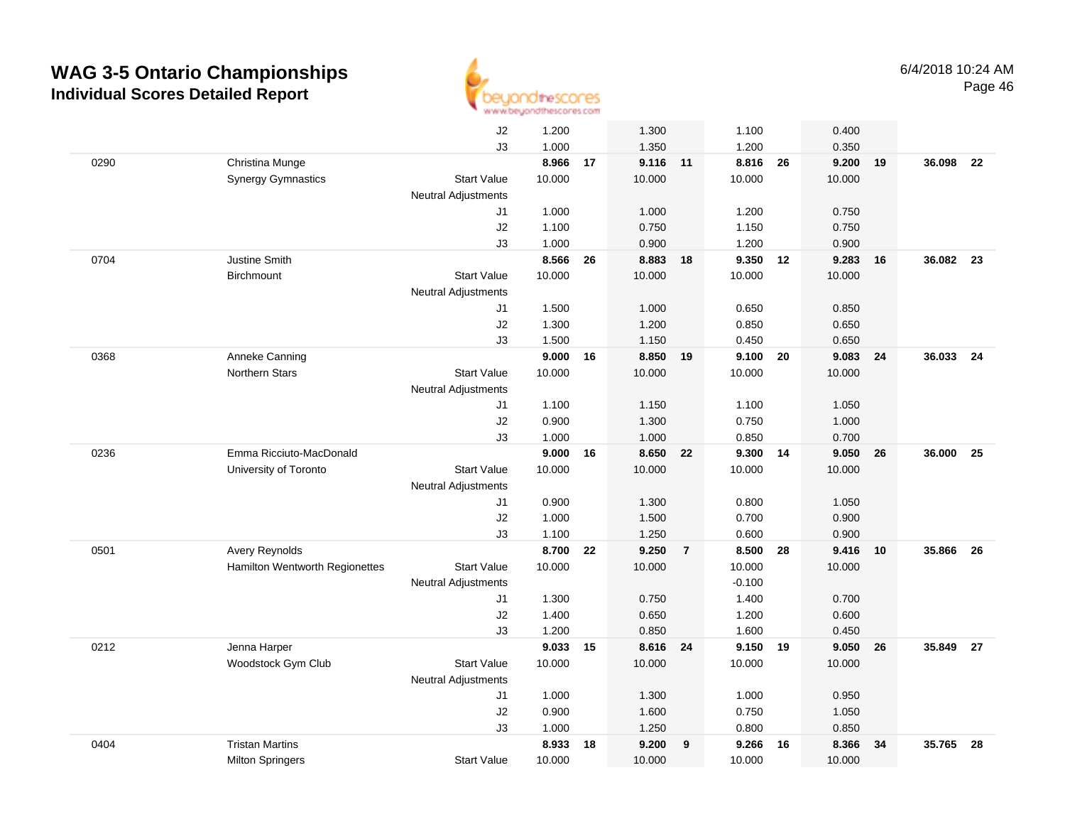# WAG 3-5 Ontario Championships

## Individual Scores Detailed Report

6/4/2018 10:24 AM

| | | | | | | | | | | | | |
|---|---|---|---|---|---|---|---|---|---|---|---|---|
| | | J2 | 1.200 | | 1.300 | | 1.100 | | 0.400 | | | |
| | | J3 | 1.000 | | 1.350 | | 1.200 | | 0.350 | | | |
| 0290 | Christina Munge | | **8.966** | **17** | **9.116** | **11** | **8.816** | **26** | **9.200** | **19** | **36.098** | **22** |
| | Synergy Gymnastics | Start Value | 10.000 | | 10.000 | | 10.000 | | 10.000 | | | |
| | | Neutral Adjustments | | | | | | | | | | |
| | | J1 | 1.000 | | 1.000 | | 1.200 | | 0.750 | | | |
| | | J2 | 1.100 | | 0.750 | | 1.150 | | 0.750 | | | |
| | | J3 | 1.000 | | 0.900 | | 1.200 | | 0.900 | | | |
| 0704 | Justine Smith | | **8.566** | **26** | **8.883** | **18** | **9.350** | **12** | **9.283** | **16** | **36.082** | **23** |
| | Birchmount | Start Value | 10.000 | | 10.000 | | 10.000 | | 10.000 | | | |
| | | Neutral Adjustments | | | | | | | | | | |
| | | J1 | 1.500 | | 1.000 | | 0.650 | | 0.850 | | | |
| | | J2 | 1.300 | | 1.200 | | 0.850 | | 0.650 | | | |
| | | J3 | 1.500 | | 1.150 | | 0.450 | | 0.650 | | | |
| 0368 | Anneke Canning | | **9.000** | **16** | **8.850** | **19** | **9.100** | **20** | **9.083** | **24** | **36.033** | **24** |
| | Northern Stars | Start Value | 10.000 | | 10.000 | | 10.000 | | 10.000 | | | |
| | | Neutral Adjustments | | | | | | | | | | |
| | | J1 | 1.100 | | 1.150 | | 1.100 | | 1.050 | | | |
| | | J2 | 0.900 | | 1.300 | | 0.750 | | 1.000 | | | |
| | | J3 | 1.000 | | 1.000 | | 0.850 | | 0.700 | | | |
| 0236 | Emma Ricciuto-MacDonald | | **9.000** | **16** | **8.650** | **22** | **9.300** | **14** | **9.050** | **26** | **36.000** | **25** |
| | University of Toronto | Start Value | 10.000 | | 10.000 | | 10.000 | | 10.000 | | | |
| | | Neutral Adjustments | | | | | | | | | | |
| | | J1 | 0.900 | | 1.300 | | 0.800 | | 1.050 | | | |
| | | J2 | 1.000 | | 1.500 | | 0.700 | | 0.900 | | | |
| | | J3 | 1.100 | | 1.250 | | 0.600 | | 0.900 | | | |
| 0501 | Avery Reynolds | | **8.700** | **22** | **9.250** | **7** | **8.500** | **28** | **9.416** | **10** | **35.866** | **26** |
| | Hamilton Wentworth Regionettes | Start Value | 10.000 | | 10.000 | | 10.000 | | 10.000 | | | |
| | | Neutral Adjustments | | | | | -0.100 | | | | | |
| | | J1 | 1.300 | | 0.750 | | 1.400 | | 0.700 | | | |
| | | J2 | 1.400 | | 0.650 | | 1.200 | | 0.600 | | | |
| | | J3 | 1.200 | | 0.850 | | 1.600 | | 0.450 | | | |
| 0212 | Jenna Harper | | **9.033** | **15** | **8.616** | **24** | **9.150** | **19** | **9.050** | **26** | **35.849** | **27** |
| | Woodstock Gym Club | Start Value | 10.000 | | 10.000 | | 10.000 | | 10.000 | | | |
| | | Neutral Adjustments | | | | | | | | | | |
| | | J1 | 1.000 | | 1.300 | | 1.000 | | 0.950 | | | |
| | | J2 | 0.900 | | 1.600 | | 0.750 | | 1.050 | | | |
| | | J3 | 1.000 | | 1.250 | | 0.800 | | 0.850 | | | |
| 0404 | Tristan Martins | | **8.933** | **18** | **9.200** | **9** | **9.266** | **16** | **8.366** | **34** | **35.765** | **28** |
| | Milton Springers | Start Value | 10.000 | | 10.000 | | 10.000 | | 10.000 | | | |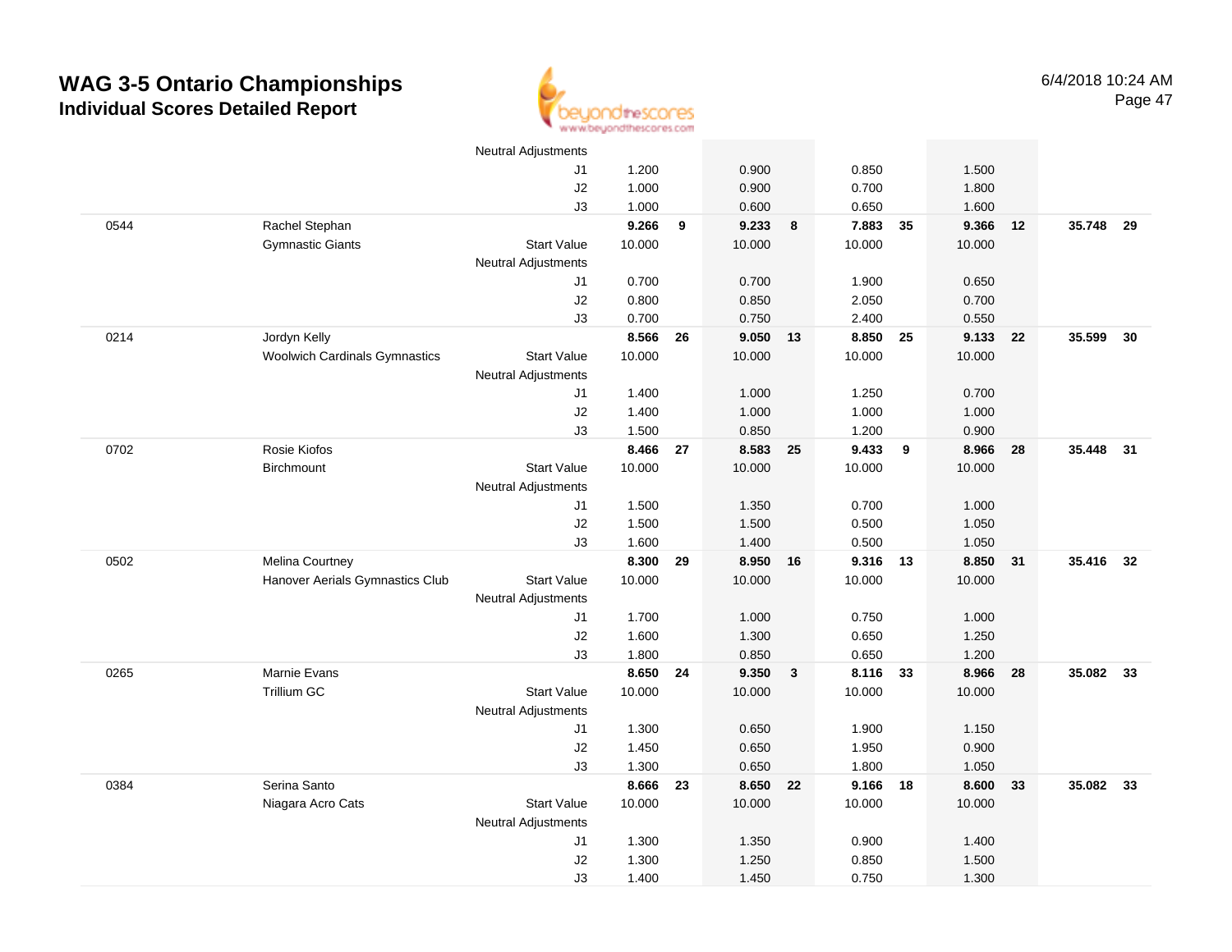# WAG 3-5 Ontario Championships

## Individual Scores Detailed Report

6/4/2018 10:24 AM

| | | | | | | | | | | | | |
|---|---|---|---|---|---|---|---|---|---|---|---|---|
| | | Neutral Adjustments | | | | | | | | | | |
| | | J1 | 1.200 | | 0.900 | | 0.850 | | 1.500 | | | |
| | | J2 | 1.000 | | 0.900 | | 0.700 | | 1.800 | | | |
| | | J3 | 1.000 | | 0.600 | | 0.650 | | 1.600 | | | |
| 0544 | Rachel Stephan | | **9.266** | **9** | **9.233** | **8** | **7.883** | **35** | **9.366** | **12** | **35.748** | **29** |
| | Gymnastic Giants | Start Value | 10.000 | | 10.000 | | 10.000 | | 10.000 | | | |
| | | Neutral Adjustments | | | | | | | | | | |
| | | J1 | 0.700 | | 0.700 | | 1.900 | | 0.650 | | | |
| | | J2 | 0.800 | | 0.850 | | 2.050 | | 0.700 | | | |
| | | J3 | 0.700 | | 0.750 | | 2.400 | | 0.550 | | | |
| 0214 | Jordyn Kelly | | **8.566** | **26** | **9.050** | **13** | **8.850** | **25** | **9.133** | **22** | **35.599** | **30** |
| | Woolwich Cardinals Gymnastics | Start Value | 10.000 | | 10.000 | | 10.000 | | 10.000 | | | |
| | | Neutral Adjustments | | | | | | | | | | |
| | | J1 | 1.400 | | 1.000 | | 1.250 | | 0.700 | | | |
| | | J2 | 1.400 | | 1.000 | | 1.000 | | 1.000 | | | |
| | | J3 | 1.500 | | 0.850 | | 1.200 | | 0.900 | | | |
| 0702 | Rosie Kiofos | | **8.466** | **27** | **8.583** | **25** | **9.433** | **9** | **8.966** | **28** | **35.448** | **31** |
| | Birchmount | Start Value | 10.000 | | 10.000 | | 10.000 | | 10.000 | | | |
| | | Neutral Adjustments | | | | | | | | | | |
| | | J1 | 1.500 | | 1.350 | | 0.700 | | 1.000 | | | |
| | | J2 | 1.500 | | 1.500 | | 0.500 | | 1.050 | | | |
| | | J3 | 1.600 | | 1.400 | | 0.500 | | 1.050 | | | |
| 0502 | Melina Courtney | | **8.300** | **29** | **8.950** | **16** | **9.316** | **13** | **8.850** | **31** | **35.416** | **32** |
| | Hanover Aerials Gymnastics Club | Start Value | 10.000 | | 10.000 | | 10.000 | | 10.000 | | | |
| | | Neutral Adjustments | | | | | | | | | | |
| | | J1 | 1.700 | | 1.000 | | 0.750 | | 1.000 | | | |
| | | J2 | 1.600 | | 1.300 | | 0.650 | | 1.250 | | | |
| | | J3 | 1.800 | | 0.850 | | 0.650 | | 1.200 | | | |
| 0265 | Marnie Evans | | **8.650** | **24** | **9.350** | **3** | **8.116** | **33** | **8.966** | **28** | **35.082** | **33** |
| | Trillium GC | Start Value | 10.000 | | 10.000 | | 10.000 | | 10.000 | | | |
| | | Neutral Adjustments | | | | | | | | | | |
| | | J1 | 1.300 | | 0.650 | | 1.900 | | 1.150 | | | |
| | | J2 | 1.450 | | 0.650 | | 1.950 | | 0.900 | | | |
| | | J3 | 1.300 | | 0.650 | | 1.800 | | 1.050 | | | |
| 0384 | Serina Santo | | **8.666** | **23** | **8.650** | **22** | **9.166** | **18** | **8.600** | **33** | **35.082** | **33** |
| | Niagara Acro Cats | Start Value | 10.000 | | 10.000 | | 10.000 | | 10.000 | | | |
| | | Neutral Adjustments | | | | | | | | | | |
| | | J1 | 1.300 | | 1.350 | | 0.900 | | 1.400 | | | |
| | | J2 | 1.300 | | 1.250 | | 0.850 | | 1.500 | | | |
| | | J3 | 1.400 | | 1.450 | | 0.750 | | 1.300 | | | |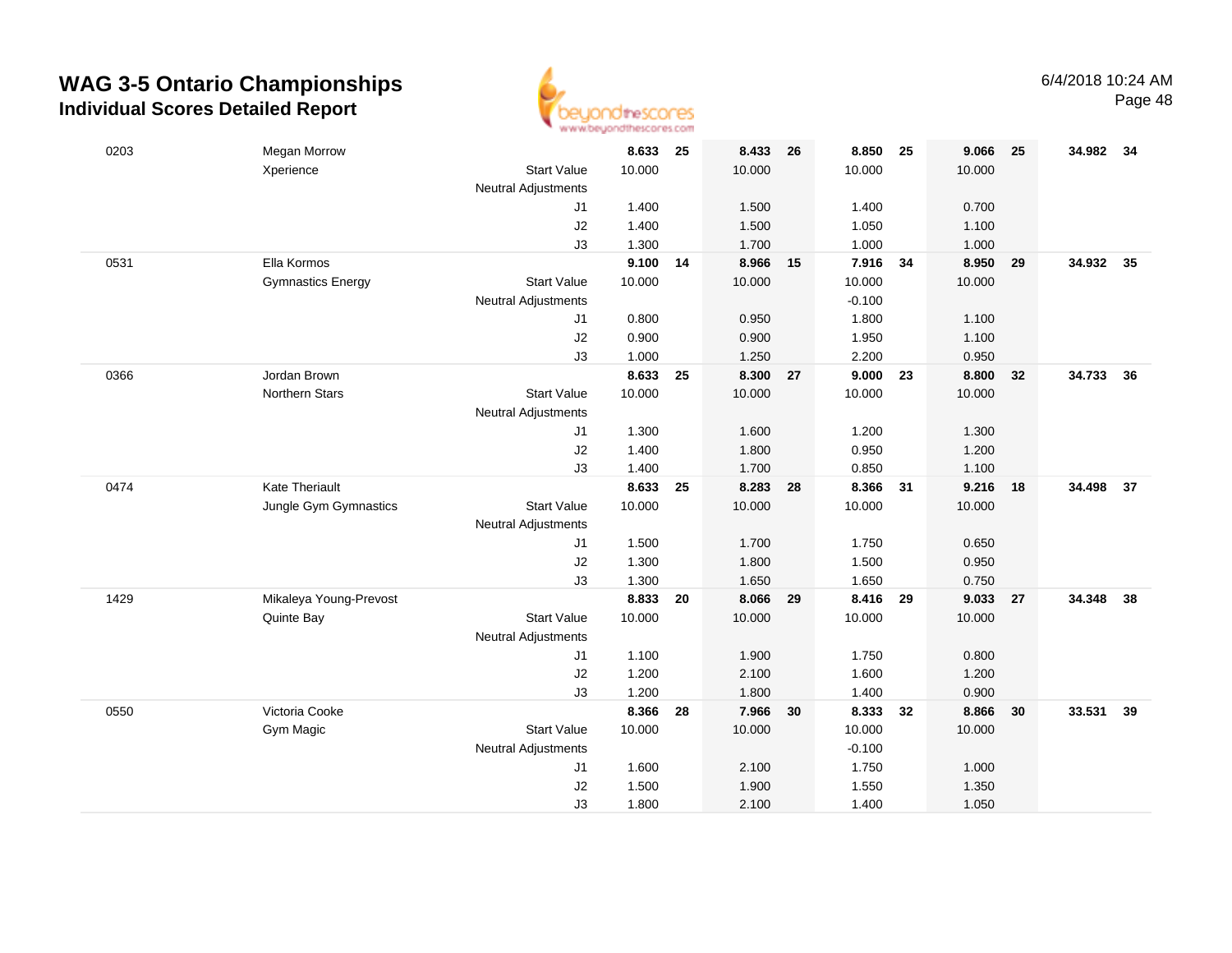# WAG 3-5 Ontario Championships
## Individual Scores Detailed Report

6/4/2018 10:24 AM

| # | Name / Club | | Event 1 | Rank | Event 2 | Rank | Event 3 | Rank | Event 4 | Rank | AA | Rank |
|---|---|---|---|---|---|---|---|---|---|---|---|---|
| 0203 | Megan Morrow | | **8.633** | **25** | **8.433** | **26** | **8.850** | **25** | **9.066** | **25** | **34.982** | **34** |
| | Xperience | Start Value | 10.000 | | 10.000 | | 10.000 | | 10.000 | | | |
| | | Neutral Adjustments | | | | | | | | | | |
| | | J1 | 1.400 | | 1.500 | | 1.400 | | 0.700 | | | |
| | | J2 | 1.400 | | 1.500 | | 1.050 | | 1.100 | | | |
| | | J3 | 1.300 | | 1.700 | | 1.000 | | 1.000 | | | |
| 0531 | Ella Kormos | | **9.100** | **14** | **8.966** | **15** | **7.916** | **34** | **8.950** | **29** | **34.932** | **35** |
| | Gymnastics Energy | Start Value | 10.000 | | 10.000 | | 10.000 | | 10.000 | | | |
| | | Neutral Adjustments | | | | | -0.100 | | | | | |
| | | J1 | 0.800 | | 0.950 | | 1.800 | | 1.100 | | | |
| | | J2 | 0.900 | | 0.900 | | 1.950 | | 1.100 | | | |
| | | J3 | 1.000 | | 1.250 | | 2.200 | | 0.950 | | | |
| 0366 | Jordan Brown | | **8.633** | **25** | **8.300** | **27** | **9.000** | **23** | **8.800** | **32** | **34.733** | **36** |
| | Northern Stars | Start Value | 10.000 | | 10.000 | | 10.000 | | 10.000 | | | |
| | | Neutral Adjustments | | | | | | | | | | |
| | | J1 | 1.300 | | 1.600 | | 1.200 | | 1.300 | | | |
| | | J2 | 1.400 | | 1.800 | | 0.950 | | 1.200 | | | |
| | | J3 | 1.400 | | 1.700 | | 0.850 | | 1.100 | | | |
| 0474 | Kate Theriault | | **8.633** | **25** | **8.283** | **28** | **8.366** | **31** | **9.216** | **18** | **34.498** | **37** |
| | Jungle Gym Gymnastics | Start Value | 10.000 | | 10.000 | | 10.000 | | 10.000 | | | |
| | | Neutral Adjustments | | | | | | | | | | |
| | | J1 | 1.500 | | 1.700 | | 1.750 | | 0.650 | | | |
| | | J2 | 1.300 | | 1.800 | | 1.500 | | 0.950 | | | |
| | | J3 | 1.300 | | 1.650 | | 1.650 | | 0.750 | | | |
| 1429 | Mikaleya Young-Prevost | | **8.833** | **20** | **8.066** | **29** | **8.416** | **29** | **9.033** | **27** | **34.348** | **38** |
| | Quinte Bay | Start Value | 10.000 | | 10.000 | | 10.000 | | 10.000 | | | |
| | | Neutral Adjustments | | | | | | | | | | |
| | | J1 | 1.100 | | 1.900 | | 1.750 | | 0.800 | | | |
| | | J2 | 1.200 | | 2.100 | | 1.600 | | 1.200 | | | |
| | | J3 | 1.200 | | 1.800 | | 1.400 | | 0.900 | | | |
| 0550 | Victoria Cooke | | **8.366** | **28** | **7.966** | **30** | **8.333** | **32** | **8.866** | **30** | **33.531** | **39** |
| | Gym Magic | Start Value | 10.000 | | 10.000 | | 10.000 | | 10.000 | | | |
| | | Neutral Adjustments | | | | | -0.100 | | | | | |
| | | J1 | 1.600 | | 2.100 | | 1.750 | | 1.000 | | | |
| | | J2 | 1.500 | | 1.900 | | 1.550 | | 1.350 | | | |
| | | J3 | 1.800 | | 2.100 | | 1.400 | | 1.050 | | | |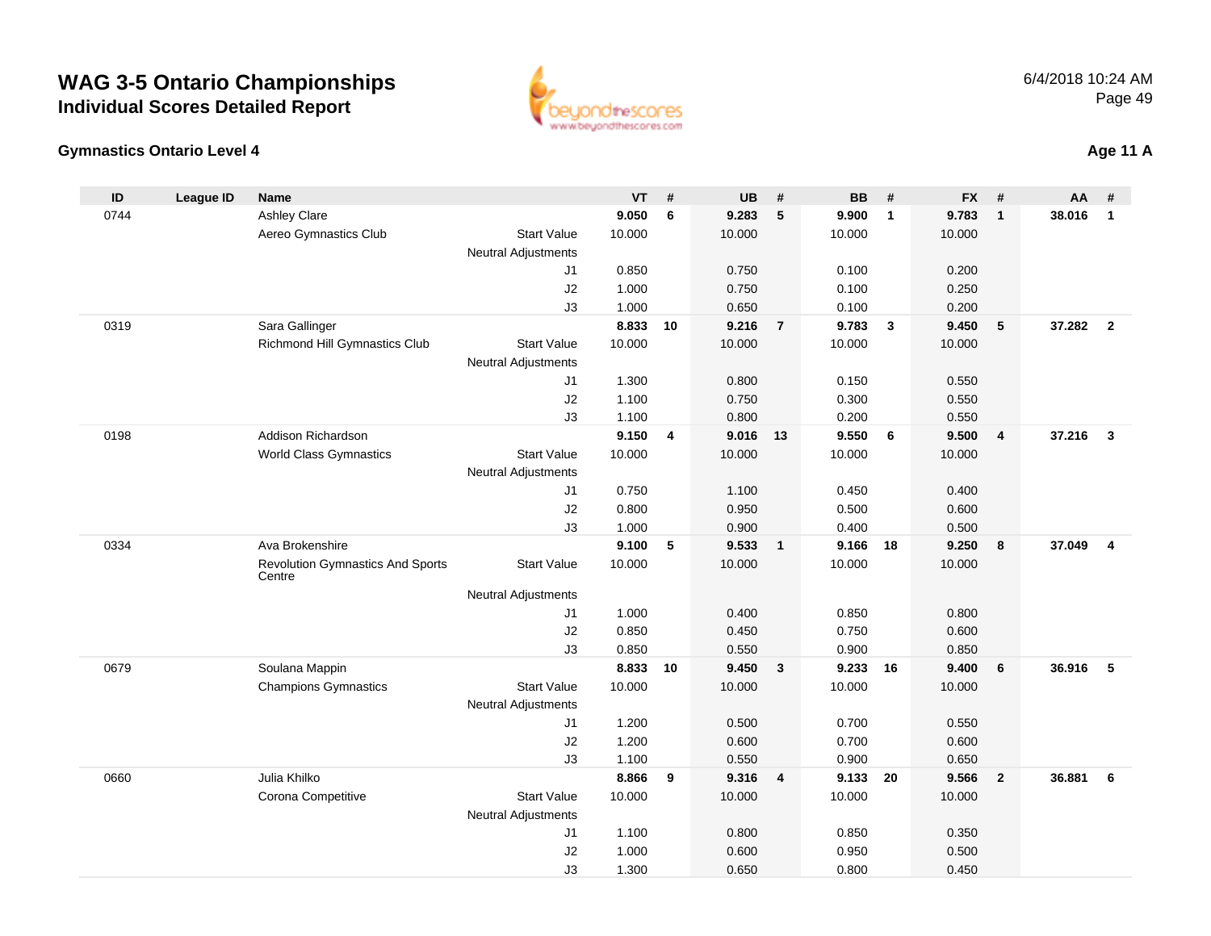# WAG 3-5 Ontario Championships

## Individual Scores Detailed Report

6/4/2018 10:24 AM

### Gymnastics Ontario Level 4

**Age 11 A**

| ID | League ID | Name | | VT | # | UB | # | BB | # | FX | # | AA | # |
|---|---|---|---|---|---|---|---|---|---|---|---|---|---|
| 0744 | | Ashley Clare | | **9.050** | **6** | **9.283** | **5** | **9.900** | **1** | **9.783** | **1** | **38.016** | **1** |
| | | Aereo Gymnastics Club | Start Value | 10.000 | | 10.000 | | 10.000 | | 10.000 | | | |
| | | | Neutral Adjustments | | | | | | | | | | |
| | | | J1 | 0.850 | | 0.750 | | 0.100 | | 0.200 | | | |
| | | | J2 | 1.000 | | 0.750 | | 0.100 | | 0.250 | | | |
| | | | J3 | 1.000 | | 0.650 | | 0.100 | | 0.200 | | | |
| 0319 | | Sara Gallinger | | **8.833** | **10** | **9.216** | **7** | **9.783** | **3** | **9.450** | **5** | **37.282** | **2** |
| | | Richmond Hill Gymnastics Club | Start Value | 10.000 | | 10.000 | | 10.000 | | 10.000 | | | |
| | | | Neutral Adjustments | | | | | | | | | | |
| | | | J1 | 1.300 | | 0.800 | | 0.150 | | 0.550 | | | |
| | | | J2 | 1.100 | | 0.750 | | 0.300 | | 0.550 | | | |
| | | | J3 | 1.100 | | 0.800 | | 0.200 | | 0.550 | | | |
| 0198 | | Addison Richardson | | **9.150** | **4** | **9.016** | **13** | **9.550** | **6** | **9.500** | **4** | **37.216** | **3** |
| | | World Class Gymnastics | Start Value | 10.000 | | 10.000 | | 10.000 | | 10.000 | | | |
| | | | Neutral Adjustments | | | | | | | | | | |
| | | | J1 | 0.750 | | 1.100 | | 0.450 | | 0.400 | | | |
| | | | J2 | 0.800 | | 0.950 | | 0.500 | | 0.600 | | | |
| | | | J3 | 1.000 | | 0.900 | | 0.400 | | 0.500 | | | |
| 0334 | | Ava Brokenshire | | **9.100** | **5** | **9.533** | **1** | **9.166** | **18** | **9.250** | **8** | **37.049** | **4** |
| | | Revolution Gymnastics And Sports Centre | Start Value | 10.000 | | 10.000 | | 10.000 | | 10.000 | | | |
| | | | Neutral Adjustments | | | | | | | | | | |
| | | | J1 | 1.000 | | 0.400 | | 0.850 | | 0.800 | | | |
| | | | J2 | 0.850 | | 0.450 | | 0.750 | | 0.600 | | | |
| | | | J3 | 0.850 | | 0.550 | | 0.900 | | 0.850 | | | |
| 0679 | | Soulana Mappin | | **8.833** | **10** | **9.450** | **3** | **9.233** | **16** | **9.400** | **6** | **36.916** | **5** |
| | | Champions Gymnastics | Start Value | 10.000 | | 10.000 | | 10.000 | | 10.000 | | | |
| | | | Neutral Adjustments | | | | | | | | | | |
| | | | J1 | 1.200 | | 0.500 | | 0.700 | | 0.550 | | | |
| | | | J2 | 1.200 | | 0.600 | | 0.700 | | 0.600 | | | |
| | | | J3 | 1.100 | | 0.550 | | 0.900 | | 0.650 | | | |
| 0660 | | Julia Khilko | | **8.866** | **9** | **9.316** | **4** | **9.133** | **20** | **9.566** | **2** | **36.881** | **6** |
| | | Corona Competitive | Start Value | 10.000 | | 10.000 | | 10.000 | | 10.000 | | | |
| | | | Neutral Adjustments | | | | | | | | | | |
| | | | J1 | 1.100 | | 0.800 | | 0.850 | | 0.350 | | | |
| | | | J2 | 1.000 | | 0.600 | | 0.950 | | 0.500 | | | |
| | | | J3 | 1.300 | | 0.650 | | 0.800 | | 0.450 | | | |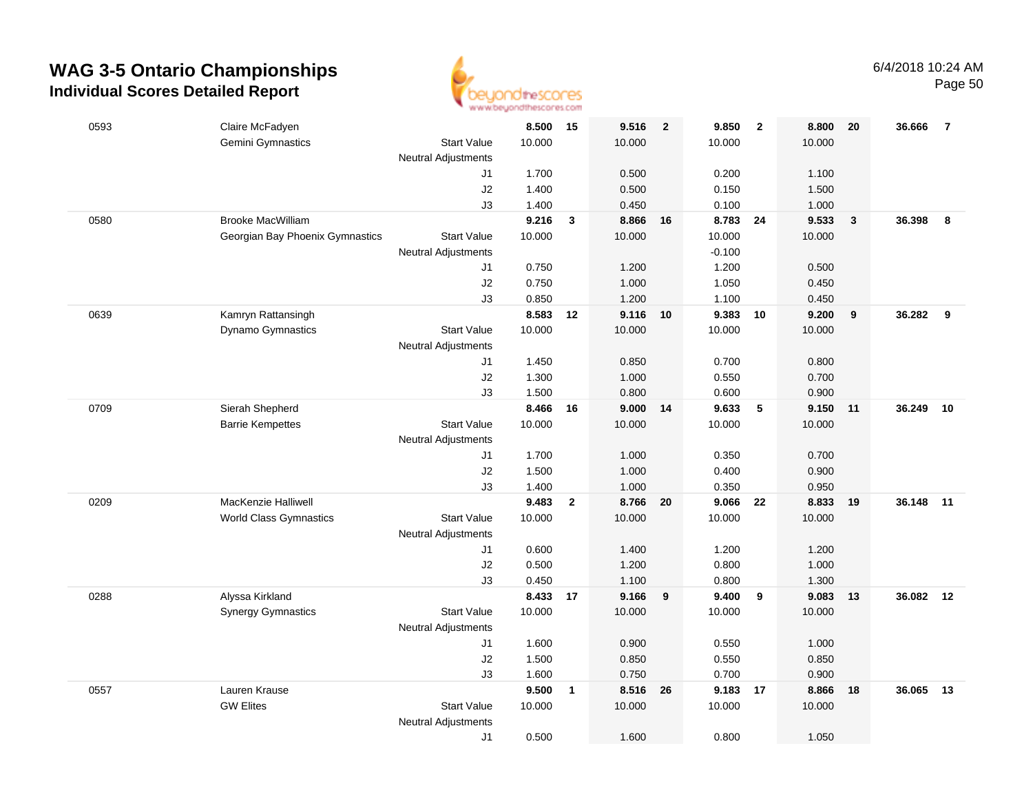# WAG 3-5 Ontario Championships

## Individual Scores Detailed Report

6/4/2018 10:24 AM

| # | Name / Club | | Vault | Rk | Bars | Rk | Beam | Rk | Floor | Rk | AA | Rk |
|---|---|---|---|---|---|---|---|---|---|---|---|---|
| 0593 | Claire McFadyen | | 8.500 | 15 | 9.516 | 2 | 9.850 | 2 | 8.800 | 20 | 36.666 | 7 |
| | Gemini Gymnastics | Start Value | 10.000 | | 10.000 | | 10.000 | | 10.000 | | | |
| | | Neutral Adjustments | | | | | | | | | | |
| | | J1 | 1.700 | | 0.500 | | 0.200 | | 1.100 | | | |
| | | J2 | 1.400 | | 0.500 | | 0.150 | | 1.500 | | | |
| | | J3 | 1.400 | | 0.450 | | 0.100 | | 1.000 | | | |
| 0580 | Brooke MacWilliam | | 9.216 | 3 | 8.866 | 16 | 8.783 | 24 | 9.533 | 3 | 36.398 | 8 |
| | Georgian Bay Phoenix Gymnastics | Start Value | 10.000 | | 10.000 | | 10.000 | | 10.000 | | | |
| | | Neutral Adjustments | | | | | -0.100 | | | | | |
| | | J1 | 0.750 | | 1.200 | | 1.200 | | 0.500 | | | |
| | | J2 | 0.750 | | 1.000 | | 1.050 | | 0.450 | | | |
| | | J3 | 0.850 | | 1.200 | | 1.100 | | 0.450 | | | |
| 0639 | Kamryn Rattansingh | | 8.583 | 12 | 9.116 | 10 | 9.383 | 10 | 9.200 | 9 | 36.282 | 9 |
| | Dynamo Gymnastics | Start Value | 10.000 | | 10.000 | | 10.000 | | 10.000 | | | |
| | | Neutral Adjustments | | | | | | | | | | |
| | | J1 | 1.450 | | 0.850 | | 0.700 | | 0.800 | | | |
| | | J2 | 1.300 | | 1.000 | | 0.550 | | 0.700 | | | |
| | | J3 | 1.500 | | 0.800 | | 0.600 | | 0.900 | | | |
| 0709 | Sierah Shepherd | | 8.466 | 16 | 9.000 | 14 | 9.633 | 5 | 9.150 | 11 | 36.249 | 10 |
| | Barrie Kempettes | Start Value | 10.000 | | 10.000 | | 10.000 | | 10.000 | | | |
| | | Neutral Adjustments | | | | | | | | | | |
| | | J1 | 1.700 | | 1.000 | | 0.350 | | 0.700 | | | |
| | | J2 | 1.500 | | 1.000 | | 0.400 | | 0.900 | | | |
| | | J3 | 1.400 | | 1.000 | | 0.350 | | 0.950 | | | |
| 0209 | MacKenzie Halliwell | | 9.483 | 2 | 8.766 | 20 | 9.066 | 22 | 8.833 | 19 | 36.148 | 11 |
| | World Class Gymnastics | Start Value | 10.000 | | 10.000 | | 10.000 | | 10.000 | | | |
| | | Neutral Adjustments | | | | | | | | | | |
| | | J1 | 0.600 | | 1.400 | | 1.200 | | 1.200 | | | |
| | | J2 | 0.500 | | 1.200 | | 0.800 | | 1.000 | | | |
| | | J3 | 0.450 | | 1.100 | | 0.800 | | 1.300 | | | |
| 0288 | Alyssa Kirkland | | 8.433 | 17 | 9.166 | 9 | 9.400 | 9 | 9.083 | 13 | 36.082 | 12 |
| | Synergy Gymnastics | Start Value | 10.000 | | 10.000 | | 10.000 | | 10.000 | | | |
| | | Neutral Adjustments | | | | | | | | | | |
| | | J1 | 1.600 | | 0.900 | | 0.550 | | 1.000 | | | |
| | | J2 | 1.500 | | 0.850 | | 0.550 | | 0.850 | | | |
| | | J3 | 1.600 | | 0.750 | | 0.700 | | 0.900 | | | |
| 0557 | Lauren Krause | | 9.500 | 1 | 8.516 | 26 | 9.183 | 17 | 8.866 | 18 | 36.065 | 13 |
| | GW Elites | Start Value | 10.000 | | 10.000 | | 10.000 | | 10.000 | | | |
| | | Neutral Adjustments | | | | | | | | | | |
| | | J1 | 0.500 | | 1.600 | | 0.800 | | 1.050 | | | |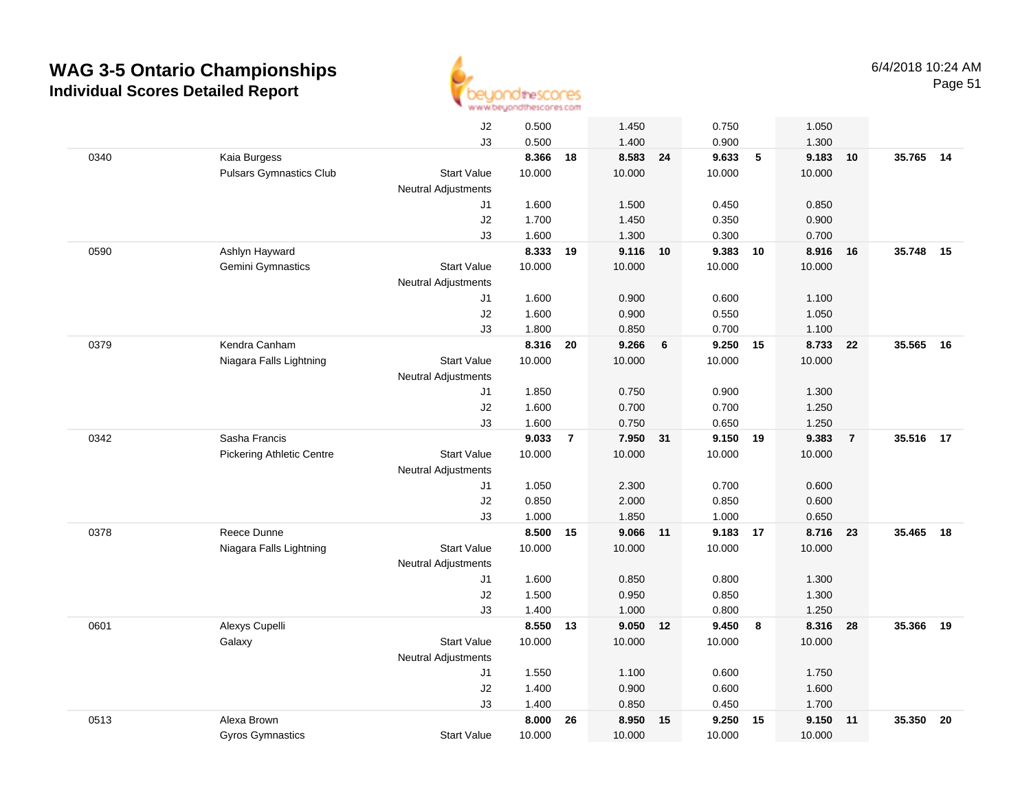# WAG 3-5 Ontario Championships
## Individual Scores Detailed Report

6/4/2018 10:24 AM

| # | Name / Club | | Score | Rank | Score | Rank | Score | Rank | Score | Rank | AA | Rank |
|---|---|---|---|---|---|---|---|---|---|---|---|---|
| | | J2 | 0.500 | | 1.450 | | 0.750 | | 1.050 | | | |
| | | J3 | 0.500 | | 1.400 | | 0.900 | | 1.300 | | | |
| 0340 | Kaia Burgess | | **8.366** | **18** | **8.583** | **24** | **9.633** | **5** | **9.183** | **10** | **35.765** | **14** |
| | Pulsars Gymnastics Club | Start Value | 10.000 | | 10.000 | | 10.000 | | 10.000 | | | |
| | | Neutral Adjustments | | | | | | | | | | |
| | | J1 | 1.600 | | 1.500 | | 0.450 | | 0.850 | | | |
| | | J2 | 1.700 | | 1.450 | | 0.350 | | 0.900 | | | |
| | | J3 | 1.600 | | 1.300 | | 0.300 | | 0.700 | | | |
| 0590 | Ashlyn Hayward | | **8.333** | **19** | **9.116** | **10** | **9.383** | **10** | **8.916** | **16** | **35.748** | **15** |
| | Gemini Gymnastics | Start Value | 10.000 | | 10.000 | | 10.000 | | 10.000 | | | |
| | | Neutral Adjustments | | | | | | | | | | |
| | | J1 | 1.600 | | 0.900 | | 0.600 | | 1.100 | | | |
| | | J2 | 1.600 | | 0.900 | | 0.550 | | 1.050 | | | |
| | | J3 | 1.800 | | 0.850 | | 0.700 | | 1.100 | | | |
| 0379 | Kendra Canham | | **8.316** | **20** | **9.266** | **6** | **9.250** | **15** | **8.733** | **22** | **35.565** | **16** |
| | Niagara Falls Lightning | Start Value | 10.000 | | 10.000 | | 10.000 | | 10.000 | | | |
| | | Neutral Adjustments | | | | | | | | | | |
| | | J1 | 1.850 | | 0.750 | | 0.900 | | 1.300 | | | |
| | | J2 | 1.600 | | 0.700 | | 0.700 | | 1.250 | | | |
| | | J3 | 1.600 | | 0.750 | | 0.650 | | 1.250 | | | |
| 0342 | Sasha Francis | | **9.033** | **7** | **7.950** | **31** | **9.150** | **19** | **9.383** | **7** | **35.516** | **17** |
| | Pickering Athletic Centre | Start Value | 10.000 | | 10.000 | | 10.000 | | 10.000 | | | |
| | | Neutral Adjustments | | | | | | | | | | |
| | | J1 | 1.050 | | 2.300 | | 0.700 | | 0.600 | | | |
| | | J2 | 0.850 | | 2.000 | | 0.850 | | 0.600 | | | |
| | | J3 | 1.000 | | 1.850 | | 1.000 | | 0.650 | | | |
| 0378 | Reece Dunne | | **8.500** | **15** | **9.066** | **11** | **9.183** | **17** | **8.716** | **23** | **35.465** | **18** |
| | Niagara Falls Lightning | Start Value | 10.000 | | 10.000 | | 10.000 | | 10.000 | | | |
| | | Neutral Adjustments | | | | | | | | | | |
| | | J1 | 1.600 | | 0.850 | | 0.800 | | 1.300 | | | |
| | | J2 | 1.500 | | 0.950 | | 0.850 | | 1.300 | | | |
| | | J3 | 1.400 | | 1.000 | | 0.800 | | 1.250 | | | |
| 0601 | Alexys Cupelli | | **8.550** | **13** | **9.050** | **12** | **9.450** | **8** | **8.316** | **28** | **35.366** | **19** |
| | Galaxy | Start Value | 10.000 | | 10.000 | | 10.000 | | 10.000 | | | |
| | | Neutral Adjustments | | | | | | | | | | |
| | | J1 | 1.550 | | 1.100 | | 0.600 | | 1.750 | | | |
| | | J2 | 1.400 | | 0.900 | | 0.600 | | 1.600 | | | |
| | | J3 | 1.400 | | 0.850 | | 0.450 | | 1.700 | | | |
| 0513 | Alexa Brown | | **8.000** | **26** | **8.950** | **15** | **9.250** | **15** | **9.150** | **11** | **35.350** | **20** |
| | Gyros Gymnastics | Start Value | 10.000 | | 10.000 | | 10.000 | | 10.000 | | | |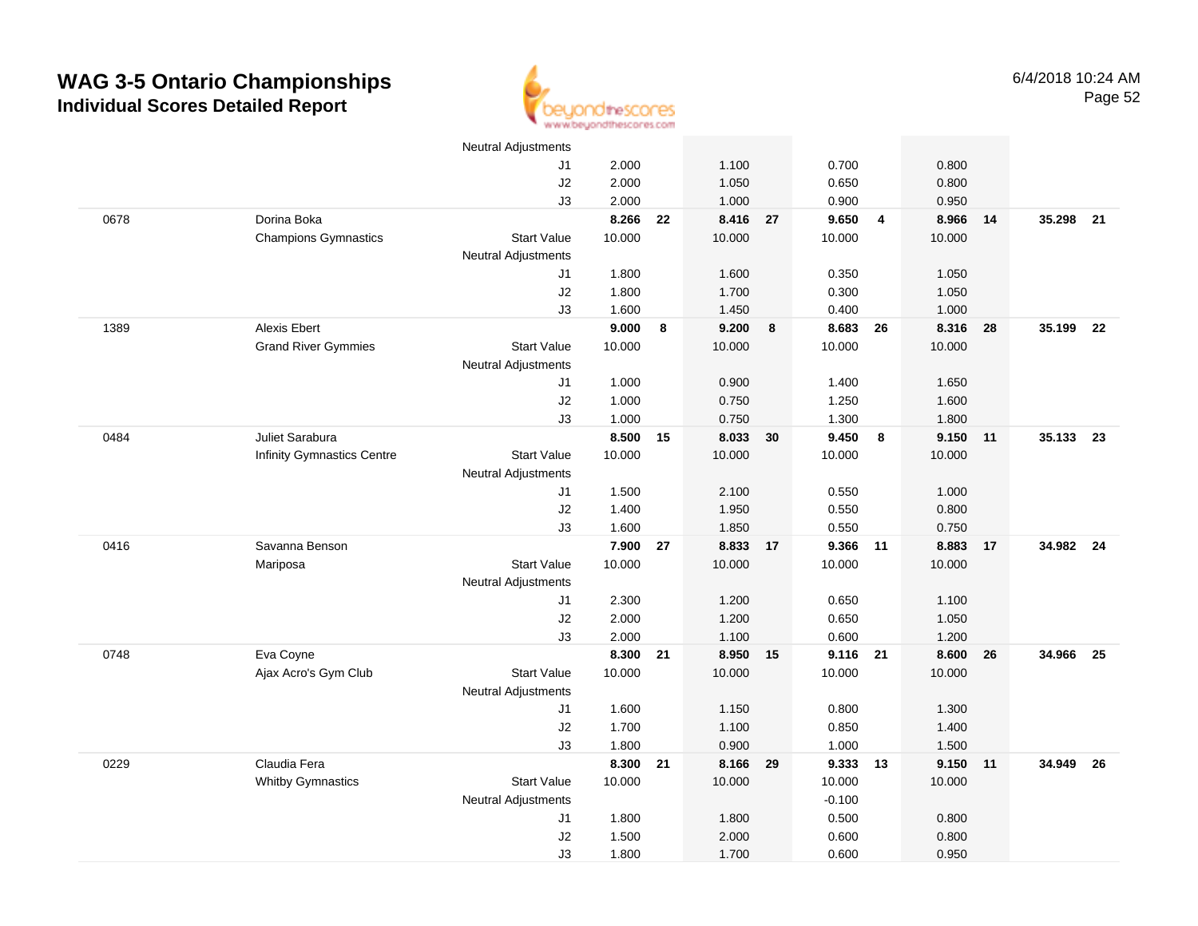# WAG 3-5 Ontario Championships
## Individual Scores Detailed Report

6/4/2018 10:24 AM

| | | | | | | | | | | | | |
|---|---|---|---|---|---|---|---|---|---|---|---|---|
| | | Neutral Adjustments | | | | | | | | | | |
| | | J1 | 2.000 | | 1.100 | | 0.700 | | 0.800 | | | |
| | | J2 | 2.000 | | 1.050 | | 0.650 | | 0.800 | | | |
| | | J3 | 2.000 | | 1.000 | | 0.900 | | 0.950 | | | |
| 0678 | Dorina Boka | | **8.266** | **22** | **8.416** | **27** | **9.650** | **4** | **8.966** | **14** | **35.298** | **21** |
| | Champions Gymnastics | Start Value | 10.000 | | 10.000 | | 10.000 | | 10.000 | | | |
| | | Neutral Adjustments | | | | | | | | | | |
| | | J1 | 1.800 | | 1.600 | | 0.350 | | 1.050 | | | |
| | | J2 | 1.800 | | 1.700 | | 0.300 | | 1.050 | | | |
| | | J3 | 1.600 | | 1.450 | | 0.400 | | 1.000 | | | |
| 1389 | Alexis Ebert | | **9.000** | **8** | **9.200** | **8** | **8.683** | **26** | **8.316** | **28** | **35.199** | **22** |
| | Grand River Gymmies | Start Value | 10.000 | | 10.000 | | 10.000 | | 10.000 | | | |
| | | Neutral Adjustments | | | | | | | | | | |
| | | J1 | 1.000 | | 0.900 | | 1.400 | | 1.650 | | | |
| | | J2 | 1.000 | | 0.750 | | 1.250 | | 1.600 | | | |
| | | J3 | 1.000 | | 0.750 | | 1.300 | | 1.800 | | | |
| 0484 | Juliet Sarabura | | **8.500** | **15** | **8.033** | **30** | **9.450** | **8** | **9.150** | **11** | **35.133** | **23** |
| | Infinity Gymnastics Centre | Start Value | 10.000 | | 10.000 | | 10.000 | | 10.000 | | | |
| | | Neutral Adjustments | | | | | | | | | | |
| | | J1 | 1.500 | | 2.100 | | 0.550 | | 1.000 | | | |
| | | J2 | 1.400 | | 1.950 | | 0.550 | | 0.800 | | | |
| | | J3 | 1.600 | | 1.850 | | 0.550 | | 0.750 | | | |
| 0416 | Savanna Benson | | **7.900** | **27** | **8.833** | **17** | **9.366** | **11** | **8.883** | **17** | **34.982** | **24** |
| | Mariposa | Start Value | 10.000 | | 10.000 | | 10.000 | | 10.000 | | | |
| | | Neutral Adjustments | | | | | | | | | | |
| | | J1 | 2.300 | | 1.200 | | 0.650 | | 1.100 | | | |
| | | J2 | 2.000 | | 1.200 | | 0.650 | | 1.050 | | | |
| | | J3 | 2.000 | | 1.100 | | 0.600 | | 1.200 | | | |
| 0748 | Eva Coyne | | **8.300** | **21** | **8.950** | **15** | **9.116** | **21** | **8.600** | **26** | **34.966** | **25** |
| | Ajax Acro's Gym Club | Start Value | 10.000 | | 10.000 | | 10.000 | | 10.000 | | | |
| | | Neutral Adjustments | | | | | | | | | | |
| | | J1 | 1.600 | | 1.150 | | 0.800 | | 1.300 | | | |
| | | J2 | 1.700 | | 1.100 | | 0.850 | | 1.400 | | | |
| | | J3 | 1.800 | | 0.900 | | 1.000 | | 1.500 | | | |
| 0229 | Claudia Fera | | **8.300** | **21** | **8.166** | **29** | **9.333** | **13** | **9.150** | **11** | **34.949** | **26** |
| | Whitby Gymnastics | Start Value | 10.000 | | 10.000 | | 10.000 | | 10.000 | | | |
| | | Neutral Adjustments | | | | | -0.100 | | | | | |
| | | J1 | 1.800 | | 1.800 | | 0.500 | | 0.800 | | | |
| | | J2 | 1.500 | | 2.000 | | 0.600 | | 0.800 | | | |
| | | J3 | 1.800 | | 1.700 | | 0.600 | | 0.950 | | | |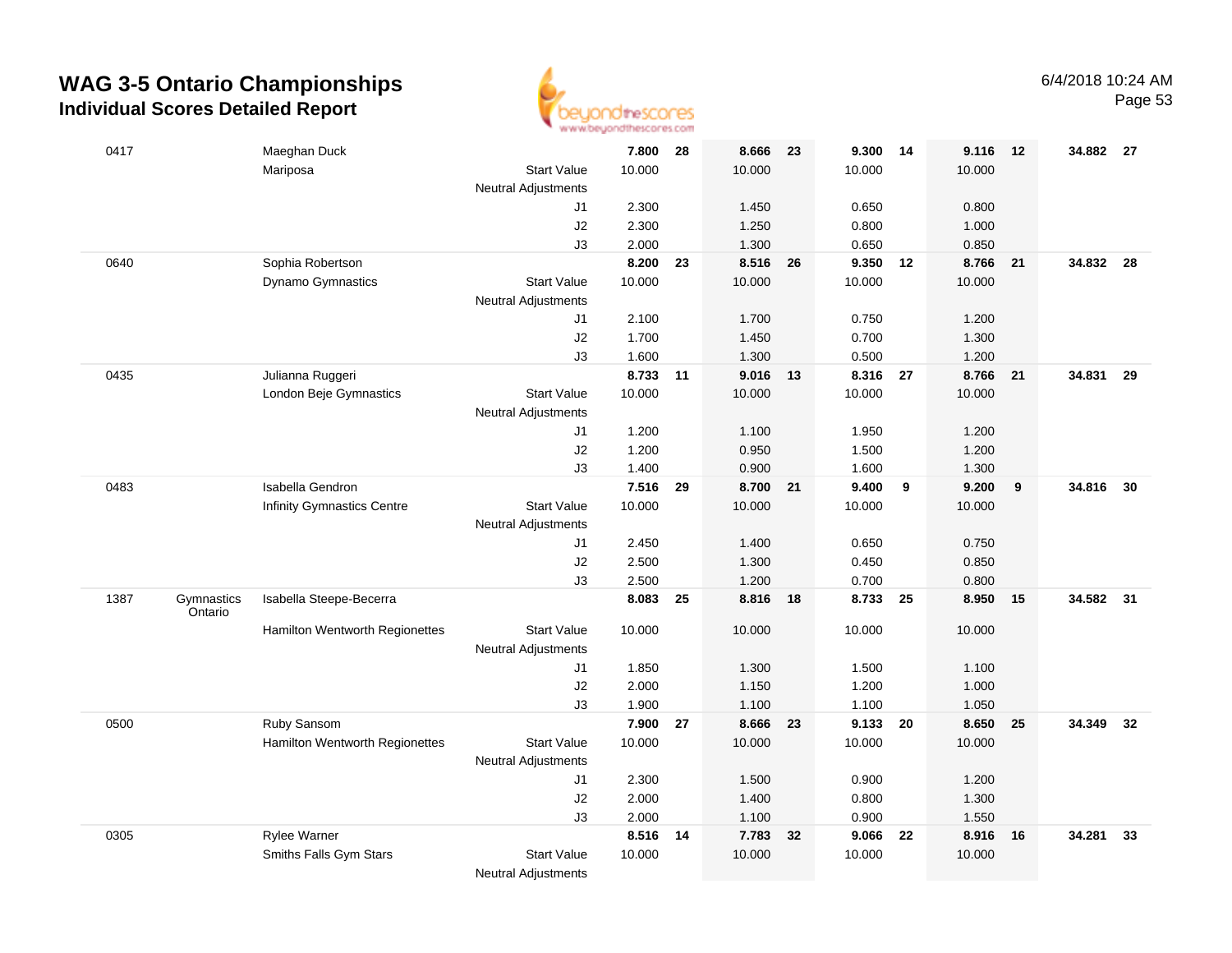# WAG 3-5 Ontario Championships
## Individual Scores Detailed Report

6/4/2018 10:24 AM

| # | Prov | Name / Club | | Vault | Rank | Bars | Rank | Beam | Rank | Floor | Rank | AA | Rank |
|---|---|---|---|---|---|---|---|---|---|---|---|---|---|
| 0417 | | Maeghan Duck | | 7.800 | 28 | 8.666 | 23 | 9.300 | 14 | 9.116 | 12 | 34.882 | 27 |
| | | Mariposa | Start Value | 10.000 | | 10.000 | | 10.000 | | 10.000 | | | |
| | | | Neutral Adjustments | | | | | | | | | | |
| | | | J1 | 2.300 | | 1.450 | | 0.650 | | 0.800 | | | |
| | | | J2 | 2.300 | | 1.250 | | 0.800 | | 1.000 | | | |
| | | | J3 | 2.000 | | 1.300 | | 0.650 | | 0.850 | | | |
| 0640 | | Sophia Robertson | | 8.200 | 23 | 8.516 | 26 | 9.350 | 12 | 8.766 | 21 | 34.832 | 28 |
| | | Dynamo Gymnastics | Start Value | 10.000 | | 10.000 | | 10.000 | | 10.000 | | | |
| | | | Neutral Adjustments | | | | | | | | | | |
| | | | J1 | 2.100 | | 1.700 | | 0.750 | | 1.200 | | | |
| | | | J2 | 1.700 | | 1.450 | | 0.700 | | 1.300 | | | |
| | | | J3 | 1.600 | | 1.300 | | 0.500 | | 1.200 | | | |
| 0435 | | Julianna Ruggeri | | 8.733 | 11 | 9.016 | 13 | 8.316 | 27 | 8.766 | 21 | 34.831 | 29 |
| | | London Beje Gymnastics | Start Value | 10.000 | | 10.000 | | 10.000 | | 10.000 | | | |
| | | | Neutral Adjustments | | | | | | | | | | |
| | | | J1 | 1.200 | | 1.100 | | 1.950 | | 1.200 | | | |
| | | | J2 | 1.200 | | 0.950 | | 1.500 | | 1.200 | | | |
| | | | J3 | 1.400 | | 0.900 | | 1.600 | | 1.300 | | | |
| 0483 | | Isabella Gendron | | 7.516 | 29 | 8.700 | 21 | 9.400 | 9 | 9.200 | 9 | 34.816 | 30 |
| | | Infinity Gymnastics Centre | Start Value | 10.000 | | 10.000 | | 10.000 | | 10.000 | | | |
| | | | Neutral Adjustments | | | | | | | | | | |
| | | | J1 | 2.450 | | 1.400 | | 0.650 | | 0.750 | | | |
| | | | J2 | 2.500 | | 1.300 | | 0.450 | | 0.850 | | | |
| | | | J3 | 2.500 | | 1.200 | | 0.700 | | 0.800 | | | |
| 1387 | Gymnastics Ontario | Isabella Steepe-Becerra | | 8.083 | 25 | 8.816 | 18 | 8.733 | 25 | 8.950 | 15 | 34.582 | 31 |
| | | Hamilton Wentworth Regionettes | Start Value | 10.000 | | 10.000 | | 10.000 | | 10.000 | | | |
| | | | Neutral Adjustments | | | | | | | | | | |
| | | | J1 | 1.850 | | 1.300 | | 1.500 | | 1.100 | | | |
| | | | J2 | 2.000 | | 1.150 | | 1.200 | | 1.000 | | | |
| | | | J3 | 1.900 | | 1.100 | | 1.100 | | 1.050 | | | |
| 0500 | | Ruby Sansom | | 7.900 | 27 | 8.666 | 23 | 9.133 | 20 | 8.650 | 25 | 34.349 | 32 |
| | | Hamilton Wentworth Regionettes | Start Value | 10.000 | | 10.000 | | 10.000 | | 10.000 | | | |
| | | | Neutral Adjustments | | | | | | | | | | |
| | | | J1 | 2.300 | | 1.500 | | 0.900 | | 1.200 | | | |
| | | | J2 | 2.000 | | 1.400 | | 0.800 | | 1.300 | | | |
| | | | J3 | 2.000 | | 1.100 | | 0.900 | | 1.550 | | | |
| 0305 | | Rylee Warner | | 8.516 | 14 | 7.783 | 32 | 9.066 | 22 | 8.916 | 16 | 34.281 | 33 |
| | | Smiths Falls Gym Stars | Start Value | 10.000 | | 10.000 | | 10.000 | | 10.000 | | | |
| | | | Neutral Adjustments | | | | | | | | | | |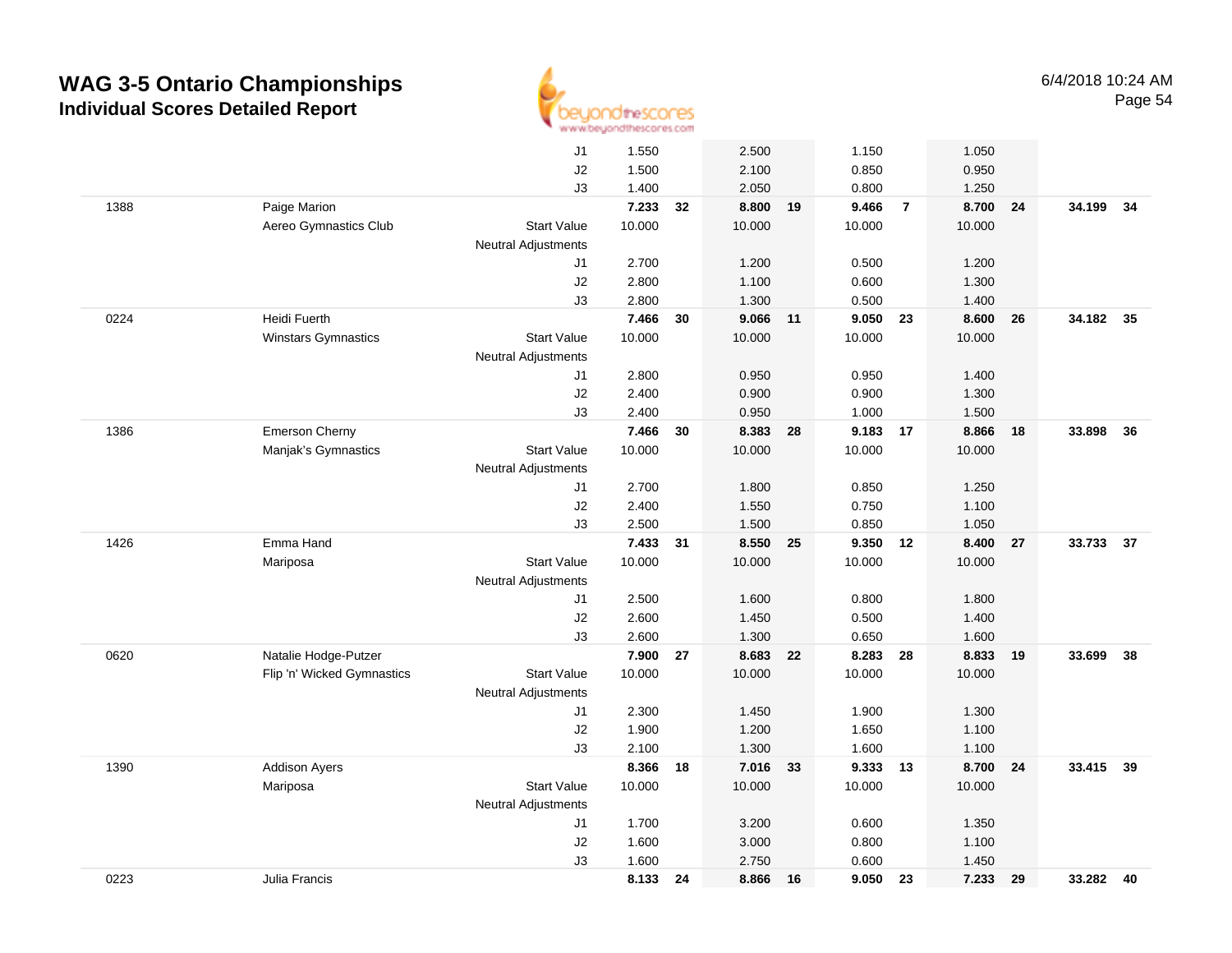# WAG 3-5 Ontario Championships

## Individual Scores Detailed Report

6/4/2018 10:24 AM

| # | Name / Club | | Vault | Rank | Bars | Rank | Beam | Rank | Floor | Rank | AA | Rank |
|---|---|---|---|---|---|---|---|---|---|---|---|---|
| | | J1 | 1.550 | | 2.500 | | 1.150 | | 1.050 | | | |
| | | J2 | 1.500 | | 2.100 | | 0.850 | | 0.950 | | | |
| | | J3 | 1.400 | | 2.050 | | 0.800 | | 1.250 | | | |
| 1388 | Paige Marion | | **7.233** | **32** | **8.800** | **19** | **9.466** | **7** | **8.700** | **24** | **34.199** | **34** |
| | Aereo Gymnastics Club | Start Value | 10.000 | | 10.000 | | 10.000 | | 10.000 | | | |
| | | Neutral Adjustments | | | | | | | | | | |
| | | J1 | 2.700 | | 1.200 | | 0.500 | | 1.200 | | | |
| | | J2 | 2.800 | | 1.100 | | 0.600 | | 1.300 | | | |
| | | J3 | 2.800 | | 1.300 | | 0.500 | | 1.400 | | | |
| 0224 | Heidi Fuerth | | **7.466** | **30** | **9.066** | **11** | **9.050** | **23** | **8.600** | **26** | **34.182** | **35** |
| | Winstars Gymnastics | Start Value | 10.000 | | 10.000 | | 10.000 | | 10.000 | | | |
| | | Neutral Adjustments | | | | | | | | | | |
| | | J1 | 2.800 | | 0.950 | | 0.950 | | 1.400 | | | |
| | | J2 | 2.400 | | 0.900 | | 0.900 | | 1.300 | | | |
| | | J3 | 2.400 | | 0.950 | | 1.000 | | 1.500 | | | |
| 1386 | Emerson Cherny | | **7.466** | **30** | **8.383** | **28** | **9.183** | **17** | **8.866** | **18** | **33.898** | **36** |
| | Manjak's Gymnastics | Start Value | 10.000 | | 10.000 | | 10.000 | | 10.000 | | | |
| | | Neutral Adjustments | | | | | | | | | | |
| | | J1 | 2.700 | | 1.800 | | 0.850 | | 1.250 | | | |
| | | J2 | 2.400 | | 1.550 | | 0.750 | | 1.100 | | | |
| | | J3 | 2.500 | | 1.500 | | 0.850 | | 1.050 | | | |
| 1426 | Emma Hand | | **7.433** | **31** | **8.550** | **25** | **9.350** | **12** | **8.400** | **27** | **33.733** | **37** |
| | Mariposa | Start Value | 10.000 | | 10.000 | | 10.000 | | 10.000 | | | |
| | | Neutral Adjustments | | | | | | | | | | |
| | | J1 | 2.500 | | 1.600 | | 0.800 | | 1.800 | | | |
| | | J2 | 2.600 | | 1.450 | | 0.500 | | 1.400 | | | |
| | | J3 | 2.600 | | 1.300 | | 0.650 | | 1.600 | | | |
| 0620 | Natalie Hodge-Putzer | | **7.900** | **27** | **8.683** | **22** | **8.283** | **28** | **8.833** | **19** | **33.699** | **38** |
| | Flip 'n' Wicked Gymnastics | Start Value | 10.000 | | 10.000 | | 10.000 | | 10.000 | | | |
| | | Neutral Adjustments | | | | | | | | | | |
| | | J1 | 2.300 | | 1.450 | | 1.900 | | 1.300 | | | |
| | | J2 | 1.900 | | 1.200 | | 1.650 | | 1.100 | | | |
| | | J3 | 2.100 | | 1.300 | | 1.600 | | 1.100 | | | |
| 1390 | Addison Ayers | | **8.366** | **18** | **7.016** | **33** | **9.333** | **13** | **8.700** | **24** | **33.415** | **39** |
| | Mariposa | Start Value | 10.000 | | 10.000 | | 10.000 | | 10.000 | | | |
| | | Neutral Adjustments | | | | | | | | | | |
| | | J1 | 1.700 | | 3.200 | | 0.600 | | 1.350 | | | |
| | | J2 | 1.600 | | 3.000 | | 0.800 | | 1.100 | | | |
| | | J3 | 1.600 | | 2.750 | | 0.600 | | 1.450 | | | |
| 0223 | Julia Francis | | **8.133** | **24** | **8.866** | **16** | **9.050** | **23** | **7.233** | **29** | **33.282** | **40** |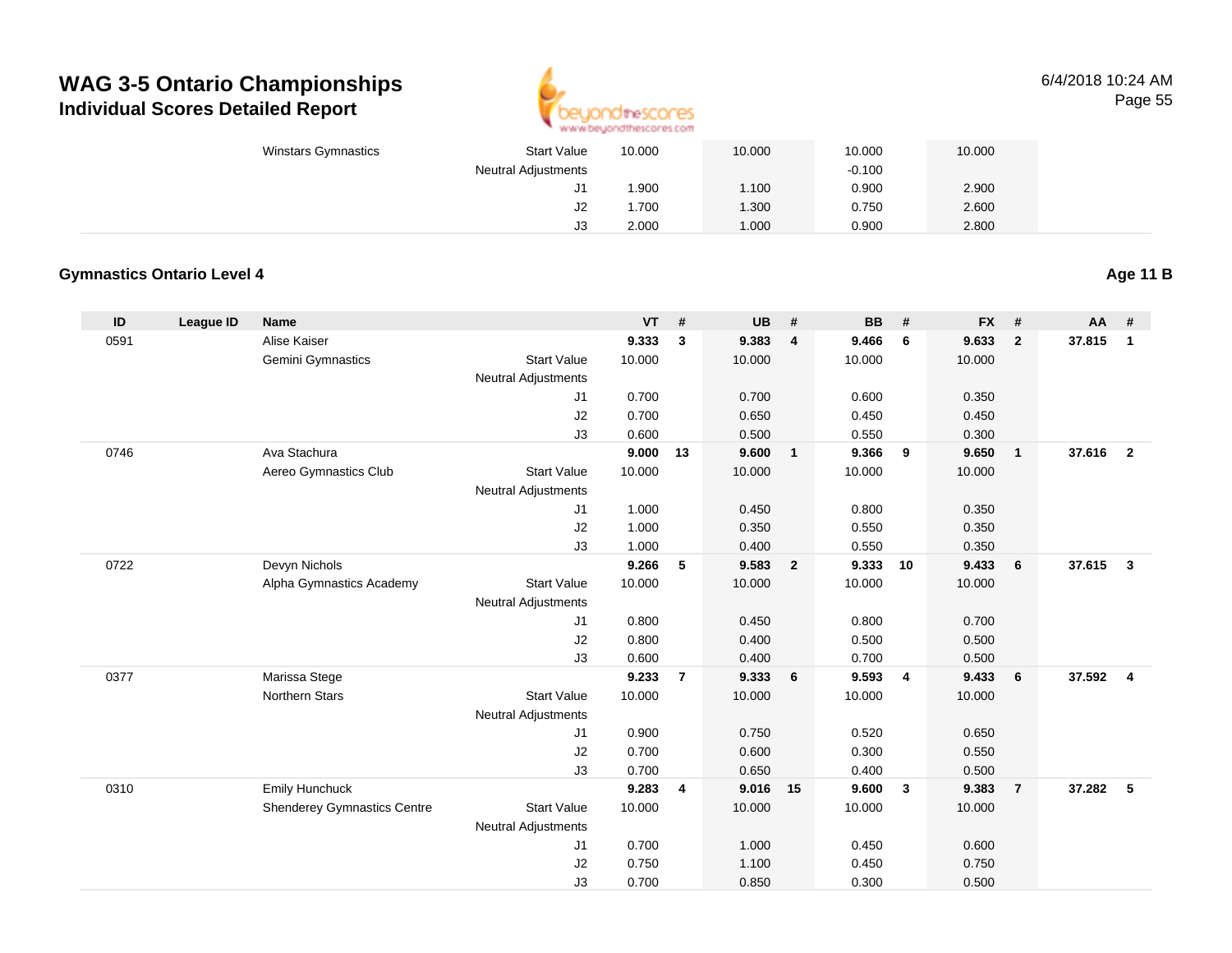# WAG 3-5 Ontario Championships

## Individual Scores Detailed Report

6/4/2018 10:24 AM

| | | | | VT | | UB | | BB | | FX | | | |
|---|---|---|---|---|---|---|---|---|---|---|---|---|---|
| | | Winstars Gymnastics | Start Value | 10.000 | | 10.000 | | 10.000 | | 10.000 | | | |
| | | | Neutral Adjustments | | | | | -0.100 | | | | | |
| | | | J1 | 1.900 | | 1.100 | | 0.900 | | 2.900 | | | |
| | | | J2 | 1.700 | | 1.300 | | 0.750 | | 2.600 | | | |
| | | | J3 | 2.000 | | 1.000 | | 0.900 | | 2.800 | | | |

### Gymnastics Ontario Level 4

**Age 11 B**

| ID | League ID | Name | | VT | # | UB | # | BB | # | FX | # | AA | # |
|---|---|---|---|---|---|---|---|---|---|---|---|---|---|
| 0591 | | Alise Kaiser | | **9.333** | **3** | **9.383** | **4** | **9.466** | **6** | **9.633** | **2** | **37.815** | **1** |
| | | Gemini Gymnastics | Start Value | 10.000 | | 10.000 | | 10.000 | | 10.000 | | | |
| | | | Neutral Adjustments | | | | | | | | | | |
| | | | J1 | 0.700 | | 0.700 | | 0.600 | | 0.350 | | | |
| | | | J2 | 0.700 | | 0.650 | | 0.450 | | 0.450 | | | |
| | | | J3 | 0.600 | | 0.500 | | 0.550 | | 0.300 | | | |
| 0746 | | Ava Stachura | | **9.000** | **13** | **9.600** | **1** | **9.366** | **9** | **9.650** | **1** | **37.616** | **2** |
| | | Aereo Gymnastics Club | Start Value | 10.000 | | 10.000 | | 10.000 | | 10.000 | | | |
| | | | Neutral Adjustments | | | | | | | | | | |
| | | | J1 | 1.000 | | 0.450 | | 0.800 | | 0.350 | | | |
| | | | J2 | 1.000 | | 0.350 | | 0.550 | | 0.350 | | | |
| | | | J3 | 1.000 | | 0.400 | | 0.550 | | 0.350 | | | |
| 0722 | | Devyn Nichols | | **9.266** | **5** | **9.583** | **2** | **9.333** | **10** | **9.433** | **6** | **37.615** | **3** |
| | | Alpha Gymnastics Academy | Start Value | 10.000 | | 10.000 | | 10.000 | | 10.000 | | | |
| | | | Neutral Adjustments | | | | | | | | | | |
| | | | J1 | 0.800 | | 0.450 | | 0.800 | | 0.700 | | | |
| | | | J2 | 0.800 | | 0.400 | | 0.500 | | 0.500 | | | |
| | | | J3 | 0.600 | | 0.400 | | 0.700 | | 0.500 | | | |
| 0377 | | Marissa Stege | | **9.233** | **7** | **9.333** | **6** | **9.593** | **4** | **9.433** | **6** | **37.592** | **4** |
| | | Northern Stars | Start Value | 10.000 | | 10.000 | | 10.000 | | 10.000 | | | |
| | | | Neutral Adjustments | | | | | | | | | | |
| | | | J1 | 0.900 | | 0.750 | | 0.520 | | 0.650 | | | |
| | | | J2 | 0.700 | | 0.600 | | 0.300 | | 0.550 | | | |
| | | | J3 | 0.700 | | 0.650 | | 0.400 | | 0.500 | | | |
| 0310 | | Emily Hunchuck | | **9.283** | **4** | **9.016** | **15** | **9.600** | **3** | **9.383** | **7** | **37.282** | **5** |
| | | Shenderey Gymnastics Centre | Start Value | 10.000 | | 10.000 | | 10.000 | | 10.000 | | | |
| | | | Neutral Adjustments | | | | | | | | | | |
| | | | J1 | 0.700 | | 1.000 | | 0.450 | | 0.600 | | | |
| | | | J2 | 0.750 | | 1.100 | | 0.450 | | 0.750 | | | |
| | | | J3 | 0.700 | | 0.850 | | 0.300 | | 0.500 | | | |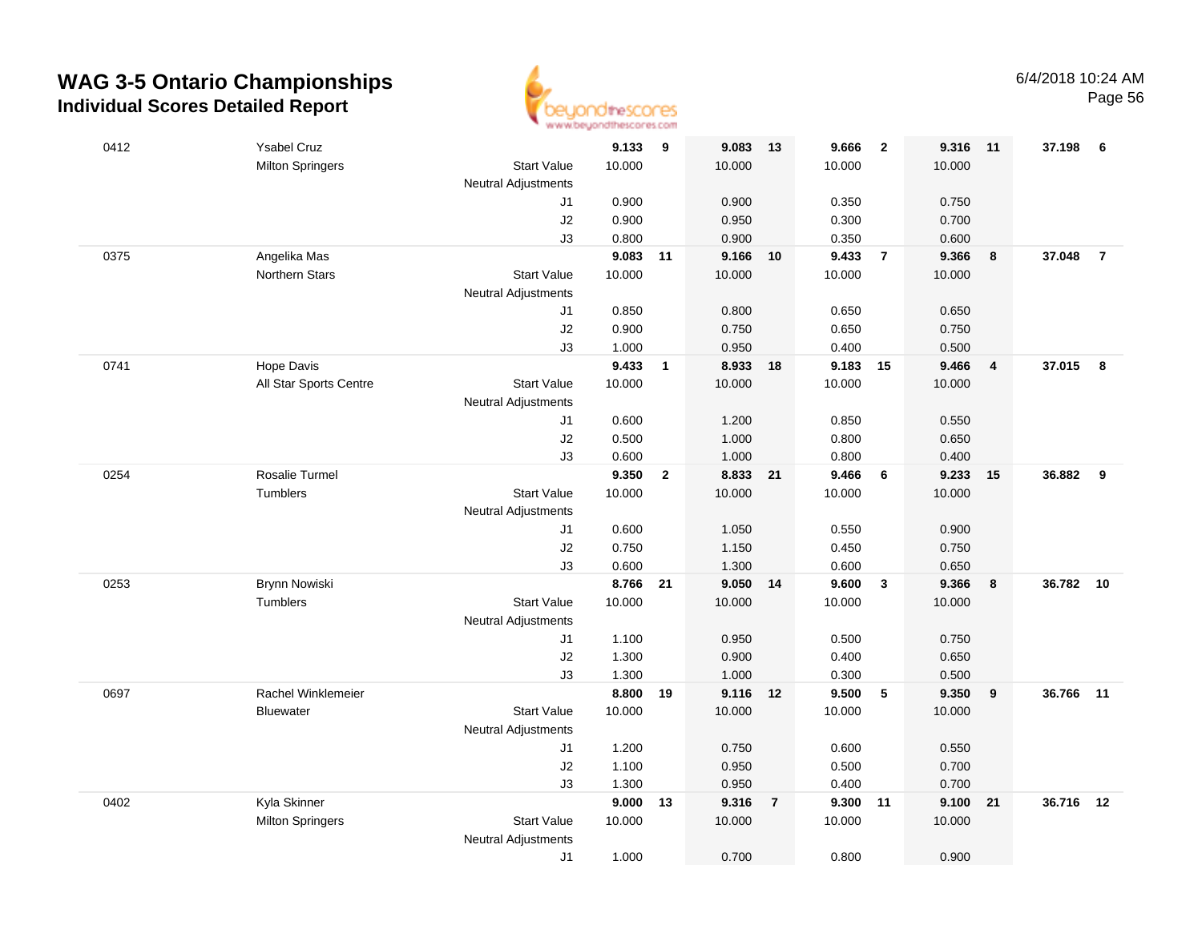# WAG 3-5 Ontario Championships

## Individual Scores Detailed Report

6/4/2018 10:24 AM

| # | Name / Club | | Vault | Rank | Bars | Rank | Beam | Rank | Floor | Rank | AA | Rank |
|---|---|---|---|---|---|---|---|---|---|---|---|---|
| 0412 | Ysabel Cruz | | **9.133** | **9** | **9.083** | **13** | **9.666** | **2** | **9.316** | **11** | **37.198** | **6** |
| | Milton Springers | Start Value | 10.000 | | 10.000 | | 10.000 | | 10.000 | | | |
| | | Neutral Adjustments | | | | | | | | | | |
| | | J1 | 0.900 | | 0.900 | | 0.350 | | 0.750 | | | |
| | | J2 | 0.900 | | 0.950 | | 0.300 | | 0.700 | | | |
| | | J3 | 0.800 | | 0.900 | | 0.350 | | 0.600 | | | |
| 0375 | Angelika Mas | | **9.083** | **11** | **9.166** | **10** | **9.433** | **7** | **9.366** | **8** | **37.048** | **7** |
| | Northern Stars | Start Value | 10.000 | | 10.000 | | 10.000 | | 10.000 | | | |
| | | Neutral Adjustments | | | | | | | | | | |
| | | J1 | 0.850 | | 0.800 | | 0.650 | | 0.650 | | | |
| | | J2 | 0.900 | | 0.750 | | 0.650 | | 0.750 | | | |
| | | J3 | 1.000 | | 0.950 | | 0.400 | | 0.500 | | | |
| 0741 | Hope Davis | | **9.433** | **1** | **8.933** | **18** | **9.183** | **15** | **9.466** | **4** | **37.015** | **8** |
| | All Star Sports Centre | Start Value | 10.000 | | 10.000 | | 10.000 | | 10.000 | | | |
| | | Neutral Adjustments | | | | | | | | | | |
| | | J1 | 0.600 | | 1.200 | | 0.850 | | 0.550 | | | |
| | | J2 | 0.500 | | 1.000 | | 0.800 | | 0.650 | | | |
| | | J3 | 0.600 | | 1.000 | | 0.800 | | 0.400 | | | |
| 0254 | Rosalie Turmel | | **9.350** | **2** | **8.833** | **21** | **9.466** | **6** | **9.233** | **15** | **36.882** | **9** |
| | Tumblers | Start Value | 10.000 | | 10.000 | | 10.000 | | 10.000 | | | |
| | | Neutral Adjustments | | | | | | | | | | |
| | | J1 | 0.600 | | 1.050 | | 0.550 | | 0.900 | | | |
| | | J2 | 0.750 | | 1.150 | | 0.450 | | 0.750 | | | |
| | | J3 | 0.600 | | 1.300 | | 0.600 | | 0.650 | | | |
| 0253 | Brynn Nowiski | | **8.766** | **21** | **9.050** | **14** | **9.600** | **3** | **9.366** | **8** | **36.782** | **10** |
| | Tumblers | Start Value | 10.000 | | 10.000 | | 10.000 | | 10.000 | | | |
| | | Neutral Adjustments | | | | | | | | | | |
| | | J1 | 1.100 | | 0.950 | | 0.500 | | 0.750 | | | |
| | | J2 | 1.300 | | 0.900 | | 0.400 | | 0.650 | | | |
| | | J3 | 1.300 | | 1.000 | | 0.300 | | 0.500 | | | |
| 0697 | Rachel Winklemeier | | **8.800** | **19** | **9.116** | **12** | **9.500** | **5** | **9.350** | **9** | **36.766** | **11** |
| | Bluewater | Start Value | 10.000 | | 10.000 | | 10.000 | | 10.000 | | | |
| | | Neutral Adjustments | | | | | | | | | | |
| | | J1 | 1.200 | | 0.750 | | 0.600 | | 0.550 | | | |
| | | J2 | 1.100 | | 0.950 | | 0.500 | | 0.700 | | | |
| | | J3 | 1.300 | | 0.950 | | 0.400 | | 0.700 | | | |
| 0402 | Kyla Skinner | | **9.000** | **13** | **9.316** | **7** | **9.300** | **11** | **9.100** | **21** | **36.716** | **12** |
| | Milton Springers | Start Value | 10.000 | | 10.000 | | 10.000 | | 10.000 | | | |
| | | Neutral Adjustments | | | | | | | | | | |
| | | J1 | 1.000 | | 0.700 | | 0.800 | | 0.900 | | | |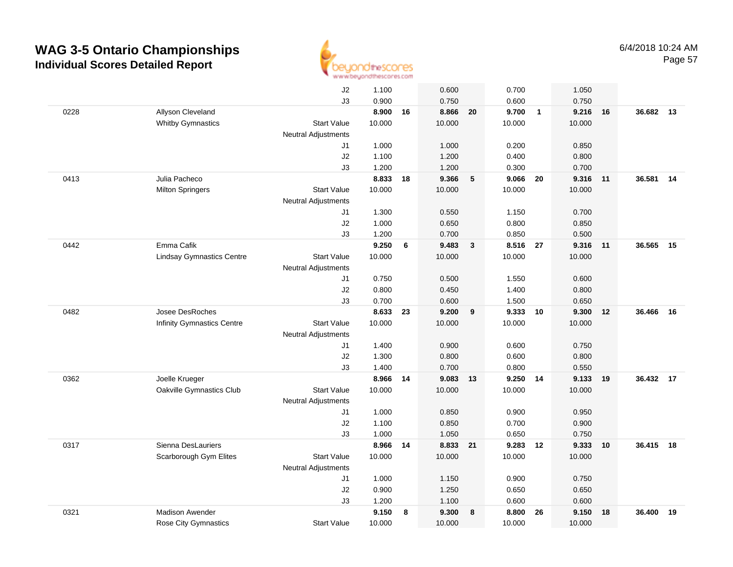# WAG 3-5 Ontario Championships
## Individual Scores Detailed Report

6/4/2018 10:24 AM

| | | | | | | | | | | | | |
|---|---|---|---|---|---|---|---|---|---|---|---|---|
| | | J2 | 1.100 | | 0.600 | | 0.700 | | 1.050 | | | |
| | | J3 | 0.900 | | 0.750 | | 0.600 | | 0.750 | | | |
| 0228 | Allyson Cleveland | | **8.900** | **16** | **8.866** | **20** | **9.700** | **1** | **9.216** | **16** | **36.682** | **13** |
| | Whitby Gymnastics | Start Value | 10.000 | | 10.000 | | 10.000 | | 10.000 | | | |
| | | Neutral Adjustments | | | | | | | | | | |
| | | J1 | 1.000 | | 1.000 | | 0.200 | | 0.850 | | | |
| | | J2 | 1.100 | | 1.200 | | 0.400 | | 0.800 | | | |
| | | J3 | 1.200 | | 1.200 | | 0.300 | | 0.700 | | | |
| 0413 | Julia Pacheco | | **8.833** | **18** | **9.366** | **5** | **9.066** | **20** | **9.316** | **11** | **36.581** | **14** |
| | Milton Springers | Start Value | 10.000 | | 10.000 | | 10.000 | | 10.000 | | | |
| | | Neutral Adjustments | | | | | | | | | | |
| | | J1 | 1.300 | | 0.550 | | 1.150 | | 0.700 | | | |
| | | J2 | 1.000 | | 0.650 | | 0.800 | | 0.850 | | | |
| | | J3 | 1.200 | | 0.700 | | 0.850 | | 0.500 | | | |
| 0442 | Emma Cafik | | **9.250** | **6** | **9.483** | **3** | **8.516** | **27** | **9.316** | **11** | **36.565** | **15** |
| | Lindsay Gymnastics Centre | Start Value | 10.000 | | 10.000 | | 10.000 | | 10.000 | | | |
| | | Neutral Adjustments | | | | | | | | | | |
| | | J1 | 0.750 | | 0.500 | | 1.550 | | 0.600 | | | |
| | | J2 | 0.800 | | 0.450 | | 1.400 | | 0.800 | | | |
| | | J3 | 0.700 | | 0.600 | | 1.500 | | 0.650 | | | |
| 0482 | Josee DesRoches | | **8.633** | **23** | **9.200** | **9** | **9.333** | **10** | **9.300** | **12** | **36.466** | **16** |
| | Infinity Gymnastics Centre | Start Value | 10.000 | | 10.000 | | 10.000 | | 10.000 | | | |
| | | Neutral Adjustments | | | | | | | | | | |
| | | J1 | 1.400 | | 0.900 | | 0.600 | | 0.750 | | | |
| | | J2 | 1.300 | | 0.800 | | 0.600 | | 0.800 | | | |
| | | J3 | 1.400 | | 0.700 | | 0.800 | | 0.550 | | | |
| 0362 | Joelle Krueger | | **8.966** | **14** | **9.083** | **13** | **9.250** | **14** | **9.133** | **19** | **36.432** | **17** |
| | Oakville Gymnastics Club | Start Value | 10.000 | | 10.000 | | 10.000 | | 10.000 | | | |
| | | Neutral Adjustments | | | | | | | | | | |
| | | J1 | 1.000 | | 0.850 | | 0.900 | | 0.950 | | | |
| | | J2 | 1.100 | | 0.850 | | 0.700 | | 0.900 | | | |
| | | J3 | 1.000 | | 1.050 | | 0.650 | | 0.750 | | | |
| 0317 | Sienna DesLauriers | | **8.966** | **14** | **8.833** | **21** | **9.283** | **12** | **9.333** | **10** | **36.415** | **18** |
| | Scarborough Gym Elites | Start Value | 10.000 | | 10.000 | | 10.000 | | 10.000 | | | |
| | | Neutral Adjustments | | | | | | | | | | |
| | | J1 | 1.000 | | 1.150 | | 0.900 | | 0.750 | | | |
| | | J2 | 0.900 | | 1.250 | | 0.650 | | 0.650 | | | |
| | | J3 | 1.200 | | 1.100 | | 0.600 | | 0.600 | | | |
| 0321 | Madison Awender | | **9.150** | **8** | **9.300** | **8** | **8.800** | **26** | **9.150** | **18** | **36.400** | **19** |
| | Rose City Gymnastics | Start Value | 10.000 | | 10.000 | | 10.000 | | 10.000 | | | |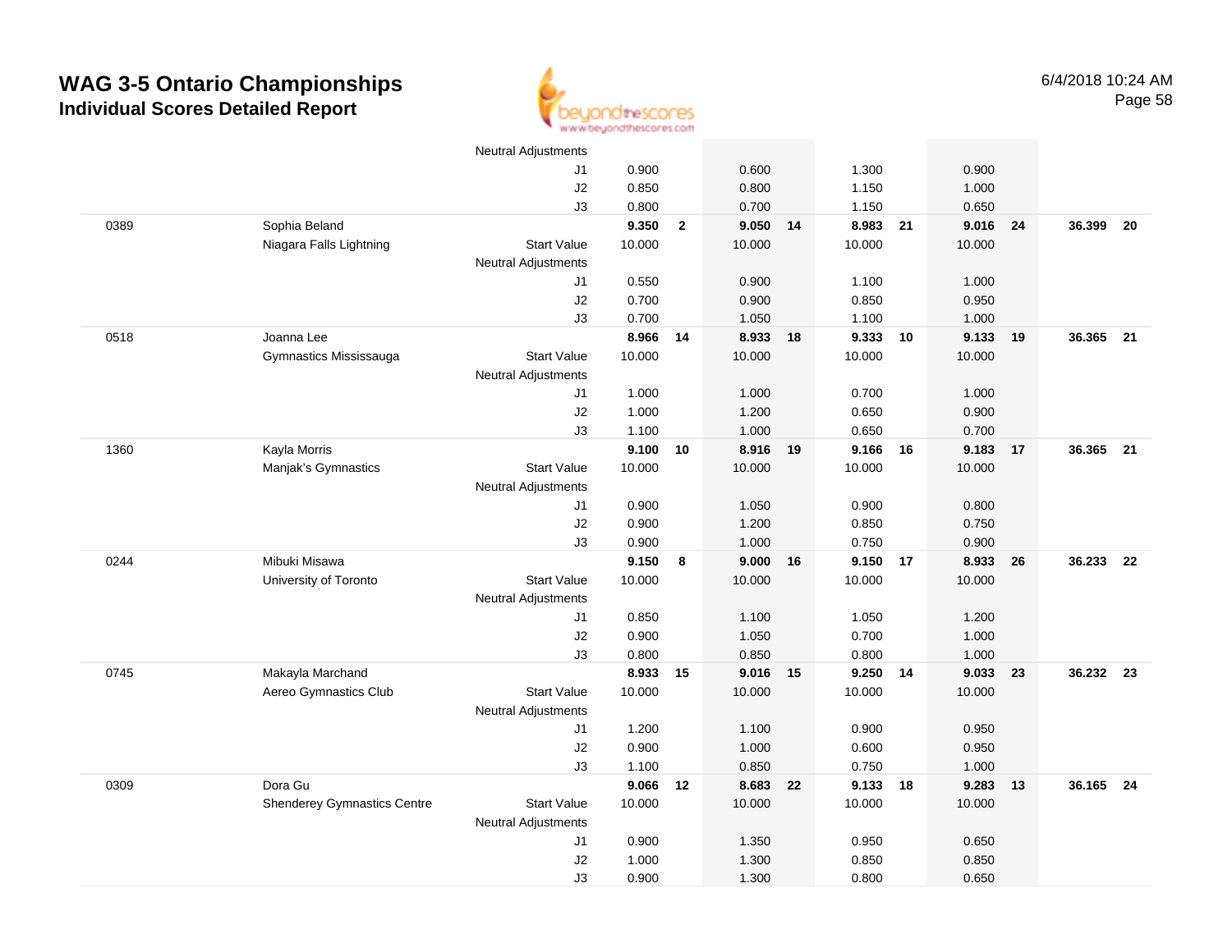# WAG 3-5 Ontario Championships
## Individual Scores Detailed Report

6/4/2018 10:24 AM

| | | | | | | | | | | | | |
|---|---|---|---|---|---|---|---|---|---|---|---|---|
| | | Neutral Adjustments | | | | | | | | | | |
| | | J1 | 0.900 | | 0.600 | | 1.300 | | 0.900 | | | |
| | | J2 | 0.850 | | 0.800 | | 1.150 | | 1.000 | | | |
| | | J3 | 0.800 | | 0.700 | | 1.150 | | 0.650 | | | |
| 0389 | Sophia Beland | | **9.350** | **2** | **9.050** | **14** | **8.983** | **21** | **9.016** | **24** | **36.399** | **20** |
| | Niagara Falls Lightning | Start Value | 10.000 | | 10.000 | | 10.000 | | 10.000 | | | |
| | | Neutral Adjustments | | | | | | | | | | |
| | | J1 | 0.550 | | 0.900 | | 1.100 | | 1.000 | | | |
| | | J2 | 0.700 | | 0.900 | | 0.850 | | 0.950 | | | |
| | | J3 | 0.700 | | 1.050 | | 1.100 | | 1.000 | | | |
| 0518 | Joanna Lee | | **8.966** | **14** | **8.933** | **18** | **9.333** | **10** | **9.133** | **19** | **36.365** | **21** |
| | Gymnastics Mississauga | Start Value | 10.000 | | 10.000 | | 10.000 | | 10.000 | | | |
| | | Neutral Adjustments | | | | | | | | | | |
| | | J1 | 1.000 | | 1.000 | | 0.700 | | 1.000 | | | |
| | | J2 | 1.000 | | 1.200 | | 0.650 | | 0.900 | | | |
| | | J3 | 1.100 | | 1.000 | | 0.650 | | 0.700 | | | |
| 1360 | Kayla Morris | | **9.100** | **10** | **8.916** | **19** | **9.166** | **16** | **9.183** | **17** | **36.365** | **21** |
| | Manjak's Gymnastics | Start Value | 10.000 | | 10.000 | | 10.000 | | 10.000 | | | |
| | | Neutral Adjustments | | | | | | | | | | |
| | | J1 | 0.900 | | 1.050 | | 0.900 | | 0.800 | | | |
| | | J2 | 0.900 | | 1.200 | | 0.850 | | 0.750 | | | |
| | | J3 | 0.900 | | 1.000 | | 0.750 | | 0.900 | | | |
| 0244 | Mibuki Misawa | | **9.150** | **8** | **9.000** | **16** | **9.150** | **17** | **8.933** | **26** | **36.233** | **22** |
| | University of Toronto | Start Value | 10.000 | | 10.000 | | 10.000 | | 10.000 | | | |
| | | Neutral Adjustments | | | | | | | | | | |
| | | J1 | 0.850 | | 1.100 | | 1.050 | | 1.200 | | | |
| | | J2 | 0.900 | | 1.050 | | 0.700 | | 1.000 | | | |
| | | J3 | 0.800 | | 0.850 | | 0.800 | | 1.000 | | | |
| 0745 | Makayla Marchand | | **8.933** | **15** | **9.016** | **15** | **9.250** | **14** | **9.033** | **23** | **36.232** | **23** |
| | Aereo Gymnastics Club | Start Value | 10.000 | | 10.000 | | 10.000 | | 10.000 | | | |
| | | Neutral Adjustments | | | | | | | | | | |
| | | J1 | 1.200 | | 1.100 | | 0.900 | | 0.950 | | | |
| | | J2 | 0.900 | | 1.000 | | 0.600 | | 0.950 | | | |
| | | J3 | 1.100 | | 0.850 | | 0.750 | | 1.000 | | | |
| 0309 | Dora Gu | | **9.066** | **12** | **8.683** | **22** | **9.133** | **18** | **9.283** | **13** | **36.165** | **24** |
| | Shenderey Gymnastics Centre | Start Value | 10.000 | | 10.000 | | 10.000 | | 10.000 | | | |
| | | Neutral Adjustments | | | | | | | | | | |
| | | J1 | 0.900 | | 1.350 | | 0.950 | | 0.650 | | | |
| | | J2 | 1.000 | | 1.300 | | 0.850 | | 0.850 | | | |
| | | J3 | 0.900 | | 1.300 | | 0.800 | | 0.650 | | | |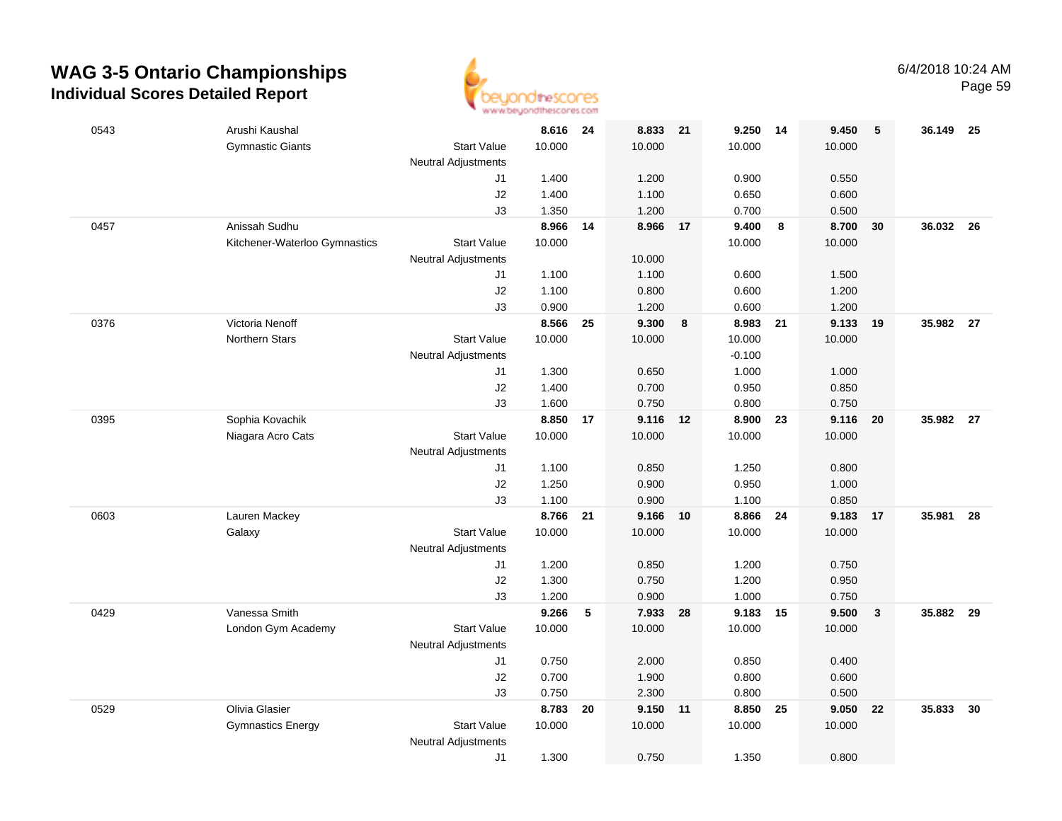# WAG 3-5 Ontario Championships

## Individual Scores Detailed Report

6/4/2018 10:24 AM

| # | Name / Club | | Vault | Rank | Bars | Rank | Beam | Rank | Floor | Rank | AA | Rank |
|---|---|---|---|---|---|---|---|---|---|---|---|---|
| 0543 | Arushi Kaushal | | 8.616 | 24 | 8.833 | 21 | 9.250 | 14 | 9.450 | 5 | 36.149 | 25 |
| | Gymnastic Giants | Start Value | 10.000 | | 10.000 | | 10.000 | | 10.000 | | | |
| | | Neutral Adjustments | | | | | | | | | | |
| | | J1 | 1.400 | | 1.200 | | 0.900 | | 0.550 | | | |
| | | J2 | 1.400 | | 1.100 | | 0.650 | | 0.600 | | | |
| | | J3 | 1.350 | | 1.200 | | 0.700 | | 0.500 | | | |
| 0457 | Anissah Sudhu | | 8.966 | 14 | 8.966 | 17 | 9.400 | 8 | 8.700 | 30 | 36.032 | 26 |
| | Kitchener-Waterloo Gymnastics | Start Value | 10.000 | | | | 10.000 | | 10.000 | | | |
| | | Neutral Adjustments | | | 10.000 | | | | | | | |
| | | J1 | 1.100 | | 1.100 | | 0.600 | | 1.500 | | | |
| | | J2 | 1.100 | | 0.800 | | 0.600 | | 1.200 | | | |
| | | J3 | 0.900 | | 1.200 | | 0.600 | | 1.200 | | | |
| 0376 | Victoria Nenoff | | 8.566 | 25 | 9.300 | 8 | 8.983 | 21 | 9.133 | 19 | 35.982 | 27 |
| | Northern Stars | Start Value | 10.000 | | 10.000 | | 10.000 | | 10.000 | | | |
| | | Neutral Adjustments | | | | | -0.100 | | | | | |
| | | J1 | 1.300 | | 0.650 | | 1.000 | | 1.000 | | | |
| | | J2 | 1.400 | | 0.700 | | 0.950 | | 0.850 | | | |
| | | J3 | 1.600 | | 0.750 | | 0.800 | | 0.750 | | | |
| 0395 | Sophia Kovachik | | 8.850 | 17 | 9.116 | 12 | 8.900 | 23 | 9.116 | 20 | 35.982 | 27 |
| | Niagara Acro Cats | Start Value | 10.000 | | 10.000 | | 10.000 | | 10.000 | | | |
| | | Neutral Adjustments | | | | | | | | | | |
| | | J1 | 1.100 | | 0.850 | | 1.250 | | 0.800 | | | |
| | | J2 | 1.250 | | 0.900 | | 0.950 | | 1.000 | | | |
| | | J3 | 1.100 | | 0.900 | | 1.100 | | 0.850 | | | |
| 0603 | Lauren Mackey | | 8.766 | 21 | 9.166 | 10 | 8.866 | 24 | 9.183 | 17 | 35.981 | 28 |
| | Galaxy | Start Value | 10.000 | | 10.000 | | 10.000 | | 10.000 | | | |
| | | Neutral Adjustments | | | | | | | | | | |
| | | J1 | 1.200 | | 0.850 | | 1.200 | | 0.750 | | | |
| | | J2 | 1.300 | | 0.750 | | 1.200 | | 0.950 | | | |
| | | J3 | 1.200 | | 0.900 | | 1.000 | | 0.750 | | | |
| 0429 | Vanessa Smith | | 9.266 | 5 | 7.933 | 28 | 9.183 | 15 | 9.500 | 3 | 35.882 | 29 |
| | London Gym Academy | Start Value | 10.000 | | 10.000 | | 10.000 | | 10.000 | | | |
| | | Neutral Adjustments | | | | | | | | | | |
| | | J1 | 0.750 | | 2.000 | | 0.850 | | 0.400 | | | |
| | | J2 | 0.700 | | 1.900 | | 0.800 | | 0.600 | | | |
| | | J3 | 0.750 | | 2.300 | | 0.800 | | 0.500 | | | |
| 0529 | Olivia Glasier | | 8.783 | 20 | 9.150 | 11 | 8.850 | 25 | 9.050 | 22 | 35.833 | 30 |
| | Gymnastics Energy | Start Value | 10.000 | | 10.000 | | 10.000 | | 10.000 | | | |
| | | Neutral Adjustments | | | | | | | | | | |
| | | J1 | 1.300 | | 0.750 | | 1.350 | | 0.800 | | | |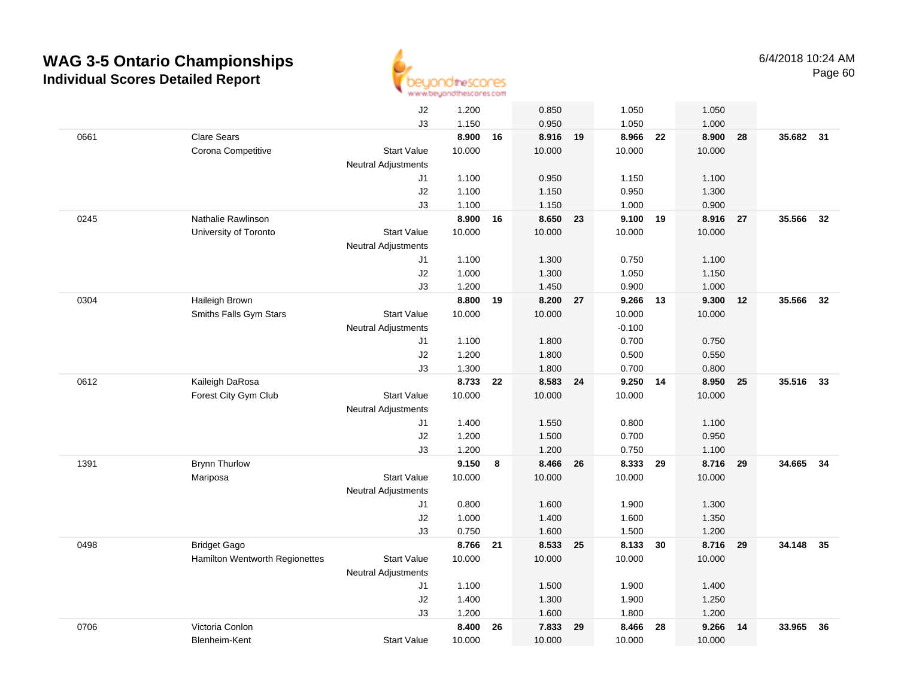# WAG 3-5 Ontario Championships

## Individual Scores Detailed Report

6/4/2018 10:24 AM

| # | Name / Club | | Vault | Rank | Bars | Rank | Beam | Rank | Floor | Rank | AA | Rank |
|---|---|---|---|---|---|---|---|---|---|---|---|---|
| | | J2 | 1.200 | | 0.850 | | 1.050 | | 1.050 | | | |
| | | J3 | 1.150 | | 0.950 | | 1.050 | | 1.000 | | | |
| 0661 | Clare Sears | | **8.900** | **16** | **8.916** | **19** | **8.966** | **22** | **8.900** | **28** | **35.682** | **31** |
| | Corona Competitive | Start Value | 10.000 | | 10.000 | | 10.000 | | 10.000 | | | |
| | | Neutral Adjustments | | | | | | | | | | |
| | | J1 | 1.100 | | 0.950 | | 1.150 | | 1.100 | | | |
| | | J2 | 1.100 | | 1.150 | | 0.950 | | 1.300 | | | |
| | | J3 | 1.100 | | 1.150 | | 1.000 | | 0.900 | | | |
| 0245 | Nathalie Rawlinson | | **8.900** | **16** | **8.650** | **23** | **9.100** | **19** | **8.916** | **27** | **35.566** | **32** |
| | University of Toronto | Start Value | 10.000 | | 10.000 | | 10.000 | | 10.000 | | | |
| | | Neutral Adjustments | | | | | | | | | | |
| | | J1 | 1.100 | | 1.300 | | 0.750 | | 1.100 | | | |
| | | J2 | 1.000 | | 1.300 | | 1.050 | | 1.150 | | | |
| | | J3 | 1.200 | | 1.450 | | 0.900 | | 1.000 | | | |
| 0304 | Haileigh Brown | | **8.800** | **19** | **8.200** | **27** | **9.266** | **13** | **9.300** | **12** | **35.566** | **32** |
| | Smiths Falls Gym Stars | Start Value | 10.000 | | 10.000 | | 10.000 | | 10.000 | | | |
| | | Neutral Adjustments | | | | | -0.100 | | | | | |
| | | J1 | 1.100 | | 1.800 | | 0.700 | | 0.750 | | | |
| | | J2 | 1.200 | | 1.800 | | 0.500 | | 0.550 | | | |
| | | J3 | 1.300 | | 1.800 | | 0.700 | | 0.800 | | | |
| 0612 | Kaileigh DaRosa | | **8.733** | **22** | **8.583** | **24** | **9.250** | **14** | **8.950** | **25** | **35.516** | **33** |
| | Forest City Gym Club | Start Value | 10.000 | | 10.000 | | 10.000 | | 10.000 | | | |
| | | Neutral Adjustments | | | | | | | | | | |
| | | J1 | 1.400 | | 1.550 | | 0.800 | | 1.100 | | | |
| | | J2 | 1.200 | | 1.500 | | 0.700 | | 0.950 | | | |
| | | J3 | 1.200 | | 1.200 | | 0.750 | | 1.100 | | | |
| 1391 | Brynn Thurlow | | **9.150** | **8** | **8.466** | **26** | **8.333** | **29** | **8.716** | **29** | **34.665** | **34** |
| | Mariposa | Start Value | 10.000 | | 10.000 | | 10.000 | | 10.000 | | | |
| | | Neutral Adjustments | | | | | | | | | | |
| | | J1 | 0.800 | | 1.600 | | 1.900 | | 1.300 | | | |
| | | J2 | 1.000 | | 1.400 | | 1.600 | | 1.350 | | | |
| | | J3 | 0.750 | | 1.600 | | 1.500 | | 1.200 | | | |
| 0498 | Bridget Gago | | **8.766** | **21** | **8.533** | **25** | **8.133** | **30** | **8.716** | **29** | **34.148** | **35** |
| | Hamilton Wentworth Regionettes | Start Value | 10.000 | | 10.000 | | 10.000 | | 10.000 | | | |
| | | Neutral Adjustments | | | | | | | | | | |
| | | J1 | 1.100 | | 1.500 | | 1.900 | | 1.400 | | | |
| | | J2 | 1.400 | | 1.300 | | 1.900 | | 1.250 | | | |
| | | J3 | 1.200 | | 1.600 | | 1.800 | | 1.200 | | | |
| 0706 | Victoria Conlon | | **8.400** | **26** | **7.833** | **29** | **8.466** | **28** | **9.266** | **14** | **33.965** | **36** |
| | Blenheim-Kent | Start Value | 10.000 | | 10.000 | | 10.000 | | 10.000 | | | |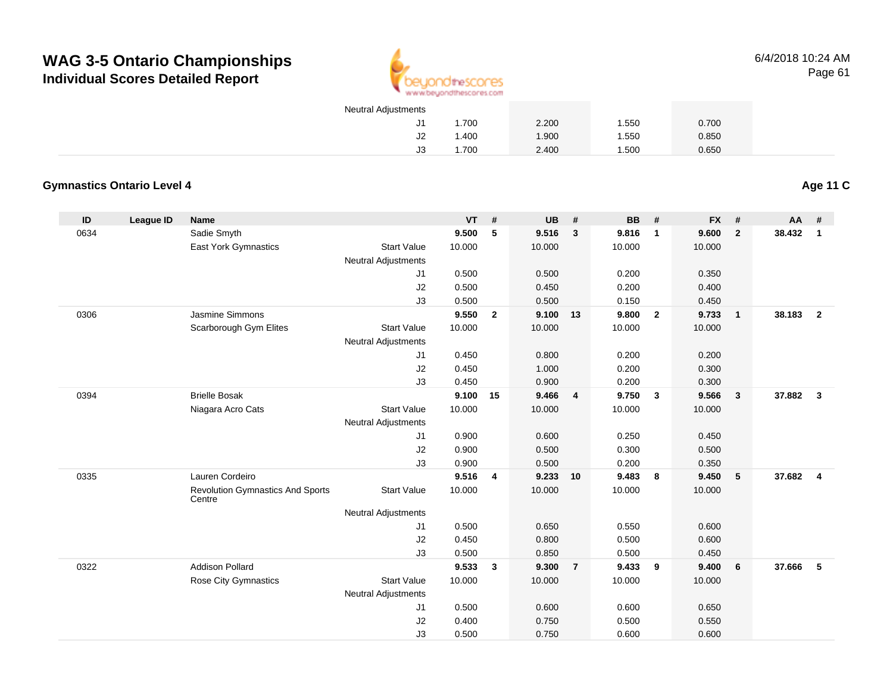# WAG 3-5 Ontario Championships

## Individual Scores Detailed Report

6/4/2018 10:24 AM

| | | | VT | | UB | | BB | | FX | | | |
|---|---|---|---|---|---|---|---|---|---|---|---|---|
| | | Neutral Adjustments | | | | | | | | | | |
| | | J1 | 1.700 | | 2.200 | | 1.550 | | 0.700 | | | |
| | | J2 | 1.400 | | 1.900 | | 1.550 | | 0.850 | | | |
| | | J3 | 1.700 | | 2.400 | | 1.500 | | 0.650 | | | |

### Gymnastics Ontario Level 4

**Age 11 C**

| ID | League ID | Name | | VT | # | UB | # | BB | # | FX | # | AA | # |
|---|---|---|---|---|---|---|---|---|---|---|---|---|---|
| 0634 | | Sadie Smyth | | **9.500** | **5** | **9.516** | **3** | **9.816** | **1** | **9.600** | **2** | **38.432** | **1** |
| | | East York Gymnastics | Start Value | 10.000 | | 10.000 | | 10.000 | | 10.000 | | | |
| | | | Neutral Adjustments | | | | | | | | | | |
| | | | J1 | 0.500 | | 0.500 | | 0.200 | | 0.350 | | | |
| | | | J2 | 0.500 | | 0.450 | | 0.200 | | 0.400 | | | |
| | | | J3 | 0.500 | | 0.500 | | 0.150 | | 0.450 | | | |
| 0306 | | Jasmine Simmons | | **9.550** | **2** | **9.100** | **13** | **9.800** | **2** | **9.733** | **1** | **38.183** | **2** |
| | | Scarborough Gym Elites | Start Value | 10.000 | | 10.000 | | 10.000 | | 10.000 | | | |
| | | | Neutral Adjustments | | | | | | | | | | |
| | | | J1 | 0.450 | | 0.800 | | 0.200 | | 0.200 | | | |
| | | | J2 | 0.450 | | 1.000 | | 0.200 | | 0.300 | | | |
| | | | J3 | 0.450 | | 0.900 | | 0.200 | | 0.300 | | | |
| 0394 | | Brielle Bosak | | **9.100** | **15** | **9.466** | **4** | **9.750** | **3** | **9.566** | **3** | **37.882** | **3** |
| | | Niagara Acro Cats | Start Value | 10.000 | | 10.000 | | 10.000 | | 10.000 | | | |
| | | | Neutral Adjustments | | | | | | | | | | |
| | | | J1 | 0.900 | | 0.600 | | 0.250 | | 0.450 | | | |
| | | | J2 | 0.900 | | 0.500 | | 0.300 | | 0.500 | | | |
| | | | J3 | 0.900 | | 0.500 | | 0.200 | | 0.350 | | | |
| 0335 | | Lauren Cordeiro | | **9.516** | **4** | **9.233** | **10** | **9.483** | **8** | **9.450** | **5** | **37.682** | **4** |
| | | Revolution Gymnastics And Sports Centre | Start Value | 10.000 | | 10.000 | | 10.000 | | 10.000 | | | |
| | | | Neutral Adjustments | | | | | | | | | | |
| | | | J1 | 0.500 | | 0.650 | | 0.550 | | 0.600 | | | |
| | | | J2 | 0.450 | | 0.800 | | 0.500 | | 0.600 | | | |
| | | | J3 | 0.500 | | 0.850 | | 0.500 | | 0.450 | | | |
| 0322 | | Addison Pollard | | **9.533** | **3** | **9.300** | **7** | **9.433** | **9** | **9.400** | **6** | **37.666** | **5** |
| | | Rose City Gymnastics | Start Value | 10.000 | | 10.000 | | 10.000 | | 10.000 | | | |
| | | | Neutral Adjustments | | | | | | | | | | |
| | | | J1 | 0.500 | | 0.600 | | 0.600 | | 0.650 | | | |
| | | | J2 | 0.400 | | 0.750 | | 0.500 | | 0.550 | | | |
| | | | J3 | 0.500 | | 0.750 | | 0.600 | | 0.600 | | | |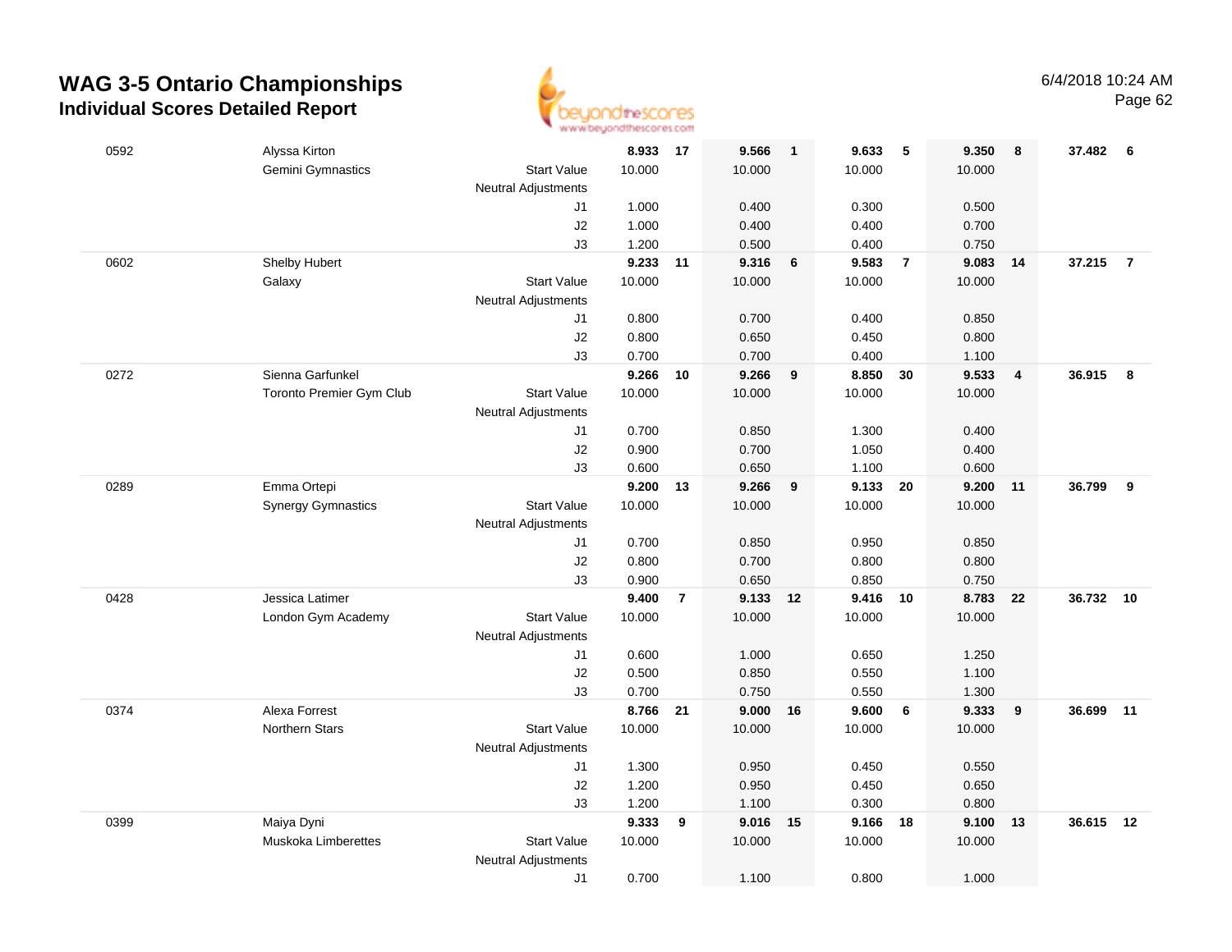# WAG 3-5 Ontario Championships

## Individual Scores Detailed Report

6/4/2018 10:24 AM

| # | Name / Club | | Vault | Rank | Bars | Rank | Beam | Rank | Floor | Rank | AA | Rank |
|---|---|---|---|---|---|---|---|---|---|---|---|---|
| 0592 | Alyssa Kirton | | 8.933 | 17 | 9.566 | 1 | 9.633 | 5 | 9.350 | 8 | 37.482 | 6 |
| | Gemini Gymnastics | Start Value | 10.000 | | 10.000 | | 10.000 | | 10.000 | | | |
| | | Neutral Adjustments | | | | | | | | | | |
| | | J1 | 1.000 | | 0.400 | | 0.300 | | 0.500 | | | |
| | | J2 | 1.000 | | 0.400 | | 0.400 | | 0.700 | | | |
| | | J3 | 1.200 | | 0.500 | | 0.400 | | 0.750 | | | |
| 0602 | Shelby Hubert | | 9.233 | 11 | 9.316 | 6 | 9.583 | 7 | 9.083 | 14 | 37.215 | 7 |
| | Galaxy | Start Value | 10.000 | | 10.000 | | 10.000 | | 10.000 | | | |
| | | Neutral Adjustments | | | | | | | | | | |
| | | J1 | 0.800 | | 0.700 | | 0.400 | | 0.850 | | | |
| | | J2 | 0.800 | | 0.650 | | 0.450 | | 0.800 | | | |
| | | J3 | 0.700 | | 0.700 | | 0.400 | | 1.100 | | | |
| 0272 | Sienna Garfunkel | | 9.266 | 10 | 9.266 | 9 | 8.850 | 30 | 9.533 | 4 | 36.915 | 8 |
| | Toronto Premier Gym Club | Start Value | 10.000 | | 10.000 | | 10.000 | | 10.000 | | | |
| | | Neutral Adjustments | | | | | | | | | | |
| | | J1 | 0.700 | | 0.850 | | 1.300 | | 0.400 | | | |
| | | J2 | 0.900 | | 0.700 | | 1.050 | | 0.400 | | | |
| | | J3 | 0.600 | | 0.650 | | 1.100 | | 0.600 | | | |
| 0289 | Emma Ortepi | | 9.200 | 13 | 9.266 | 9 | 9.133 | 20 | 9.200 | 11 | 36.799 | 9 |
| | Synergy Gymnastics | Start Value | 10.000 | | 10.000 | | 10.000 | | 10.000 | | | |
| | | Neutral Adjustments | | | | | | | | | | |
| | | J1 | 0.700 | | 0.850 | | 0.950 | | 0.850 | | | |
| | | J2 | 0.800 | | 0.700 | | 0.800 | | 0.800 | | | |
| | | J3 | 0.900 | | 0.650 | | 0.850 | | 0.750 | | | |
| 0428 | Jessica Latimer | | 9.400 | 7 | 9.133 | 12 | 9.416 | 10 | 8.783 | 22 | 36.732 | 10 |
| | London Gym Academy | Start Value | 10.000 | | 10.000 | | 10.000 | | 10.000 | | | |
| | | Neutral Adjustments | | | | | | | | | | |
| | | J1 | 0.600 | | 1.000 | | 0.650 | | 1.250 | | | |
| | | J2 | 0.500 | | 0.850 | | 0.550 | | 1.100 | | | |
| | | J3 | 0.700 | | 0.750 | | 0.550 | | 1.300 | | | |
| 0374 | Alexa Forrest | | 8.766 | 21 | 9.000 | 16 | 9.600 | 6 | 9.333 | 9 | 36.699 | 11 |
| | Northern Stars | Start Value | 10.000 | | 10.000 | | 10.000 | | 10.000 | | | |
| | | Neutral Adjustments | | | | | | | | | | |
| | | J1 | 1.300 | | 0.950 | | 0.450 | | 0.550 | | | |
| | | J2 | 1.200 | | 0.950 | | 0.450 | | 0.650 | | | |
| | | J3 | 1.200 | | 1.100 | | 0.300 | | 0.800 | | | |
| 0399 | Maiya Dyni | | 9.333 | 9 | 9.016 | 15 | 9.166 | 18 | 9.100 | 13 | 36.615 | 12 |
| | Muskoka Limberettes | Start Value | 10.000 | | 10.000 | | 10.000 | | 10.000 | | | |
| | | Neutral Adjustments | | | | | | | | | | |
| | | J1 | 0.700 | | 1.100 | | 0.800 | | 1.000 | | | |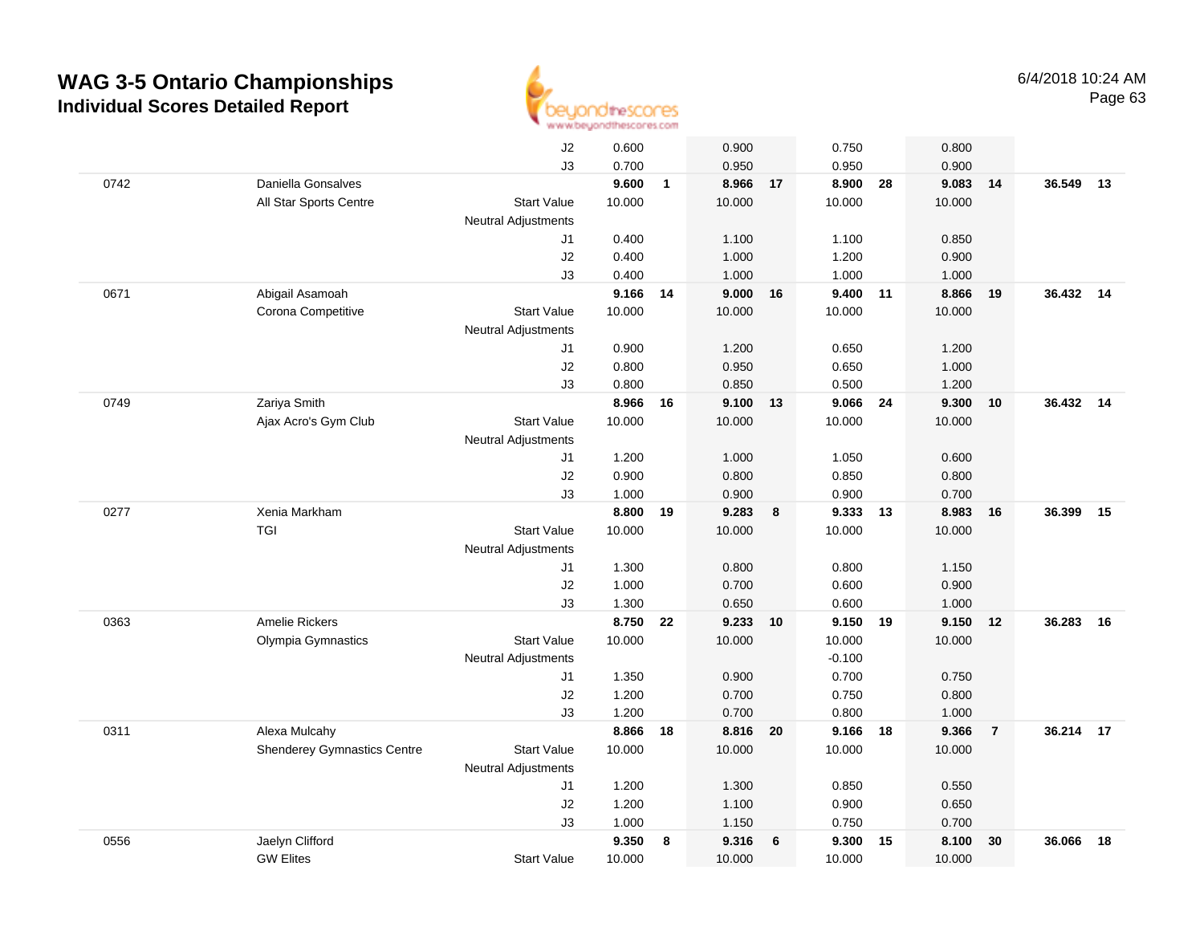# WAG 3-5 Ontario Championships

## Individual Scores Detailed Report

6/4/2018 10:24 AM

| | | | Vault | | Bars | | Beam | | Floor | | AA | |
|---|---|---|---|---|---|---|---|---|---|---|---|---|
| | | J2 | 0.600 | | 0.900 | | 0.750 | | 0.800 | | | |
| | | J3 | 0.700 | | 0.950 | | 0.950 | | 0.900 | | | |
| 0742 | Daniella Gonsalves | | **9.600** | **1** | **8.966** | **17** | **8.900** | **28** | **9.083** | **14** | **36.549** | **13** |
| | All Star Sports Centre | Start Value | 10.000 | | 10.000 | | 10.000 | | 10.000 | | | |
| | | Neutral Adjustments | | | | | | | | | | |
| | | J1 | 0.400 | | 1.100 | | 1.100 | | 0.850 | | | |
| | | J2 | 0.400 | | 1.000 | | 1.200 | | 0.900 | | | |
| | | J3 | 0.400 | | 1.000 | | 1.000 | | 1.000 | | | |
| 0671 | Abigail Asamoah | | **9.166** | **14** | **9.000** | **16** | **9.400** | **11** | **8.866** | **19** | **36.432** | **14** |
| | Corona Competitive | Start Value | 10.000 | | 10.000 | | 10.000 | | 10.000 | | | |
| | | Neutral Adjustments | | | | | | | | | | |
| | | J1 | 0.900 | | 1.200 | | 0.650 | | 1.200 | | | |
| | | J2 | 0.800 | | 0.950 | | 0.650 | | 1.000 | | | |
| | | J3 | 0.800 | | 0.850 | | 0.500 | | 1.200 | | | |
| 0749 | Zariya Smith | | **8.966** | **16** | **9.100** | **13** | **9.066** | **24** | **9.300** | **10** | **36.432** | **14** |
| | Ajax Acro's Gym Club | Start Value | 10.000 | | 10.000 | | 10.000 | | 10.000 | | | |
| | | Neutral Adjustments | | | | | | | | | | |
| | | J1 | 1.200 | | 1.000 | | 1.050 | | 0.600 | | | |
| | | J2 | 0.900 | | 0.800 | | 0.850 | | 0.800 | | | |
| | | J3 | 1.000 | | 0.900 | | 0.900 | | 0.700 | | | |
| 0277 | Xenia Markham | | **8.800** | **19** | **9.283** | **8** | **9.333** | **13** | **8.983** | **16** | **36.399** | **15** |
| | TGI | Start Value | 10.000 | | 10.000 | | 10.000 | | 10.000 | | | |
| | | Neutral Adjustments | | | | | | | | | | |
| | | J1 | 1.300 | | 0.800 | | 0.800 | | 1.150 | | | |
| | | J2 | 1.000 | | 0.700 | | 0.600 | | 0.900 | | | |
| | | J3 | 1.300 | | 0.650 | | 0.600 | | 1.000 | | | |
| 0363 | Amelie Rickers | | **8.750** | **22** | **9.233** | **10** | **9.150** | **19** | **9.150** | **12** | **36.283** | **16** |
| | Olympia Gymnastics | Start Value | 10.000 | | 10.000 | | 10.000 | | 10.000 | | | |
| | | Neutral Adjustments | | | | | -0.100 | | | | | |
| | | J1 | 1.350 | | 0.900 | | 0.700 | | 0.750 | | | |
| | | J2 | 1.200 | | 0.700 | | 0.750 | | 0.800 | | | |
| | | J3 | 1.200 | | 0.700 | | 0.800 | | 1.000 | | | |
| 0311 | Alexa Mulcahy | | **8.866** | **18** | **8.816** | **20** | **9.166** | **18** | **9.366** | **7** | **36.214** | **17** |
| | Shenderey Gymnastics Centre | Start Value | 10.000 | | 10.000 | | 10.000 | | 10.000 | | | |
| | | Neutral Adjustments | | | | | | | | | | |
| | | J1 | 1.200 | | 1.300 | | 0.850 | | 0.550 | | | |
| | | J2 | 1.200 | | 1.100 | | 0.900 | | 0.650 | | | |
| | | J3 | 1.000 | | 1.150 | | 0.750 | | 0.700 | | | |
| 0556 | Jaelyn Clifford | | **9.350** | **8** | **9.316** | **6** | **9.300** | **15** | **8.100** | **30** | **36.066** | **18** |
| | GW Elites | Start Value | 10.000 | | 10.000 | | 10.000 | | 10.000 | | | |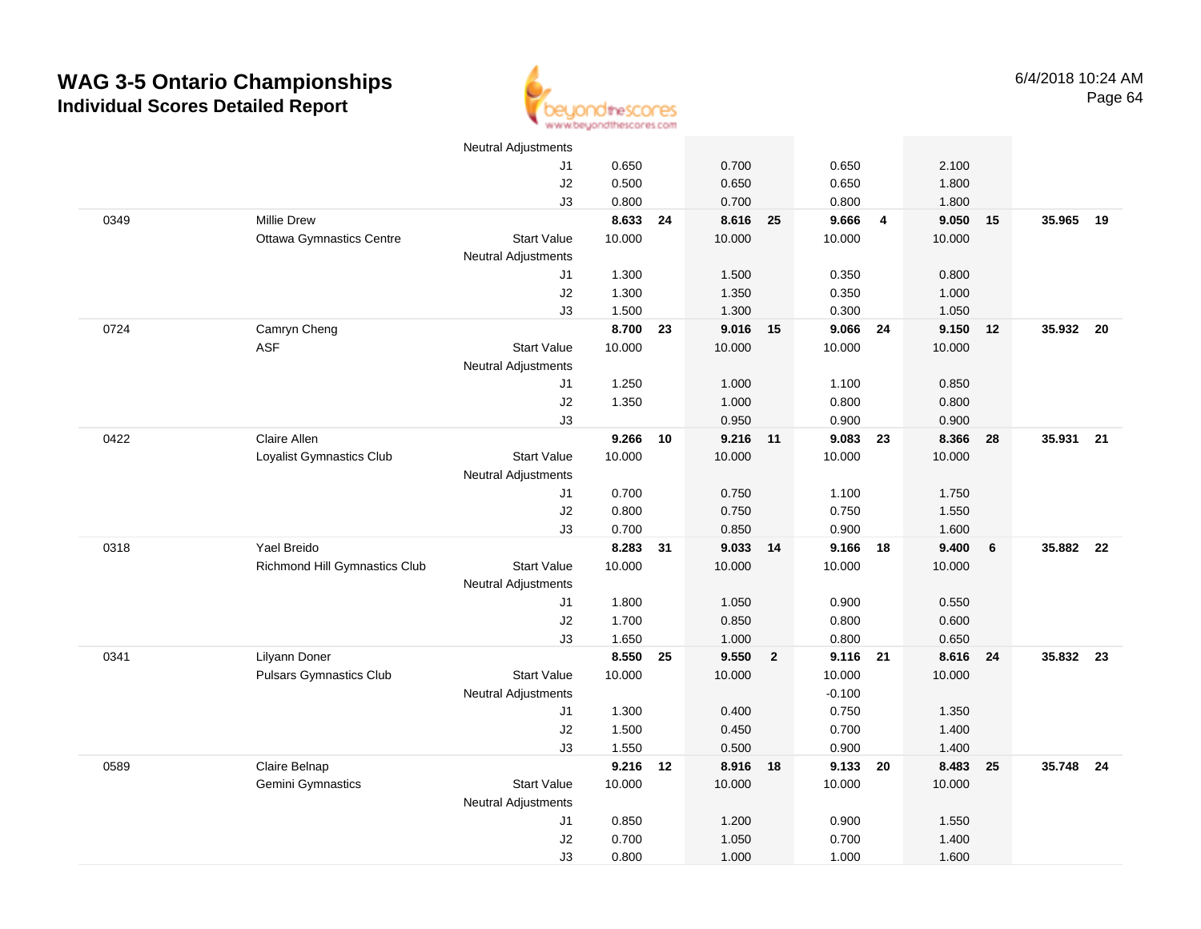# WAG 3-5 Ontario Championships

## Individual Scores Detailed Report

6/4/2018 10:24 AM

| | | | | | | | | | | | | |
|---|---|---|---|---|---|---|---|---|---|---|---|---|
| | | Neutral Adjustments | | | | | | | | | | |
| | | J1 | 0.650 | | 0.700 | | 0.650 | | 2.100 | | | |
| | | J2 | 0.500 | | 0.650 | | 0.650 | | 1.800 | | | |
| | | J3 | 0.800 | | 0.700 | | 0.800 | | 1.800 | | | |
| 0349 | Millie Drew | | **8.633** | **24** | **8.616** | **25** | **9.666** | **4** | **9.050** | **15** | **35.965** | **19** |
| | Ottawa Gymnastics Centre | Start Value | 10.000 | | 10.000 | | 10.000 | | 10.000 | | | |
| | | Neutral Adjustments | | | | | | | | | | |
| | | J1 | 1.300 | | 1.500 | | 0.350 | | 0.800 | | | |
| | | J2 | 1.300 | | 1.350 | | 0.350 | | 1.000 | | | |
| | | J3 | 1.500 | | 1.300 | | 0.300 | | 1.050 | | | |
| 0724 | Camryn Cheng | | **8.700** | **23** | **9.016** | **15** | **9.066** | **24** | **9.150** | **12** | **35.932** | **20** |
| | ASF | Start Value | 10.000 | | 10.000 | | 10.000 | | 10.000 | | | |
| | | Neutral Adjustments | | | | | | | | | | |
| | | J1 | 1.250 | | 1.000 | | 1.100 | | 0.850 | | | |
| | | J2 | 1.350 | | 1.000 | | 0.800 | | 0.800 | | | |
| | | J3 | | | 0.950 | | 0.900 | | 0.900 | | | |
| 0422 | Claire Allen | | **9.266** | **10** | **9.216** | **11** | **9.083** | **23** | **8.366** | **28** | **35.931** | **21** |
| | Loyalist Gymnastics Club | Start Value | 10.000 | | 10.000 | | 10.000 | | 10.000 | | | |
| | | Neutral Adjustments | | | | | | | | | | |
| | | J1 | 0.700 | | 0.750 | | 1.100 | | 1.750 | | | |
| | | J2 | 0.800 | | 0.750 | | 0.750 | | 1.550 | | | |
| | | J3 | 0.700 | | 0.850 | | 0.900 | | 1.600 | | | |
| 0318 | Yael Breido | | **8.283** | **31** | **9.033** | **14** | **9.166** | **18** | **9.400** | **6** | **35.882** | **22** |
| | Richmond Hill Gymnastics Club | Start Value | 10.000 | | 10.000 | | 10.000 | | 10.000 | | | |
| | | Neutral Adjustments | | | | | | | | | | |
| | | J1 | 1.800 | | 1.050 | | 0.900 | | 0.550 | | | |
| | | J2 | 1.700 | | 0.850 | | 0.800 | | 0.600 | | | |
| | | J3 | 1.650 | | 1.000 | | 0.800 | | 0.650 | | | |
| 0341 | Lilyann Doner | | **8.550** | **25** | **9.550** | **2** | **9.116** | **21** | **8.616** | **24** | **35.832** | **23** |
| | Pulsars Gymnastics Club | Start Value | 10.000 | | 10.000 | | 10.000 | | 10.000 | | | |
| | | Neutral Adjustments | | | | | -0.100 | | | | | |
| | | J1 | 1.300 | | 0.400 | | 0.750 | | 1.350 | | | |
| | | J2 | 1.500 | | 0.450 | | 0.700 | | 1.400 | | | |
| | | J3 | 1.550 | | 0.500 | | 0.900 | | 1.400 | | | |
| 0589 | Claire Belnap | | **9.216** | **12** | **8.916** | **18** | **9.133** | **20** | **8.483** | **25** | **35.748** | **24** |
| | Gemini Gymnastics | Start Value | 10.000 | | 10.000 | | 10.000 | | 10.000 | | | |
| | | Neutral Adjustments | | | | | | | | | | |
| | | J1 | 0.850 | | 1.200 | | 0.900 | | 1.550 | | | |
| | | J2 | 0.700 | | 1.050 | | 0.700 | | 1.400 | | | |
| | | J3 | 0.800 | | 1.000 | | 1.000 | | 1.600 | | | |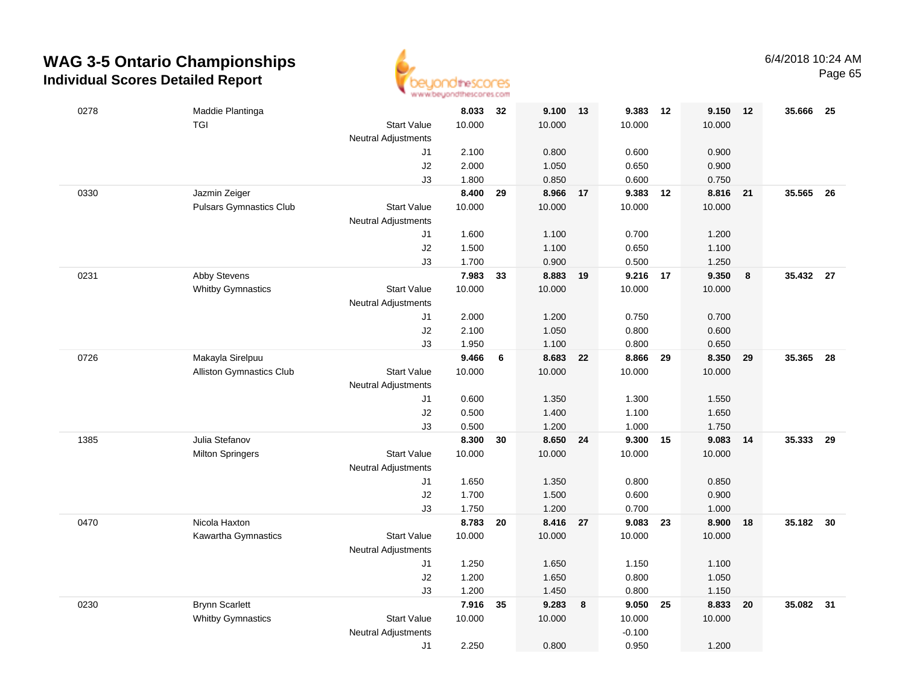# WAG 3-5 Ontario Championships

## Individual Scores Detailed Report

6/4/2018 10:24 AM

| ID | Name / Club | | Vault | Rank | Bars | Rank | Beam | Rank | Floor | Rank | AA | Rank |
|---|---|---|---|---|---|---|---|---|---|---|---|---|
| 0278 | Maddie Plantinga | | **8.033** | **32** | **9.100** | **13** | **9.383** | **12** | **9.150** | **12** | **35.666** | **25** |
| | TGI | Start Value | 10.000 | | 10.000 | | 10.000 | | 10.000 | | | |
| | | Neutral Adjustments | | | | | | | | | | |
| | | J1 | 2.100 | | 0.800 | | 0.600 | | 0.900 | | | |
| | | J2 | 2.000 | | 1.050 | | 0.650 | | 0.900 | | | |
| | | J3 | 1.800 | | 0.850 | | 0.600 | | 0.750 | | | |
| 0330 | Jazmin Zeiger | | **8.400** | **29** | **8.966** | **17** | **9.383** | **12** | **8.816** | **21** | **35.565** | **26** |
| | Pulsars Gymnastics Club | Start Value | 10.000 | | 10.000 | | 10.000 | | 10.000 | | | |
| | | Neutral Adjustments | | | | | | | | | | |
| | | J1 | 1.600 | | 1.100 | | 0.700 | | 1.200 | | | |
| | | J2 | 1.500 | | 1.100 | | 0.650 | | 1.100 | | | |
| | | J3 | 1.700 | | 0.900 | | 0.500 | | 1.250 | | | |
| 0231 | Abby Stevens | | **7.983** | **33** | **8.883** | **19** | **9.216** | **17** | **9.350** | **8** | **35.432** | **27** |
| | Whitby Gymnastics | Start Value | 10.000 | | 10.000 | | 10.000 | | 10.000 | | | |
| | | Neutral Adjustments | | | | | | | | | | |
| | | J1 | 2.000 | | 1.200 | | 0.750 | | 0.700 | | | |
| | | J2 | 2.100 | | 1.050 | | 0.800 | | 0.600 | | | |
| | | J3 | 1.950 | | 1.100 | | 0.800 | | 0.650 | | | |
| 0726 | Makayla Sirelpuu | | **9.466** | **6** | **8.683** | **22** | **8.866** | **29** | **8.350** | **29** | **35.365** | **28** |
| | Alliston Gymnastics Club | Start Value | 10.000 | | 10.000 | | 10.000 | | 10.000 | | | |
| | | Neutral Adjustments | | | | | | | | | | |
| | | J1 | 0.600 | | 1.350 | | 1.300 | | 1.550 | | | |
| | | J2 | 0.500 | | 1.400 | | 1.100 | | 1.650 | | | |
| | | J3 | 0.500 | | 1.200 | | 1.000 | | 1.750 | | | |
| 1385 | Julia Stefanov | | **8.300** | **30** | **8.650** | **24** | **9.300** | **15** | **9.083** | **14** | **35.333** | **29** |
| | Milton Springers | Start Value | 10.000 | | 10.000 | | 10.000 | | 10.000 | | | |
| | | Neutral Adjustments | | | | | | | | | | |
| | | J1 | 1.650 | | 1.350 | | 0.800 | | 0.850 | | | |
| | | J2 | 1.700 | | 1.500 | | 0.600 | | 0.900 | | | |
| | | J3 | 1.750 | | 1.200 | | 0.700 | | 1.000 | | | |
| 0470 | Nicola Haxton | | **8.783** | **20** | **8.416** | **27** | **9.083** | **23** | **8.900** | **18** | **35.182** | **30** |
| | Kawartha Gymnastics | Start Value | 10.000 | | 10.000 | | 10.000 | | 10.000 | | | |
| | | Neutral Adjustments | | | | | | | | | | |
| | | J1 | 1.250 | | 1.650 | | 1.150 | | 1.100 | | | |
| | | J2 | 1.200 | | 1.650 | | 0.800 | | 1.050 | | | |
| | | J3 | 1.200 | | 1.450 | | 0.800 | | 1.150 | | | |
| 0230 | Brynn Scarlett | | **7.916** | **35** | **9.283** | **8** | **9.050** | **25** | **8.833** | **20** | **35.082** | **31** |
| | Whitby Gymnastics | Start Value | 10.000 | | 10.000 | | 10.000 | | 10.000 | | | |
| | | Neutral Adjustments | | | | | -0.100 | | | | | |
| | | J1 | 2.250 | | 0.800 | | 0.950 | | 1.200 | | | |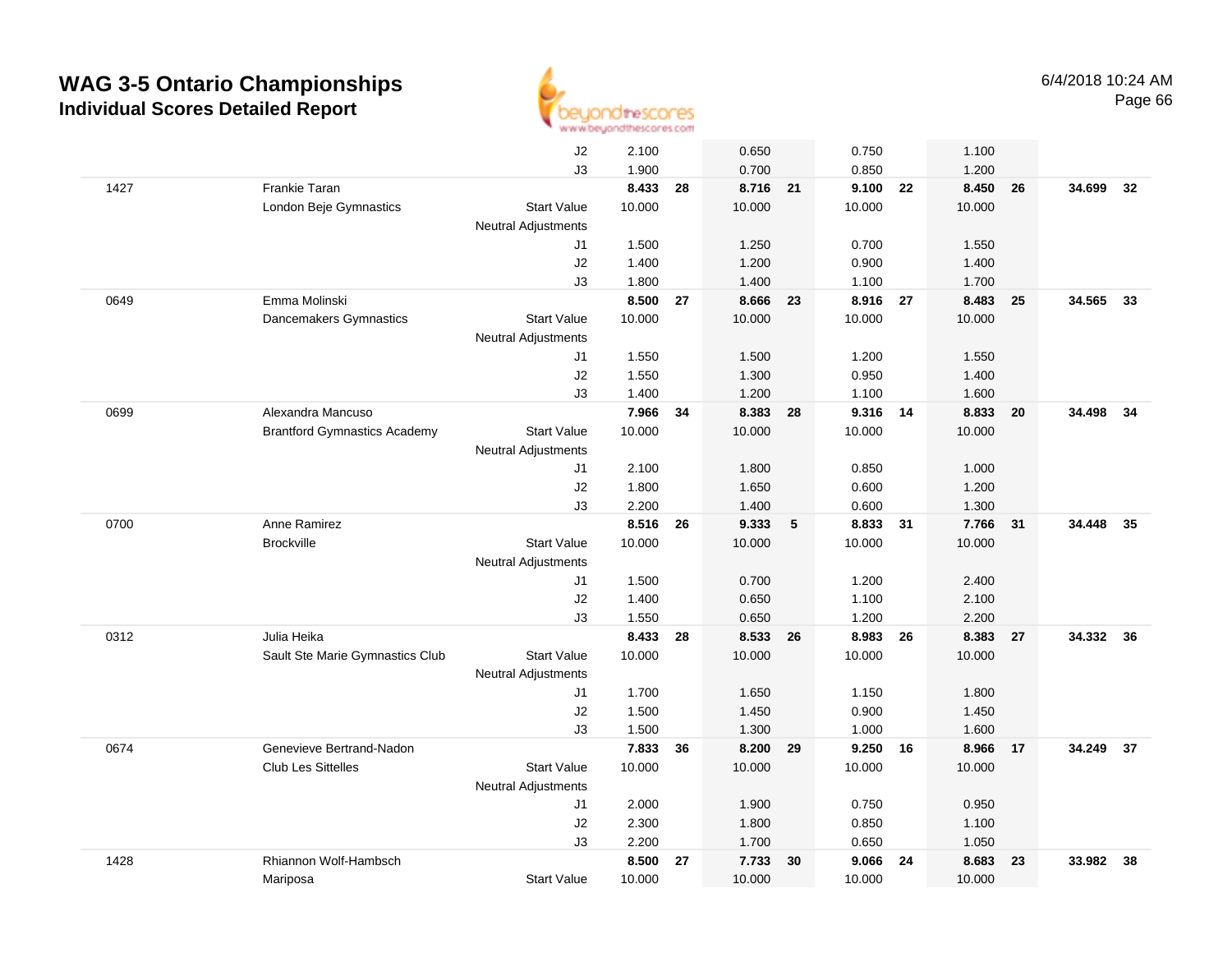# WAG 3-5 Ontario Championships

## Individual Scores Detailed Report

6/4/2018 10:24 AM

| | | | | | | | | | | | | |
|---|---|---|---|---|---|---|---|---|---|---|---|---|
| | | J2 | 2.100 | | 0.650 | | 0.750 | | 1.100 | | | |
| | | J3 | 1.900 | | 0.700 | | 0.850 | | 1.200 | | | |
| 1427 | Frankie Taran | | **8.433** | **28** | **8.716** | **21** | **9.100** | **22** | **8.450** | **26** | **34.699** | **32** |
| | London Beje Gymnastics | Start Value | 10.000 | | 10.000 | | 10.000 | | 10.000 | | | |
| | | Neutral Adjustments | | | | | | | | | | |
| | | J1 | 1.500 | | 1.250 | | 0.700 | | 1.550 | | | |
| | | J2 | 1.400 | | 1.200 | | 0.900 | | 1.400 | | | |
| | | J3 | 1.800 | | 1.400 | | 1.100 | | 1.700 | | | |
| 0649 | Emma Molinski | | **8.500** | **27** | **8.666** | **23** | **8.916** | **27** | **8.483** | **25** | **34.565** | **33** |
| | Dancemakers Gymnastics | Start Value | 10.000 | | 10.000 | | 10.000 | | 10.000 | | | |
| | | Neutral Adjustments | | | | | | | | | | |
| | | J1 | 1.550 | | 1.500 | | 1.200 | | 1.550 | | | |
| | | J2 | 1.550 | | 1.300 | | 0.950 | | 1.400 | | | |
| | | J3 | 1.400 | | 1.200 | | 1.100 | | 1.600 | | | |
| 0699 | Alexandra Mancuso | | **7.966** | **34** | **8.383** | **28** | **9.316** | **14** | **8.833** | **20** | **34.498** | **34** |
| | Brantford Gymnastics Academy | Start Value | 10.000 | | 10.000 | | 10.000 | | 10.000 | | | |
| | | Neutral Adjustments | | | | | | | | | | |
| | | J1 | 2.100 | | 1.800 | | 0.850 | | 1.000 | | | |
| | | J2 | 1.800 | | 1.650 | | 0.600 | | 1.200 | | | |
| | | J3 | 2.200 | | 1.400 | | 0.600 | | 1.300 | | | |
| 0700 | Anne Ramirez | | **8.516** | **26** | **9.333** | **5** | **8.833** | **31** | **7.766** | **31** | **34.448** | **35** |
| | Brockville | Start Value | 10.000 | | 10.000 | | 10.000 | | 10.000 | | | |
| | | Neutral Adjustments | | | | | | | | | | |
| | | J1 | 1.500 | | 0.700 | | 1.200 | | 2.400 | | | |
| | | J2 | 1.400 | | 0.650 | | 1.100 | | 2.100 | | | |
| | | J3 | 1.550 | | 0.650 | | 1.200 | | 2.200 | | | |
| 0312 | Julia Heika | | **8.433** | **28** | **8.533** | **26** | **8.983** | **26** | **8.383** | **27** | **34.332** | **36** |
| | Sault Ste Marie Gymnastics Club | Start Value | 10.000 | | 10.000 | | 10.000 | | 10.000 | | | |
| | | Neutral Adjustments | | | | | | | | | | |
| | | J1 | 1.700 | | 1.650 | | 1.150 | | 1.800 | | | |
| | | J2 | 1.500 | | 1.450 | | 0.900 | | 1.450 | | | |
| | | J3 | 1.500 | | 1.300 | | 1.000 | | 1.600 | | | |
| 0674 | Genevieve Bertrand-Nadon | | **7.833** | **36** | **8.200** | **29** | **9.250** | **16** | **8.966** | **17** | **34.249** | **37** |
| | Club Les Sittelles | Start Value | 10.000 | | 10.000 | | 10.000 | | 10.000 | | | |
| | | Neutral Adjustments | | | | | | | | | | |
| | | J1 | 2.000 | | 1.900 | | 0.750 | | 0.950 | | | |
| | | J2 | 2.300 | | 1.800 | | 0.850 | | 1.100 | | | |
| | | J3 | 2.200 | | 1.700 | | 0.650 | | 1.050 | | | |
| 1428 | Rhiannon Wolf-Hambsch | | **8.500** | **27** | **7.733** | **30** | **9.066** | **24** | **8.683** | **23** | **33.982** | **38** |
| | Mariposa | Start Value | 10.000 | | 10.000 | | 10.000 | | 10.000 | | | |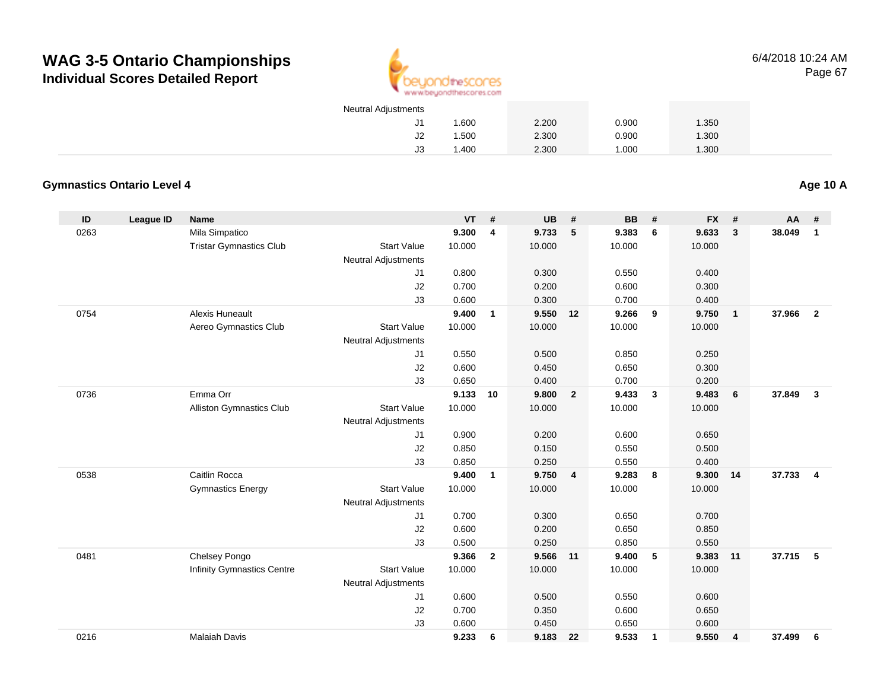# WAG 3-5 Ontario Championships

## Individual Scores Detailed Report

6/4/2018 10:24 AM

| | | | | VT | UB | BB | FX |
|---|---|---|---|---|---|---|---|
| | | | Neutral Adjustments | | | | |
| | | | J1 | 1.600 | 2.200 | 0.900 | 1.350 |
| | | | J2 | 1.500 | 2.300 | 0.900 | 1.300 |
| | | | J3 | 1.400 | 2.300 | 1.000 | 1.300 |

### Gymnastics Ontario Level 4

**Age 10 A**

| ID | League ID | Name | | VT | # | UB | # | BB | # | FX | # | AA | # |
|---|---|---|---|---|---|---|---|---|---|---|---|---|---|
| 0263 | | Mila Simpatico | | **9.300** | **4** | **9.733** | **5** | **9.383** | **6** | **9.633** | **3** | **38.049** | **1** |
| | | Tristar Gymnastics Club | Start Value | 10.000 | | 10.000 | | 10.000 | | 10.000 | | | |
| | | | Neutral Adjustments | | | | | | | | | | |
| | | | J1 | 0.800 | | 0.300 | | 0.550 | | 0.400 | | | |
| | | | J2 | 0.700 | | 0.200 | | 0.600 | | 0.300 | | | |
| | | | J3 | 0.600 | | 0.300 | | 0.700 | | 0.400 | | | |
| 0754 | | Alexis Huneault | | **9.400** | **1** | **9.550** | **12** | **9.266** | **9** | **9.750** | **1** | **37.966** | **2** |
| | | Aereo Gymnastics Club | Start Value | 10.000 | | 10.000 | | 10.000 | | 10.000 | | | |
| | | | Neutral Adjustments | | | | | | | | | | |
| | | | J1 | 0.550 | | 0.500 | | 0.850 | | 0.250 | | | |
| | | | J2 | 0.600 | | 0.450 | | 0.650 | | 0.300 | | | |
| | | | J3 | 0.650 | | 0.400 | | 0.700 | | 0.200 | | | |
| 0736 | | Emma Orr | | **9.133** | **10** | **9.800** | **2** | **9.433** | **3** | **9.483** | **6** | **37.849** | **3** |
| | | Alliston Gymnastics Club | Start Value | 10.000 | | 10.000 | | 10.000 | | 10.000 | | | |
| | | | Neutral Adjustments | | | | | | | | | | |
| | | | J1 | 0.900 | | 0.200 | | 0.600 | | 0.650 | | | |
| | | | J2 | 0.850 | | 0.150 | | 0.550 | | 0.500 | | | |
| | | | J3 | 0.850 | | 0.250 | | 0.550 | | 0.400 | | | |
| 0538 | | Caitlin Rocca | | **9.400** | **1** | **9.750** | **4** | **9.283** | **8** | **9.300** | **14** | **37.733** | **4** |
| | | Gymnastics Energy | Start Value | 10.000 | | 10.000 | | 10.000 | | 10.000 | | | |
| | | | Neutral Adjustments | | | | | | | | | | |
| | | | J1 | 0.700 | | 0.300 | | 0.650 | | 0.700 | | | |
| | | | J2 | 0.600 | | 0.200 | | 0.650 | | 0.850 | | | |
| | | | J3 | 0.500 | | 0.250 | | 0.850 | | 0.550 | | | |
| 0481 | | Chelsey Pongo | | **9.366** | **2** | **9.566** | **11** | **9.400** | **5** | **9.383** | **11** | **37.715** | **5** |
| | | Infinity Gymnastics Centre | Start Value | 10.000 | | 10.000 | | 10.000 | | 10.000 | | | |
| | | | Neutral Adjustments | | | | | | | | | | |
| | | | J1 | 0.600 | | 0.500 | | 0.550 | | 0.600 | | | |
| | | | J2 | 0.700 | | 0.350 | | 0.600 | | 0.650 | | | |
| | | | J3 | 0.600 | | 0.450 | | 0.650 | | 0.600 | | | |
| 0216 | | Malaiah Davis | | **9.233** | **6** | **9.183** | **22** | **9.533** | **1** | **9.550** | **4** | **37.499** | **6** |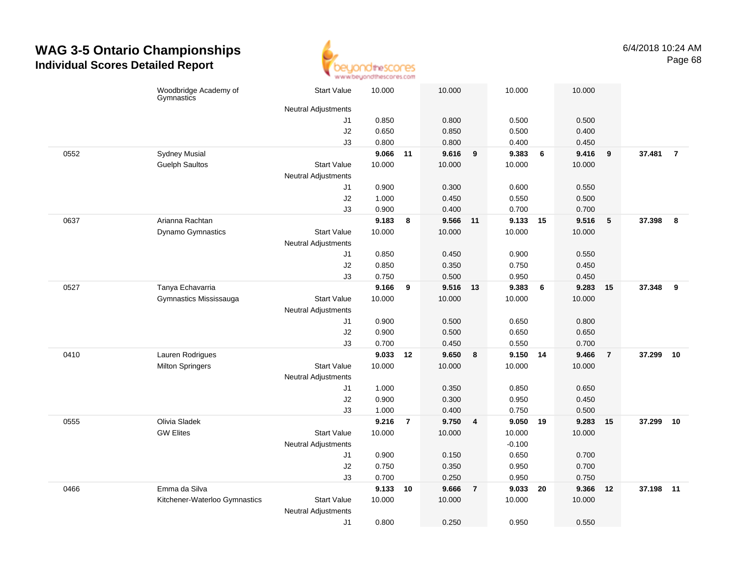# WAG 3-5 Ontario Championships

## Individual Scores Detailed Report

6/4/2018 10:24 AM

| # | Name / Club | | Vault | Rank | Bars | Rank | Beam | Rank | Floor | Rank | AA | Rank |
|---|---|---|---|---|---|---|---|---|---|---|---|---|
| | Woodbridge Academy of Gymnastics | Start Value | 10.000 | | 10.000 | | 10.000 | | 10.000 | | | |
| | | Neutral Adjustments | | | | | | | | | | |
| | | J1 | 0.850 | | 0.800 | | 0.500 | | 0.500 | | | |
| | | J2 | 0.650 | | 0.850 | | 0.500 | | 0.400 | | | |
| | | J3 | 0.800 | | 0.800 | | 0.400 | | 0.450 | | | |
| 0552 | Sydney Musial | | **9.066** | **11** | **9.616** | **9** | **9.383** | **6** | **9.416** | **9** | **37.481** | **7** |
| | Guelph Saultos | Start Value | 10.000 | | 10.000 | | 10.000 | | 10.000 | | | |
| | | Neutral Adjustments | | | | | | | | | | |
| | | J1 | 0.900 | | 0.300 | | 0.600 | | 0.550 | | | |
| | | J2 | 1.000 | | 0.450 | | 0.550 | | 0.500 | | | |
| | | J3 | 0.900 | | 0.400 | | 0.700 | | 0.700 | | | |
| 0637 | Arianna Rachtan | | **9.183** | **8** | **9.566** | **11** | **9.133** | **15** | **9.516** | **5** | **37.398** | **8** |
| | Dynamo Gymnastics | Start Value | 10.000 | | 10.000 | | 10.000 | | 10.000 | | | |
| | | Neutral Adjustments | | | | | | | | | | |
| | | J1 | 0.850 | | 0.450 | | 0.900 | | 0.550 | | | |
| | | J2 | 0.850 | | 0.350 | | 0.750 | | 0.450 | | | |
| | | J3 | 0.750 | | 0.500 | | 0.950 | | 0.450 | | | |
| 0527 | Tanya Echavarria | | **9.166** | **9** | **9.516** | **13** | **9.383** | **6** | **9.283** | **15** | **37.348** | **9** |
| | Gymnastics Mississauga | Start Value | 10.000 | | 10.000 | | 10.000 | | 10.000 | | | |
| | | Neutral Adjustments | | | | | | | | | | |
| | | J1 | 0.900 | | 0.500 | | 0.650 | | 0.800 | | | |
| | | J2 | 0.900 | | 0.500 | | 0.650 | | 0.650 | | | |
| | | J3 | 0.700 | | 0.450 | | 0.550 | | 0.700 | | | |
| 0410 | Lauren Rodrigues | | **9.033** | **12** | **9.650** | **8** | **9.150** | **14** | **9.466** | **7** | **37.299** | **10** |
| | Milton Springers | Start Value | 10.000 | | 10.000 | | 10.000 | | 10.000 | | | |
| | | Neutral Adjustments | | | | | | | | | | |
| | | J1 | 1.000 | | 0.350 | | 0.850 | | 0.650 | | | |
| | | J2 | 0.900 | | 0.300 | | 0.950 | | 0.450 | | | |
| | | J3 | 1.000 | | 0.400 | | 0.750 | | 0.500 | | | |
| 0555 | Olivia Sladek | | **9.216** | **7** | **9.750** | **4** | **9.050** | **19** | **9.283** | **15** | **37.299** | **10** |
| | GW Elites | Start Value | 10.000 | | 10.000 | | 10.000 | | 10.000 | | | |
| | | Neutral Adjustments | | | | | -0.100 | | | | | |
| | | J1 | 0.900 | | 0.150 | | 0.650 | | 0.700 | | | |
| | | J2 | 0.750 | | 0.350 | | 0.950 | | 0.700 | | | |
| | | J3 | 0.700 | | 0.250 | | 0.950 | | 0.750 | | | |
| 0466 | Emma da Silva | | **9.133** | **10** | **9.666** | **7** | **9.033** | **20** | **9.366** | **12** | **37.198** | **11** |
| | Kitchener-Waterloo Gymnastics | Start Value | 10.000 | | 10.000 | | 10.000 | | 10.000 | | | |
| | | Neutral Adjustments | | | | | | | | | | |
| | | J1 | 0.800 | | 0.250 | | 0.950 | | 0.550 | | | |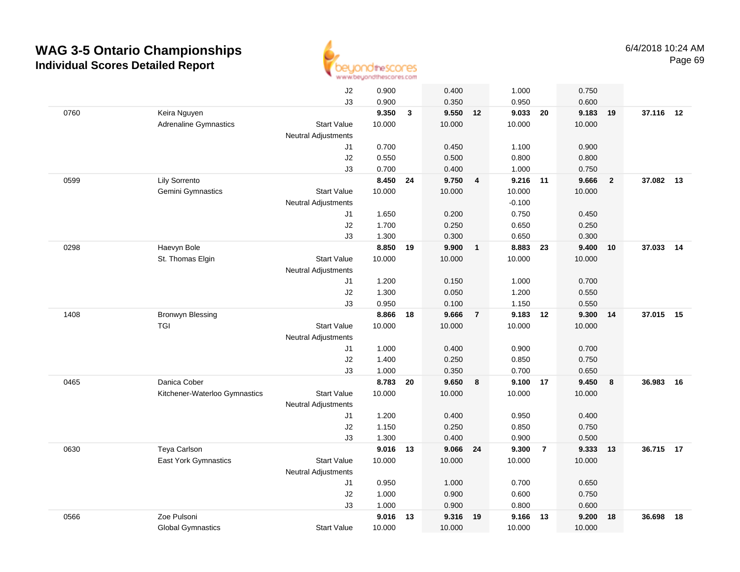# WAG 3-5 Ontario Championships

## Individual Scores Detailed Report

6/4/2018 10:24 AM

| | | | | | | | | | | | | |
|---|---|---|---|---|---|---|---|---|---|---|---|---|
| | | J2 | 0.900 | | 0.400 | | 1.000 | | 0.750 | | | |
| | | J3 | 0.900 | | 0.350 | | 0.950 | | 0.600 | | | |
| 0760 | Keira Nguyen | | **9.350** | **3** | **9.550** | **12** | **9.033** | **20** | **9.183** | **19** | **37.116** | **12** |
| | Adrenaline Gymnastics | Start Value | 10.000 | | 10.000 | | 10.000 | | 10.000 | | | |
| | | Neutral Adjustments | | | | | | | | | | |
| | | J1 | 0.700 | | 0.450 | | 1.100 | | 0.900 | | | |
| | | J2 | 0.550 | | 0.500 | | 0.800 | | 0.800 | | | |
| | | J3 | 0.700 | | 0.400 | | 1.000 | | 0.750 | | | |
| 0599 | Lily Sorrento | | **8.450** | **24** | **9.750** | **4** | **9.216** | **11** | **9.666** | **2** | **37.082** | **13** |
| | Gemini Gymnastics | Start Value | 10.000 | | 10.000 | | 10.000 | | 10.000 | | | |
| | | Neutral Adjustments | | | | | -0.100 | | | | | |
| | | J1 | 1.650 | | 0.200 | | 0.750 | | 0.450 | | | |
| | | J2 | 1.700 | | 0.250 | | 0.650 | | 0.250 | | | |
| | | J3 | 1.300 | | 0.300 | | 0.650 | | 0.300 | | | |
| 0298 | Haevyn Bole | | **8.850** | **19** | **9.900** | **1** | **8.883** | **23** | **9.400** | **10** | **37.033** | **14** |
| | St. Thomas Elgin | Start Value | 10.000 | | 10.000 | | 10.000 | | 10.000 | | | |
| | | Neutral Adjustments | | | | | | | | | | |
| | | J1 | 1.200 | | 0.150 | | 1.000 | | 0.700 | | | |
| | | J2 | 1.300 | | 0.050 | | 1.200 | | 0.550 | | | |
| | | J3 | 0.950 | | 0.100 | | 1.150 | | 0.550 | | | |
| 1408 | Bronwyn Blessing | | **8.866** | **18** | **9.666** | **7** | **9.183** | **12** | **9.300** | **14** | **37.015** | **15** |
| | TGI | Start Value | 10.000 | | 10.000 | | 10.000 | | 10.000 | | | |
| | | Neutral Adjustments | | | | | | | | | | |
| | | J1 | 1.000 | | 0.400 | | 0.900 | | 0.700 | | | |
| | | J2 | 1.400 | | 0.250 | | 0.850 | | 0.750 | | | |
| | | J3 | 1.000 | | 0.350 | | 0.700 | | 0.650 | | | |
| 0465 | Danica Cober | | **8.783** | **20** | **9.650** | **8** | **9.100** | **17** | **9.450** | **8** | **36.983** | **16** |
| | Kitchener-Waterloo Gymnastics | Start Value | 10.000 | | 10.000 | | 10.000 | | 10.000 | | | |
| | | Neutral Adjustments | | | | | | | | | | |
| | | J1 | 1.200 | | 0.400 | | 0.950 | | 0.400 | | | |
| | | J2 | 1.150 | | 0.250 | | 0.850 | | 0.750 | | | |
| | | J3 | 1.300 | | 0.400 | | 0.900 | | 0.500 | | | |
| 0630 | Teya Carlson | | **9.016** | **13** | **9.066** | **24** | **9.300** | **7** | **9.333** | **13** | **36.715** | **17** |
| | East York Gymnastics | Start Value | 10.000 | | 10.000 | | 10.000 | | 10.000 | | | |
| | | Neutral Adjustments | | | | | | | | | | |
| | | J1 | 0.950 | | 1.000 | | 0.700 | | 0.650 | | | |
| | | J2 | 1.000 | | 0.900 | | 0.600 | | 0.750 | | | |
| | | J3 | 1.000 | | 0.900 | | 0.800 | | 0.600 | | | |
| 0566 | Zoe Pulsoni | | **9.016** | **13** | **9.316** | **19** | **9.166** | **13** | **9.200** | **18** | **36.698** | **18** |
| | Global Gymnastics | Start Value | 10.000 | | 10.000 | | 10.000 | | 10.000 | | | |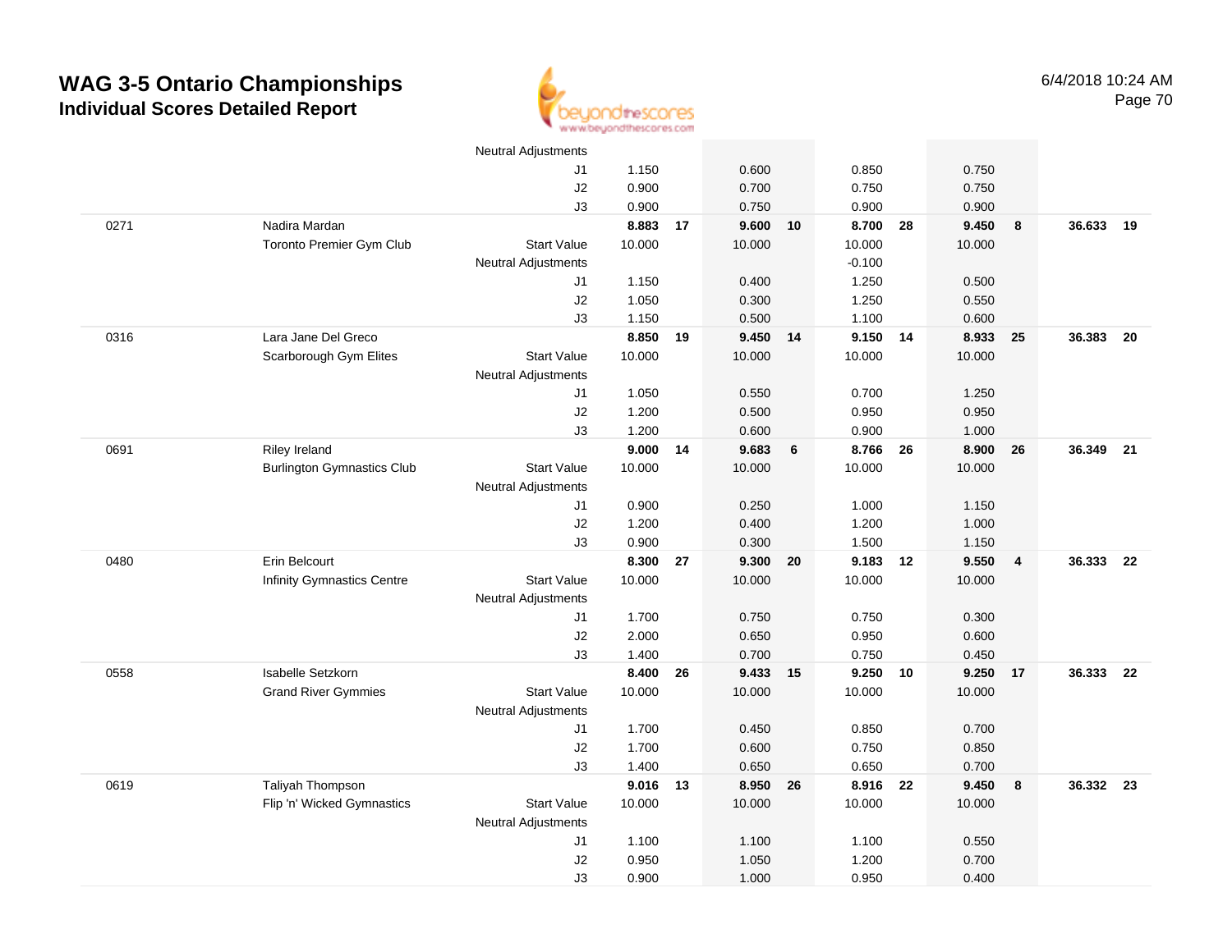# WAG 3-5 Ontario Championships

## Individual Scores Detailed Report

6/4/2018 10:24 AM

| | | | | | | | | | | | | |
|---|---|---|---|---|---|---|---|---|---|---|---|---|
| | | Neutral Adjustments | | | | | | | | | | |
| | | J1 | 1.150 | | 0.600 | | 0.850 | | 0.750 | | | |
| | | J2 | 0.900 | | 0.700 | | 0.750 | | 0.750 | | | |
| | | J3 | 0.900 | | 0.750 | | 0.900 | | 0.900 | | | |
| 0271 | Nadira Mardan | | **8.883** | **17** | **9.600** | **10** | **8.700** | **28** | **9.450** | **8** | **36.633** | **19** |
| | Toronto Premier Gym Club | Start Value | 10.000 | | 10.000 | | 10.000 | | 10.000 | | | |
| | | Neutral Adjustments | | | | | -0.100 | | | | | |
| | | J1 | 1.150 | | 0.400 | | 1.250 | | 0.500 | | | |
| | | J2 | 1.050 | | 0.300 | | 1.250 | | 0.550 | | | |
| | | J3 | 1.150 | | 0.500 | | 1.100 | | 0.600 | | | |
| 0316 | Lara Jane Del Greco | | **8.850** | **19** | **9.450** | **14** | **9.150** | **14** | **8.933** | **25** | **36.383** | **20** |
| | Scarborough Gym Elites | Start Value | 10.000 | | 10.000 | | 10.000 | | 10.000 | | | |
| | | Neutral Adjustments | | | | | | | | | | |
| | | J1 | 1.050 | | 0.550 | | 0.700 | | 1.250 | | | |
| | | J2 | 1.200 | | 0.500 | | 0.950 | | 0.950 | | | |
| | | J3 | 1.200 | | 0.600 | | 0.900 | | 1.000 | | | |
| 0691 | Riley Ireland | | **9.000** | **14** | **9.683** | **6** | **8.766** | **26** | **8.900** | **26** | **36.349** | **21** |
| | Burlington Gymnastics Club | Start Value | 10.000 | | 10.000 | | 10.000 | | 10.000 | | | |
| | | Neutral Adjustments | | | | | | | | | | |
| | | J1 | 0.900 | | 0.250 | | 1.000 | | 1.150 | | | |
| | | J2 | 1.200 | | 0.400 | | 1.200 | | 1.000 | | | |
| | | J3 | 0.900 | | 0.300 | | 1.500 | | 1.150 | | | |
| 0480 | Erin Belcourt | | **8.300** | **27** | **9.300** | **20** | **9.183** | **12** | **9.550** | **4** | **36.333** | **22** |
| | Infinity Gymnastics Centre | Start Value | 10.000 | | 10.000 | | 10.000 | | 10.000 | | | |
| | | Neutral Adjustments | | | | | | | | | | |
| | | J1 | 1.700 | | 0.750 | | 0.750 | | 0.300 | | | |
| | | J2 | 2.000 | | 0.650 | | 0.950 | | 0.600 | | | |
| | | J3 | 1.400 | | 0.700 | | 0.750 | | 0.450 | | | |
| 0558 | Isabelle Setzkorn | | **8.400** | **26** | **9.433** | **15** | **9.250** | **10** | **9.250** | **17** | **36.333** | **22** |
| | Grand River Gymmies | Start Value | 10.000 | | 10.000 | | 10.000 | | 10.000 | | | |
| | | Neutral Adjustments | | | | | | | | | | |
| | | J1 | 1.700 | | 0.450 | | 0.850 | | 0.700 | | | |
| | | J2 | 1.700 | | 0.600 | | 0.750 | | 0.850 | | | |
| | | J3 | 1.400 | | 0.650 | | 0.650 | | 0.700 | | | |
| 0619 | Taliyah Thompson | | **9.016** | **13** | **8.950** | **26** | **8.916** | **22** | **9.450** | **8** | **36.332** | **23** |
| | Flip 'n' Wicked Gymnastics | Start Value | 10.000 | | 10.000 | | 10.000 | | 10.000 | | | |
| | | Neutral Adjustments | | | | | | | | | | |
| | | J1 | 1.100 | | 1.100 | | 1.100 | | 0.550 | | | |
| | | J2 | 0.950 | | 1.050 | | 1.200 | | 0.700 | | | |
| | | J3 | 0.900 | | 1.000 | | 0.950 | | 0.400 | | | |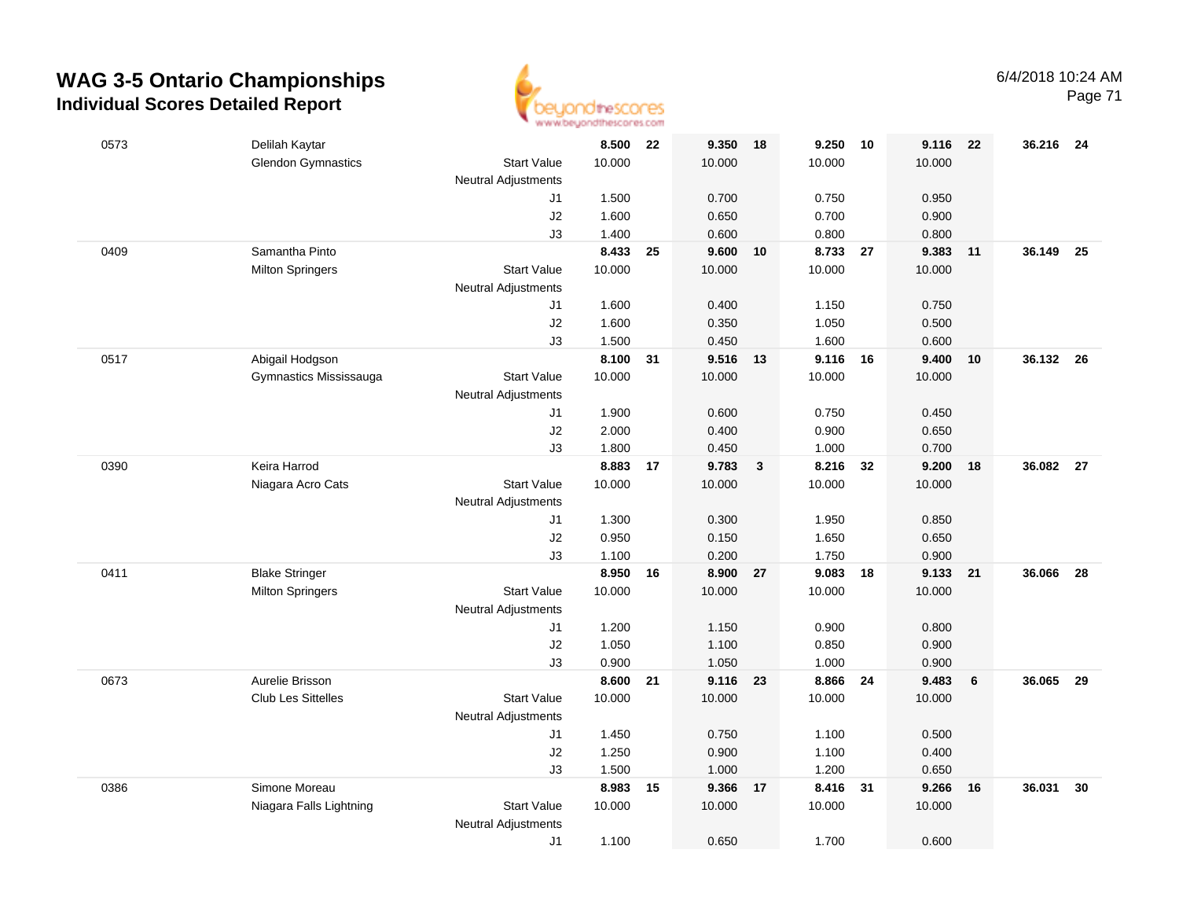# WAG 3-5 Ontario Championships

## Individual Scores Detailed Report

6/4/2018 10:24 AM

| ID | Name / Club | | Score | Rank | Score | Rank | Score | Rank | Score | Rank | AA | Rank |
|---|---|---|---|---|---|---|---|---|---|---|---|---|
| 0573 | Delilah Kaytar | | 8.500 | 22 | 9.350 | 18 | 9.250 | 10 | 9.116 | 22 | 36.216 | 24 |
| | Glendon Gymnastics | Start Value | 10.000 | | 10.000 | | 10.000 | | 10.000 | | | |
| | | Neutral Adjustments | | | | | | | | | | |
| | | J1 | 1.500 | | 0.700 | | 0.750 | | 0.950 | | | |
| | | J2 | 1.600 | | 0.650 | | 0.700 | | 0.900 | | | |
| | | J3 | 1.400 | | 0.600 | | 0.800 | | 0.800 | | | |
| 0409 | Samantha Pinto | | 8.433 | 25 | 9.600 | 10 | 8.733 | 27 | 9.383 | 11 | 36.149 | 25 |
| | Milton Springers | Start Value | 10.000 | | 10.000 | | 10.000 | | 10.000 | | | |
| | | Neutral Adjustments | | | | | | | | | | |
| | | J1 | 1.600 | | 0.400 | | 1.150 | | 0.750 | | | |
| | | J2 | 1.600 | | 0.350 | | 1.050 | | 0.500 | | | |
| | | J3 | 1.500 | | 0.450 | | 1.600 | | 0.600 | | | |
| 0517 | Abigail Hodgson | | 8.100 | 31 | 9.516 | 13 | 9.116 | 16 | 9.400 | 10 | 36.132 | 26 |
| | Gymnastics Mississauga | Start Value | 10.000 | | 10.000 | | 10.000 | | 10.000 | | | |
| | | Neutral Adjustments | | | | | | | | | | |
| | | J1 | 1.900 | | 0.600 | | 0.750 | | 0.450 | | | |
| | | J2 | 2.000 | | 0.400 | | 0.900 | | 0.650 | | | |
| | | J3 | 1.800 | | 0.450 | | 1.000 | | 0.700 | | | |
| 0390 | Keira Harrod | | 8.883 | 17 | 9.783 | 3 | 8.216 | 32 | 9.200 | 18 | 36.082 | 27 |
| | Niagara Acro Cats | Start Value | 10.000 | | 10.000 | | 10.000 | | 10.000 | | | |
| | | Neutral Adjustments | | | | | | | | | | |
| | | J1 | 1.300 | | 0.300 | | 1.950 | | 0.850 | | | |
| | | J2 | 0.950 | | 0.150 | | 1.650 | | 0.650 | | | |
| | | J3 | 1.100 | | 0.200 | | 1.750 | | 0.900 | | | |
| 0411 | Blake Stringer | | 8.950 | 16 | 8.900 | 27 | 9.083 | 18 | 9.133 | 21 | 36.066 | 28 |
| | Milton Springers | Start Value | 10.000 | | 10.000 | | 10.000 | | 10.000 | | | |
| | | Neutral Adjustments | | | | | | | | | | |
| | | J1 | 1.200 | | 1.150 | | 0.900 | | 0.800 | | | |
| | | J2 | 1.050 | | 1.100 | | 0.850 | | 0.900 | | | |
| | | J3 | 0.900 | | 1.050 | | 1.000 | | 0.900 | | | |
| 0673 | Aurelie Brisson | | 8.600 | 21 | 9.116 | 23 | 8.866 | 24 | 9.483 | 6 | 36.065 | 29 |
| | Club Les Sittelles | Start Value | 10.000 | | 10.000 | | 10.000 | | 10.000 | | | |
| | | Neutral Adjustments | | | | | | | | | | |
| | | J1 | 1.450 | | 0.750 | | 1.100 | | 0.500 | | | |
| | | J2 | 1.250 | | 0.900 | | 1.100 | | 0.400 | | | |
| | | J3 | 1.500 | | 1.000 | | 1.200 | | 0.650 | | | |
| 0386 | Simone Moreau | | 8.983 | 15 | 9.366 | 17 | 8.416 | 31 | 9.266 | 16 | 36.031 | 30 |
| | Niagara Falls Lightning | Start Value | 10.000 | | 10.000 | | 10.000 | | 10.000 | | | |
| | | Neutral Adjustments | | | | | | | | | | |
| | | J1 | 1.100 | | 0.650 | | 1.700 | | 0.600 | | | |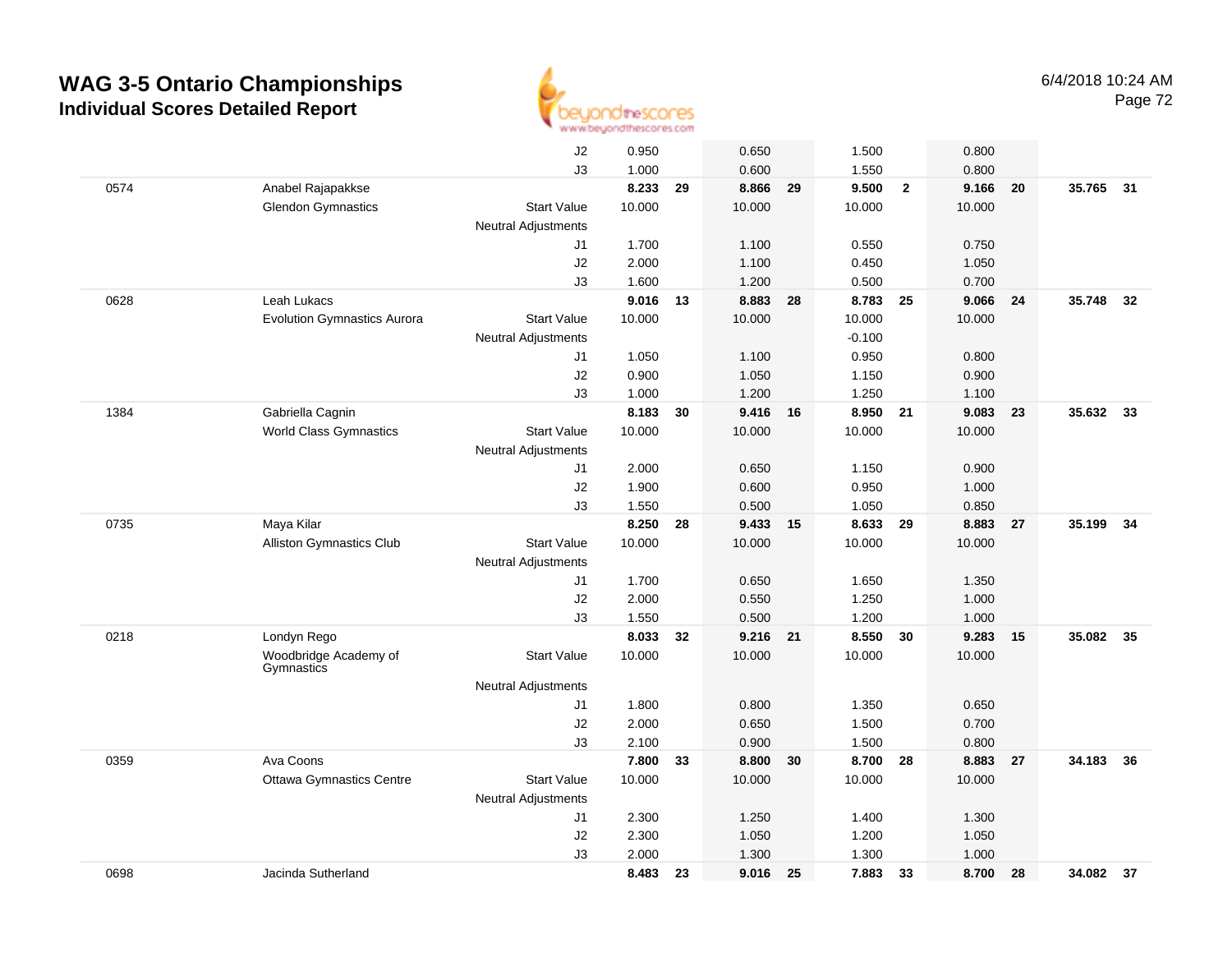# WAG 3-5 Ontario Championships
## Individual Scores Detailed Report

6/4/2018 10:24 AM

| | | | | | | | | | | | | |
|---|---|---|---|---|---|---|---|---|---|---|---|---|
| | | J2 | 0.950 | | 0.650 | | 1.500 | | 0.800 | | | |
| | | J3 | 1.000 | | 0.600 | | 1.550 | | 0.800 | | | |
| 0574 | Anabel Rajapakkse | | **8.233** | **29** | **8.866** | **29** | **9.500** | **2** | **9.166** | **20** | **35.765** | **31** |
| | Glendon Gymnastics | Start Value | 10.000 | | 10.000 | | 10.000 | | 10.000 | | | |
| | | Neutral Adjustments | | | | | | | | | | |
| | | J1 | 1.700 | | 1.100 | | 0.550 | | 0.750 | | | |
| | | J2 | 2.000 | | 1.100 | | 0.450 | | 1.050 | | | |
| | | J3 | 1.600 | | 1.200 | | 0.500 | | 0.700 | | | |
| 0628 | Leah Lukacs | | **9.016** | **13** | **8.883** | **28** | **8.783** | **25** | **9.066** | **24** | **35.748** | **32** |
| | Evolution Gymnastics Aurora | Start Value | 10.000 | | 10.000 | | 10.000 | | 10.000 | | | |
| | | Neutral Adjustments | | | | | -0.100 | | | | | |
| | | J1 | 1.050 | | 1.100 | | 0.950 | | 0.800 | | | |
| | | J2 | 0.900 | | 1.050 | | 1.150 | | 0.900 | | | |
| | | J3 | 1.000 | | 1.200 | | 1.250 | | 1.100 | | | |
| 1384 | Gabriella Cagnin | | **8.183** | **30** | **9.416** | **16** | **8.950** | **21** | **9.083** | **23** | **35.632** | **33** |
| | World Class Gymnastics | Start Value | 10.000 | | 10.000 | | 10.000 | | 10.000 | | | |
| | | Neutral Adjustments | | | | | | | | | | |
| | | J1 | 2.000 | | 0.650 | | 1.150 | | 0.900 | | | |
| | | J2 | 1.900 | | 0.600 | | 0.950 | | 1.000 | | | |
| | | J3 | 1.550 | | 0.500 | | 1.050 | | 0.850 | | | |
| 0735 | Maya Kilar | | **8.250** | **28** | **9.433** | **15** | **8.633** | **29** | **8.883** | **27** | **35.199** | **34** |
| | Alliston Gymnastics Club | Start Value | 10.000 | | 10.000 | | 10.000 | | 10.000 | | | |
| | | Neutral Adjustments | | | | | | | | | | |
| | | J1 | 1.700 | | 0.650 | | 1.650 | | 1.350 | | | |
| | | J2 | 2.000 | | 0.550 | | 1.250 | | 1.000 | | | |
| | | J3 | 1.550 | | 0.500 | | 1.200 | | 1.000 | | | |
| 0218 | Londyn Rego | | **8.033** | **32** | **9.216** | **21** | **8.550** | **30** | **9.283** | **15** | **35.082** | **35** |
| | Woodbridge Academy of Gymnastics | Start Value | 10.000 | | 10.000 | | 10.000 | | 10.000 | | | |
| | | Neutral Adjustments | | | | | | | | | | |
| | | J1 | 1.800 | | 0.800 | | 1.350 | | 0.650 | | | |
| | | J2 | 2.000 | | 0.650 | | 1.500 | | 0.700 | | | |
| | | J3 | 2.100 | | 0.900 | | 1.500 | | 0.800 | | | |
| 0359 | Ava Coons | | **7.800** | **33** | **8.800** | **30** | **8.700** | **28** | **8.883** | **27** | **34.183** | **36** |
| | Ottawa Gymnastics Centre | Start Value | 10.000 | | 10.000 | | 10.000 | | 10.000 | | | |
| | | Neutral Adjustments | | | | | | | | | | |
| | | J1 | 2.300 | | 1.250 | | 1.400 | | 1.300 | | | |
| | | J2 | 2.300 | | 1.050 | | 1.200 | | 1.050 | | | |
| | | J3 | 2.000 | | 1.300 | | 1.300 | | 1.000 | | | |
| 0698 | Jacinda Sutherland | | **8.483** | **23** | **9.016** | **25** | **7.883** | **33** | **8.700** | **28** | **34.082** | **37** |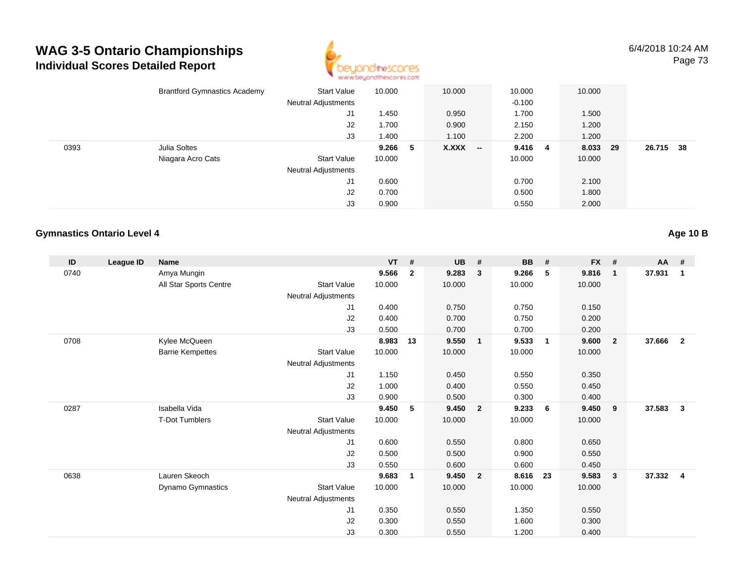# WAG 3-5 Ontario Championships

## Individual Scores Detailed Report

6/4/2018 10:24 AM

| ID | League ID | Name | | VT | # | UB | # | BB | # | FX | # | AA | # |
|---|---|---|---|---|---|---|---|---|---|---|---|---|---|
| | | Brantford Gymnastics Academy | Start Value | 10.000 | | 10.000 | | 10.000 | | 10.000 | | | |
| | | | Neutral Adjustments | | | | | -0.100 | | | | | |
| | | | J1 | 1.450 | | 0.950 | | 1.700 | | 1.500 | | | |
| | | | J2 | 1.700 | | 0.900 | | 2.150 | | 1.200 | | | |
| | | | J3 | 1.400 | | 1.100 | | 2.200 | | 1.200 | | | |
| 0393 | | Julia Soltes | | **9.266** | **5** | **X.XXX** | **--** | **9.416** | **4** | **8.033** | **29** | **26.715** | **38** |
| | | Niagara Acro Cats | Start Value | 10.000 | | | | 10.000 | | 10.000 | | | |
| | | | Neutral Adjustments | | | | | | | | | | |
| | | | J1 | 0.600 | | | | 0.700 | | 2.100 | | | |
| | | | J2 | 0.700 | | | | 0.500 | | 1.800 | | | |
| | | | J3 | 0.900 | | | | 0.550 | | 2.000 | | | |

### Gymnastics Ontario Level 4

**Age 10 B**

| ID | League ID | Name | | VT | # | UB | # | BB | # | FX | # | AA | # |
|---|---|---|---|---|---|---|---|---|---|---|---|---|---|
| 0740 | | Amya Mungin | | **9.566** | **2** | **9.283** | **3** | **9.266** | **5** | **9.816** | **1** | **37.931** | **1** |
| | | All Star Sports Centre | Start Value | 10.000 | | 10.000 | | 10.000 | | 10.000 | | | |
| | | | Neutral Adjustments | | | | | | | | | | |
| | | | J1 | 0.400 | | 0.750 | | 0.750 | | 0.150 | | | |
| | | | J2 | 0.400 | | 0.700 | | 0.750 | | 0.200 | | | |
| | | | J3 | 0.500 | | 0.700 | | 0.700 | | 0.200 | | | |
| 0708 | | Kylee McQueen | | **8.983** | **13** | **9.550** | **1** | **9.533** | **1** | **9.600** | **2** | **37.666** | **2** |
| | | Barrie Kempettes | Start Value | 10.000 | | 10.000 | | 10.000 | | 10.000 | | | |
| | | | Neutral Adjustments | | | | | | | | | | |
| | | | J1 | 1.150 | | 0.450 | | 0.550 | | 0.350 | | | |
| | | | J2 | 1.000 | | 0.400 | | 0.550 | | 0.450 | | | |
| | | | J3 | 0.900 | | 0.500 | | 0.300 | | 0.400 | | | |
| 0287 | | Isabella Vida | | **9.450** | **5** | **9.450** | **2** | **9.233** | **6** | **9.450** | **9** | **37.583** | **3** |
| | | T-Dot Tumblers | Start Value | 10.000 | | 10.000 | | 10.000 | | 10.000 | | | |
| | | | Neutral Adjustments | | | | | | | | | | |
| | | | J1 | 0.600 | | 0.550 | | 0.800 | | 0.650 | | | |
| | | | J2 | 0.500 | | 0.500 | | 0.900 | | 0.550 | | | |
| | | | J3 | 0.550 | | 0.600 | | 0.600 | | 0.450 | | | |
| 0638 | | Lauren Skeoch | | **9.683** | **1** | **9.450** | **2** | **8.616** | **23** | **9.583** | **3** | **37.332** | **4** |
| | | Dynamo Gymnastics | Start Value | 10.000 | | 10.000 | | 10.000 | | 10.000 | | | |
| | | | Neutral Adjustments | | | | | | | | | | |
| | | | J1 | 0.350 | | 0.550 | | 1.350 | | 0.550 | | | |
| | | | J2 | 0.300 | | 0.550 | | 1.600 | | 0.300 | | | |
| | | | J3 | 0.300 | | 0.550 | | 1.200 | | 0.400 | | | |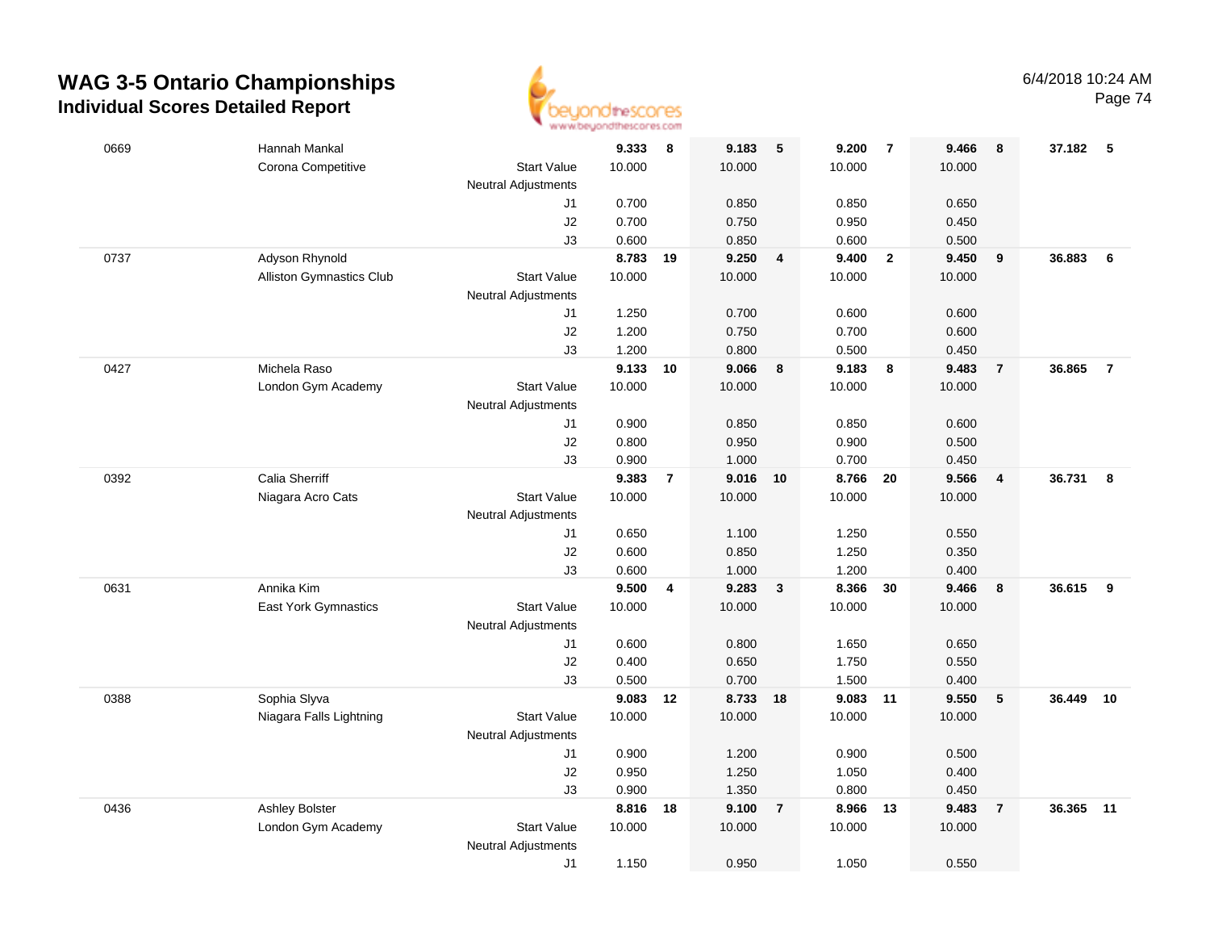# WAG 3-5 Ontario Championships

## Individual Scores Detailed Report

6/4/2018 10:24 AM

| ID | Name / Club | | Vault | Rank | Bars | Rank | Beam | Rank | Floor | Rank | AA | Rank |
|---|---|---|---|---|---|---|---|---|---|---|---|---|
| 0669 | Hannah Mankal | | **9.333** | **8** | **9.183** | **5** | **9.200** | **7** | **9.466** | **8** | **37.182** | **5** |
| | Corona Competitive | Start Value | 10.000 | | 10.000 | | 10.000 | | 10.000 | | | |
| | | Neutral Adjustments | | | | | | | | | | |
| | | J1 | 0.700 | | 0.850 | | 0.850 | | 0.650 | | | |
| | | J2 | 0.700 | | 0.750 | | 0.950 | | 0.450 | | | |
| | | J3 | 0.600 | | 0.850 | | 0.600 | | 0.500 | | | |
| 0737 | Adyson Rhynold | | **8.783** | **19** | **9.250** | **4** | **9.400** | **2** | **9.450** | **9** | **36.883** | **6** |
| | Alliston Gymnastics Club | Start Value | 10.000 | | 10.000 | | 10.000 | | 10.000 | | | |
| | | Neutral Adjustments | | | | | | | | | | |
| | | J1 | 1.250 | | 0.700 | | 0.600 | | 0.600 | | | |
| | | J2 | 1.200 | | 0.750 | | 0.700 | | 0.600 | | | |
| | | J3 | 1.200 | | 0.800 | | 0.500 | | 0.450 | | | |
| 0427 | Michela Raso | | **9.133** | **10** | **9.066** | **8** | **9.183** | **8** | **9.483** | **7** | **36.865** | **7** |
| | London Gym Academy | Start Value | 10.000 | | 10.000 | | 10.000 | | 10.000 | | | |
| | | Neutral Adjustments | | | | | | | | | | |
| | | J1 | 0.900 | | 0.850 | | 0.850 | | 0.600 | | | |
| | | J2 | 0.800 | | 0.950 | | 0.900 | | 0.500 | | | |
| | | J3 | 0.900 | | 1.000 | | 0.700 | | 0.450 | | | |
| 0392 | Calia Sherriff | | **9.383** | **7** | **9.016** | **10** | **8.766** | **20** | **9.566** | **4** | **36.731** | **8** |
| | Niagara Acro Cats | Start Value | 10.000 | | 10.000 | | 10.000 | | 10.000 | | | |
| | | Neutral Adjustments | | | | | | | | | | |
| | | J1 | 0.650 | | 1.100 | | 1.250 | | 0.550 | | | |
| | | J2 | 0.600 | | 0.850 | | 1.250 | | 0.350 | | | |
| | | J3 | 0.600 | | 1.000 | | 1.200 | | 0.400 | | | |
| 0631 | Annika Kim | | **9.500** | **4** | **9.283** | **3** | **8.366** | **30** | **9.466** | **8** | **36.615** | **9** |
| | East York Gymnastics | Start Value | 10.000 | | 10.000 | | 10.000 | | 10.000 | | | |
| | | Neutral Adjustments | | | | | | | | | | |
| | | J1 | 0.600 | | 0.800 | | 1.650 | | 0.650 | | | |
| | | J2 | 0.400 | | 0.650 | | 1.750 | | 0.550 | | | |
| | | J3 | 0.500 | | 0.700 | | 1.500 | | 0.400 | | | |
| 0388 | Sophia Slyva | | **9.083** | **12** | **8.733** | **18** | **9.083** | **11** | **9.550** | **5** | **36.449** | **10** |
| | Niagara Falls Lightning | Start Value | 10.000 | | 10.000 | | 10.000 | | 10.000 | | | |
| | | Neutral Adjustments | | | | | | | | | | |
| | | J1 | 0.900 | | 1.200 | | 0.900 | | 0.500 | | | |
| | | J2 | 0.950 | | 1.250 | | 1.050 | | 0.400 | | | |
| | | J3 | 0.900 | | 1.350 | | 0.800 | | 0.450 | | | |
| 0436 | Ashley Bolster | | **8.816** | **18** | **9.100** | **7** | **8.966** | **13** | **9.483** | **7** | **36.365** | **11** |
| | London Gym Academy | Start Value | 10.000 | | 10.000 | | 10.000 | | 10.000 | | | |
| | | Neutral Adjustments | | | | | | | | | | |
| | | J1 | 1.150 | | 0.950 | | 1.050 | | 0.550 | | | |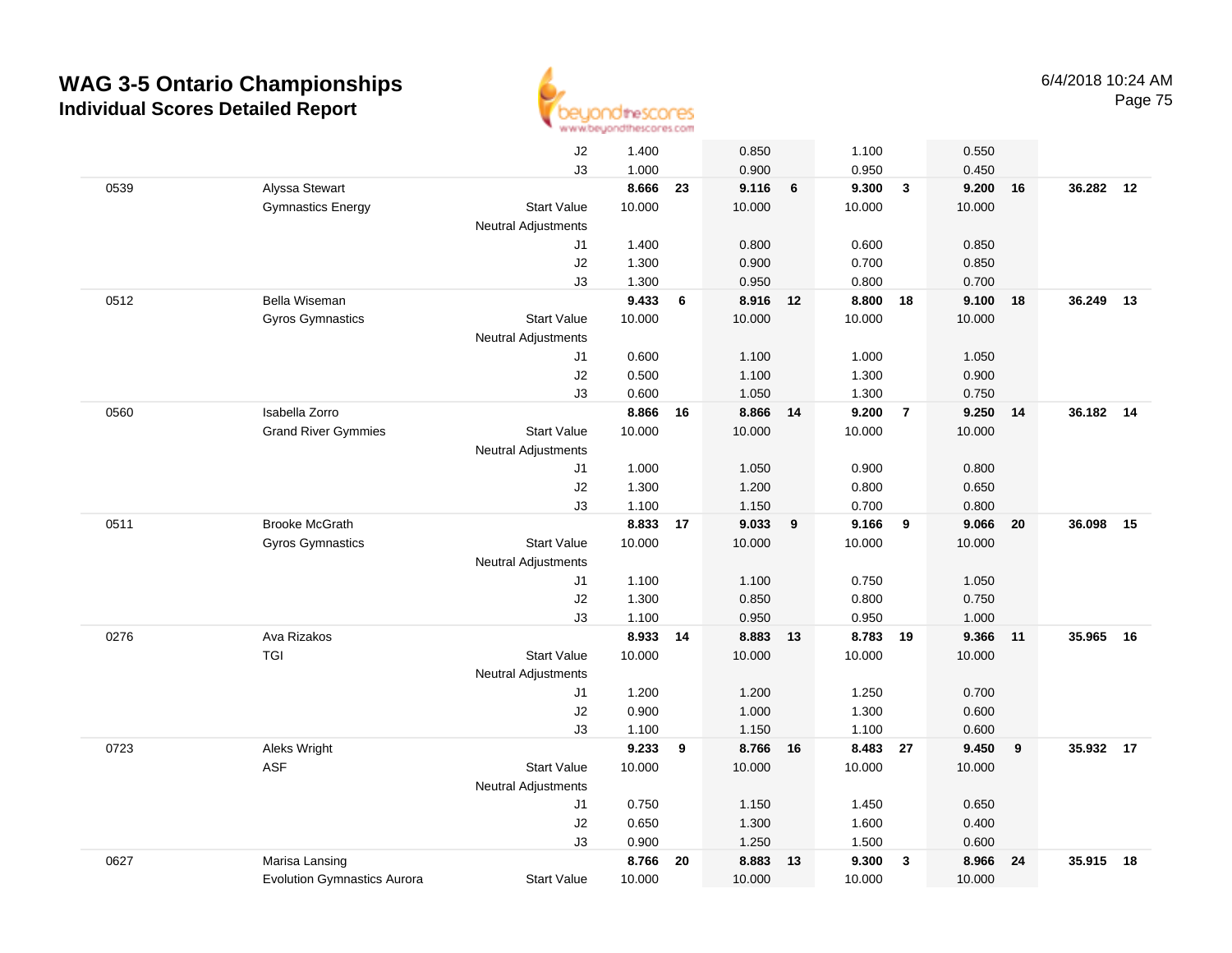# WAG 3-5 Ontario Championships

## Individual Scores Detailed Report

6/4/2018 10:24 AM

| | | | | | | | | | | | | |
|---|---|---|---|---|---|---|---|---|---|---|---|---|
| | | J2 | 1.400 | | 0.850 | | 1.100 | | 0.550 | | | |
| | | J3 | 1.000 | | 0.900 | | 0.950 | | 0.450 | | | |
| 0539 | Alyssa Stewart | | **8.666** | **23** | **9.116** | **6** | **9.300** | **3** | **9.200** | **16** | **36.282** | **12** |
| | Gymnastics Energy | Start Value | 10.000 | | 10.000 | | 10.000 | | 10.000 | | | |
| | | Neutral Adjustments | | | | | | | | | | |
| | | J1 | 1.400 | | 0.800 | | 0.600 | | 0.850 | | | |
| | | J2 | 1.300 | | 0.900 | | 0.700 | | 0.850 | | | |
| | | J3 | 1.300 | | 0.950 | | 0.800 | | 0.700 | | | |
| 0512 | Bella Wiseman | | **9.433** | **6** | **8.916** | **12** | **8.800** | **18** | **9.100** | **18** | **36.249** | **13** |
| | Gyros Gymnastics | Start Value | 10.000 | | 10.000 | | 10.000 | | 10.000 | | | |
| | | Neutral Adjustments | | | | | | | | | | |
| | | J1 | 0.600 | | 1.100 | | 1.000 | | 1.050 | | | |
| | | J2 | 0.500 | | 1.100 | | 1.300 | | 0.900 | | | |
| | | J3 | 0.600 | | 1.050 | | 1.300 | | 0.750 | | | |
| 0560 | Isabella Zorro | | **8.866** | **16** | **8.866** | **14** | **9.200** | **7** | **9.250** | **14** | **36.182** | **14** |
| | Grand River Gymmies | Start Value | 10.000 | | 10.000 | | 10.000 | | 10.000 | | | |
| | | Neutral Adjustments | | | | | | | | | | |
| | | J1 | 1.000 | | 1.050 | | 0.900 | | 0.800 | | | |
| | | J2 | 1.300 | | 1.200 | | 0.800 | | 0.650 | | | |
| | | J3 | 1.100 | | 1.150 | | 0.700 | | 0.800 | | | |
| 0511 | Brooke McGrath | | **8.833** | **17** | **9.033** | **9** | **9.166** | **9** | **9.066** | **20** | **36.098** | **15** |
| | Gyros Gymnastics | Start Value | 10.000 | | 10.000 | | 10.000 | | 10.000 | | | |
| | | Neutral Adjustments | | | | | | | | | | |
| | | J1 | 1.100 | | 1.100 | | 0.750 | | 1.050 | | | |
| | | J2 | 1.300 | | 0.850 | | 0.800 | | 0.750 | | | |
| | | J3 | 1.100 | | 0.950 | | 0.950 | | 1.000 | | | |
| 0276 | Ava Rizakos | | **8.933** | **14** | **8.883** | **13** | **8.783** | **19** | **9.366** | **11** | **35.965** | **16** |
| | TGI | Start Value | 10.000 | | 10.000 | | 10.000 | | 10.000 | | | |
| | | Neutral Adjustments | | | | | | | | | | |
| | | J1 | 1.200 | | 1.200 | | 1.250 | | 0.700 | | | |
| | | J2 | 0.900 | | 1.000 | | 1.300 | | 0.600 | | | |
| | | J3 | 1.100 | | 1.150 | | 1.100 | | 0.600 | | | |
| 0723 | Aleks Wright | | **9.233** | **9** | **8.766** | **16** | **8.483** | **27** | **9.450** | **9** | **35.932** | **17** |
| | ASF | Start Value | 10.000 | | 10.000 | | 10.000 | | 10.000 | | | |
| | | Neutral Adjustments | | | | | | | | | | |
| | | J1 | 0.750 | | 1.150 | | 1.450 | | 0.650 | | | |
| | | J2 | 0.650 | | 1.300 | | 1.600 | | 0.400 | | | |
| | | J3 | 0.900 | | 1.250 | | 1.500 | | 0.600 | | | |
| 0627 | Marisa Lansing | | **8.766** | **20** | **8.883** | **13** | **9.300** | **3** | **8.966** | **24** | **35.915** | **18** |
| | Evolution Gymnastics Aurora | Start Value | 10.000 | | 10.000 | | 10.000 | | 10.000 | | | |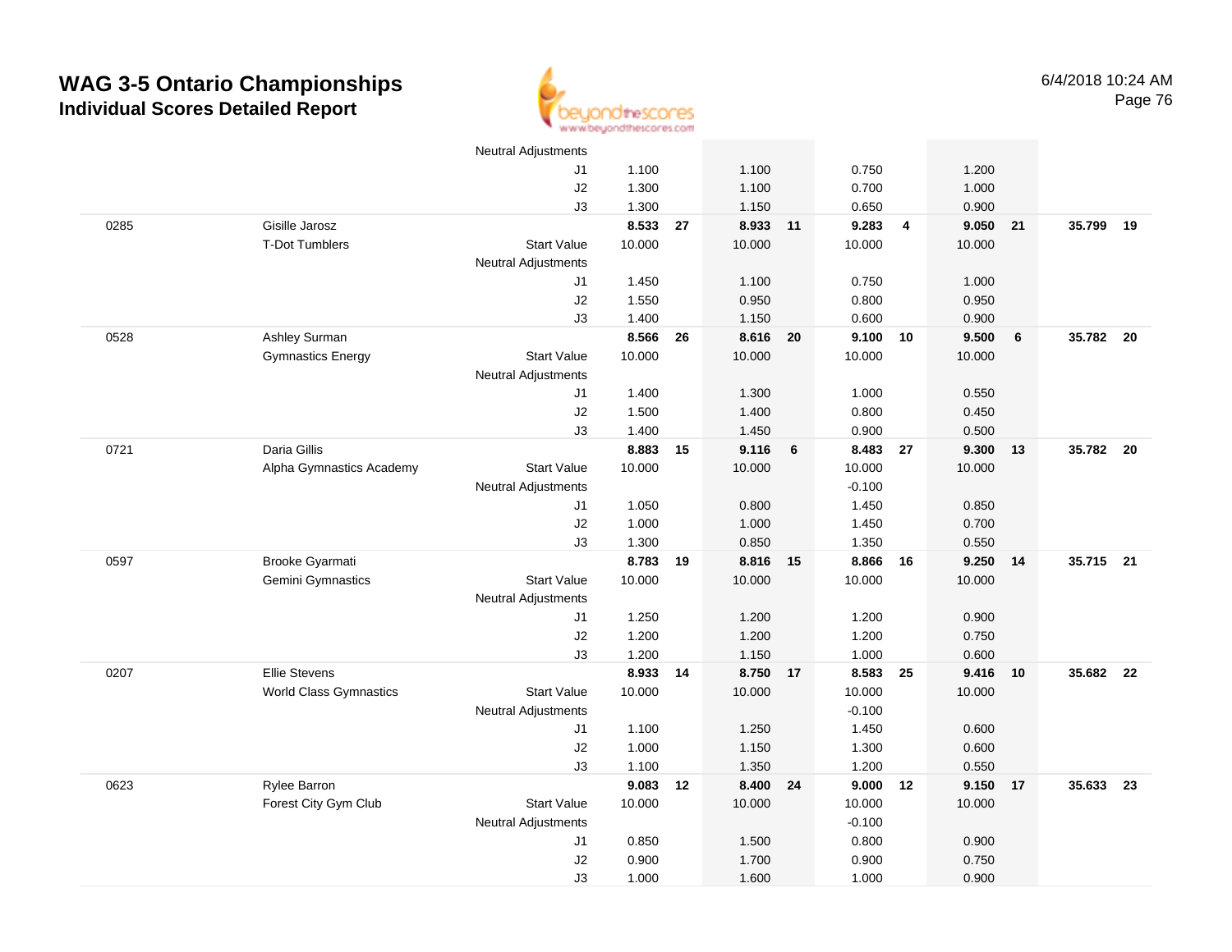# WAG 3-5 Ontario Championships

## Individual Scores Detailed Report

6/4/2018 10:24 AM

| | | | | | | | | | | | | |
|---|---|---|---|---|---|---|---|---|---|---|---|---|
| | | Neutral Adjustments | | | | | | | | | | |
| | | J1 | 1.100 | | 1.100 | | 0.750 | | 1.200 | | | |
| | | J2 | 1.300 | | 1.100 | | 0.700 | | 1.000 | | | |
| | | J3 | 1.300 | | 1.150 | | 0.650 | | 0.900 | | | |
| 0285 | Gisille Jarosz | | **8.533** | **27** | **8.933** | **11** | **9.283** | **4** | **9.050** | **21** | **35.799** | **19** |
| | T-Dot Tumblers | Start Value | 10.000 | | 10.000 | | 10.000 | | 10.000 | | | |
| | | Neutral Adjustments | | | | | | | | | | |
| | | J1 | 1.450 | | 1.100 | | 0.750 | | 1.000 | | | |
| | | J2 | 1.550 | | 0.950 | | 0.800 | | 0.950 | | | |
| | | J3 | 1.400 | | 1.150 | | 0.600 | | 0.900 | | | |
| 0528 | Ashley Surman | | **8.566** | **26** | **8.616** | **20** | **9.100** | **10** | **9.500** | **6** | **35.782** | **20** |
| | Gymnastics Energy | Start Value | 10.000 | | 10.000 | | 10.000 | | 10.000 | | | |
| | | Neutral Adjustments | | | | | | | | | | |
| | | J1 | 1.400 | | 1.300 | | 1.000 | | 0.550 | | | |
| | | J2 | 1.500 | | 1.400 | | 0.800 | | 0.450 | | | |
| | | J3 | 1.400 | | 1.450 | | 0.900 | | 0.500 | | | |
| 0721 | Daria Gillis | | **8.883** | **15** | **9.116** | **6** | **8.483** | **27** | **9.300** | **13** | **35.782** | **20** |
| | Alpha Gymnastics Academy | Start Value | 10.000 | | 10.000 | | 10.000 | | 10.000 | | | |
| | | Neutral Adjustments | | | | | -0.100 | | | | | |
| | | J1 | 1.050 | | 0.800 | | 1.450 | | 0.850 | | | |
| | | J2 | 1.000 | | 1.000 | | 1.450 | | 0.700 | | | |
| | | J3 | 1.300 | | 0.850 | | 1.350 | | 0.550 | | | |
| 0597 | Brooke Gyarmati | | **8.783** | **19** | **8.816** | **15** | **8.866** | **16** | **9.250** | **14** | **35.715** | **21** |
| | Gemini Gymnastics | Start Value | 10.000 | | 10.000 | | 10.000 | | 10.000 | | | |
| | | Neutral Adjustments | | | | | | | | | | |
| | | J1 | 1.250 | | 1.200 | | 1.200 | | 0.900 | | | |
| | | J2 | 1.200 | | 1.200 | | 1.200 | | 0.750 | | | |
| | | J3 | 1.200 | | 1.150 | | 1.000 | | 0.600 | | | |
| 0207 | Ellie Stevens | | **8.933** | **14** | **8.750** | **17** | **8.583** | **25** | **9.416** | **10** | **35.682** | **22** |
| | World Class Gymnastics | Start Value | 10.000 | | 10.000 | | 10.000 | | 10.000 | | | |
| | | Neutral Adjustments | | | | | -0.100 | | | | | |
| | | J1 | 1.100 | | 1.250 | | 1.450 | | 0.600 | | | |
| | | J2 | 1.000 | | 1.150 | | 1.300 | | 0.600 | | | |
| | | J3 | 1.100 | | 1.350 | | 1.200 | | 0.550 | | | |
| 0623 | Rylee Barron | | **9.083** | **12** | **8.400** | **24** | **9.000** | **12** | **9.150** | **17** | **35.633** | **23** |
| | Forest City Gym Club | Start Value | 10.000 | | 10.000 | | 10.000 | | 10.000 | | | |
| | | Neutral Adjustments | | | | | -0.100 | | | | | |
| | | J1 | 0.850 | | 1.500 | | 0.800 | | 0.900 | | | |
| | | J2 | 0.900 | | 1.700 | | 0.900 | | 0.750 | | | |
| | | J3 | 1.000 | | 1.600 | | 1.000 | | 0.900 | | | |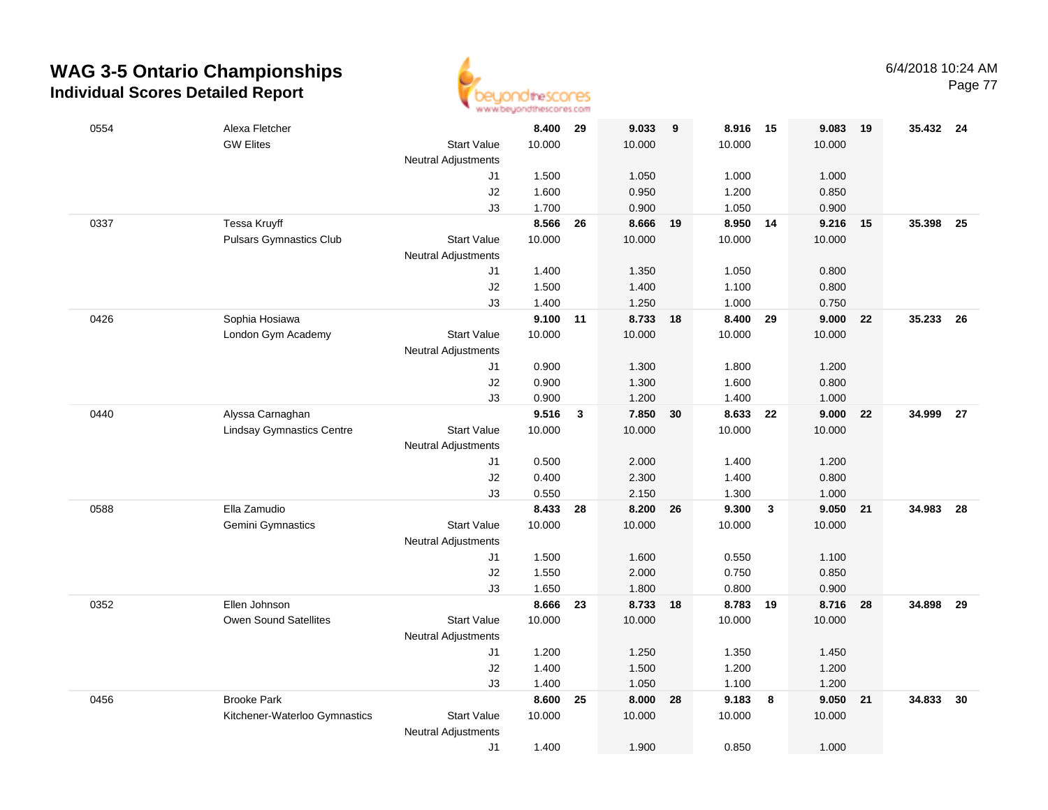# WAG 3-5 Ontario Championships
## Individual Scores Detailed Report

6/4/2018 10:24 AM

| # | Name / Club | | Vault | Rank | Bars | Rank | Beam | Rank | Floor | Rank | AA | Rank |
|---|---|---|---|---|---|---|---|---|---|---|---|---|
| 0554 | Alexa Fletcher | | **8.400** | **29** | **9.033** | **9** | **8.916** | **15** | **9.083** | **19** | **35.432** | **24** |
| | GW Elites | Start Value | 10.000 | | 10.000 | | 10.000 | | 10.000 | | | |
| | | Neutral Adjustments | | | | | | | | | | |
| | | J1 | 1.500 | | 1.050 | | 1.000 | | 1.000 | | | |
| | | J2 | 1.600 | | 0.950 | | 1.200 | | 0.850 | | | |
| | | J3 | 1.700 | | 0.900 | | 1.050 | | 0.900 | | | |
| 0337 | Tessa Kruyff | | **8.566** | **26** | **8.666** | **19** | **8.950** | **14** | **9.216** | **15** | **35.398** | **25** |
| | Pulsars Gymnastics Club | Start Value | 10.000 | | 10.000 | | 10.000 | | 10.000 | | | |
| | | Neutral Adjustments | | | | | | | | | | |
| | | J1 | 1.400 | | 1.350 | | 1.050 | | 0.800 | | | |
| | | J2 | 1.500 | | 1.400 | | 1.100 | | 0.800 | | | |
| | | J3 | 1.400 | | 1.250 | | 1.000 | | 0.750 | | | |
| 0426 | Sophia Hosiawa | | **9.100** | **11** | **8.733** | **18** | **8.400** | **29** | **9.000** | **22** | **35.233** | **26** |
| | London Gym Academy | Start Value | 10.000 | | 10.000 | | 10.000 | | 10.000 | | | |
| | | Neutral Adjustments | | | | | | | | | | |
| | | J1 | 0.900 | | 1.300 | | 1.800 | | 1.200 | | | |
| | | J2 | 0.900 | | 1.300 | | 1.600 | | 0.800 | | | |
| | | J3 | 0.900 | | 1.200 | | 1.400 | | 1.000 | | | |
| 0440 | Alyssa Carnaghan | | **9.516** | **3** | **7.850** | **30** | **8.633** | **22** | **9.000** | **22** | **34.999** | **27** |
| | Lindsay Gymnastics Centre | Start Value | 10.000 | | 10.000 | | 10.000 | | 10.000 | | | |
| | | Neutral Adjustments | | | | | | | | | | |
| | | J1 | 0.500 | | 2.000 | | 1.400 | | 1.200 | | | |
| | | J2 | 0.400 | | 2.300 | | 1.400 | | 0.800 | | | |
| | | J3 | 0.550 | | 2.150 | | 1.300 | | 1.000 | | | |
| 0588 | Ella Zamudio | | **8.433** | **28** | **8.200** | **26** | **9.300** | **3** | **9.050** | **21** | **34.983** | **28** |
| | Gemini Gymnastics | Start Value | 10.000 | | 10.000 | | 10.000 | | 10.000 | | | |
| | | Neutral Adjustments | | | | | | | | | | |
| | | J1 | 1.500 | | 1.600 | | 0.550 | | 1.100 | | | |
| | | J2 | 1.550 | | 2.000 | | 0.750 | | 0.850 | | | |
| | | J3 | 1.650 | | 1.800 | | 0.800 | | 0.900 | | | |
| 0352 | Ellen Johnson | | **8.666** | **23** | **8.733** | **18** | **8.783** | **19** | **8.716** | **28** | **34.898** | **29** |
| | Owen Sound Satellites | Start Value | 10.000 | | 10.000 | | 10.000 | | 10.000 | | | |
| | | Neutral Adjustments | | | | | | | | | | |
| | | J1 | 1.200 | | 1.250 | | 1.350 | | 1.450 | | | |
| | | J2 | 1.400 | | 1.500 | | 1.200 | | 1.200 | | | |
| | | J3 | 1.400 | | 1.050 | | 1.100 | | 1.200 | | | |
| 0456 | Brooke Park | | **8.600** | **25** | **8.000** | **28** | **9.183** | **8** | **9.050** | **21** | **34.833** | **30** |
| | Kitchener-Waterloo Gymnastics | Start Value | 10.000 | | 10.000 | | 10.000 | | 10.000 | | | |
| | | Neutral Adjustments | | | | | | | | | | |
| | | J1 | 1.400 | | 1.900 | | 0.850 | | 1.000 | | | |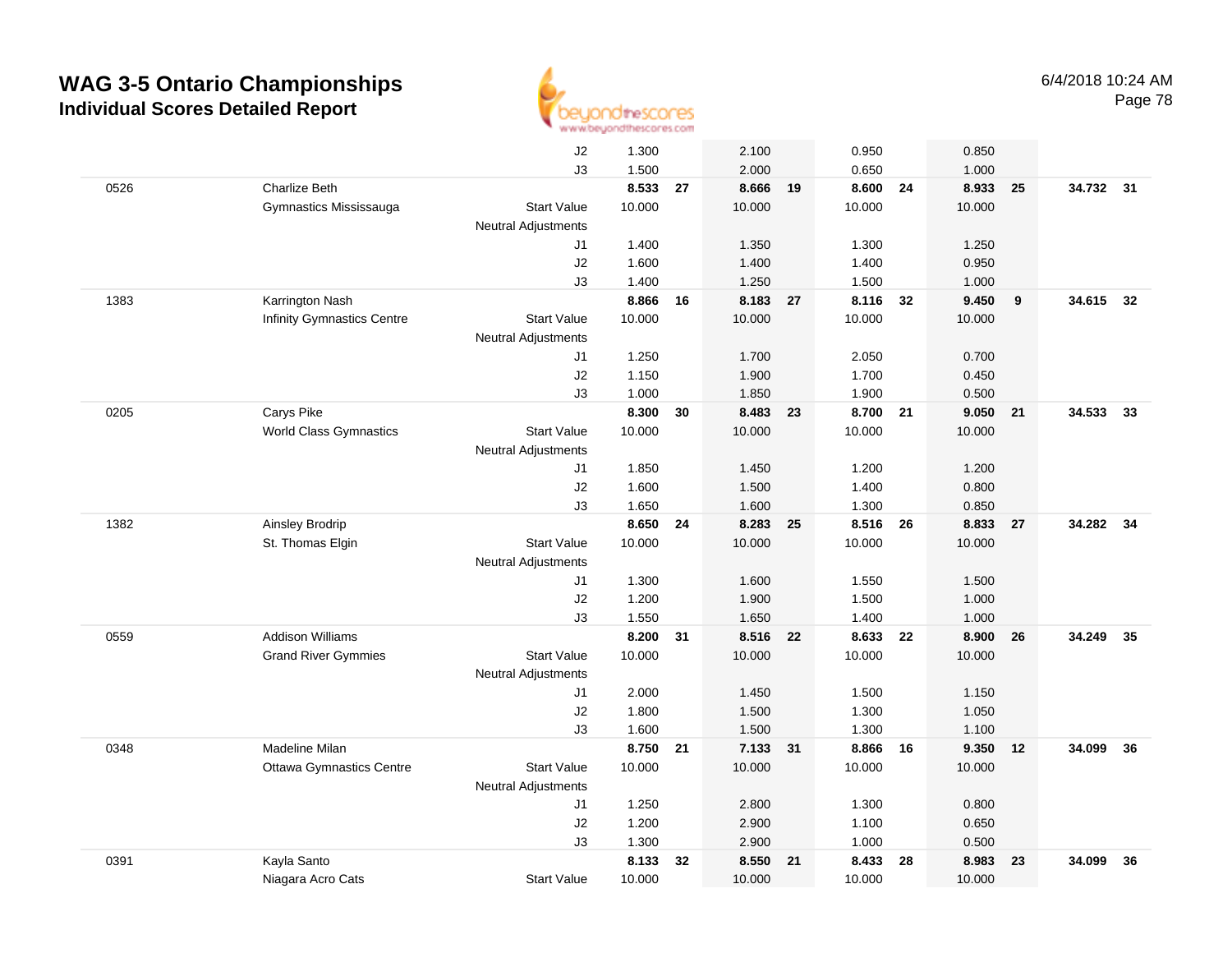# WAG 3-5 Ontario Championships

## Individual Scores Detailed Report

6/4/2018 10:24 AM

| # | Name / Club | | Vault | Rank | Bars | Rank | Beam | Rank | Floor | Rank | AA | Rank |
|---|---|---|---|---|---|---|---|---|---|---|---|---|
| | | J2 | 1.300 | | 2.100 | | 0.950 | | 0.850 | | | |
| | | J3 | 1.500 | | 2.000 | | 0.650 | | 1.000 | | | |
| 0526 | Charlize Beth | | **8.533** | **27** | **8.666** | **19** | **8.600** | **24** | **8.933** | **25** | **34.732** | **31** |
| | Gymnastics Mississauga | Start Value | 10.000 | | 10.000 | | 10.000 | | 10.000 | | | |
| | | Neutral Adjustments | | | | | | | | | | |
| | | J1 | 1.400 | | 1.350 | | 1.300 | | 1.250 | | | |
| | | J2 | 1.600 | | 1.400 | | 1.400 | | 0.950 | | | |
| | | J3 | 1.400 | | 1.250 | | 1.500 | | 1.000 | | | |
| 1383 | Karrington Nash | | **8.866** | **16** | **8.183** | **27** | **8.116** | **32** | **9.450** | **9** | **34.615** | **32** |
| | Infinity Gymnastics Centre | Start Value | 10.000 | | 10.000 | | 10.000 | | 10.000 | | | |
| | | Neutral Adjustments | | | | | | | | | | |
| | | J1 | 1.250 | | 1.700 | | 2.050 | | 0.700 | | | |
| | | J2 | 1.150 | | 1.900 | | 1.700 | | 0.450 | | | |
| | | J3 | 1.000 | | 1.850 | | 1.900 | | 0.500 | | | |
| 0205 | Carys Pike | | **8.300** | **30** | **8.483** | **23** | **8.700** | **21** | **9.050** | **21** | **34.533** | **33** |
| | World Class Gymnastics | Start Value | 10.000 | | 10.000 | | 10.000 | | 10.000 | | | |
| | | Neutral Adjustments | | | | | | | | | | |
| | | J1 | 1.850 | | 1.450 | | 1.200 | | 1.200 | | | |
| | | J2 | 1.600 | | 1.500 | | 1.400 | | 0.800 | | | |
| | | J3 | 1.650 | | 1.600 | | 1.300 | | 0.850 | | | |
| 1382 | Ainsley Brodrip | | **8.650** | **24** | **8.283** | **25** | **8.516** | **26** | **8.833** | **27** | **34.282** | **34** |
| | St. Thomas Elgin | Start Value | 10.000 | | 10.000 | | 10.000 | | 10.000 | | | |
| | | Neutral Adjustments | | | | | | | | | | |
| | | J1 | 1.300 | | 1.600 | | 1.550 | | 1.500 | | | |
| | | J2 | 1.200 | | 1.900 | | 1.500 | | 1.000 | | | |
| | | J3 | 1.550 | | 1.650 | | 1.400 | | 1.000 | | | |
| 0559 | Addison Williams | | **8.200** | **31** | **8.516** | **22** | **8.633** | **22** | **8.900** | **26** | **34.249** | **35** |
| | Grand River Gymmies | Start Value | 10.000 | | 10.000 | | 10.000 | | 10.000 | | | |
| | | Neutral Adjustments | | | | | | | | | | |
| | | J1 | 2.000 | | 1.450 | | 1.500 | | 1.150 | | | |
| | | J2 | 1.800 | | 1.500 | | 1.300 | | 1.050 | | | |
| | | J3 | 1.600 | | 1.500 | | 1.300 | | 1.100 | | | |
| 0348 | Madeline Milan | | **8.750** | **21** | **7.133** | **31** | **8.866** | **16** | **9.350** | **12** | **34.099** | **36** |
| | Ottawa Gymnastics Centre | Start Value | 10.000 | | 10.000 | | 10.000 | | 10.000 | | | |
| | | Neutral Adjustments | | | | | | | | | | |
| | | J1 | 1.250 | | 2.800 | | 1.300 | | 0.800 | | | |
| | | J2 | 1.200 | | 2.900 | | 1.100 | | 0.650 | | | |
| | | J3 | 1.300 | | 2.900 | | 1.000 | | 0.500 | | | |
| 0391 | Kayla Santo | | **8.133** | **32** | **8.550** | **21** | **8.433** | **28** | **8.983** | **23** | **34.099** | **36** |
| | Niagara Acro Cats | Start Value | 10.000 | | 10.000 | | 10.000 | | 10.000 | | | |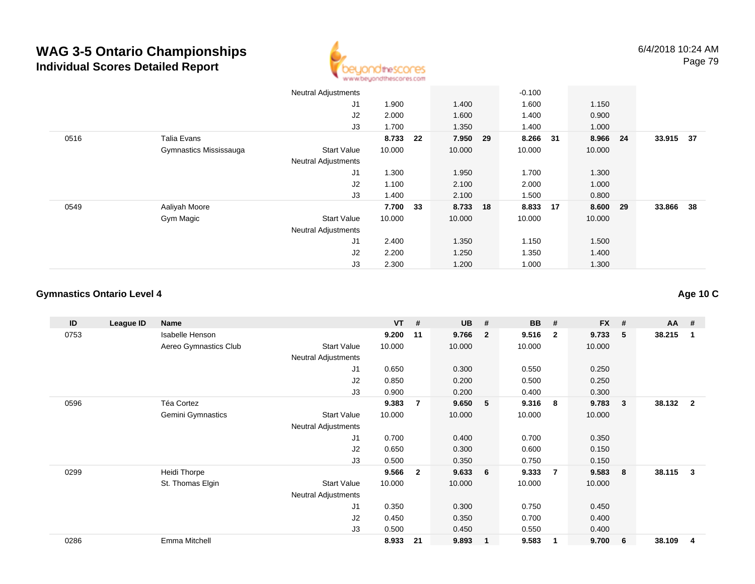# WAG 3-5 Ontario Championships

## Individual Scores Detailed Report

6/4/2018 10:24 AM

| ID | League ID | Name | | VT | # | UB | # | BB | # | FX | # | AA | # |
|---|---|---|---|---|---|---|---|---|---|---|---|---|---|
| | | | Neutral Adjustments | | | | | -0.100 | | | | | |
| | | | J1 | 1.900 | | 1.400 | | 1.600 | | 1.150 | | | |
| | | | J2 | 2.000 | | 1.600 | | 1.400 | | 0.900 | | | |
| | | | J3 | 1.700 | | 1.350 | | 1.400 | | 1.000 | | | |
| 0516 | | Talia Evans | | **8.733** | **22** | **7.950** | **29** | **8.266** | **31** | **8.966** | **24** | **33.915** | **37** |
| | | Gymnastics Mississauga | Start Value | 10.000 | | 10.000 | | 10.000 | | 10.000 | | | |
| | | | Neutral Adjustments | | | | | | | | | | |
| | | | J1 | 1.300 | | 1.950 | | 1.700 | | 1.300 | | | |
| | | | J2 | 1.100 | | 2.100 | | 2.000 | | 1.000 | | | |
| | | | J3 | 1.400 | | 2.100 | | 1.500 | | 0.800 | | | |
| 0549 | | Aaliyah Moore | | **7.700** | **33** | **8.733** | **18** | **8.833** | **17** | **8.600** | **29** | **33.866** | **38** |
| | | Gym Magic | Start Value | 10.000 | | 10.000 | | 10.000 | | 10.000 | | | |
| | | | Neutral Adjustments | | | | | | | | | | |
| | | | J1 | 2.400 | | 1.350 | | 1.150 | | 1.500 | | | |
| | | | J2 | 2.200 | | 1.250 | | 1.350 | | 1.400 | | | |
| | | | J3 | 2.300 | | 1.200 | | 1.000 | | 1.300 | | | |

### Gymnastics Ontario Level 4

**Age 10 C**

| ID | League ID | Name | | VT | # | UB | # | BB | # | FX | # | AA | # |
|---|---|---|---|---|---|---|---|---|---|---|---|---|---|
| 0753 | | Isabelle Henson | | **9.200** | **11** | **9.766** | **2** | **9.516** | **2** | **9.733** | **5** | **38.215** | **1** |
| | | Aereo Gymnastics Club | Start Value | 10.000 | | 10.000 | | 10.000 | | 10.000 | | | |
| | | | Neutral Adjustments | | | | | | | | | | |
| | | | J1 | 0.650 | | 0.300 | | 0.550 | | 0.250 | | | |
| | | | J2 | 0.850 | | 0.200 | | 0.500 | | 0.250 | | | |
| | | | J3 | 0.900 | | 0.200 | | 0.400 | | 0.300 | | | |
| 0596 | | Téa Cortez | | **9.383** | **7** | **9.650** | **5** | **9.316** | **8** | **9.783** | **3** | **38.132** | **2** |
| | | Gemini Gymnastics | Start Value | 10.000 | | 10.000 | | 10.000 | | 10.000 | | | |
| | | | Neutral Adjustments | | | | | | | | | | |
| | | | J1 | 0.700 | | 0.400 | | 0.700 | | 0.350 | | | |
| | | | J2 | 0.650 | | 0.300 | | 0.600 | | 0.150 | | | |
| | | | J3 | 0.500 | | 0.350 | | 0.750 | | 0.150 | | | |
| 0299 | | Heidi Thorpe | | **9.566** | **2** | **9.633** | **6** | **9.333** | **7** | **9.583** | **8** | **38.115** | **3** |
| | | St. Thomas Elgin | Start Value | 10.000 | | 10.000 | | 10.000 | | 10.000 | | | |
| | | | Neutral Adjustments | | | | | | | | | | |
| | | | J1 | 0.350 | | 0.300 | | 0.750 | | 0.450 | | | |
| | | | J2 | 0.450 | | 0.350 | | 0.700 | | 0.400 | | | |
| | | | J3 | 0.500 | | 0.450 | | 0.550 | | 0.400 | | | |
| 0286 | | Emma Mitchell | | **8.933** | **21** | **9.893** | **1** | **9.583** | **1** | **9.700** | **6** | **38.109** | **4** |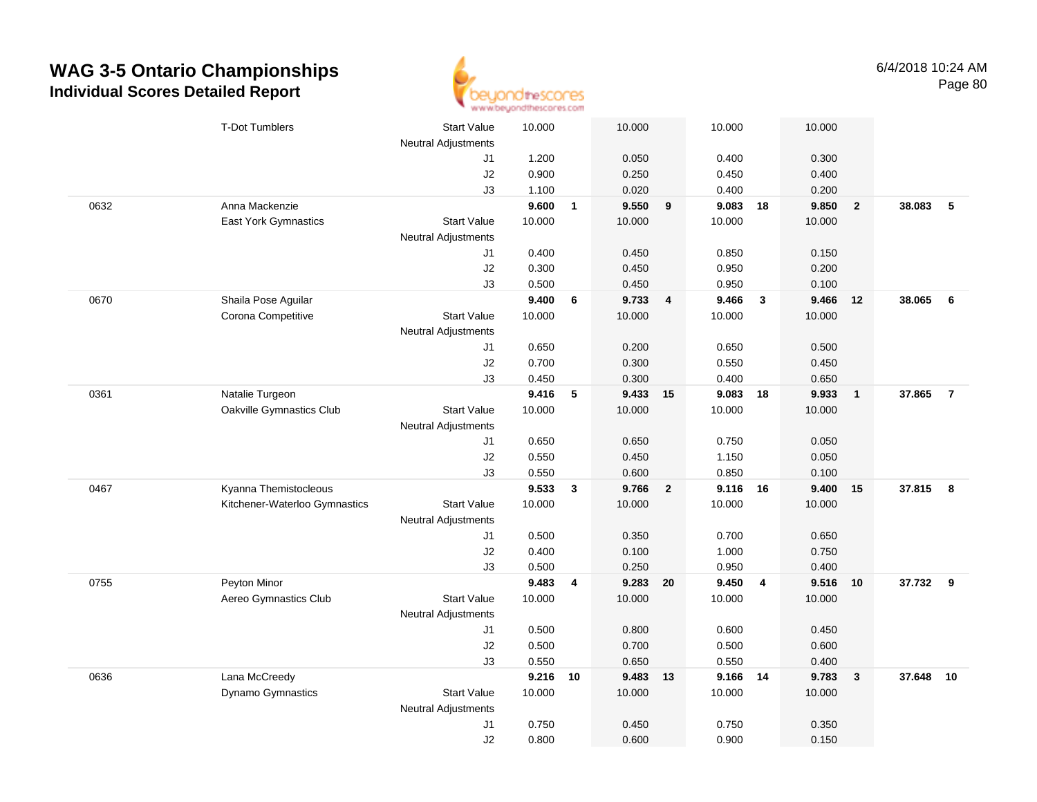# WAG 3-5 Ontario Championships
## Individual Scores Detailed Report

6/4/2018 10:24 AM

| # | Name / Club | | Vault | Rk | Bars | Rk | Beam | Rk | Floor | Rk | AA | Rk |
|---|---|---|---|---|---|---|---|---|---|---|---|---|
| | T-Dot Tumblers | Start Value | 10.000 | | 10.000 | | 10.000 | | 10.000 | | | |
| | | Neutral Adjustments | | | | | | | | | | |
| | | J1 | 1.200 | | 0.050 | | 0.400 | | 0.300 | | | |
| | | J2 | 0.900 | | 0.250 | | 0.450 | | 0.400 | | | |
| | | J3 | 1.100 | | 0.020 | | 0.400 | | 0.200 | | | |
| 0632 | Anna Mackenzie | | **9.600** | **1** | **9.550** | **9** | **9.083** | **18** | **9.850** | **2** | **38.083** | **5** |
| | East York Gymnastics | Start Value | 10.000 | | 10.000 | | 10.000 | | 10.000 | | | |
| | | Neutral Adjustments | | | | | | | | | | |
| | | J1 | 0.400 | | 0.450 | | 0.850 | | 0.150 | | | |
| | | J2 | 0.300 | | 0.450 | | 0.950 | | 0.200 | | | |
| | | J3 | 0.500 | | 0.450 | | 0.950 | | 0.100 | | | |
| 0670 | Shaila Pose Aguilar | | **9.400** | **6** | **9.733** | **4** | **9.466** | **3** | **9.466** | **12** | **38.065** | **6** |
| | Corona Competitive | Start Value | 10.000 | | 10.000 | | 10.000 | | 10.000 | | | |
| | | Neutral Adjustments | | | | | | | | | | |
| | | J1 | 0.650 | | 0.200 | | 0.650 | | 0.500 | | | |
| | | J2 | 0.700 | | 0.300 | | 0.550 | | 0.450 | | | |
| | | J3 | 0.450 | | 0.300 | | 0.400 | | 0.650 | | | |
| 0361 | Natalie Turgeon | | **9.416** | **5** | **9.433** | **15** | **9.083** | **18** | **9.933** | **1** | **37.865** | **7** |
| | Oakville Gymnastics Club | Start Value | 10.000 | | 10.000 | | 10.000 | | 10.000 | | | |
| | | Neutral Adjustments | | | | | | | | | | |
| | | J1 | 0.650 | | 0.650 | | 0.750 | | 0.050 | | | |
| | | J2 | 0.550 | | 0.450 | | 1.150 | | 0.050 | | | |
| | | J3 | 0.550 | | 0.600 | | 0.850 | | 0.100 | | | |
| 0467 | Kyanna Themistocleous | | **9.533** | **3** | **9.766** | **2** | **9.116** | **16** | **9.400** | **15** | **37.815** | **8** |
| | Kitchener-Waterloo Gymnastics | Start Value | 10.000 | | 10.000 | | 10.000 | | 10.000 | | | |
| | | Neutral Adjustments | | | | | | | | | | |
| | | J1 | 0.500 | | 0.350 | | 0.700 | | 0.650 | | | |
| | | J2 | 0.400 | | 0.100 | | 1.000 | | 0.750 | | | |
| | | J3 | 0.500 | | 0.250 | | 0.950 | | 0.400 | | | |
| 0755 | Peyton Minor | | **9.483** | **4** | **9.283** | **20** | **9.450** | **4** | **9.516** | **10** | **37.732** | **9** |
| | Aereo Gymnastics Club | Start Value | 10.000 | | 10.000 | | 10.000 | | 10.000 | | | |
| | | Neutral Adjustments | | | | | | | | | | |
| | | J1 | 0.500 | | 0.800 | | 0.600 | | 0.450 | | | |
| | | J2 | 0.500 | | 0.700 | | 0.500 | | 0.600 | | | |
| | | J3 | 0.550 | | 0.650 | | 0.550 | | 0.400 | | | |
| 0636 | Lana McCreedy | | **9.216** | **10** | **9.483** | **13** | **9.166** | **14** | **9.783** | **3** | **37.648** | **10** |
| | Dynamo Gymnastics | Start Value | 10.000 | | 10.000 | | 10.000 | | 10.000 | | | |
| | | Neutral Adjustments | | | | | | | | | | |
| | | J1 | 0.750 | | 0.450 | | 0.750 | | 0.350 | | | |
| | | J2 | 0.800 | | 0.600 | | 0.900 | | 0.150 | | | |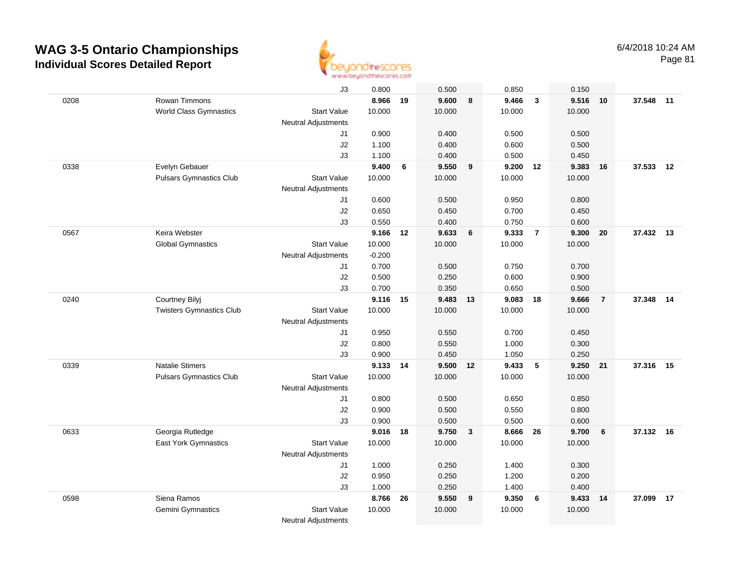# WAG 3-5 Ontario Championships

## Individual Scores Detailed Report

6/4/2018 10:24 AM

| # | Name / Club | | Vault | Rank | Bars | Rank | Beam | Rank | Floor | Rank | AA | Rank |
|---|---|---|---|---|---|---|---|---|---|---|---|---|
| | | J3 | 0.800 | | 0.500 | | 0.850 | | 0.150 | | | |
| 0208 | Rowan Timmons | | **8.966** | **19** | **9.600** | **8** | **9.466** | **3** | **9.516** | **10** | **37.548** | **11** |
| | World Class Gymnastics | Start Value | 10.000 | | 10.000 | | 10.000 | | 10.000 | | | |
| | | Neutral Adjustments | | | | | | | | | | |
| | | J1 | 0.900 | | 0.400 | | 0.500 | | 0.500 | | | |
| | | J2 | 1.100 | | 0.400 | | 0.600 | | 0.500 | | | |
| | | J3 | 1.100 | | 0.400 | | 0.500 | | 0.450 | | | |
| 0338 | Evelyn Gebauer | | **9.400** | **6** | **9.550** | **9** | **9.200** | **12** | **9.383** | **16** | **37.533** | **12** |
| | Pulsars Gymnastics Club | Start Value | 10.000 | | 10.000 | | 10.000 | | 10.000 | | | |
| | | Neutral Adjustments | | | | | | | | | | |
| | | J1 | 0.600 | | 0.500 | | 0.950 | | 0.800 | | | |
| | | J2 | 0.650 | | 0.450 | | 0.700 | | 0.450 | | | |
| | | J3 | 0.550 | | 0.400 | | 0.750 | | 0.600 | | | |
| 0567 | Keira Webster | | **9.166** | **12** | **9.633** | **6** | **9.333** | **7** | **9.300** | **20** | **37.432** | **13** |
| | Global Gymnastics | Start Value | 10.000 | | 10.000 | | 10.000 | | 10.000 | | | |
| | | Neutral Adjustments | -0.200 | | | | | | | | | |
| | | J1 | 0.700 | | 0.500 | | 0.750 | | 0.700 | | | |
| | | J2 | 0.500 | | 0.250 | | 0.600 | | 0.900 | | | |
| | | J3 | 0.700 | | 0.350 | | 0.650 | | 0.500 | | | |
| 0240 | Courtney Bilyj | | **9.116** | **15** | **9.483** | **13** | **9.083** | **18** | **9.666** | **7** | **37.348** | **14** |
| | Twisters Gymnastics Club | Start Value | 10.000 | | 10.000 | | 10.000 | | 10.000 | | | |
| | | Neutral Adjustments | | | | | | | | | | |
| | | J1 | 0.950 | | 0.550 | | 0.700 | | 0.450 | | | |
| | | J2 | 0.800 | | 0.550 | | 1.000 | | 0.300 | | | |
| | | J3 | 0.900 | | 0.450 | | 1.050 | | 0.250 | | | |
| 0339 | Natalie Stimers | | **9.133** | **14** | **9.500** | **12** | **9.433** | **5** | **9.250** | **21** | **37.316** | **15** |
| | Pulsars Gymnastics Club | Start Value | 10.000 | | 10.000 | | 10.000 | | 10.000 | | | |
| | | Neutral Adjustments | | | | | | | | | | |
| | | J1 | 0.800 | | 0.500 | | 0.650 | | 0.850 | | | |
| | | J2 | 0.900 | | 0.500 | | 0.550 | | 0.800 | | | |
| | | J3 | 0.900 | | 0.500 | | 0.500 | | 0.600 | | | |
| 0633 | Georgia Rutledge | | **9.016** | **18** | **9.750** | **3** | **8.666** | **26** | **9.700** | **6** | **37.132** | **16** |
| | East York Gymnastics | Start Value | 10.000 | | 10.000 | | 10.000 | | 10.000 | | | |
| | | Neutral Adjustments | | | | | | | | | | |
| | | J1 | 1.000 | | 0.250 | | 1.400 | | 0.300 | | | |
| | | J2 | 0.950 | | 0.250 | | 1.200 | | 0.200 | | | |
| | | J3 | 1.000 | | 0.250 | | 1.400 | | 0.400 | | | |
| 0598 | Siena Ramos | | **8.766** | **26** | **9.550** | **9** | **9.350** | **6** | **9.433** | **14** | **37.099** | **17** |
| | Gemini Gymnastics | Start Value | 10.000 | | 10.000 | | 10.000 | | 10.000 | | | |
| | | Neutral Adjustments | | | | | | | | | | |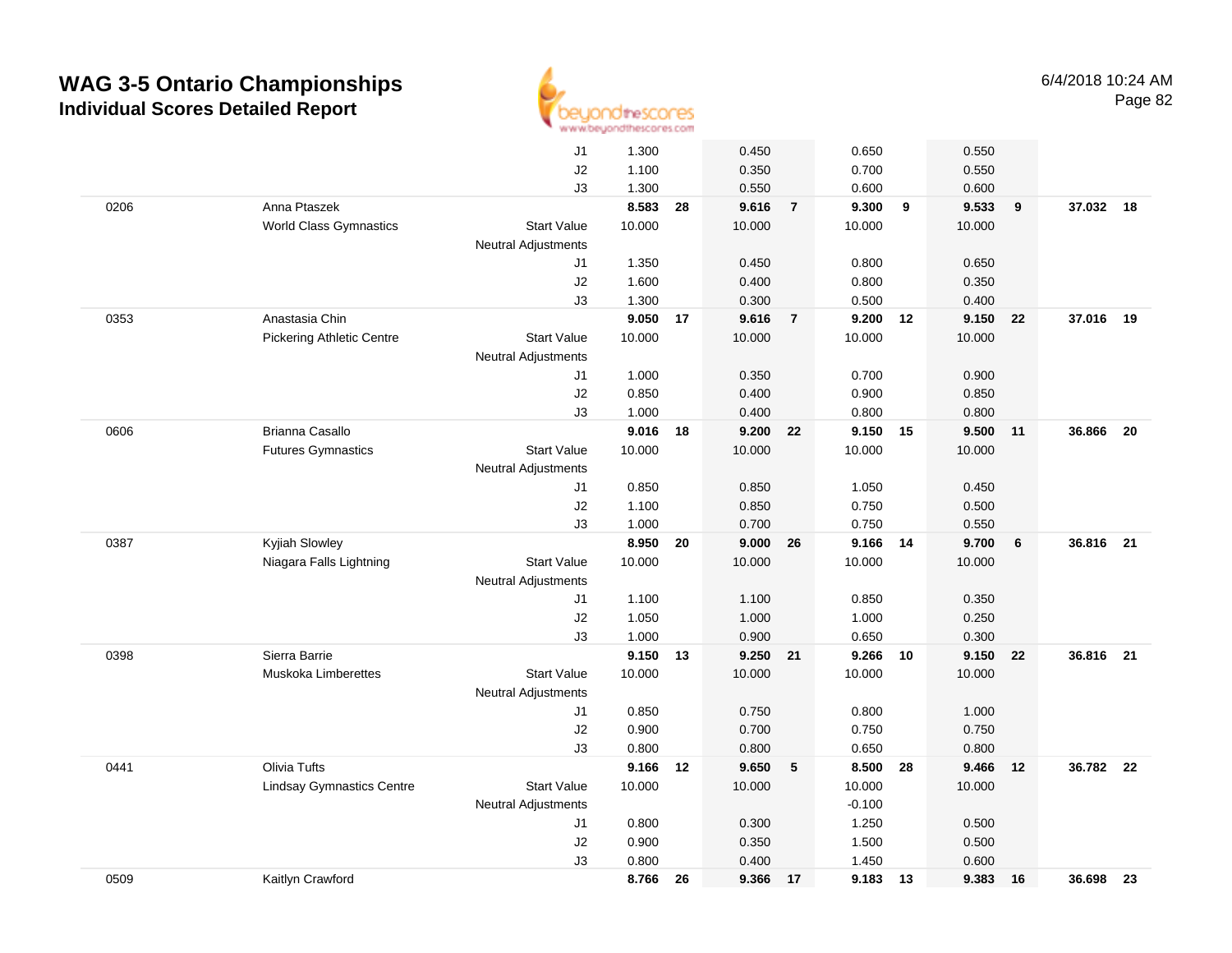# WAG 3-5 Ontario Championships

## Individual Scores Detailed Report

6/4/2018 10:24 AM

| # | Name / Club | | Vault | Rk | Bars | Rk | Beam | Rk | Floor | Rk | AA | Rk |
|---|---|---|---|---|---|---|---|---|---|---|---|---|
| | | J1 | 1.300 | | 0.450 | | 0.650 | | 0.550 | | | |
| | | J2 | 1.100 | | 0.350 | | 0.700 | | 0.550 | | | |
| | | J3 | 1.300 | | 0.550 | | 0.600 | | 0.600 | | | |
| 0206 | Anna Ptaszek | | 8.583 | 28 | 9.616 | 7 | 9.300 | 9 | 9.533 | 9 | 37.032 | 18 |
| | World Class Gymnastics | Start Value | 10.000 | | 10.000 | | 10.000 | | 10.000 | | | |
| | | Neutral Adjustments | | | | | | | | | | |
| | | J1 | 1.350 | | 0.450 | | 0.800 | | 0.650 | | | |
| | | J2 | 1.600 | | 0.400 | | 0.800 | | 0.350 | | | |
| | | J3 | 1.300 | | 0.300 | | 0.500 | | 0.400 | | | |
| 0353 | Anastasia Chin | | 9.050 | 17 | 9.616 | 7 | 9.200 | 12 | 9.150 | 22 | 37.016 | 19 |
| | Pickering Athletic Centre | Start Value | 10.000 | | 10.000 | | 10.000 | | 10.000 | | | |
| | | Neutral Adjustments | | | | | | | | | | |
| | | J1 | 1.000 | | 0.350 | | 0.700 | | 0.900 | | | |
| | | J2 | 0.850 | | 0.400 | | 0.900 | | 0.850 | | | |
| | | J3 | 1.000 | | 0.400 | | 0.800 | | 0.800 | | | |
| 0606 | Brianna Casallo | | 9.016 | 18 | 9.200 | 22 | 9.150 | 15 | 9.500 | 11 | 36.866 | 20 |
| | Futures Gymnastics | Start Value | 10.000 | | 10.000 | | 10.000 | | 10.000 | | | |
| | | Neutral Adjustments | | | | | | | | | | |
| | | J1 | 0.850 | | 0.850 | | 1.050 | | 0.450 | | | |
| | | J2 | 1.100 | | 0.850 | | 0.750 | | 0.500 | | | |
| | | J3 | 1.000 | | 0.700 | | 0.750 | | 0.550 | | | |
| 0387 | Kyjiah Slowley | | 8.950 | 20 | 9.000 | 26 | 9.166 | 14 | 9.700 | 6 | 36.816 | 21 |
| | Niagara Falls Lightning | Start Value | 10.000 | | 10.000 | | 10.000 | | 10.000 | | | |
| | | Neutral Adjustments | | | | | | | | | | |
| | | J1 | 1.100 | | 1.100 | | 0.850 | | 0.350 | | | |
| | | J2 | 1.050 | | 1.000 | | 1.000 | | 0.250 | | | |
| | | J3 | 1.000 | | 0.900 | | 0.650 | | 0.300 | | | |
| 0398 | Sierra Barrie | | 9.150 | 13 | 9.250 | 21 | 9.266 | 10 | 9.150 | 22 | 36.816 | 21 |
| | Muskoka Limberettes | Start Value | 10.000 | | 10.000 | | 10.000 | | 10.000 | | | |
| | | Neutral Adjustments | | | | | | | | | | |
| | | J1 | 0.850 | | 0.750 | | 0.800 | | 1.000 | | | |
| | | J2 | 0.900 | | 0.700 | | 0.750 | | 0.750 | | | |
| | | J3 | 0.800 | | 0.800 | | 0.650 | | 0.800 | | | |
| 0441 | Olivia Tufts | | 9.166 | 12 | 9.650 | 5 | 8.500 | 28 | 9.466 | 12 | 36.782 | 22 |
| | Lindsay Gymnastics Centre | Start Value | 10.000 | | 10.000 | | 10.000 | | 10.000 | | | |
| | | Neutral Adjustments | | | | | -0.100 | | | | | |
| | | J1 | 0.800 | | 0.300 | | 1.250 | | 0.500 | | | |
| | | J2 | 0.900 | | 0.350 | | 1.500 | | 0.500 | | | |
| | | J3 | 0.800 | | 0.400 | | 1.450 | | 0.600 | | | |
| 0509 | Kaitlyn Crawford | | 8.766 | 26 | 9.366 | 17 | 9.183 | 13 | 9.383 | 16 | 36.698 | 23 |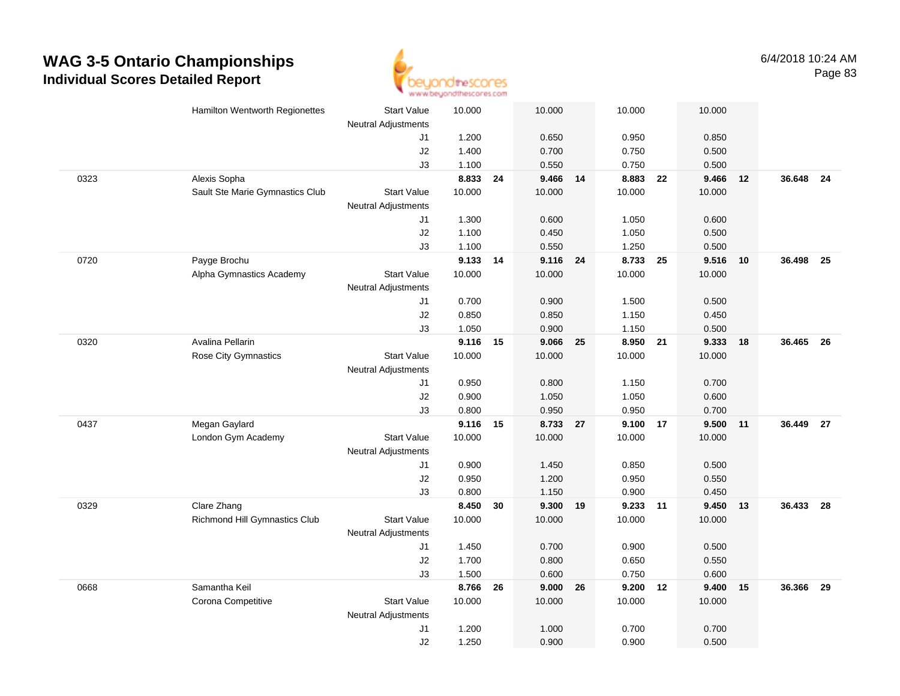# WAG 3-5 Ontario Championships

## Individual Scores Detailed Report

6/4/2018 10:24 AM

| | | | | | | | | | | | | |
|---|---|---|---|---|---|---|---|---|---|---|---|---|
| | Hamilton Wentworth Regionettes | Start Value | 10.000 | | 10.000 | | 10.000 | | 10.000 | | | |
| | | Neutral Adjustments | | | | | | | | | | |
| | | J1 | 1.200 | | 0.650 | | 0.950 | | 0.850 | | | |
| | | J2 | 1.400 | | 0.700 | | 0.750 | | 0.500 | | | |
| | | J3 | 1.100 | | 0.550 | | 0.750 | | 0.500 | | | |
| 0323 | Alexis Sopha | | **8.833** | **24** | **9.466** | **14** | **8.883** | **22** | **9.466** | **12** | **36.648** | **24** |
| | Sault Ste Marie Gymnastics Club | Start Value | 10.000 | | 10.000 | | 10.000 | | 10.000 | | | |
| | | Neutral Adjustments | | | | | | | | | | |
| | | J1 | 1.300 | | 0.600 | | 1.050 | | 0.600 | | | |
| | | J2 | 1.100 | | 0.450 | | 1.050 | | 0.500 | | | |
| | | J3 | 1.100 | | 0.550 | | 1.250 | | 0.500 | | | |
| 0720 | Payge Brochu | | **9.133** | **14** | **9.116** | **24** | **8.733** | **25** | **9.516** | **10** | **36.498** | **25** |
| | Alpha Gymnastics Academy | Start Value | 10.000 | | 10.000 | | 10.000 | | 10.000 | | | |
| | | Neutral Adjustments | | | | | | | | | | |
| | | J1 | 0.700 | | 0.900 | | 1.500 | | 0.500 | | | |
| | | J2 | 0.850 | | 0.850 | | 1.150 | | 0.450 | | | |
| | | J3 | 1.050 | | 0.900 | | 1.150 | | 0.500 | | | |
| 0320 | Avalina Pellarin | | **9.116** | **15** | **9.066** | **25** | **8.950** | **21** | **9.333** | **18** | **36.465** | **26** |
| | Rose City Gymnastics | Start Value | 10.000 | | 10.000 | | 10.000 | | 10.000 | | | |
| | | Neutral Adjustments | | | | | | | | | | |
| | | J1 | 0.950 | | 0.800 | | 1.150 | | 0.700 | | | |
| | | J2 | 0.900 | | 1.050 | | 1.050 | | 0.600 | | | |
| | | J3 | 0.800 | | 0.950 | | 0.950 | | 0.700 | | | |
| 0437 | Megan Gaylard | | **9.116** | **15** | **8.733** | **27** | **9.100** | **17** | **9.500** | **11** | **36.449** | **27** |
| | London Gym Academy | Start Value | 10.000 | | 10.000 | | 10.000 | | 10.000 | | | |
| | | Neutral Adjustments | | | | | | | | | | |
| | | J1 | 0.900 | | 1.450 | | 0.850 | | 0.500 | | | |
| | | J2 | 0.950 | | 1.200 | | 0.950 | | 0.550 | | | |
| | | J3 | 0.800 | | 1.150 | | 0.900 | | 0.450 | | | |
| 0329 | Clare Zhang | | **8.450** | **30** | **9.300** | **19** | **9.233** | **11** | **9.450** | **13** | **36.433** | **28** |
| | Richmond Hill Gymnastics Club | Start Value | 10.000 | | 10.000 | | 10.000 | | 10.000 | | | |
| | | Neutral Adjustments | | | | | | | | | | |
| | | J1 | 1.450 | | 0.700 | | 0.900 | | 0.500 | | | |
| | | J2 | 1.700 | | 0.800 | | 0.650 | | 0.550 | | | |
| | | J3 | 1.500 | | 0.600 | | 0.750 | | 0.600 | | | |
| 0668 | Samantha Keil | | **8.766** | **26** | **9.000** | **26** | **9.200** | **12** | **9.400** | **15** | **36.366** | **29** |
| | Corona Competitive | Start Value | 10.000 | | 10.000 | | 10.000 | | 10.000 | | | |
| | | Neutral Adjustments | | | | | | | | | | |
| | | J1 | 1.200 | | 1.000 | | 0.700 | | 0.700 | | | |
| | | J2 | 1.250 | | 0.900 | | 0.900 | | 0.500 | | | |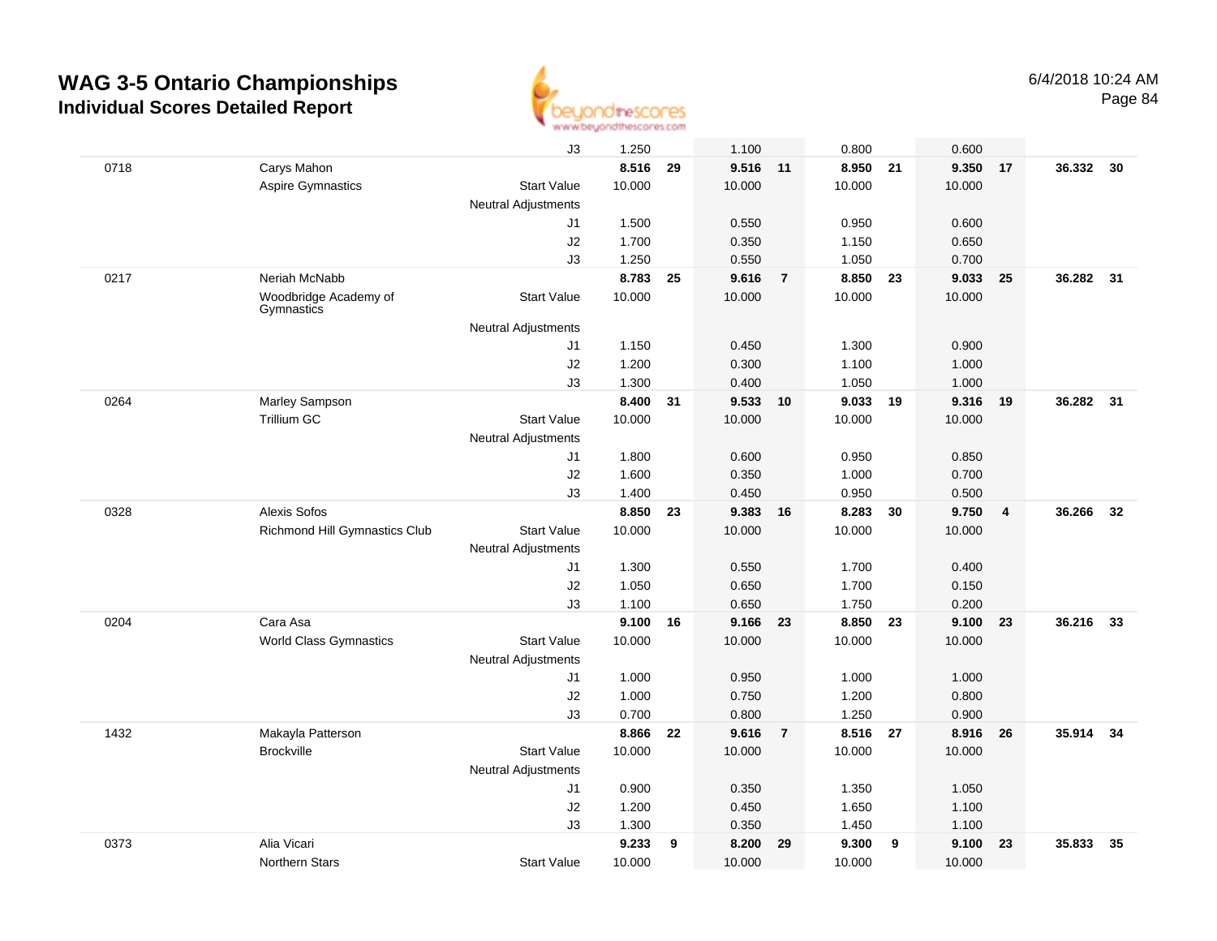# WAG 3-5 Ontario Championships

## Individual Scores Detailed Report

6/4/2018 10:24 AM

| | | | | | | | | | | | | |
|---|---|---|---|---|---|---|---|---|---|---|---|---|
| | | J3 | 1.250 | | 1.100 | | 0.800 | | 0.600 | | | |
| 0718 | Carys Mahon | | **8.516** | **29** | **9.516** | **11** | **8.950** | **21** | **9.350** | **17** | **36.332** | **30** |
| | Aspire Gymnastics | Start Value | 10.000 | | 10.000 | | 10.000 | | 10.000 | | | |
| | | Neutral Adjustments | | | | | | | | | | |
| | | J1 | 1.500 | | 0.550 | | 0.950 | | 0.600 | | | |
| | | J2 | 1.700 | | 0.350 | | 1.150 | | 0.650 | | | |
| | | J3 | 1.250 | | 0.550 | | 1.050 | | 0.700 | | | |
| 0217 | Neriah McNabb | | **8.783** | **25** | **9.616** | **7** | **8.850** | **23** | **9.033** | **25** | **36.282** | **31** |
| | Woodbridge Academy of Gymnastics | Start Value | 10.000 | | 10.000 | | 10.000 | | 10.000 | | | |
| | | Neutral Adjustments | | | | | | | | | | |
| | | J1 | 1.150 | | 0.450 | | 1.300 | | 0.900 | | | |
| | | J2 | 1.200 | | 0.300 | | 1.100 | | 1.000 | | | |
| | | J3 | 1.300 | | 0.400 | | 1.050 | | 1.000 | | | |
| 0264 | Marley Sampson | | **8.400** | **31** | **9.533** | **10** | **9.033** | **19** | **9.316** | **19** | **36.282** | **31** |
| | Trillium GC | Start Value | 10.000 | | 10.000 | | 10.000 | | 10.000 | | | |
| | | Neutral Adjustments | | | | | | | | | | |
| | | J1 | 1.800 | | 0.600 | | 0.950 | | 0.850 | | | |
| | | J2 | 1.600 | | 0.350 | | 1.000 | | 0.700 | | | |
| | | J3 | 1.400 | | 0.450 | | 0.950 | | 0.500 | | | |
| 0328 | Alexis Sofos | | **8.850** | **23** | **9.383** | **16** | **8.283** | **30** | **9.750** | **4** | **36.266** | **32** |
| | Richmond Hill Gymnastics Club | Start Value | 10.000 | | 10.000 | | 10.000 | | 10.000 | | | |
| | | Neutral Adjustments | | | | | | | | | | |
| | | J1 | 1.300 | | 0.550 | | 1.700 | | 0.400 | | | |
| | | J2 | 1.050 | | 0.650 | | 1.700 | | 0.150 | | | |
| | | J3 | 1.100 | | 0.650 | | 1.750 | | 0.200 | | | |
| 0204 | Cara Asa | | **9.100** | **16** | **9.166** | **23** | **8.850** | **23** | **9.100** | **23** | **36.216** | **33** |
| | World Class Gymnastics | Start Value | 10.000 | | 10.000 | | 10.000 | | 10.000 | | | |
| | | Neutral Adjustments | | | | | | | | | | |
| | | J1 | 1.000 | | 0.950 | | 1.000 | | 1.000 | | | |
| | | J2 | 1.000 | | 0.750 | | 1.200 | | 0.800 | | | |
| | | J3 | 0.700 | | 0.800 | | 1.250 | | 0.900 | | | |
| 1432 | Makayla Patterson | | **8.866** | **22** | **9.616** | **7** | **8.516** | **27** | **8.916** | **26** | **35.914** | **34** |
| | Brockville | Start Value | 10.000 | | 10.000 | | 10.000 | | 10.000 | | | |
| | | Neutral Adjustments | | | | | | | | | | |
| | | J1 | 0.900 | | 0.350 | | 1.350 | | 1.050 | | | |
| | | J2 | 1.200 | | 0.450 | | 1.650 | | 1.100 | | | |
| | | J3 | 1.300 | | 0.350 | | 1.450 | | 1.100 | | | |
| 0373 | Alia Vicari | | **9.233** | **9** | **8.200** | **29** | **9.300** | **9** | **9.100** | **23** | **35.833** | **35** |
| | Northern Stars | Start Value | 10.000 | | 10.000 | | 10.000 | | 10.000 | | | |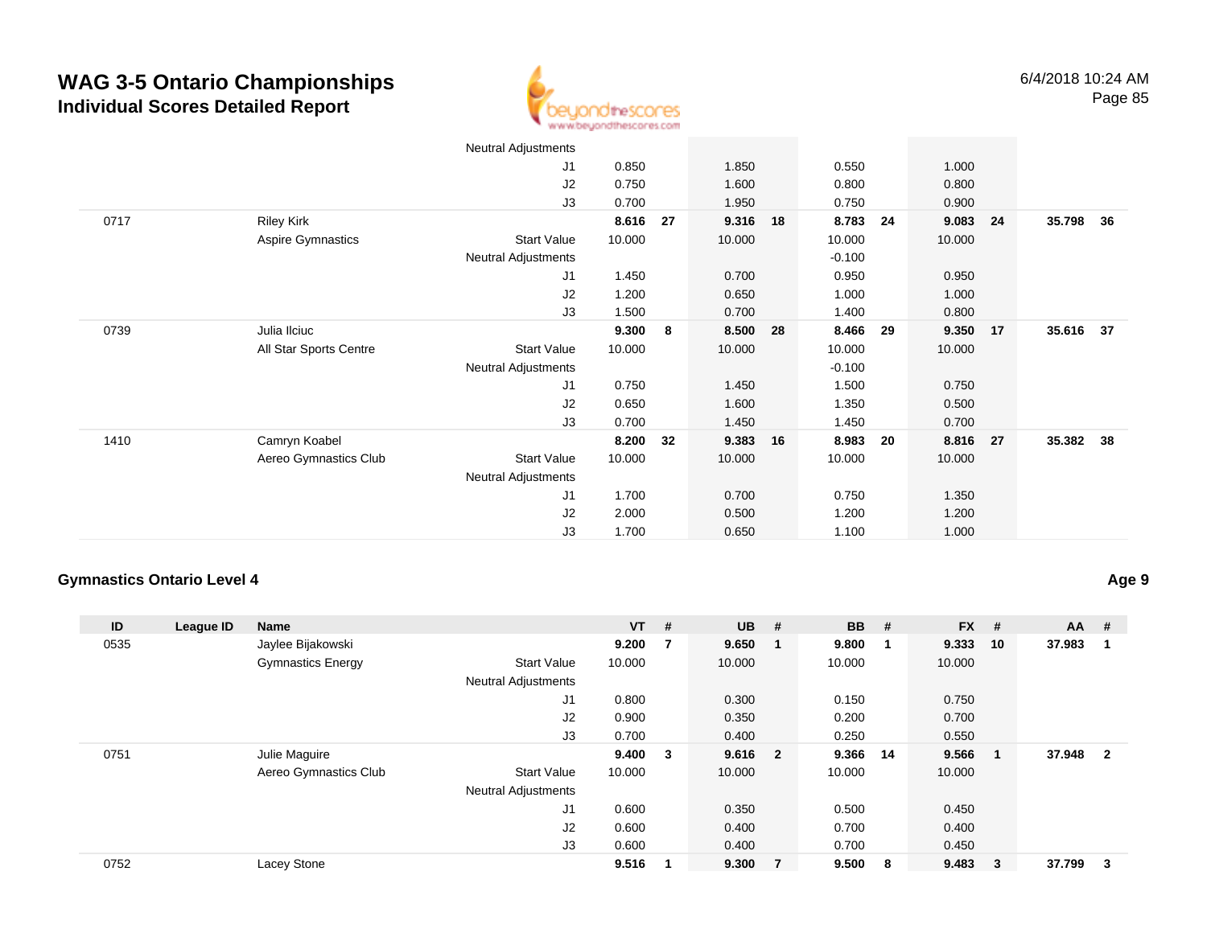# WAG 3-5 Ontario Championships
## Individual Scores Detailed Report

6/4/2018 10:24 AM

| ID | League ID | Name | | VT | # | UB | # | BB | # | FX | # | AA | # |
|---|---|---|---|---|---|---|---|---|---|---|---|---|---|
| | | | Neutral Adjustments | | | | | | | | | | |
| | | | J1 | 0.850 | | 1.850 | | 0.550 | | 1.000 | | | |
| | | | J2 | 0.750 | | 1.600 | | 0.800 | | 0.800 | | | |
| | | | J3 | 0.700 | | 1.950 | | 0.750 | | 0.900 | | | |
| 0717 | | Riley Kirk | | **8.616** | **27** | **9.316** | **18** | **8.783** | **24** | **9.083** | **24** | **35.798** | **36** |
| | | Aspire Gymnastics | Start Value | 10.000 | | 10.000 | | 10.000 | | 10.000 | | | |
| | | | Neutral Adjustments | | | | | -0.100 | | | | | |
| | | | J1 | 1.450 | | 0.700 | | 0.950 | | 0.950 | | | |
| | | | J2 | 1.200 | | 0.650 | | 1.000 | | 1.000 | | | |
| | | | J3 | 1.500 | | 0.700 | | 1.400 | | 0.800 | | | |
| 0739 | | Julia Ilciuc | | **9.300** | **8** | **8.500** | **28** | **8.466** | **29** | **9.350** | **17** | **35.616** | **37** |
| | | All Star Sports Centre | Start Value | 10.000 | | 10.000 | | 10.000 | | 10.000 | | | |
| | | | Neutral Adjustments | | | | | -0.100 | | | | | |
| | | | J1 | 0.750 | | 1.450 | | 1.500 | | 0.750 | | | |
| | | | J2 | 0.650 | | 1.600 | | 1.350 | | 0.500 | | | |
| | | | J3 | 0.700 | | 1.450 | | 1.450 | | 0.700 | | | |
| 1410 | | Camryn Koabel | | **8.200** | **32** | **9.383** | **16** | **8.983** | **20** | **8.816** | **27** | **35.382** | **38** |
| | | Aereo Gymnastics Club | Start Value | 10.000 | | 10.000 | | 10.000 | | 10.000 | | | |
| | | | Neutral Adjustments | | | | | | | | | | |
| | | | J1 | 1.700 | | 0.700 | | 0.750 | | 1.350 | | | |
| | | | J2 | 2.000 | | 0.500 | | 1.200 | | 1.200 | | | |
| | | | J3 | 1.700 | | 0.650 | | 1.100 | | 1.000 | | | |

### Gymnastics Ontario Level 4

**Age 9**

| ID | League ID | Name | | VT | # | UB | # | BB | # | FX | # | AA | # |
|---|---|---|---|---|---|---|---|---|---|---|---|---|---|
| 0535 | | Jaylee Bijakowski | | **9.200** | **7** | **9.650** | **1** | **9.800** | **1** | **9.333** | **10** | **37.983** | **1** |
| | | Gymnastics Energy | Start Value | 10.000 | | 10.000 | | 10.000 | | 10.000 | | | |
| | | | Neutral Adjustments | | | | | | | | | | |
| | | | J1 | 0.800 | | 0.300 | | 0.150 | | 0.750 | | | |
| | | | J2 | 0.900 | | 0.350 | | 0.200 | | 0.700 | | | |
| | | | J3 | 0.700 | | 0.400 | | 0.250 | | 0.550 | | | |
| 0751 | | Julie Maguire | | **9.400** | **3** | **9.616** | **2** | **9.366** | **14** | **9.566** | **1** | **37.948** | **2** |
| | | Aereo Gymnastics Club | Start Value | 10.000 | | 10.000 | | 10.000 | | 10.000 | | | |
| | | | Neutral Adjustments | | | | | | | | | | |
| | | | J1 | 0.600 | | 0.350 | | 0.500 | | 0.450 | | | |
| | | | J2 | 0.600 | | 0.400 | | 0.700 | | 0.400 | | | |
| | | | J3 | 0.600 | | 0.400 | | 0.700 | | 0.450 | | | |
| 0752 | | Lacey Stone | | **9.516** | **1** | **9.300** | **7** | **9.500** | **8** | **9.483** | **3** | **37.799** | **3** |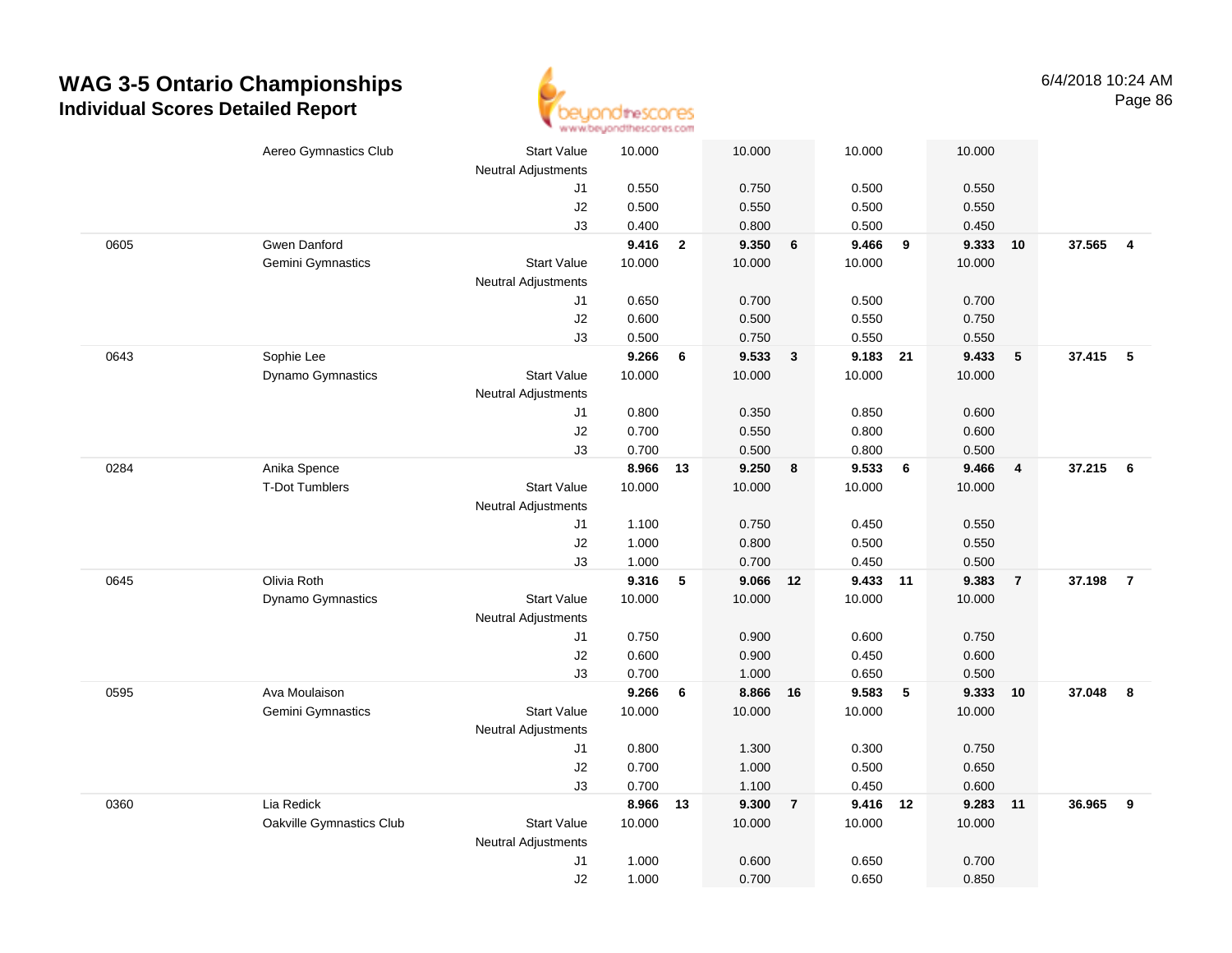# WAG 3-5 Ontario Championships

## Individual Scores Detailed Report

6/4/2018 10:24 AM

| # | Name / Club | | Vault | Rank | Bars | Rank | Beam | Rank | Floor | Rank | AA | Rank |
|---|---|---|---|---|---|---|---|---|---|---|---|---|
| | Aereo Gymnastics Club | Start Value | 10.000 | | 10.000 | | 10.000 | | 10.000 | | | |
| | | Neutral Adjustments | | | | | | | | | | |
| | | J1 | 0.550 | | 0.750 | | 0.500 | | 0.550 | | | |
| | | J2 | 0.500 | | 0.550 | | 0.500 | | 0.550 | | | |
| | | J3 | 0.400 | | 0.800 | | 0.500 | | 0.450 | | | |
| 0605 | Gwen Danford | | **9.416** | **2** | **9.350** | **6** | **9.466** | **9** | **9.333** | **10** | **37.565** | **4** |
| | Gemini Gymnastics | Start Value | 10.000 | | 10.000 | | 10.000 | | 10.000 | | | |
| | | Neutral Adjustments | | | | | | | | | | |
| | | J1 | 0.650 | | 0.700 | | 0.500 | | 0.700 | | | |
| | | J2 | 0.600 | | 0.500 | | 0.550 | | 0.750 | | | |
| | | J3 | 0.500 | | 0.750 | | 0.550 | | 0.550 | | | |
| 0643 | Sophie Lee | | **9.266** | **6** | **9.533** | **3** | **9.183** | **21** | **9.433** | **5** | **37.415** | **5** |
| | Dynamo Gymnastics | Start Value | 10.000 | | 10.000 | | 10.000 | | 10.000 | | | |
| | | Neutral Adjustments | | | | | | | | | | |
| | | J1 | 0.800 | | 0.350 | | 0.850 | | 0.600 | | | |
| | | J2 | 0.700 | | 0.550 | | 0.800 | | 0.600 | | | |
| | | J3 | 0.700 | | 0.500 | | 0.800 | | 0.500 | | | |
| 0284 | Anika Spence | | **8.966** | **13** | **9.250** | **8** | **9.533** | **6** | **9.466** | **4** | **37.215** | **6** |
| | T-Dot Tumblers | Start Value | 10.000 | | 10.000 | | 10.000 | | 10.000 | | | |
| | | Neutral Adjustments | | | | | | | | | | |
| | | J1 | 1.100 | | 0.750 | | 0.450 | | 0.550 | | | |
| | | J2 | 1.000 | | 0.800 | | 0.500 | | 0.550 | | | |
| | | J3 | 1.000 | | 0.700 | | 0.450 | | 0.500 | | | |
| 0645 | Olivia Roth | | **9.316** | **5** | **9.066** | **12** | **9.433** | **11** | **9.383** | **7** | **37.198** | **7** |
| | Dynamo Gymnastics | Start Value | 10.000 | | 10.000 | | 10.000 | | 10.000 | | | |
| | | Neutral Adjustments | | | | | | | | | | |
| | | J1 | 0.750 | | 0.900 | | 0.600 | | 0.750 | | | |
| | | J2 | 0.600 | | 0.900 | | 0.450 | | 0.600 | | | |
| | | J3 | 0.700 | | 1.000 | | 0.650 | | 0.500 | | | |
| 0595 | Ava Moulaison | | **9.266** | **6** | **8.866** | **16** | **9.583** | **5** | **9.333** | **10** | **37.048** | **8** |
| | Gemini Gymnastics | Start Value | 10.000 | | 10.000 | | 10.000 | | 10.000 | | | |
| | | Neutral Adjustments | | | | | | | | | | |
| | | J1 | 0.800 | | 1.300 | | 0.300 | | 0.750 | | | |
| | | J2 | 0.700 | | 1.000 | | 0.500 | | 0.650 | | | |
| | | J3 | 0.700 | | 1.100 | | 0.450 | | 0.600 | | | |
| 0360 | Lia Redick | | **8.966** | **13** | **9.300** | **7** | **9.416** | **12** | **9.283** | **11** | **36.965** | **9** |
| | Oakville Gymnastics Club | Start Value | 10.000 | | 10.000 | | 10.000 | | 10.000 | | | |
| | | Neutral Adjustments | | | | | | | | | | |
| | | J1 | 1.000 | | 0.600 | | 0.650 | | 0.700 | | | |
| | | J2 | 1.000 | | 0.700 | | 0.650 | | 0.850 | | | |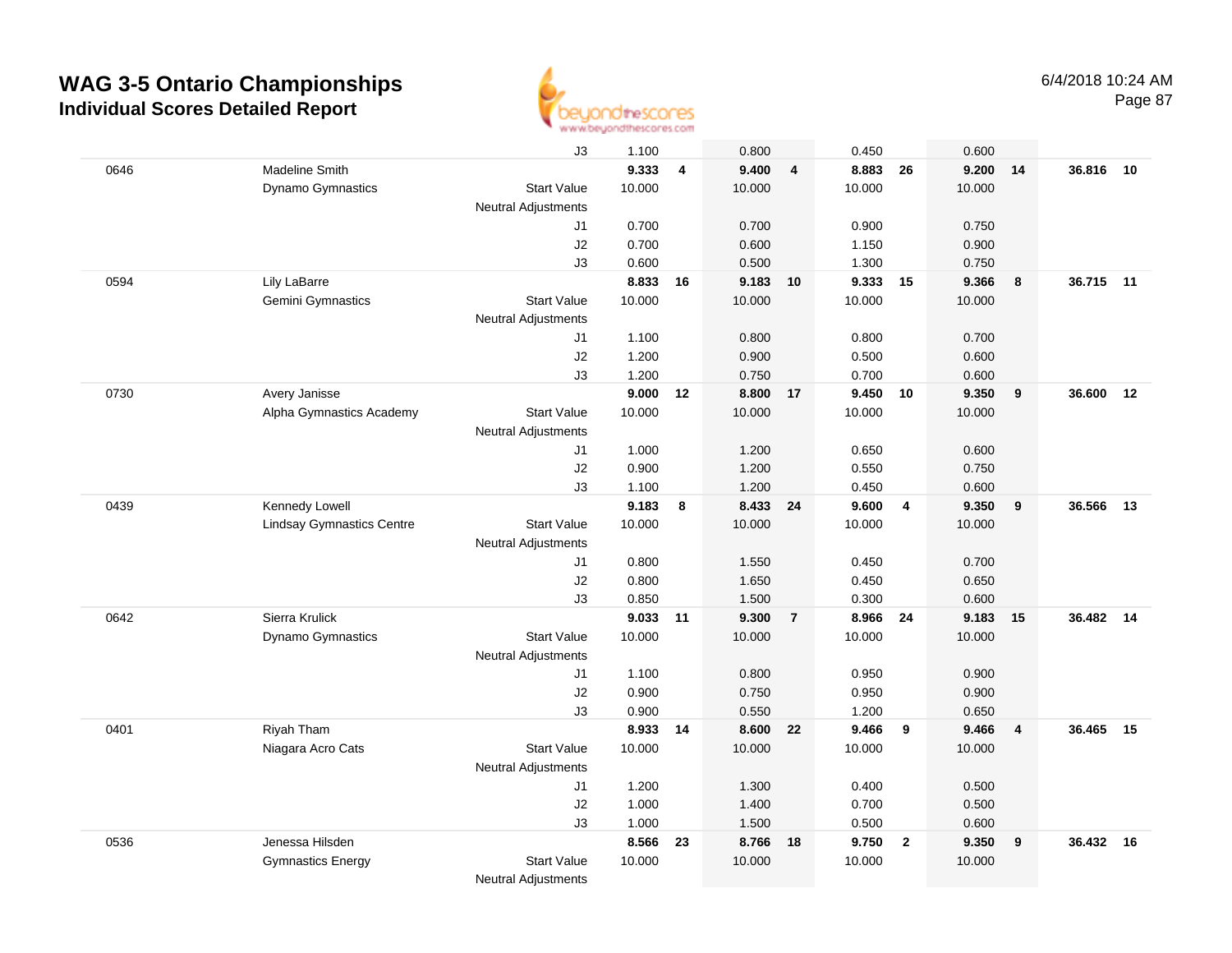# WAG 3-5 Ontario Championships

## Individual Scores Detailed Report

6/4/2018 10:24 AM

| | | | | | | | | | | | | |
|---|---|---|---|---|---|---|---|---|---|---|---|---|
| | | J3 | 1.100 | | 0.800 | | 0.450 | | 0.600 | | | |
| 0646 | Madeline Smith | | **9.333** | **4** | **9.400** | **4** | **8.883** | **26** | **9.200** | **14** | **36.816** | **10** |
| | Dynamo Gymnastics | Start Value | 10.000 | | 10.000 | | 10.000 | | 10.000 | | | |
| | | Neutral Adjustments | | | | | | | | | | |
| | | J1 | 0.700 | | 0.700 | | 0.900 | | 0.750 | | | |
| | | J2 | 0.700 | | 0.600 | | 1.150 | | 0.900 | | | |
| | | J3 | 0.600 | | 0.500 | | 1.300 | | 0.750 | | | |
| 0594 | Lily LaBarre | | **8.833** | **16** | **9.183** | **10** | **9.333** | **15** | **9.366** | **8** | **36.715** | **11** |
| | Gemini Gymnastics | Start Value | 10.000 | | 10.000 | | 10.000 | | 10.000 | | | |
| | | Neutral Adjustments | | | | | | | | | | |
| | | J1 | 1.100 | | 0.800 | | 0.800 | | 0.700 | | | |
| | | J2 | 1.200 | | 0.900 | | 0.500 | | 0.600 | | | |
| | | J3 | 1.200 | | 0.750 | | 0.700 | | 0.600 | | | |
| 0730 | Avery Janisse | | **9.000** | **12** | **8.800** | **17** | **9.450** | **10** | **9.350** | **9** | **36.600** | **12** |
| | Alpha Gymnastics Academy | Start Value | 10.000 | | 10.000 | | 10.000 | | 10.000 | | | |
| | | Neutral Adjustments | | | | | | | | | | |
| | | J1 | 1.000 | | 1.200 | | 0.650 | | 0.600 | | | |
| | | J2 | 0.900 | | 1.200 | | 0.550 | | 0.750 | | | |
| | | J3 | 1.100 | | 1.200 | | 0.450 | | 0.600 | | | |
| 0439 | Kennedy Lowell | | **9.183** | **8** | **8.433** | **24** | **9.600** | **4** | **9.350** | **9** | **36.566** | **13** |
| | Lindsay Gymnastics Centre | Start Value | 10.000 | | 10.000 | | 10.000 | | 10.000 | | | |
| | | Neutral Adjustments | | | | | | | | | | |
| | | J1 | 0.800 | | 1.550 | | 0.450 | | 0.700 | | | |
| | | J2 | 0.800 | | 1.650 | | 0.450 | | 0.650 | | | |
| | | J3 | 0.850 | | 1.500 | | 0.300 | | 0.600 | | | |
| 0642 | Sierra Krulick | | **9.033** | **11** | **9.300** | **7** | **8.966** | **24** | **9.183** | **15** | **36.482** | **14** |
| | Dynamo Gymnastics | Start Value | 10.000 | | 10.000 | | 10.000 | | 10.000 | | | |
| | | Neutral Adjustments | | | | | | | | | | |
| | | J1 | 1.100 | | 0.800 | | 0.950 | | 0.900 | | | |
| | | J2 | 0.900 | | 0.750 | | 0.950 | | 0.900 | | | |
| | | J3 | 0.900 | | 0.550 | | 1.200 | | 0.650 | | | |
| 0401 | Riyah Tham | | **8.933** | **14** | **8.600** | **22** | **9.466** | **9** | **9.466** | **4** | **36.465** | **15** |
| | Niagara Acro Cats | Start Value | 10.000 | | 10.000 | | 10.000 | | 10.000 | | | |
| | | Neutral Adjustments | | | | | | | | | | |
| | | J1 | 1.200 | | 1.300 | | 0.400 | | 0.500 | | | |
| | | J2 | 1.000 | | 1.400 | | 0.700 | | 0.500 | | | |
| | | J3 | 1.000 | | 1.500 | | 0.500 | | 0.600 | | | |
| 0536 | Jenessa Hilsden | | **8.566** | **23** | **8.766** | **18** | **9.750** | **2** | **9.350** | **9** | **36.432** | **16** |
| | Gymnastics Energy | Start Value | 10.000 | | 10.000 | | 10.000 | | 10.000 | | | |
| | | Neutral Adjustments | | | | | | | | | | |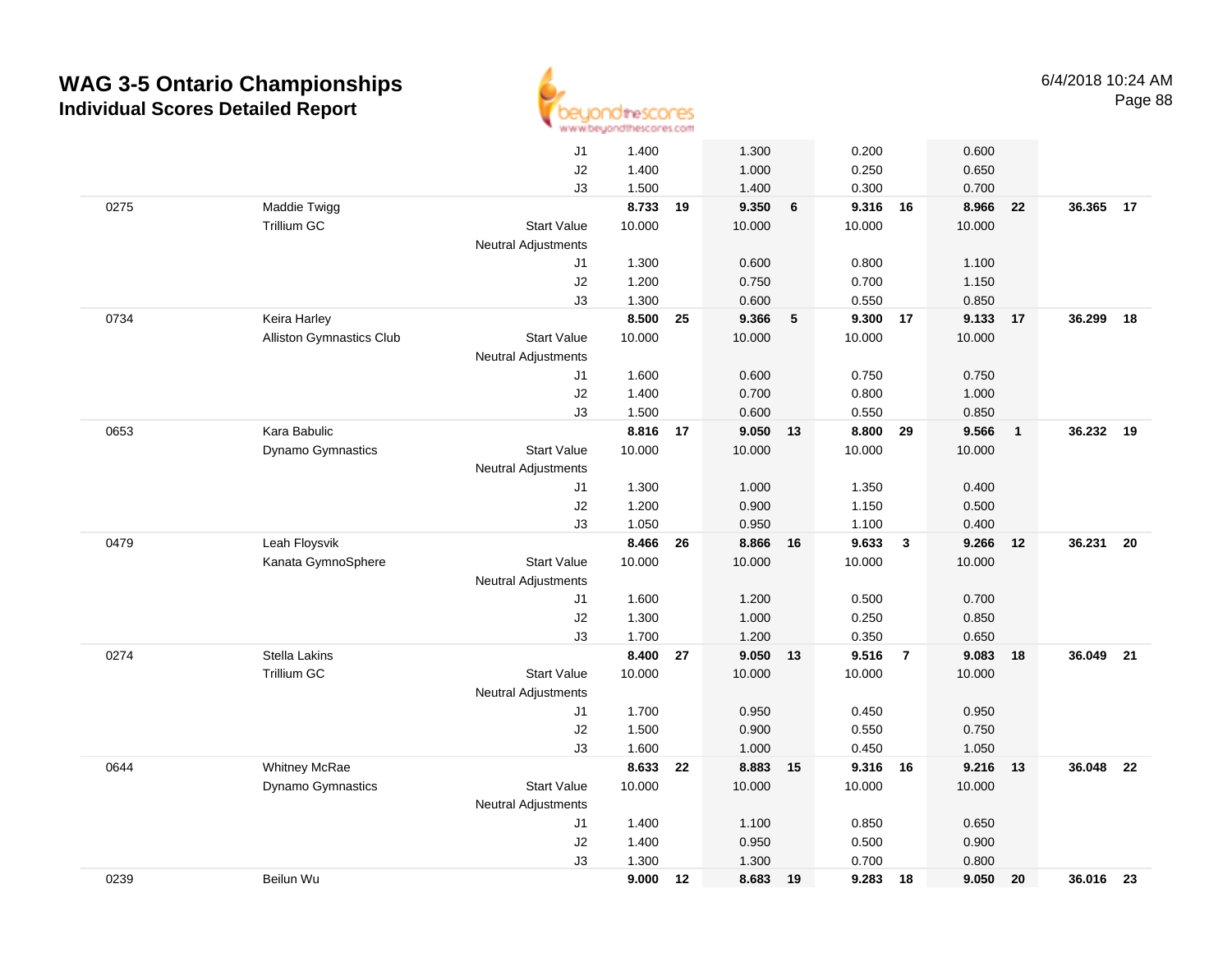# WAG 3-5 Ontario Championships

## Individual Scores Detailed Report

6/4/2018 10:24 AM

| | | | Vault | | Bars | | Beam | | Floor | | AA | |
|---|---|---|---|---|---|---|---|---|---|---|---|---|
| | | J1 | 1.400 | | 1.300 | | 0.200 | | 0.600 | | | |
| | | J2 | 1.400 | | 1.000 | | 0.250 | | 0.650 | | | |
| | | J3 | 1.500 | | 1.400 | | 0.300 | | 0.700 | | | |
| 0275 | Maddie Twigg | | **8.733** | **19** | **9.350** | **6** | **9.316** | **16** | **8.966** | **22** | **36.365** | **17** |
| | Trillium GC | Start Value | 10.000 | | 10.000 | | 10.000 | | 10.000 | | | |
| | | Neutral Adjustments | | | | | | | | | | |
| | | J1 | 1.300 | | 0.600 | | 0.800 | | 1.100 | | | |
| | | J2 | 1.200 | | 0.750 | | 0.700 | | 1.150 | | | |
| | | J3 | 1.300 | | 0.600 | | 0.550 | | 0.850 | | | |
| 0734 | Keira Harley | | **8.500** | **25** | **9.366** | **5** | **9.300** | **17** | **9.133** | **17** | **36.299** | **18** |
| | Alliston Gymnastics Club | Start Value | 10.000 | | 10.000 | | 10.000 | | 10.000 | | | |
| | | Neutral Adjustments | | | | | | | | | | |
| | | J1 | 1.600 | | 0.600 | | 0.750 | | 0.750 | | | |
| | | J2 | 1.400 | | 0.700 | | 0.800 | | 1.000 | | | |
| | | J3 | 1.500 | | 0.600 | | 0.550 | | 0.850 | | | |
| 0653 | Kara Babulic | | **8.816** | **17** | **9.050** | **13** | **8.800** | **29** | **9.566** | **1** | **36.232** | **19** |
| | Dynamo Gymnastics | Start Value | 10.000 | | 10.000 | | 10.000 | | 10.000 | | | |
| | | Neutral Adjustments | | | | | | | | | | |
| | | J1 | 1.300 | | 1.000 | | 1.350 | | 0.400 | | | |
| | | J2 | 1.200 | | 0.900 | | 1.150 | | 0.500 | | | |
| | | J3 | 1.050 | | 0.950 | | 1.100 | | 0.400 | | | |
| 0479 | Leah Floysvik | | **8.466** | **26** | **8.866** | **16** | **9.633** | **3** | **9.266** | **12** | **36.231** | **20** |
| | Kanata GymnoSphere | Start Value | 10.000 | | 10.000 | | 10.000 | | 10.000 | | | |
| | | Neutral Adjustments | | | | | | | | | | |
| | | J1 | 1.600 | | 1.200 | | 0.500 | | 0.700 | | | |
| | | J2 | 1.300 | | 1.000 | | 0.250 | | 0.850 | | | |
| | | J3 | 1.700 | | 1.200 | | 0.350 | | 0.650 | | | |
| 0274 | Stella Lakins | | **8.400** | **27** | **9.050** | **13** | **9.516** | **7** | **9.083** | **18** | **36.049** | **21** |
| | Trillium GC | Start Value | 10.000 | | 10.000 | | 10.000 | | 10.000 | | | |
| | | Neutral Adjustments | | | | | | | | | | |
| | | J1 | 1.700 | | 0.950 | | 0.450 | | 0.950 | | | |
| | | J2 | 1.500 | | 0.900 | | 0.550 | | 0.750 | | | |
| | | J3 | 1.600 | | 1.000 | | 0.450 | | 1.050 | | | |
| 0644 | Whitney McRae | | **8.633** | **22** | **8.883** | **15** | **9.316** | **16** | **9.216** | **13** | **36.048** | **22** |
| | Dynamo Gymnastics | Start Value | 10.000 | | 10.000 | | 10.000 | | 10.000 | | | |
| | | Neutral Adjustments | | | | | | | | | | |
| | | J1 | 1.400 | | 1.100 | | 0.850 | | 0.650 | | | |
| | | J2 | 1.400 | | 0.950 | | 0.500 | | 0.900 | | | |
| | | J3 | 1.300 | | 1.300 | | 0.700 | | 0.800 | | | |
| 0239 | Beilun Wu | | **9.000** | **12** | **8.683** | **19** | **9.283** | **18** | **9.050** | **20** | **36.016** | **23** |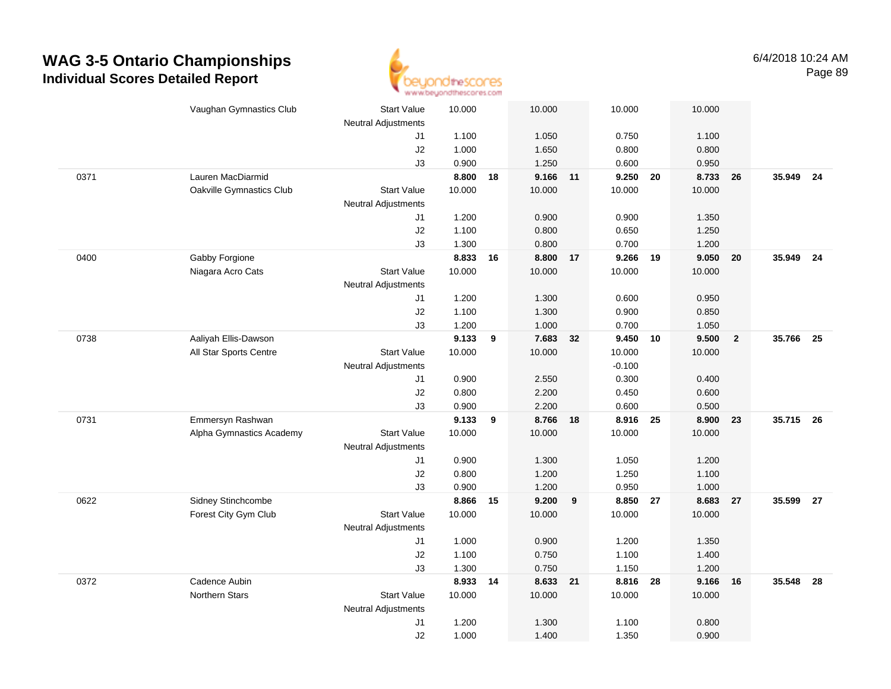# WAG 3-5 Ontario Championships

## Individual Scores Detailed Report

6/4/2018 10:24 AM

| # | Name / Club | | Vault | Rk | Bars | Rk | Beam | Rk | Floor | Rk | AA | Rk |
|---|---|---|---|---|---|---|---|---|---|---|---|---|
| | Vaughan Gymnastics Club | Start Value | 10.000 | | 10.000 | | 10.000 | | 10.000 | | | |
| | | Neutral Adjustments | | | | | | | | | | |
| | | J1 | 1.100 | | 1.050 | | 0.750 | | 1.100 | | | |
| | | J2 | 1.000 | | 1.650 | | 0.800 | | 0.800 | | | |
| | | J3 | 0.900 | | 1.250 | | 0.600 | | 0.950 | | | |
| 0371 | Lauren MacDiarmid | | **8.800** | **18** | **9.166** | **11** | **9.250** | **20** | **8.733** | **26** | **35.949** | **24** |
| | Oakville Gymnastics Club | Start Value | 10.000 | | 10.000 | | 10.000 | | 10.000 | | | |
| | | Neutral Adjustments | | | | | | | | | | |
| | | J1 | 1.200 | | 0.900 | | 0.900 | | 1.350 | | | |
| | | J2 | 1.100 | | 0.800 | | 0.650 | | 1.250 | | | |
| | | J3 | 1.300 | | 0.800 | | 0.700 | | 1.200 | | | |
| 0400 | Gabby Forgione | | **8.833** | **16** | **8.800** | **17** | **9.266** | **19** | **9.050** | **20** | **35.949** | **24** |
| | Niagara Acro Cats | Start Value | 10.000 | | 10.000 | | 10.000 | | 10.000 | | | |
| | | Neutral Adjustments | | | | | | | | | | |
| | | J1 | 1.200 | | 1.300 | | 0.600 | | 0.950 | | | |
| | | J2 | 1.100 | | 1.300 | | 0.900 | | 0.850 | | | |
| | | J3 | 1.200 | | 1.000 | | 0.700 | | 1.050 | | | |
| 0738 | Aaliyah Ellis-Dawson | | **9.133** | **9** | **7.683** | **32** | **9.450** | **10** | **9.500** | **2** | **35.766** | **25** |
| | All Star Sports Centre | Start Value | 10.000 | | 10.000 | | 10.000 | | 10.000 | | | |
| | | Neutral Adjustments | | | | | -0.100 | | | | | |
| | | J1 | 0.900 | | 2.550 | | 0.300 | | 0.400 | | | |
| | | J2 | 0.800 | | 2.200 | | 0.450 | | 0.600 | | | |
| | | J3 | 0.900 | | 2.200 | | 0.600 | | 0.500 | | | |
| 0731 | Emmersyn Rashwan | | **9.133** | **9** | **8.766** | **18** | **8.916** | **25** | **8.900** | **23** | **35.715** | **26** |
| | Alpha Gymnastics Academy | Start Value | 10.000 | | 10.000 | | 10.000 | | 10.000 | | | |
| | | Neutral Adjustments | | | | | | | | | | |
| | | J1 | 0.900 | | 1.300 | | 1.050 | | 1.200 | | | |
| | | J2 | 0.800 | | 1.200 | | 1.250 | | 1.100 | | | |
| | | J3 | 0.900 | | 1.200 | | 0.950 | | 1.000 | | | |
| 0622 | Sidney Stinchcombe | | **8.866** | **15** | **9.200** | **9** | **8.850** | **27** | **8.683** | **27** | **35.599** | **27** |
| | Forest City Gym Club | Start Value | 10.000 | | 10.000 | | 10.000 | | 10.000 | | | |
| | | Neutral Adjustments | | | | | | | | | | |
| | | J1 | 1.000 | | 0.900 | | 1.200 | | 1.350 | | | |
| | | J2 | 1.100 | | 0.750 | | 1.100 | | 1.400 | | | |
| | | J3 | 1.300 | | 0.750 | | 1.150 | | 1.200 | | | |
| 0372 | Cadence Aubin | | **8.933** | **14** | **8.633** | **21** | **8.816** | **28** | **9.166** | **16** | **35.548** | **28** |
| | Northern Stars | Start Value | 10.000 | | 10.000 | | 10.000 | | 10.000 | | | |
| | | Neutral Adjustments | | | | | | | | | | |
| | | J1 | 1.200 | | 1.300 | | 1.100 | | 0.800 | | | |
| | | J2 | 1.000 | | 1.400 | | 1.350 | | 0.900 | | | |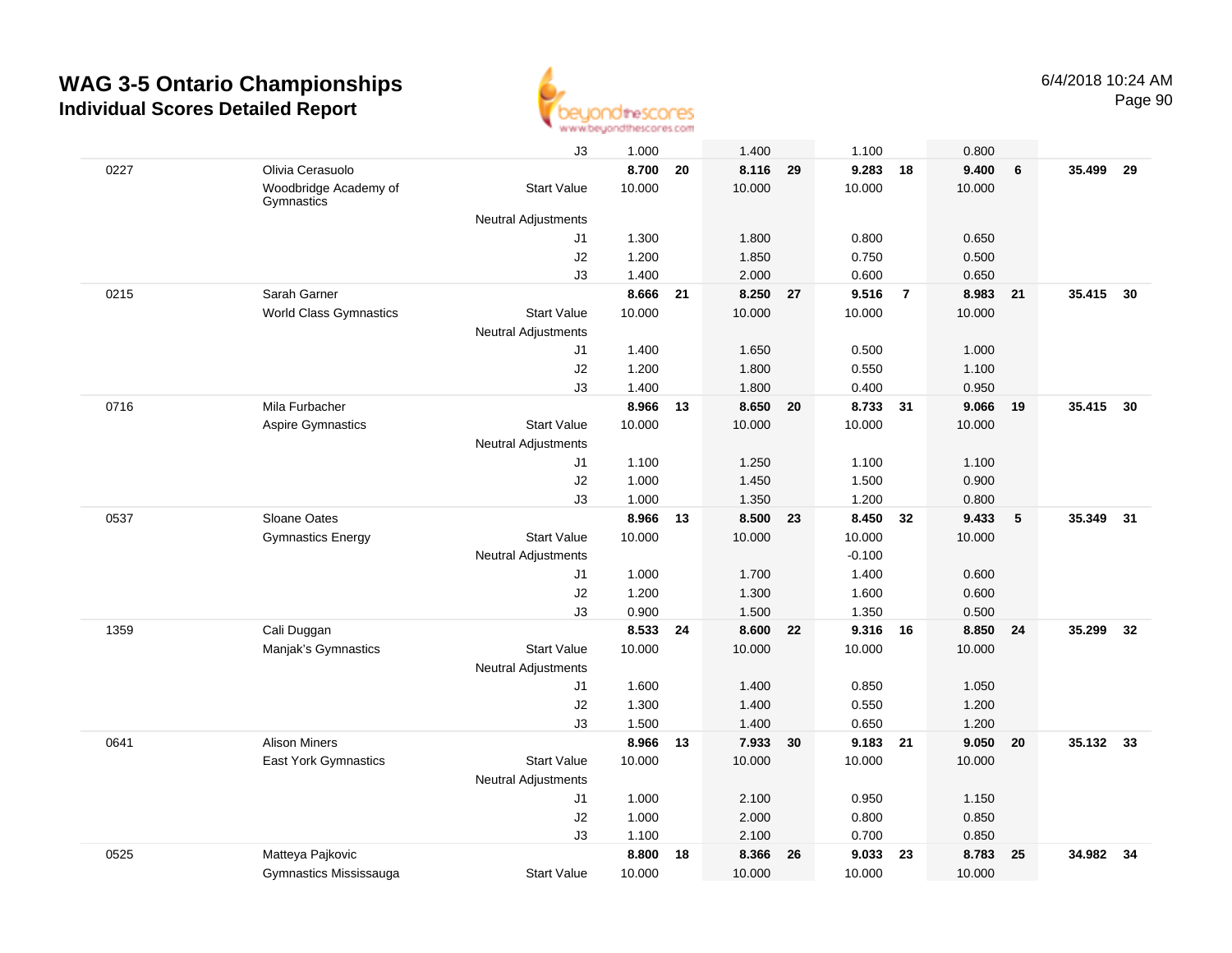# WAG 3-5 Ontario Championships
## Individual Scores Detailed Report

6/4/2018 10:24 AM

| | | | | | | | | | | | | |
|---|---|---|---|---|---|---|---|---|---|---|---|---|
| | | J3 | 1.000 | | 1.400 | | 1.100 | | 0.800 | | | |
| 0227 | Olivia Cerasuolo | | **8.700** | **20** | **8.116** | **29** | **9.283** | **18** | **9.400** | **6** | **35.499** | **29** |
| | Woodbridge Academy of Gymnastics | Start Value | 10.000 | | 10.000 | | 10.000 | | 10.000 | | | |
| | | Neutral Adjustments | | | | | | | | | | |
| | | J1 | 1.300 | | 1.800 | | 0.800 | | 0.650 | | | |
| | | J2 | 1.200 | | 1.850 | | 0.750 | | 0.500 | | | |
| | | J3 | 1.400 | | 2.000 | | 0.600 | | 0.650 | | | |
| 0215 | Sarah Garner | | **8.666** | **21** | **8.250** | **27** | **9.516** | **7** | **8.983** | **21** | **35.415** | **30** |
| | World Class Gymnastics | Start Value | 10.000 | | 10.000 | | 10.000 | | 10.000 | | | |
| | | Neutral Adjustments | | | | | | | | | | |
| | | J1 | 1.400 | | 1.650 | | 0.500 | | 1.000 | | | |
| | | J2 | 1.200 | | 1.800 | | 0.550 | | 1.100 | | | |
| | | J3 | 1.400 | | 1.800 | | 0.400 | | 0.950 | | | |
| 0716 | Mila Furbacher | | **8.966** | **13** | **8.650** | **20** | **8.733** | **31** | **9.066** | **19** | **35.415** | **30** |
| | Aspire Gymnastics | Start Value | 10.000 | | 10.000 | | 10.000 | | 10.000 | | | |
| | | Neutral Adjustments | | | | | | | | | | |
| | | J1 | 1.100 | | 1.250 | | 1.100 | | 1.100 | | | |
| | | J2 | 1.000 | | 1.450 | | 1.500 | | 0.900 | | | |
| | | J3 | 1.000 | | 1.350 | | 1.200 | | 0.800 | | | |
| 0537 | Sloane Oates | | **8.966** | **13** | **8.500** | **23** | **8.450** | **32** | **9.433** | **5** | **35.349** | **31** |
| | Gymnastics Energy | Start Value | 10.000 | | 10.000 | | 10.000 | | 10.000 | | | |
| | | Neutral Adjustments | | | | | -0.100 | | | | | |
| | | J1 | 1.000 | | 1.700 | | 1.400 | | 0.600 | | | |
| | | J2 | 1.200 | | 1.300 | | 1.600 | | 0.600 | | | |
| | | J3 | 0.900 | | 1.500 | | 1.350 | | 0.500 | | | |
| 1359 | Cali Duggan | | **8.533** | **24** | **8.600** | **22** | **9.316** | **16** | **8.850** | **24** | **35.299** | **32** |
| | Manjak's Gymnastics | Start Value | 10.000 | | 10.000 | | 10.000 | | 10.000 | | | |
| | | Neutral Adjustments | | | | | | | | | | |
| | | J1 | 1.600 | | 1.400 | | 0.850 | | 1.050 | | | |
| | | J2 | 1.300 | | 1.400 | | 0.550 | | 1.200 | | | |
| | | J3 | 1.500 | | 1.400 | | 0.650 | | 1.200 | | | |
| 0641 | Alison Miners | | **8.966** | **13** | **7.933** | **30** | **9.183** | **21** | **9.050** | **20** | **35.132** | **33** |
| | East York Gymnastics | Start Value | 10.000 | | 10.000 | | 10.000 | | 10.000 | | | |
| | | Neutral Adjustments | | | | | | | | | | |
| | | J1 | 1.000 | | 2.100 | | 0.950 | | 1.150 | | | |
| | | J2 | 1.000 | | 2.000 | | 0.800 | | 0.850 | | | |
| | | J3 | 1.100 | | 2.100 | | 0.700 | | 0.850 | | | |
| 0525 | Matteya Pajkovic | | **8.800** | **18** | **8.366** | **26** | **9.033** | **23** | **8.783** | **25** | **34.982** | **34** |
| | Gymnastics Mississauga | Start Value | 10.000 | | 10.000 | | 10.000 | | 10.000 | | | |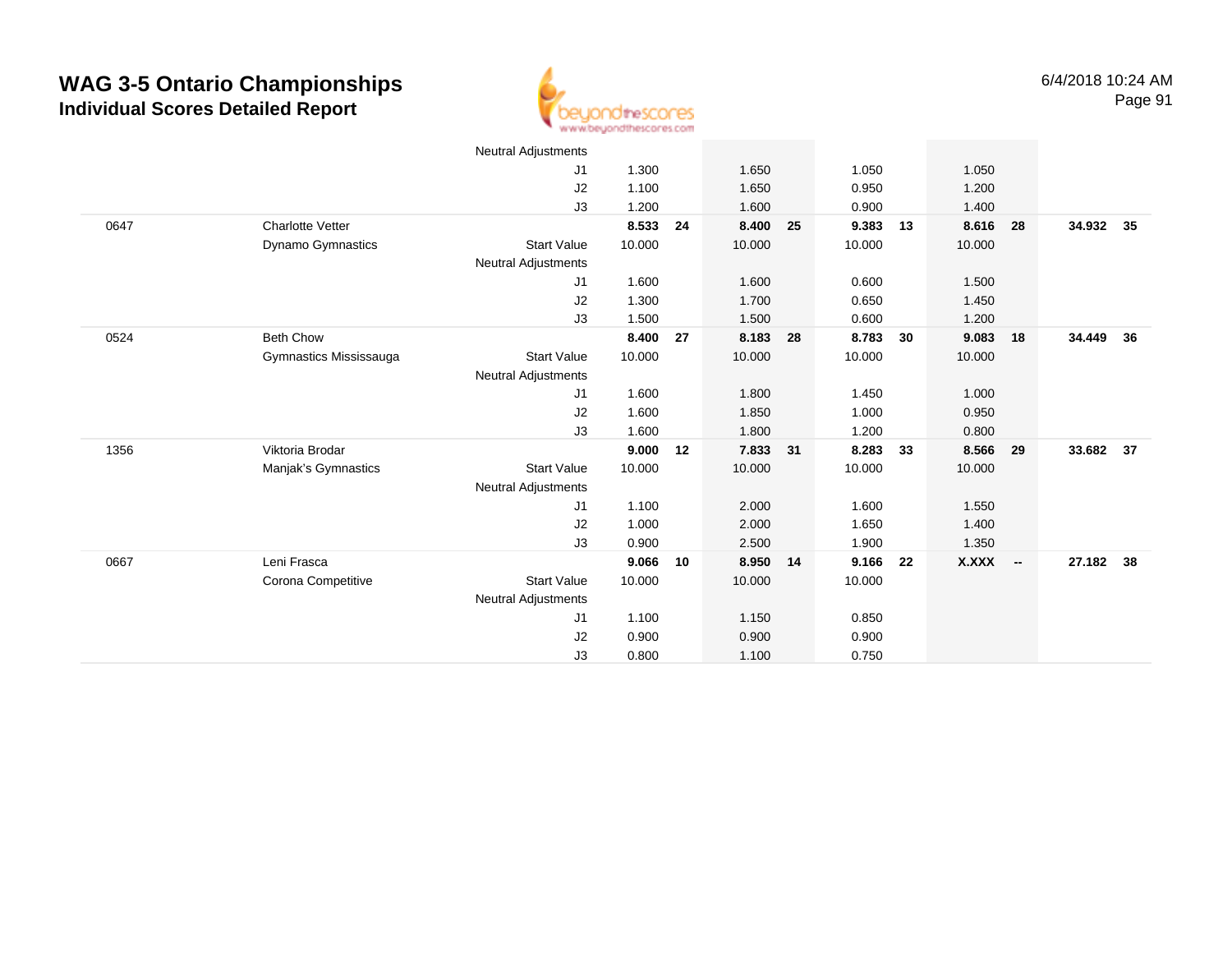# WAG 3-5 Ontario Championships
## Individual Scores Detailed Report

| | | | | | | | | | | | | |
|---|---|---|---|---|---|---|---|---|---|---|---|---|
| | | Neutral Adjustments | | | | | | | | | | |
| | | J1 | 1.300 | | 1.650 | | 1.050 | | 1.050 | | | |
| | | J2 | 1.100 | | 1.650 | | 0.950 | | 1.200 | | | |
| | | J3 | 1.200 | | 1.600 | | 0.900 | | 1.400 | | | |
| 0647 | Charlotte Vetter | | **8.533** | **24** | **8.400** | **25** | **9.383** | **13** | **8.616** | **28** | **34.932** | **35** |
| | Dynamo Gymnastics | Start Value | 10.000 | | 10.000 | | 10.000 | | 10.000 | | | |
| | | Neutral Adjustments | | | | | | | | | | |
| | | J1 | 1.600 | | 1.600 | | 0.600 | | 1.500 | | | |
| | | J2 | 1.300 | | 1.700 | | 0.650 | | 1.450 | | | |
| | | J3 | 1.500 | | 1.500 | | 0.600 | | 1.200 | | | |
| 0524 | Beth Chow | | **8.400** | **27** | **8.183** | **28** | **8.783** | **30** | **9.083** | **18** | **34.449** | **36** |
| | Gymnastics Mississauga | Start Value | 10.000 | | 10.000 | | 10.000 | | 10.000 | | | |
| | | Neutral Adjustments | | | | | | | | | | |
| | | J1 | 1.600 | | 1.800 | | 1.450 | | 1.000 | | | |
| | | J2 | 1.600 | | 1.850 | | 1.000 | | 0.950 | | | |
| | | J3 | 1.600 | | 1.800 | | 1.200 | | 0.800 | | | |
| 1356 | Viktoria Brodar | | **9.000** | **12** | **7.833** | **31** | **8.283** | **33** | **8.566** | **29** | **33.682** | **37** |
| | Manjak's Gymnastics | Start Value | 10.000 | | 10.000 | | 10.000 | | 10.000 | | | |
| | | Neutral Adjustments | | | | | | | | | | |
| | | J1 | 1.100 | | 2.000 | | 1.600 | | 1.550 | | | |
| | | J2 | 1.000 | | 2.000 | | 1.650 | | 1.400 | | | |
| | | J3 | 0.900 | | 2.500 | | 1.900 | | 1.350 | | | |
| 0667 | Leni Frasca | | **9.066** | **10** | **8.950** | **14** | **9.166** | **22** | **X.XXX** | **--** | **27.182** | **38** |
| | Corona Competitive | Start Value | 10.000 | | 10.000 | | 10.000 | | | | | |
| | | Neutral Adjustments | | | | | | | | | | |
| | | J1 | 1.100 | | 1.150 | | 0.850 | | | | | |
| | | J2 | 0.900 | | 0.900 | | 0.900 | | | | | |
| | | J3 | 0.800 | | 1.100 | | 0.750 | | | | | |